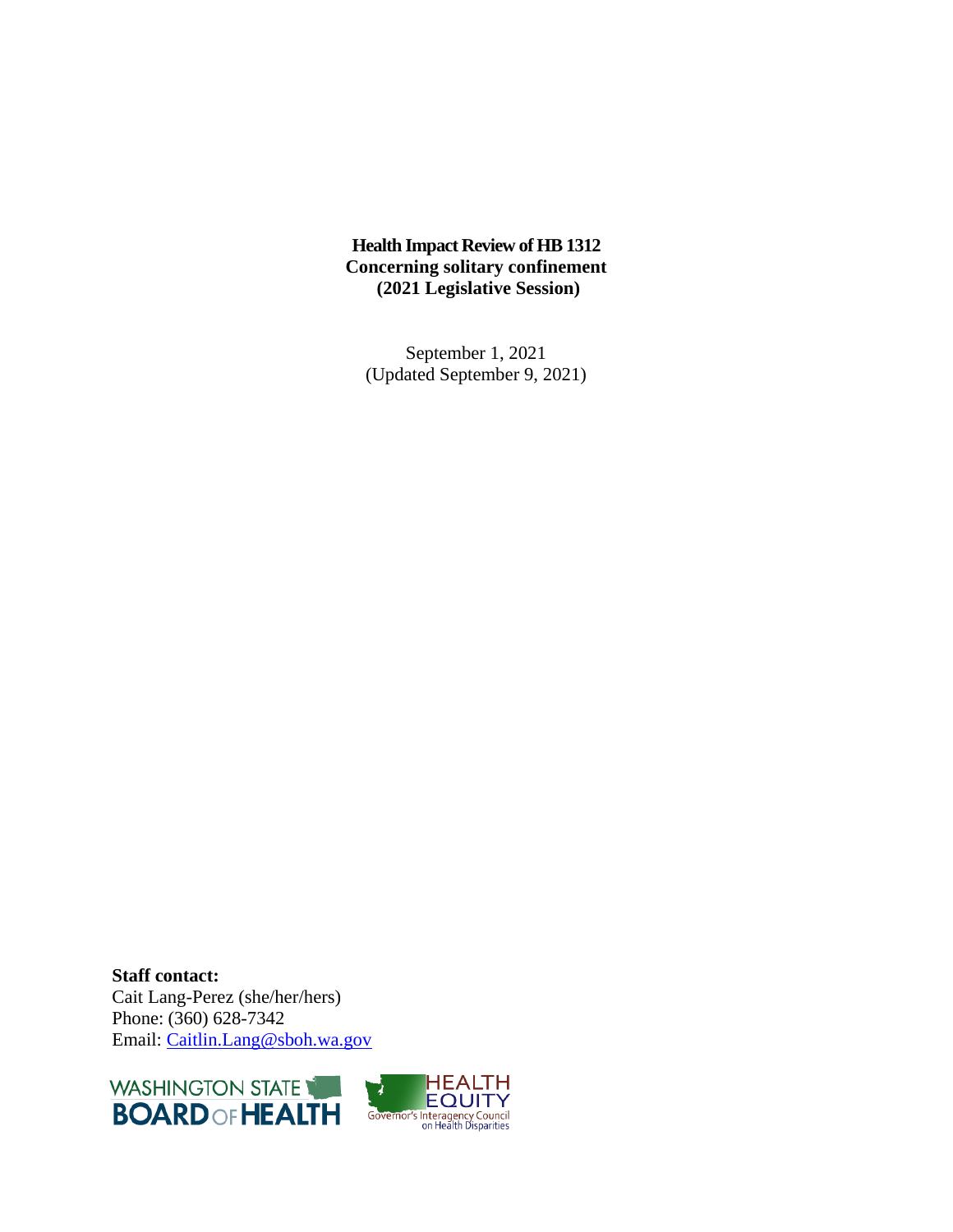**Health Impact Review of HB 1312**
**Concerning solitary confinement**
**(2021 Legislative Session)**

September 1, 2021
(Updated September 9, 2021)

**Staff contact:**
Cait Lang-Perez (she/her/hers)
Phone: (360) 628-7342
Email: [Caitlin.Lang@sboh.wa.gov](mailto:Caitlin.Lang@sboh.wa.gov)

WASHINGTON STATE BOARD OF HEALTH

HEALTH EQUITY
Governor's Interagency Council on Health Disparities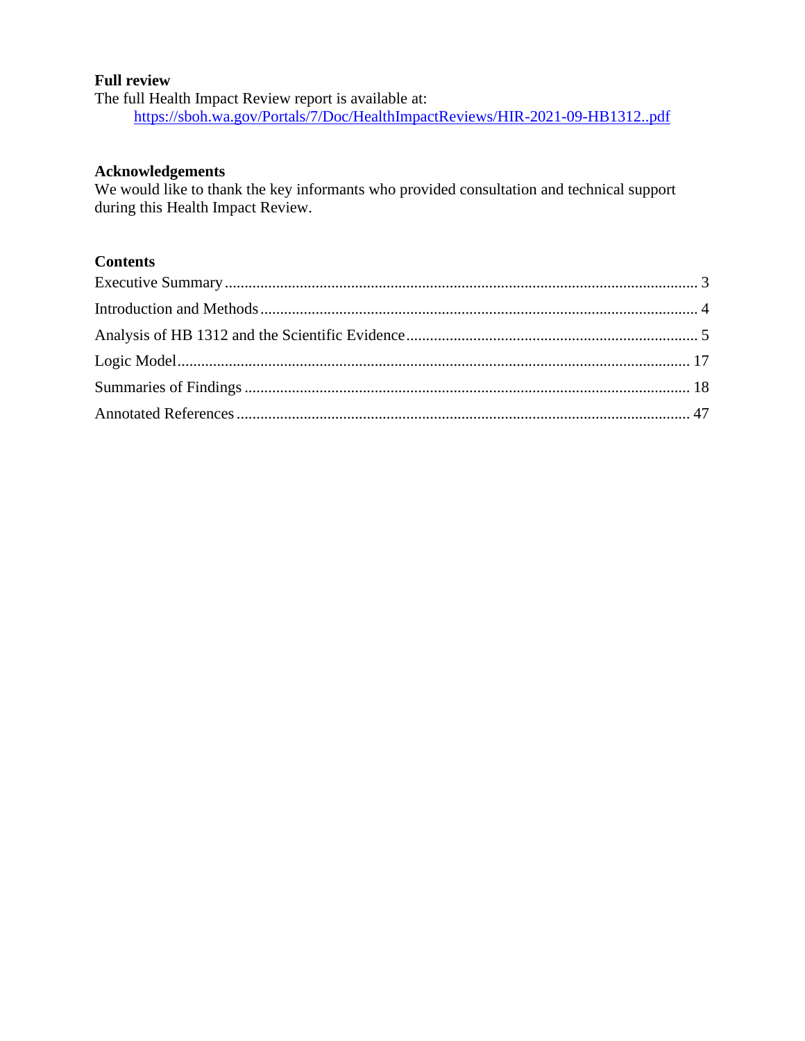**Full review**

The full Health Impact Review report is available at:

[https://sboh.wa.gov/Portals/7/Doc/HealthImpactReviews/HIR-2021-09-HB1312..pdf](https://sboh.wa.gov/Portals/7/Doc/HealthImpactReviews/HIR-2021-09-HB1312..pdf)

**Acknowledgements**

We would like to thank the key informants who provided consultation and technical support during this Health Impact Review.

**Contents**

Executive Summary ....................................................................................................... 3

Introduction and Methods ............................................................................................. 4

Analysis of HB 1312 and the Scientific Evidence .......................................................... 5

Logic Model ................................................................................................................ 17

Summaries of Findings ................................................................................................ 18

Annotated References .................................................................................................. 47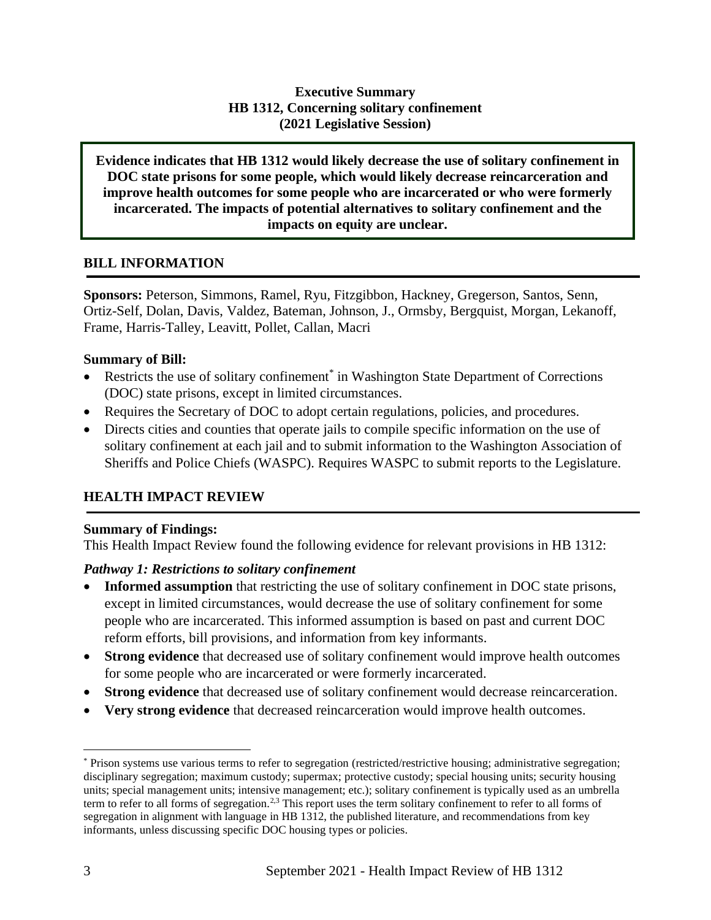**Executive Summary**
**HB 1312, Concerning solitary confinement**
**(2021 Legislative Session)**

**Evidence indicates that HB 1312 would likely decrease the use of solitary confinement in DOC state prisons for some people, which would likely decrease reincarceration and improve health outcomes for some people who are incarcerated or who were formerly incarcerated. The impacts of potential alternatives to solitary confinement and the impacts on equity are unclear.**

## BILL INFORMATION

**Sponsors:** Peterson, Simmons, Ramel, Ryu, Fitzgibbon, Hackney, Gregerson, Santos, Senn, Ortiz-Self, Dolan, Davis, Valdez, Bateman, Johnson, J., Ormsby, Bergquist, Morgan, Lekanoff, Frame, Harris-Talley, Leavitt, Pollet, Callan, Macri

**Summary of Bill:**

- Restricts the use of solitary confinement* in Washington State Department of Corrections (DOC) state prisons, except in limited circumstances.
- Requires the Secretary of DOC to adopt certain regulations, policies, and procedures.
- Directs cities and counties that operate jails to compile specific information on the use of solitary confinement at each jail and to submit information to the Washington Association of Sheriffs and Police Chiefs (WASPC). Requires WASPC to submit reports to the Legislature.

## HEALTH IMPACT REVIEW

**Summary of Findings:**
This Health Impact Review found the following evidence for relevant provisions in HB 1312:

***Pathway 1: Restrictions to solitary confinement***

- **Informed assumption** that restricting the use of solitary confinement in DOC state prisons, except in limited circumstances, would decrease the use of solitary confinement for some people who are incarcerated. This informed assumption is based on past and current DOC reform efforts, bill provisions, and information from key informants.
- **Strong evidence** that decreased use of solitary confinement would improve health outcomes for some people who are incarcerated or were formerly incarcerated.
- **Strong evidence** that decreased use of solitary confinement would decrease reincarceration.
- **Very strong evidence** that decreased reincarceration would improve health outcomes.

---

* Prison systems use various terms to refer to segregation (restricted/restrictive housing; administrative segregation; disciplinary segregation; maximum custody; supermax; protective custody; special housing units; security housing units; special management units; intensive management; etc.); solitary confinement is typically used as an umbrella term to refer to all forms of segregation.[2,3] This report uses the term solitary confinement to refer to all forms of segregation in alignment with language in HB 1312, the published literature, and recommendations from key informants, unless discussing specific DOC housing types or policies.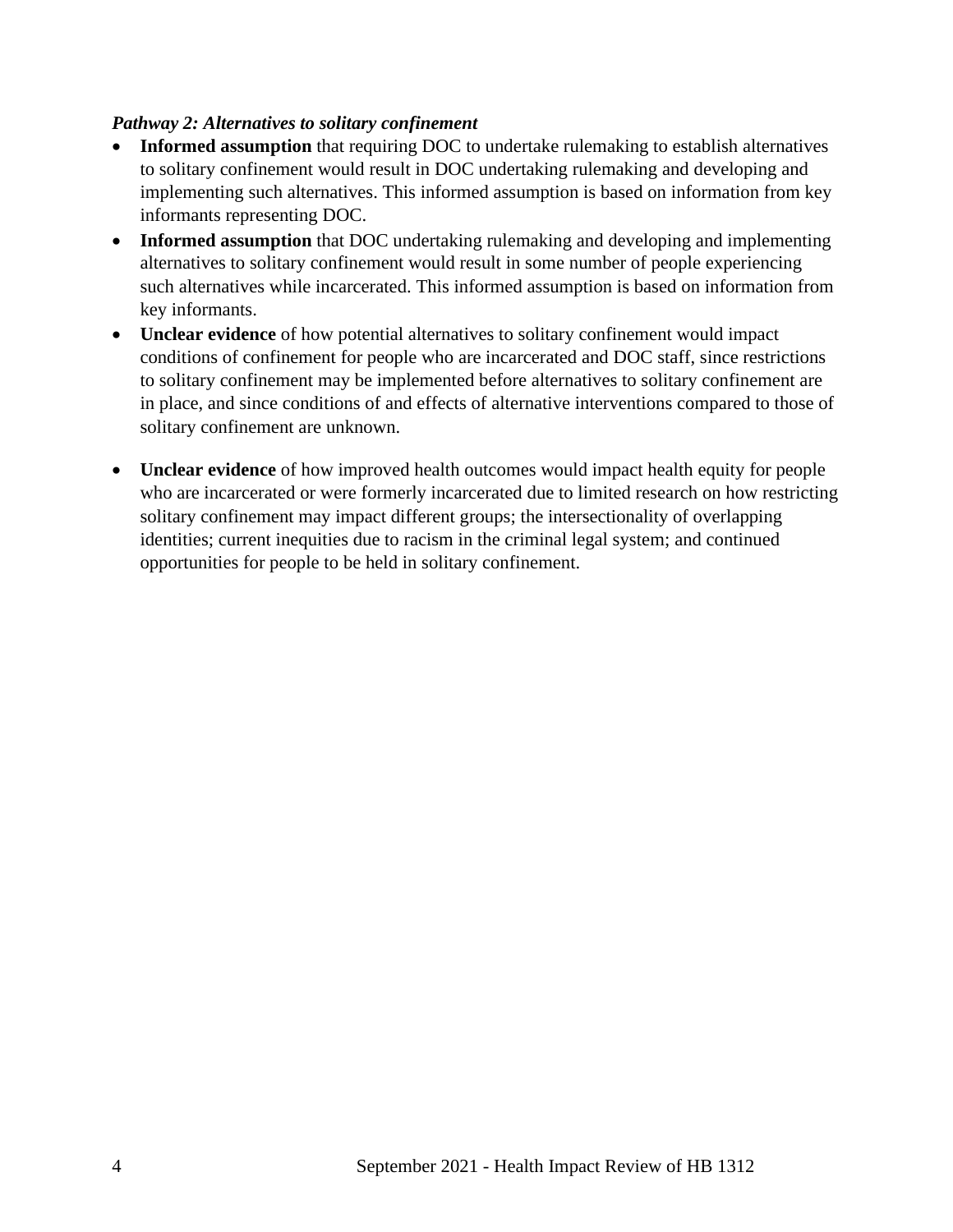***Pathway 2: Alternatives to solitary confinement***

- **Informed assumption** that requiring DOC to undertake rulemaking to establish alternatives to solitary confinement would result in DOC undertaking rulemaking and developing and implementing such alternatives. This informed assumption is based on information from key informants representing DOC.
- **Informed assumption** that DOC undertaking rulemaking and developing and implementing alternatives to solitary confinement would result in some number of people experiencing such alternatives while incarcerated. This informed assumption is based on information from key informants.
- **Unclear evidence** of how potential alternatives to solitary confinement would impact conditions of confinement for people who are incarcerated and DOC staff, since restrictions to solitary confinement may be implemented before alternatives to solitary confinement are in place, and since conditions of and effects of alternative interventions compared to those of solitary confinement are unknown.
- **Unclear evidence** of how improved health outcomes would impact health equity for people who are incarcerated or were formerly incarcerated due to limited research on how restricting solitary confinement may impact different groups; the intersectionality of overlapping identities; current inequities due to racism in the criminal legal system; and continued opportunities for people to be held in solitary confinement.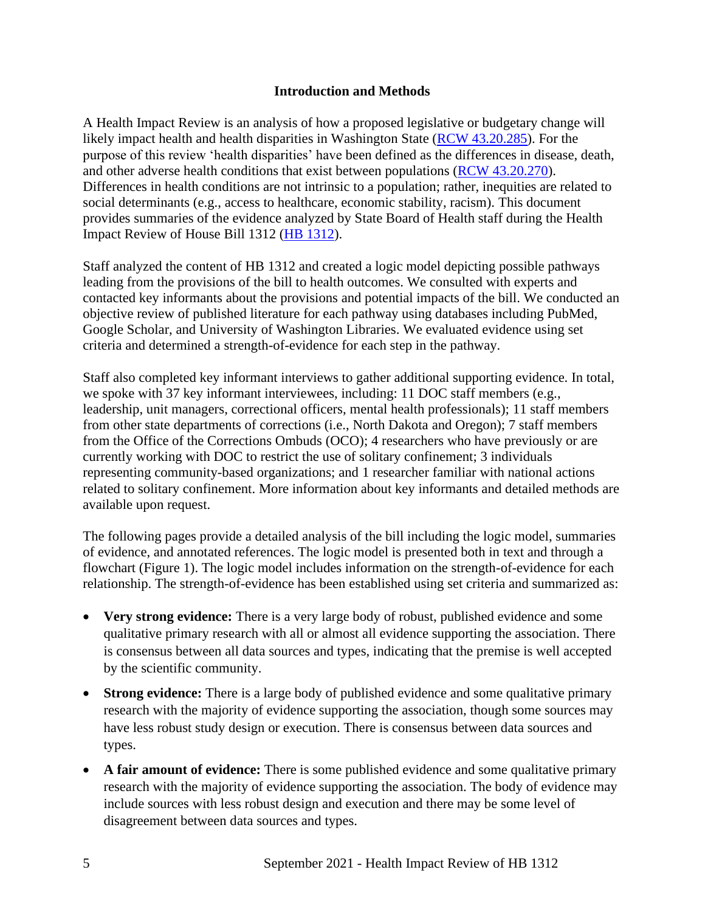## Introduction and Methods

A Health Impact Review is an analysis of how a proposed legislative or budgetary change will likely impact health and health disparities in Washington State (RCW 43.20.285). For the purpose of this review 'health disparities' have been defined as the differences in disease, death, and other adverse health conditions that exist between populations (RCW 43.20.270). Differences in health conditions are not intrinsic to a population; rather, inequities are related to social determinants (e.g., access to healthcare, economic stability, racism). This document provides summaries of the evidence analyzed by State Board of Health staff during the Health Impact Review of House Bill 1312 (HB 1312).

Staff analyzed the content of HB 1312 and created a logic model depicting possible pathways leading from the provisions of the bill to health outcomes. We consulted with experts and contacted key informants about the provisions and potential impacts of the bill. We conducted an objective review of published literature for each pathway using databases including PubMed, Google Scholar, and University of Washington Libraries. We evaluated evidence using set criteria and determined a strength-of-evidence for each step in the pathway.

Staff also completed key informant interviews to gather additional supporting evidence. In total, we spoke with 37 key informant interviewees, including: 11 DOC staff members (e.g., leadership, unit managers, correctional officers, mental health professionals); 11 staff members from other state departments of corrections (i.e., North Dakota and Oregon); 7 staff members from the Office of the Corrections Ombuds (OCO); 4 researchers who have previously or are currently working with DOC to restrict the use of solitary confinement; 3 individuals representing community-based organizations; and 1 researcher familiar with national actions related to solitary confinement. More information about key informants and detailed methods are available upon request.

The following pages provide a detailed analysis of the bill including the logic model, summaries of evidence, and annotated references. The logic model is presented both in text and through a flowchart (Figure 1). The logic model includes information on the strength-of-evidence for each relationship. The strength-of-evidence has been established using set criteria and summarized as:

- **Very strong evidence:** There is a very large body of robust, published evidence and some qualitative primary research with all or almost all evidence supporting the association. There is consensus between all data sources and types, indicating that the premise is well accepted by the scientific community.
- **Strong evidence:** There is a large body of published evidence and some qualitative primary research with the majority of evidence supporting the association, though some sources may have less robust study design or execution. There is consensus between data sources and types.
- **A fair amount of evidence:** There is some published evidence and some qualitative primary research with the majority of evidence supporting the association. The body of evidence may include sources with less robust design and execution and there may be some level of disagreement between data sources and types.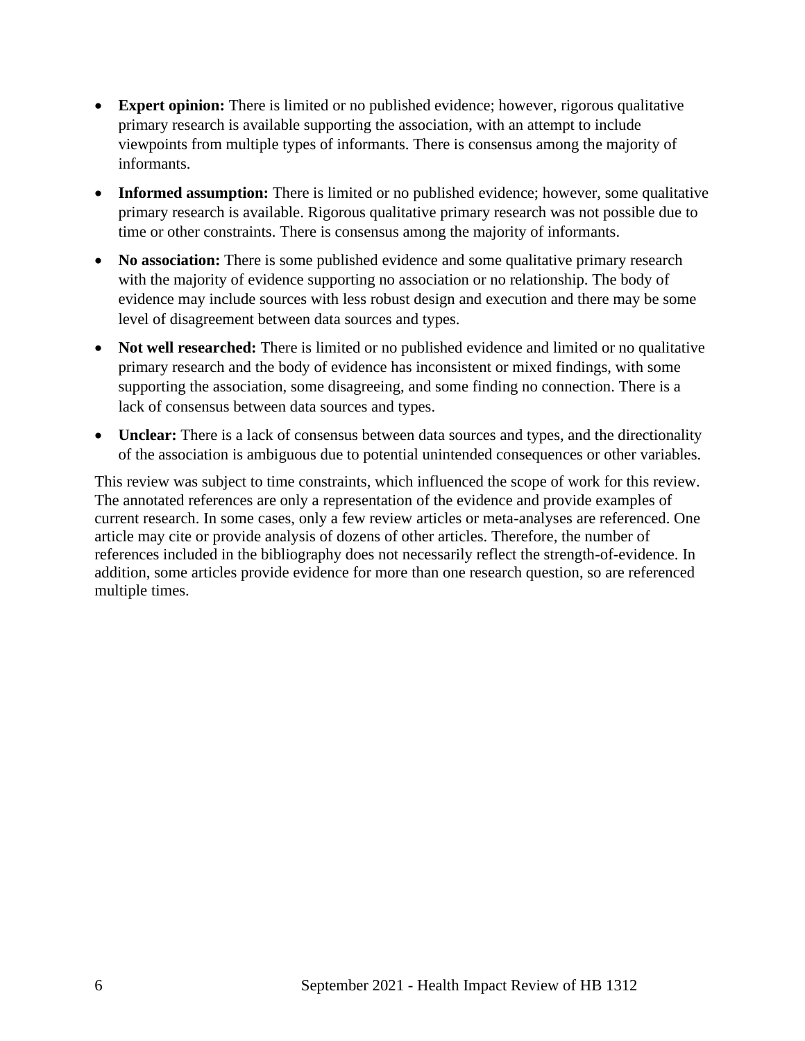- **Expert opinion:** There is limited or no published evidence; however, rigorous qualitative primary research is available supporting the association, with an attempt to include viewpoints from multiple types of informants. There is consensus among the majority of informants.
- **Informed assumption:** There is limited or no published evidence; however, some qualitative primary research is available. Rigorous qualitative primary research was not possible due to time or other constraints. There is consensus among the majority of informants.
- **No association:** There is some published evidence and some qualitative primary research with the majority of evidence supporting no association or no relationship. The body of evidence may include sources with less robust design and execution and there may be some level of disagreement between data sources and types.
- **Not well researched:** There is limited or no published evidence and limited or no qualitative primary research and the body of evidence has inconsistent or mixed findings, with some supporting the association, some disagreeing, and some finding no connection. There is a lack of consensus between data sources and types.
- **Unclear:** There is a lack of consensus between data sources and types, and the directionality of the association is ambiguous due to potential unintended consequences or other variables.

This review was subject to time constraints, which influenced the scope of work for this review. The annotated references are only a representation of the evidence and provide examples of current research. In some cases, only a few review articles or meta-analyses are referenced. One article may cite or provide analysis of dozens of other articles. Therefore, the number of references included in the bibliography does not necessarily reflect the strength-of-evidence. In addition, some articles provide evidence for more than one research question, so are referenced multiple times.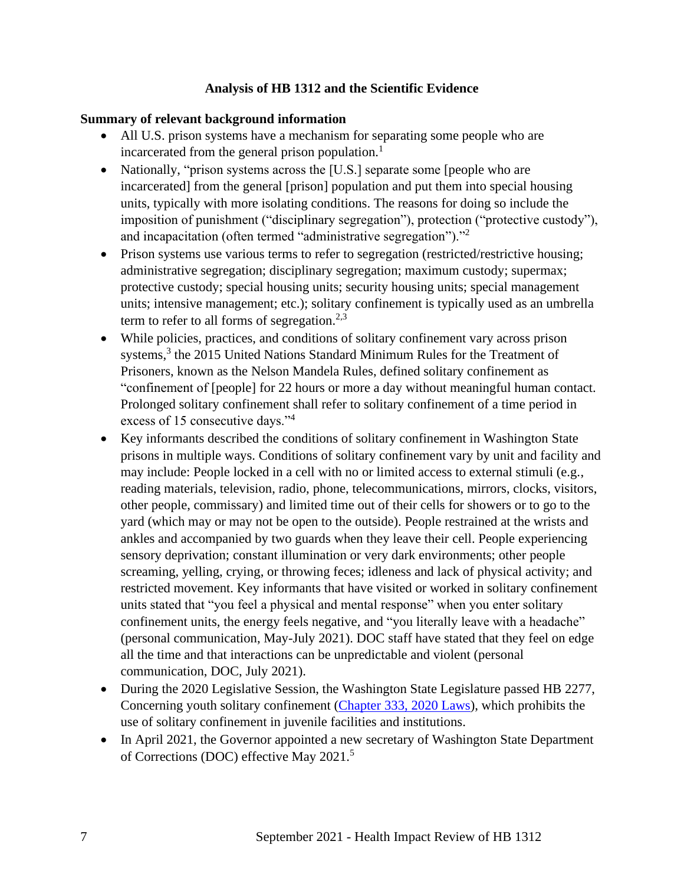## Analysis of HB 1312 and the Scientific Evidence

**Summary of relevant background information**

- All U.S. prison systems have a mechanism for separating some people who are incarcerated from the general prison population.[1]
- Nationally, "prison systems across the [U.S.] separate some [people who are incarcerated] from the general [prison] population and put them into special housing units, typically with more isolating conditions. The reasons for doing so include the imposition of punishment ("disciplinary segregation"), protection ("protective custody"), and incapacitation (often termed "administrative segregation")."[2]
- Prison systems use various terms to refer to segregation (restricted/restrictive housing; administrative segregation; disciplinary segregation; maximum custody; supermax; protective custody; special housing units; security housing units; special management units; intensive management; etc.); solitary confinement is typically used as an umbrella term to refer to all forms of segregation.[2,3]
- While policies, practices, and conditions of solitary confinement vary across prison systems,[3] the 2015 United Nations Standard Minimum Rules for the Treatment of Prisoners, known as the Nelson Mandela Rules, defined solitary confinement as "confinement of [people] for 22 hours or more a day without meaningful human contact. Prolonged solitary confinement shall refer to solitary confinement of a time period in excess of 15 consecutive days."[4]
- Key informants described the conditions of solitary confinement in Washington State prisons in multiple ways. Conditions of solitary confinement vary by unit and facility and may include: People locked in a cell with no or limited access to external stimuli (e.g., reading materials, television, radio, phone, telecommunications, mirrors, clocks, visitors, other people, commissary) and limited time out of their cells for showers or to go to the yard (which may or may not be open to the outside). People restrained at the wrists and ankles and accompanied by two guards when they leave their cell. People experiencing sensory deprivation; constant illumination or very dark environments; other people screaming, yelling, crying, or throwing feces; idleness and lack of physical activity; and restricted movement. Key informants that have visited or worked in solitary confinement units stated that "you feel a physical and mental response" when you enter solitary confinement units, the energy feels negative, and "you literally leave with a headache" (personal communication, May-July 2021). DOC staff have stated that they feel on edge all the time and that interactions can be unpredictable and violent (personal communication, DOC, July 2021).
- During the 2020 Legislative Session, the Washington State Legislature passed HB 2277, Concerning youth solitary confinement ([Chapter 333, 2020 Laws]), which prohibits the use of solitary confinement in juvenile facilities and institutions.
- In April 2021, the Governor appointed a new secretary of Washington State Department of Corrections (DOC) effective May 2021.[5]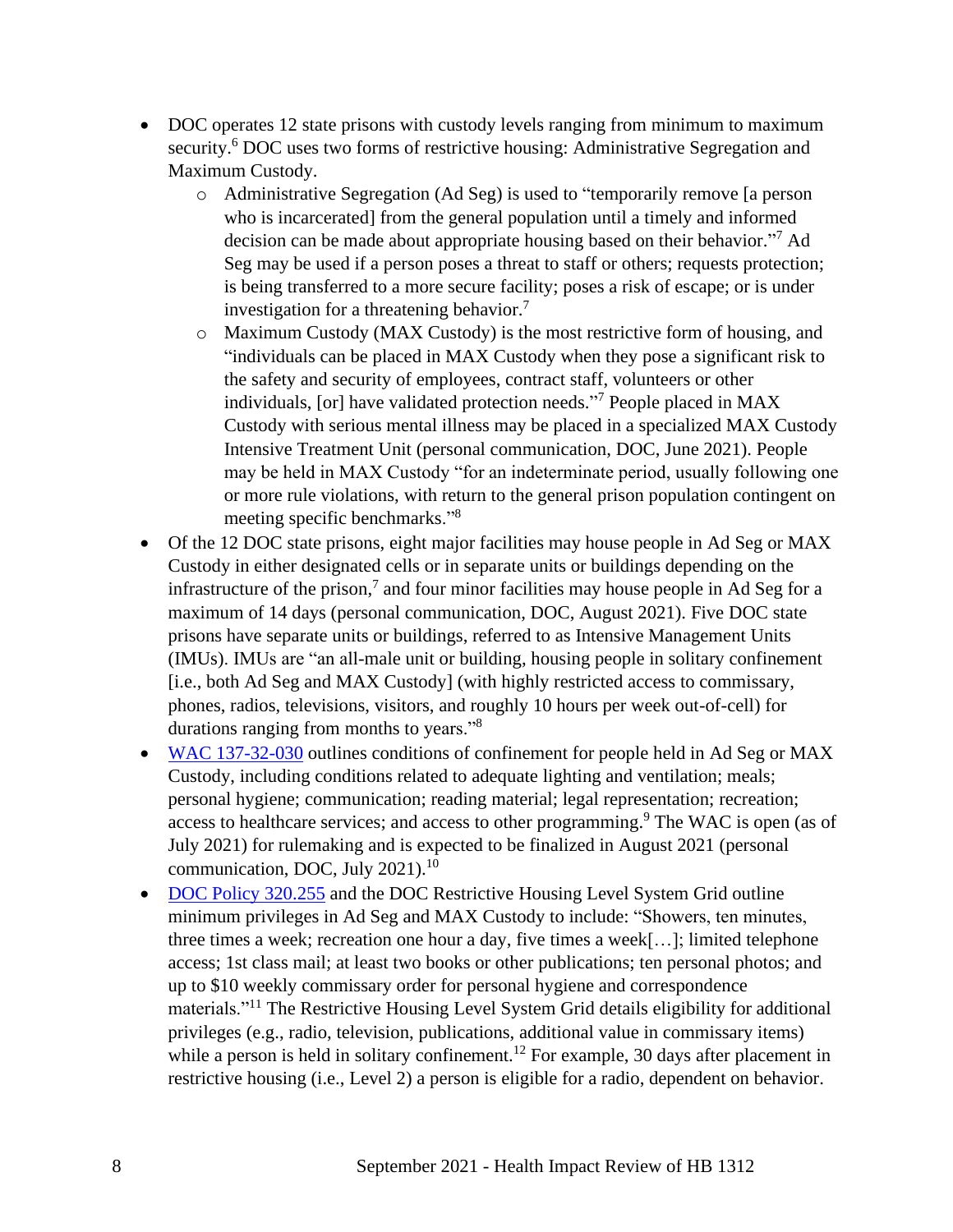- DOC operates 12 state prisons with custody levels ranging from minimum to maximum security.[6] DOC uses two forms of restrictive housing: Administrative Segregation and Maximum Custody.
    - Administrative Segregation (Ad Seg) is used to "temporarily remove [a person who is incarcerated] from the general population until a timely and informed decision can be made about appropriate housing based on their behavior."[7] Ad Seg may be used if a person poses a threat to staff or others; requests protection; is being transferred to a more secure facility; poses a risk of escape; or is under investigation for a threatening behavior.[7]
    - Maximum Custody (MAX Custody) is the most restrictive form of housing, and "individuals can be placed in MAX Custody when they pose a significant risk to the safety and security of employees, contract staff, volunteers or other individuals, [or] have validated protection needs."[7] People placed in MAX Custody with serious mental illness may be placed in a specialized MAX Custody Intensive Treatment Unit (personal communication, DOC, June 2021). People may be held in MAX Custody "for an indeterminate period, usually following one or more rule violations, with return to the general prison population contingent on meeting specific benchmarks."[8]
- Of the 12 DOC state prisons, eight major facilities may house people in Ad Seg or MAX Custody in either designated cells or in separate units or buildings depending on the infrastructure of the prison,[7] and four minor facilities may house people in Ad Seg for a maximum of 14 days (personal communication, DOC, August 2021). Five DOC state prisons have separate units or buildings, referred to as Intensive Management Units (IMUs). IMUs are "an all-male unit or building, housing people in solitary confinement [i.e., both Ad Seg and MAX Custody] (with highly restricted access to commissary, phones, radios, televisions, visitors, and roughly 10 hours per week out-of-cell) for durations ranging from months to years."[8]
- WAC 137-32-030 outlines conditions of confinement for people held in Ad Seg or MAX Custody, including conditions related to adequate lighting and ventilation; meals; personal hygiene; communication; reading material; legal representation; recreation; access to healthcare services; and access to other programming.[9] The WAC is open (as of July 2021) for rulemaking and is expected to be finalized in August 2021 (personal communication, DOC, July 2021).[10]
- DOC Policy 320.255 and the DOC Restrictive Housing Level System Grid outline minimum privileges in Ad Seg and MAX Custody to include: "Showers, ten minutes, three times a week; recreation one hour a day, five times a week[…]; limited telephone access; 1st class mail; at least two books or other publications; ten personal photos; and up to $10 weekly commissary order for personal hygiene and correspondence materials."[11] The Restrictive Housing Level System Grid details eligibility for additional privileges (e.g., radio, television, publications, additional value in commissary items) while a person is held in solitary confinement.[12] For example, 30 days after placement in restrictive housing (i.e., Level 2) a person is eligible for a radio, dependent on behavior.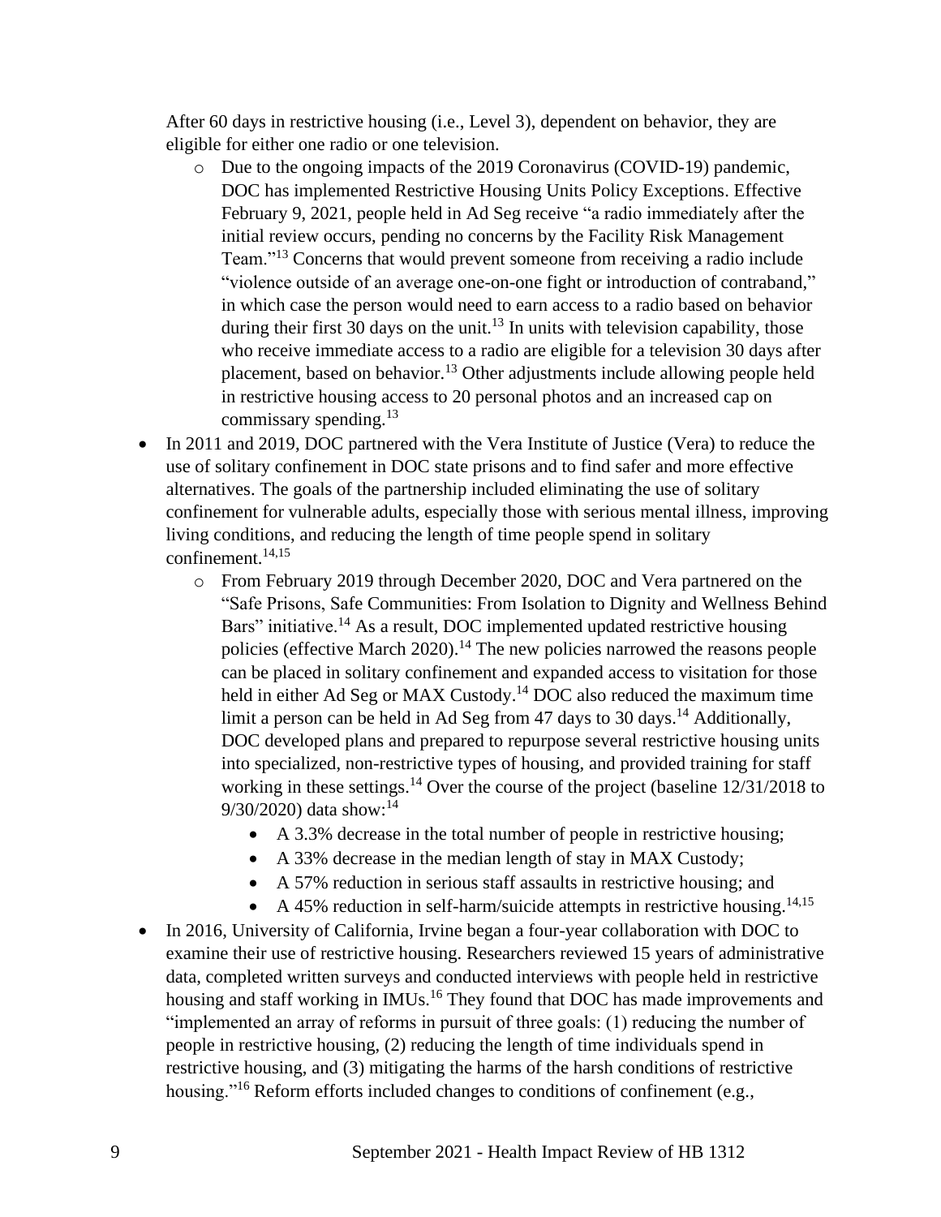After 60 days in restrictive housing (i.e., Level 3), dependent on behavior, they are eligible for either one radio or one television.

- Due to the ongoing impacts of the 2019 Coronavirus (COVID-19) pandemic, DOC has implemented Restrictive Housing Units Policy Exceptions. Effective February 9, 2021, people held in Ad Seg receive "a radio immediately after the initial review occurs, pending no concerns by the Facility Risk Management Team."[13] Concerns that would prevent someone from receiving a radio include "violence outside of an average one-on-one fight or introduction of contraband," in which case the person would need to earn access to a radio based on behavior during their first 30 days on the unit.[13] In units with television capability, those who receive immediate access to a radio are eligible for a television 30 days after placement, based on behavior.[13] Other adjustments include allowing people held in restrictive housing access to 20 personal photos and an increased cap on commissary spending.[13]

- In 2011 and 2019, DOC partnered with the Vera Institute of Justice (Vera) to reduce the use of solitary confinement in DOC state prisons and to find safer and more effective alternatives. The goals of the partnership included eliminating the use of solitary confinement for vulnerable adults, especially those with serious mental illness, improving living conditions, and reducing the length of time people spend in solitary confinement.[14,15]
  - From February 2019 through December 2020, DOC and Vera partnered on the "Safe Prisons, Safe Communities: From Isolation to Dignity and Wellness Behind Bars" initiative.[14] As a result, DOC implemented updated restrictive housing policies (effective March 2020).[14] The new policies narrowed the reasons people can be placed in solitary confinement and expanded access to visitation for those held in either Ad Seg or MAX Custody.[14] DOC also reduced the maximum time limit a person can be held in Ad Seg from 47 days to 30 days.[14] Additionally, DOC developed plans and prepared to repurpose several restrictive housing units into specialized, non-restrictive types of housing, and provided training for staff working in these settings.[14] Over the course of the project (baseline 12/31/2018 to 9/30/2020) data show:[14]
    - A 3.3% decrease in the total number of people in restrictive housing;
    - A 33% decrease in the median length of stay in MAX Custody;
    - A 57% reduction in serious staff assaults in restrictive housing; and
    - A 45% reduction in self-harm/suicide attempts in restrictive housing.[14,15]
- In 2016, University of California, Irvine began a four-year collaboration with DOC to examine their use of restrictive housing. Researchers reviewed 15 years of administrative data, completed written surveys and conducted interviews with people held in restrictive housing and staff working in IMUs.[16] They found that DOC has made improvements and "implemented an array of reforms in pursuit of three goals: (1) reducing the number of people in restrictive housing, (2) reducing the length of time individuals spend in restrictive housing, and (3) mitigating the harms of the harsh conditions of restrictive housing."[16] Reform efforts included changes to conditions of confinement (e.g.,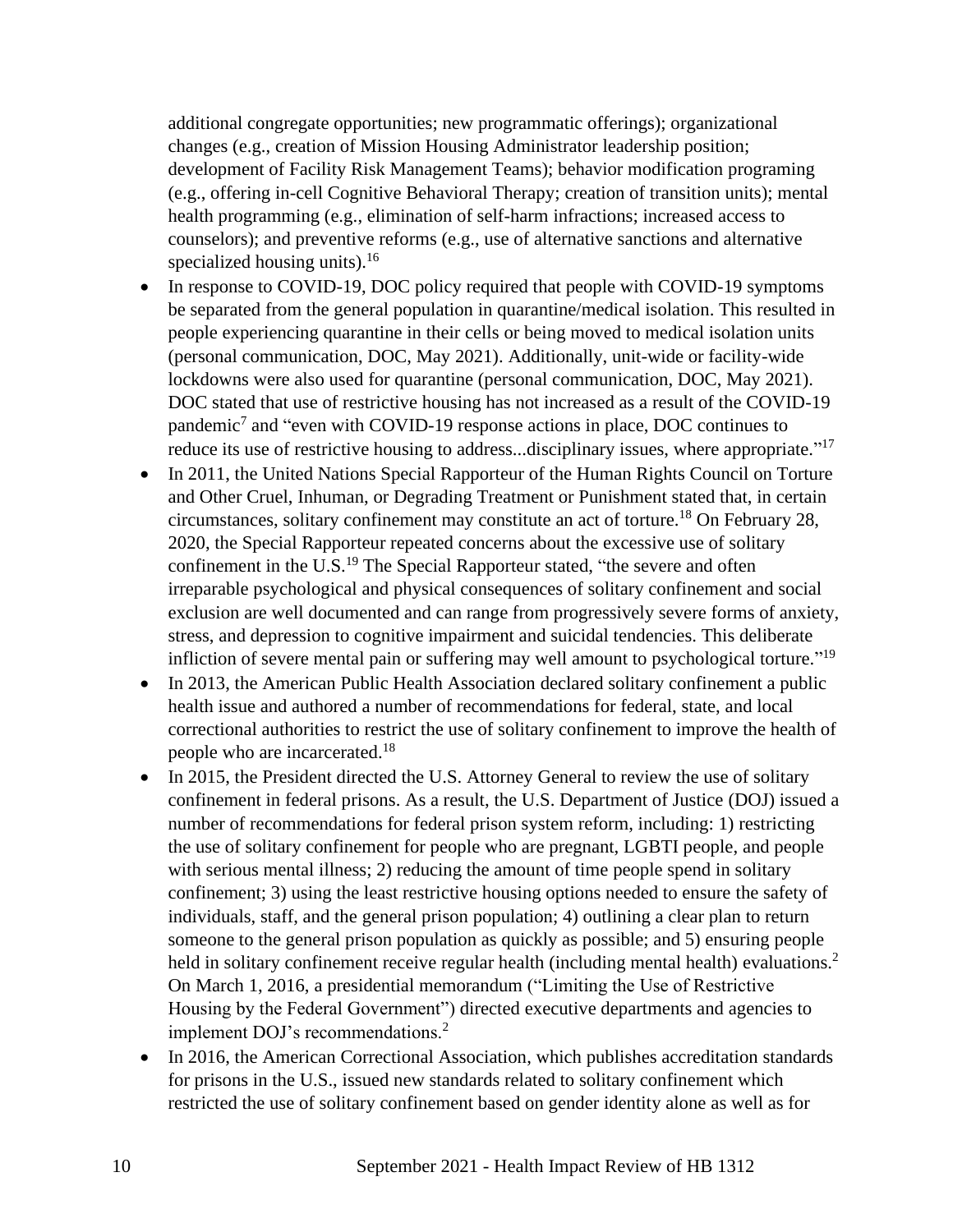additional congregate opportunities; new programmatic offerings); organizational changes (e.g., creation of Mission Housing Administrator leadership position; development of Facility Risk Management Teams); behavior modification programing (e.g., offering in-cell Cognitive Behavioral Therapy; creation of transition units); mental health programming (e.g., elimination of self-harm infractions; increased access to counselors); and preventive reforms (e.g., use of alternative sanctions and alternative specialized housing units).[16]

- In response to COVID-19, DOC policy required that people with COVID-19 symptoms be separated from the general population in quarantine/medical isolation. This resulted in people experiencing quarantine in their cells or being moved to medical isolation units (personal communication, DOC, May 2021). Additionally, unit-wide or facility-wide lockdowns were also used for quarantine (personal communication, DOC, May 2021). DOC stated that use of restrictive housing has not increased as a result of the COVID-19 pandemic[7] and "even with COVID-19 response actions in place, DOC continues to reduce its use of restrictive housing to address...disciplinary issues, where appropriate."[17]
- In 2011, the United Nations Special Rapporteur of the Human Rights Council on Torture and Other Cruel, Inhuman, or Degrading Treatment or Punishment stated that, in certain circumstances, solitary confinement may constitute an act of torture.[18] On February 28, 2020, the Special Rapporteur repeated concerns about the excessive use of solitary confinement in the U.S.[19] The Special Rapporteur stated, "the severe and often irreparable psychological and physical consequences of solitary confinement and social exclusion are well documented and can range from progressively severe forms of anxiety, stress, and depression to cognitive impairment and suicidal tendencies. This deliberate infliction of severe mental pain or suffering may well amount to psychological torture."[19]
- In 2013, the American Public Health Association declared solitary confinement a public health issue and authored a number of recommendations for federal, state, and local correctional authorities to restrict the use of solitary confinement to improve the health of people who are incarcerated.[18]
- In 2015, the President directed the U.S. Attorney General to review the use of solitary confinement in federal prisons. As a result, the U.S. Department of Justice (DOJ) issued a number of recommendations for federal prison system reform, including: 1) restricting the use of solitary confinement for people who are pregnant, LGBTI people, and people with serious mental illness; 2) reducing the amount of time people spend in solitary confinement; 3) using the least restrictive housing options needed to ensure the safety of individuals, staff, and the general prison population; 4) outlining a clear plan to return someone to the general prison population as quickly as possible; and 5) ensuring people held in solitary confinement receive regular health (including mental health) evaluations.[2] On March 1, 2016, a presidential memorandum ("Limiting the Use of Restrictive Housing by the Federal Government") directed executive departments and agencies to implement DOJ's recommendations.[2]
- In 2016, the American Correctional Association, which publishes accreditation standards for prisons in the U.S., issued new standards related to solitary confinement which restricted the use of solitary confinement based on gender identity alone as well as for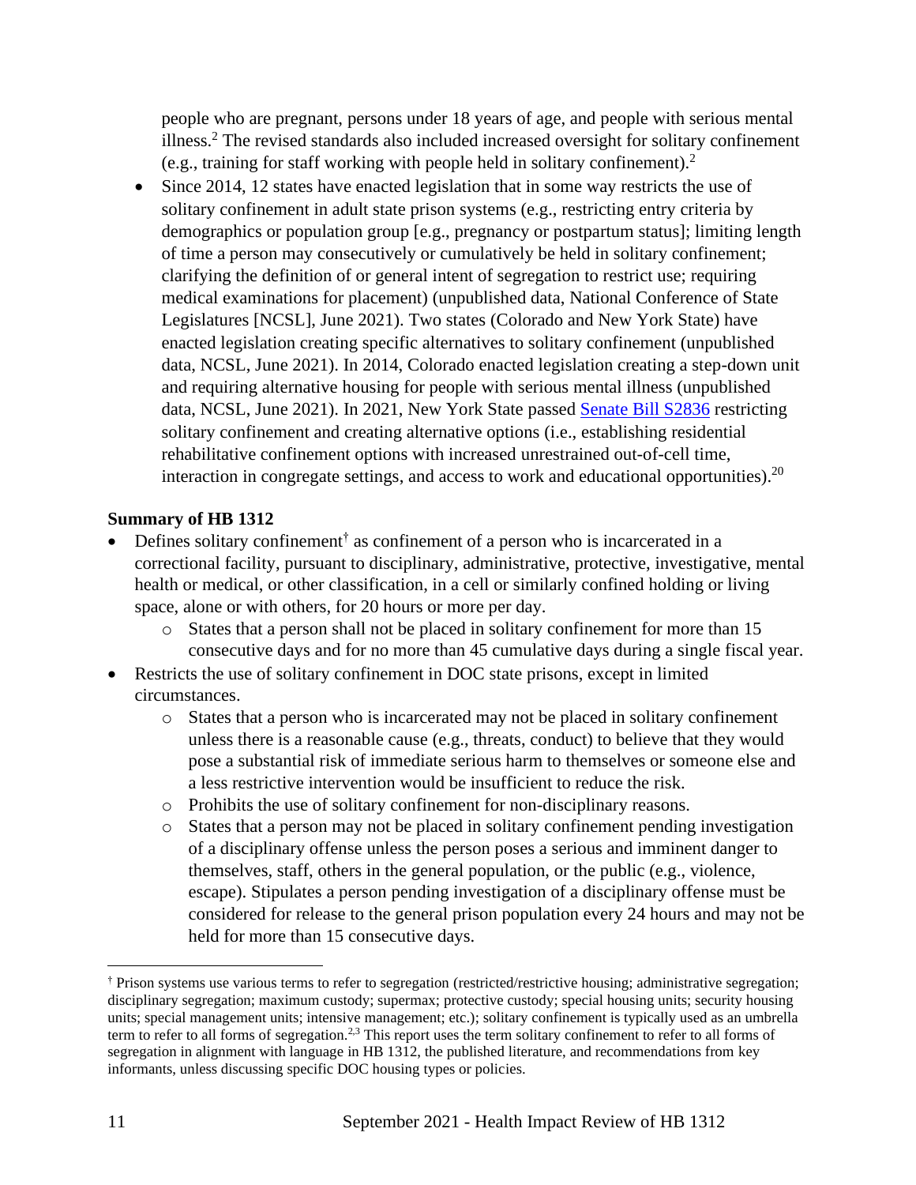people who are pregnant, persons under 18 years of age, and people with serious mental illness.[2] The revised standards also included increased oversight for solitary confinement (e.g., training for staff working with people held in solitary confinement).[2]

- Since 2014, 12 states have enacted legislation that in some way restricts the use of solitary confinement in adult state prison systems (e.g., restricting entry criteria by demographics or population group [e.g., pregnancy or postpartum status]; limiting length of time a person may consecutively or cumulatively be held in solitary confinement; clarifying the definition of or general intent of segregation to restrict use; requiring medical examinations for placement) (unpublished data, National Conference of State Legislatures [NCSL], June 2021). Two states (Colorado and New York State) have enacted legislation creating specific alternatives to solitary confinement (unpublished data, NCSL, June 2021). In 2014, Colorado enacted legislation creating a step-down unit and requiring alternative housing for people with serious mental illness (unpublished data, NCSL, June 2021). In 2021, New York State passed [Senate Bill S2836]() restricting solitary confinement and creating alternative options (i.e., establishing residential rehabilitative confinement options with increased unrestrained out-of-cell time, interaction in congregate settings, and access to work and educational opportunities).[20]

**Summary of HB 1312**

- Defines solitary confinement[†] as confinement of a person who is incarcerated in a correctional facility, pursuant to disciplinary, administrative, protective, investigative, mental health or medical, or other classification, in a cell or similarly confined holding or living space, alone or with others, for 20 hours or more per day.
  - States that a person shall not be placed in solitary confinement for more than 15 consecutive days and for no more than 45 cumulative days during a single fiscal year.
- Restricts the use of solitary confinement in DOC state prisons, except in limited circumstances.
  - States that a person who is incarcerated may not be placed in solitary confinement unless there is a reasonable cause (e.g., threats, conduct) to believe that they would pose a substantial risk of immediate serious harm to themselves or someone else and a less restrictive intervention would be insufficient to reduce the risk.
  - Prohibits the use of solitary confinement for non-disciplinary reasons.
  - States that a person may not be placed in solitary confinement pending investigation of a disciplinary offense unless the person poses a serious and imminent danger to themselves, staff, others in the general population, or the public (e.g., violence, escape). Stipulates a person pending investigation of a disciplinary offense must be considered for release to the general prison population every 24 hours and may not be held for more than 15 consecutive days.

---

[†] Prison systems use various terms to refer to segregation (restricted/restrictive housing; administrative segregation; disciplinary segregation; maximum custody; supermax; protective custody; special housing units; security housing units; special management units; intensive management; etc.); solitary confinement is typically used as an umbrella term to refer to all forms of segregation.[2,3] This report uses the term solitary confinement to refer to all forms of segregation in alignment with language in HB 1312, the published literature, and recommendations from key informants, unless discussing specific DOC housing types or policies.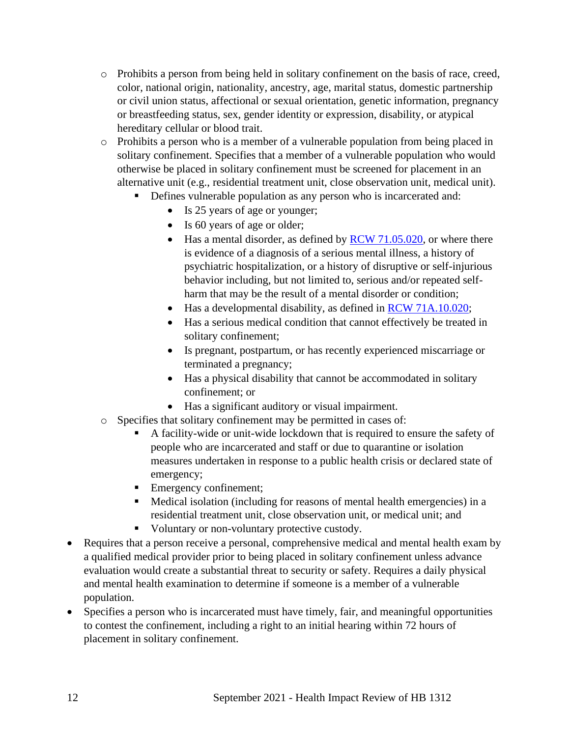- Prohibits a person from being held in solitary confinement on the basis of race, creed, color, national origin, nationality, ancestry, age, marital status, domestic partnership or civil union status, affectional or sexual orientation, genetic information, pregnancy or breastfeeding status, sex, gender identity or expression, disability, or atypical hereditary cellular or blood trait.
    - Prohibits a person who is a member of a vulnerable population from being placed in solitary confinement. Specifies that a member of a vulnerable population who would otherwise be placed in solitary confinement must be screened for placement in an alternative unit (e.g., residential treatment unit, close observation unit, medical unit).
        - Defines vulnerable population as any person who is incarcerated and:
            - Is 25 years of age or younger;
            - Is 60 years of age or older;
            - Has a mental disorder, as defined by [RCW 71.05.020](), or where there is evidence of a diagnosis of a serious mental illness, a history of psychiatric hospitalization, or a history of disruptive or self-injurious behavior including, but not limited to, serious and/or repeated self-harm that may be the result of a mental disorder or condition;
            - Has a developmental disability, as defined in [RCW 71A.10.020]();
            - Has a serious medical condition that cannot effectively be treated in solitary confinement;
            - Is pregnant, postpartum, or has recently experienced miscarriage or terminated a pregnancy;
            - Has a physical disability that cannot be accommodated in solitary confinement; or
            - Has a significant auditory or visual impairment.
    - Specifies that solitary confinement may be permitted in cases of:
        - A facility-wide or unit-wide lockdown that is required to ensure the safety of people who are incarcerated and staff or due to quarantine or isolation measures undertaken in response to a public health crisis or declared state of emergency;
        - Emergency confinement;
        - Medical isolation (including for reasons of mental health emergencies) in a residential treatment unit, close observation unit, or medical unit; and
        - Voluntary or non-voluntary protective custody.
- Requires that a person receive a personal, comprehensive medical and mental health exam by a qualified medical provider prior to being placed in solitary confinement unless advance evaluation would create a substantial threat to security or safety. Requires a daily physical and mental health examination to determine if someone is a member of a vulnerable population.
- Specifies a person who is incarcerated must have timely, fair, and meaningful opportunities to contest the confinement, including a right to an initial hearing within 72 hours of placement in solitary confinement.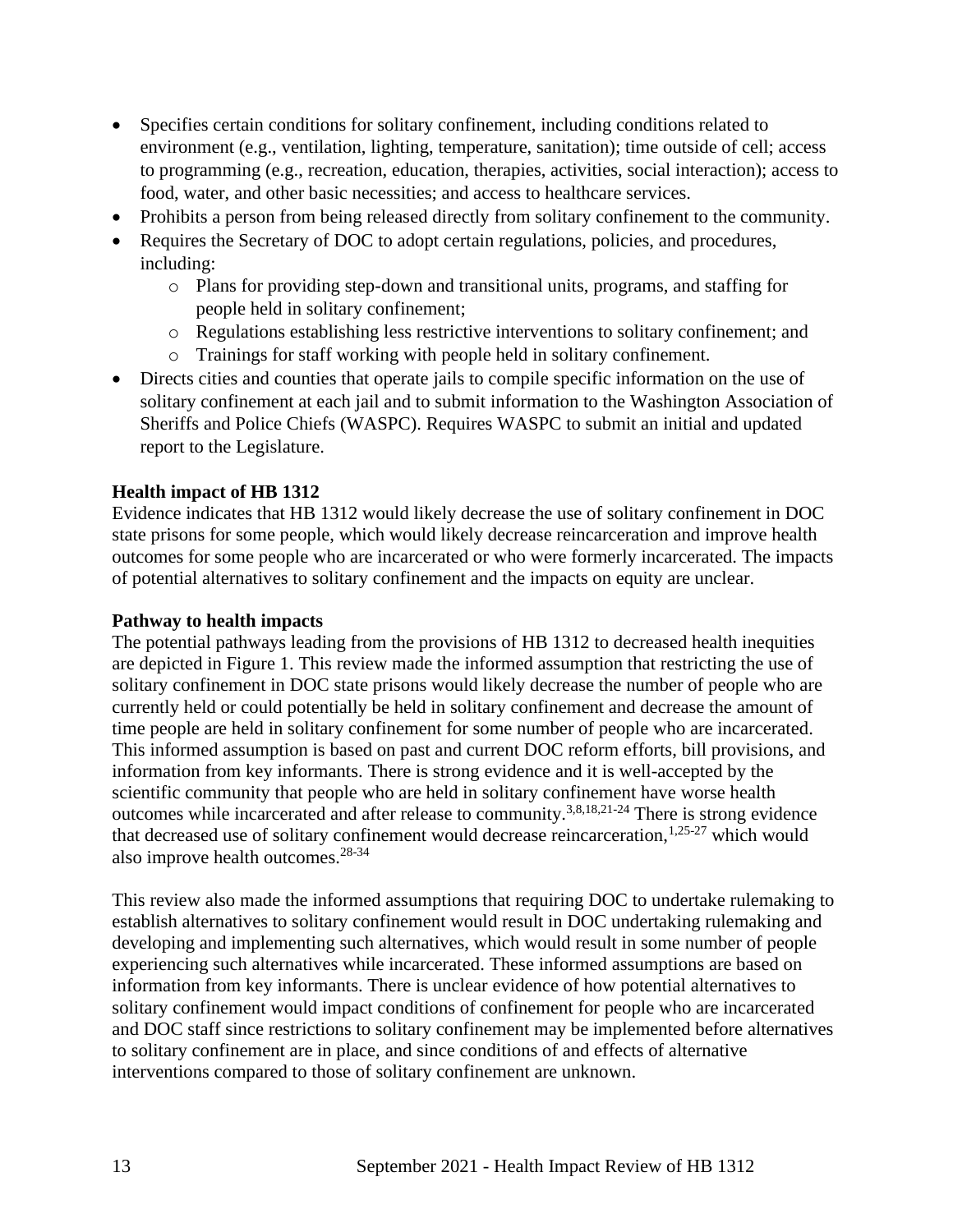- Specifies certain conditions for solitary confinement, including conditions related to environment (e.g., ventilation, lighting, temperature, sanitation); time outside of cell; access to programming (e.g., recreation, education, therapies, activities, social interaction); access to food, water, and other basic necessities; and access to healthcare services.
- Prohibits a person from being released directly from solitary confinement to the community.
- Requires the Secretary of DOC to adopt certain regulations, policies, and procedures, including:
  - Plans for providing step-down and transitional units, programs, and staffing for people held in solitary confinement;
  - Regulations establishing less restrictive interventions to solitary confinement; and
  - Trainings for staff working with people held in solitary confinement.
- Directs cities and counties that operate jails to compile specific information on the use of solitary confinement at each jail and to submit information to the Washington Association of Sheriffs and Police Chiefs (WASPC). Requires WASPC to submit an initial and updated report to the Legislature.

**Health impact of HB 1312**

Evidence indicates that HB 1312 would likely decrease the use of solitary confinement in DOC state prisons for some people, which would likely decrease reincarceration and improve health outcomes for some people who are incarcerated or who were formerly incarcerated. The impacts of potential alternatives to solitary confinement and the impacts on equity are unclear.

**Pathway to health impacts**

The potential pathways leading from the provisions of HB 1312 to decreased health inequities are depicted in Figure 1. This review made the informed assumption that restricting the use of solitary confinement in DOC state prisons would likely decrease the number of people who are currently held or could potentially be held in solitary confinement and decrease the amount of time people are held in solitary confinement for some number of people who are incarcerated. This informed assumption is based on past and current DOC reform efforts, bill provisions, and information from key informants. There is strong evidence and it is well-accepted by the scientific community that people who are held in solitary confinement have worse health outcomes while incarcerated and after release to community.[3,8,18,21-24] There is strong evidence that decreased use of solitary confinement would decrease reincarceration,[1,25-27] which would also improve health outcomes.[28-34]

This review also made the informed assumptions that requiring DOC to undertake rulemaking to establish alternatives to solitary confinement would result in DOC undertaking rulemaking and developing and implementing such alternatives, which would result in some number of people experiencing such alternatives while incarcerated. These informed assumptions are based on information from key informants. There is unclear evidence of how potential alternatives to solitary confinement would impact conditions of confinement for people who are incarcerated and DOC staff since restrictions to solitary confinement may be implemented before alternatives to solitary confinement are in place, and since conditions of and effects of alternative interventions compared to those of solitary confinement are unknown.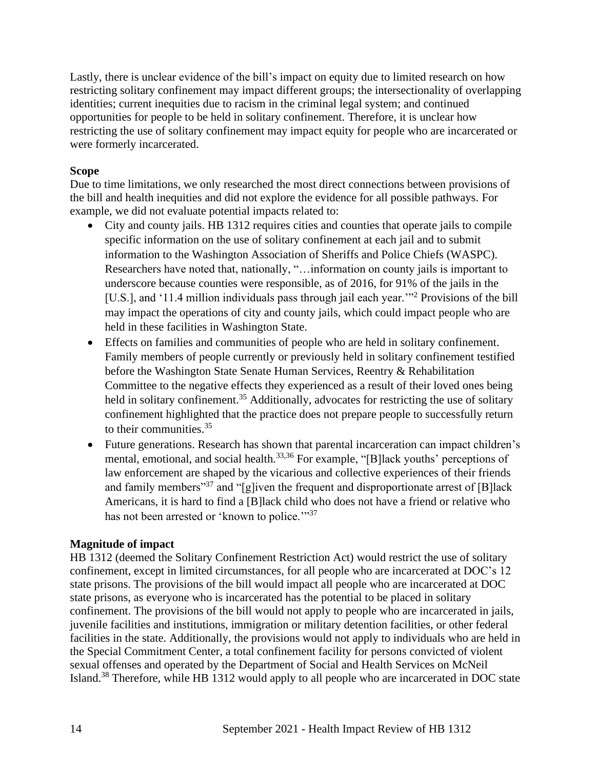Lastly, there is unclear evidence of the bill's impact on equity due to limited research on how restricting solitary confinement may impact different groups; the intersectionality of overlapping identities; current inequities due to racism in the criminal legal system; and continued opportunities for people to be held in solitary confinement. Therefore, it is unclear how restricting the use of solitary confinement may impact equity for people who are incarcerated or were formerly incarcerated.

**Scope**

Due to time limitations, we only researched the most direct connections between provisions of the bill and health inequities and did not explore the evidence for all possible pathways. For example, we did not evaluate potential impacts related to:

- City and county jails. HB 1312 requires cities and counties that operate jails to compile specific information on the use of solitary confinement at each jail and to submit information to the Washington Association of Sheriffs and Police Chiefs (WASPC). Researchers have noted that, nationally, "…information on county jails is important to underscore because counties were responsible, as of 2016, for 91% of the jails in the [U.S.], and '11.4 million individuals pass through jail each year.'"[2] Provisions of the bill may impact the operations of city and county jails, which could impact people who are held in these facilities in Washington State.
- Effects on families and communities of people who are held in solitary confinement. Family members of people currently or previously held in solitary confinement testified before the Washington State Senate Human Services, Reentry & Rehabilitation Committee to the negative effects they experienced as a result of their loved ones being held in solitary confinement.[35] Additionally, advocates for restricting the use of solitary confinement highlighted that the practice does not prepare people to successfully return to their communities.[35]
- Future generations. Research has shown that parental incarceration can impact children's mental, emotional, and social health.[33,36] For example, "[B]lack youths' perceptions of law enforcement are shaped by the vicarious and collective experiences of their friends and family members"[37] and "[g]iven the frequent and disproportionate arrest of [B]lack Americans, it is hard to find a [B]lack child who does not have a friend or relative who has not been arrested or 'known to police.'"[37]

**Magnitude of impact**

HB 1312 (deemed the Solitary Confinement Restriction Act) would restrict the use of solitary confinement, except in limited circumstances, for all people who are incarcerated at DOC's 12 state prisons. The provisions of the bill would impact all people who are incarcerated at DOC state prisons, as everyone who is incarcerated has the potential to be placed in solitary confinement. The provisions of the bill would not apply to people who are incarcerated in jails, juvenile facilities and institutions, immigration or military detention facilities, or other federal facilities in the state. Additionally, the provisions would not apply to individuals who are held in the Special Commitment Center, a total confinement facility for persons convicted of violent sexual offenses and operated by the Department of Social and Health Services on McNeil Island.[38] Therefore, while HB 1312 would apply to all people who are incarcerated in DOC state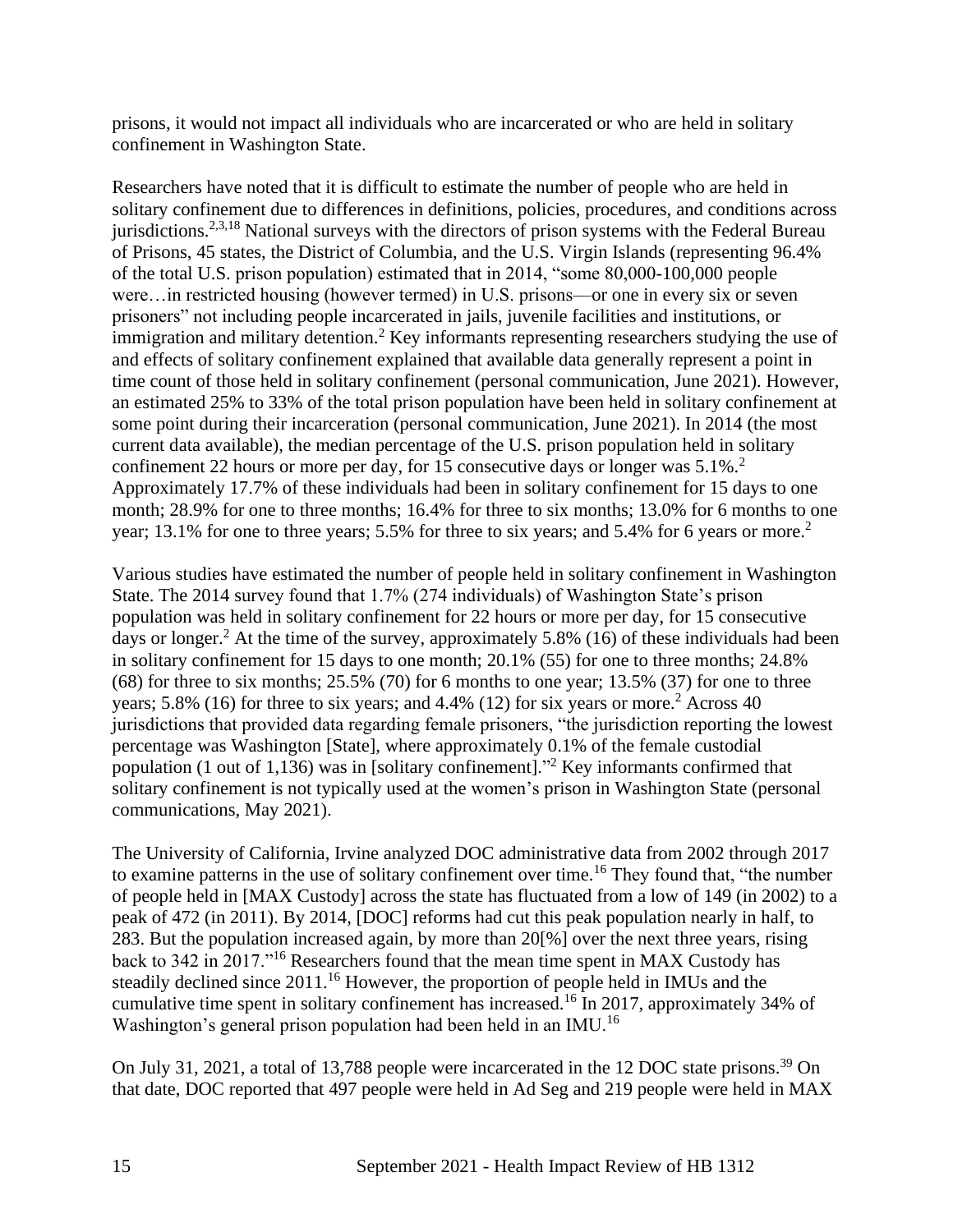prisons, it would not impact all individuals who are incarcerated or who are held in solitary confinement in Washington State.

Researchers have noted that it is difficult to estimate the number of people who are held in solitary confinement due to differences in definitions, policies, procedures, and conditions across jurisdictions.[2,3,18] National surveys with the directors of prison systems with the Federal Bureau of Prisons, 45 states, the District of Columbia, and the U.S. Virgin Islands (representing 96.4% of the total U.S. prison population) estimated that in 2014, "some 80,000-100,000 people were…in restricted housing (however termed) in U.S. prisons—or one in every six or seven prisoners" not including people incarcerated in jails, juvenile facilities and institutions, or immigration and military detention.[2] Key informants representing researchers studying the use of and effects of solitary confinement explained that available data generally represent a point in time count of those held in solitary confinement (personal communication, June 2021). However, an estimated 25% to 33% of the total prison population have been held in solitary confinement at some point during their incarceration (personal communication, June 2021). In 2014 (the most current data available), the median percentage of the U.S. prison population held in solitary confinement 22 hours or more per day, for 15 consecutive days or longer was 5.1%.[2] Approximately 17.7% of these individuals had been in solitary confinement for 15 days to one month; 28.9% for one to three months; 16.4% for three to six months; 13.0% for 6 months to one year; 13.1% for one to three years; 5.5% for three to six years; and 5.4% for 6 years or more.[2]

Various studies have estimated the number of people held in solitary confinement in Washington State. The 2014 survey found that 1.7% (274 individuals) of Washington State's prison population was held in solitary confinement for 22 hours or more per day, for 15 consecutive days or longer.[2] At the time of the survey, approximately 5.8% (16) of these individuals had been in solitary confinement for 15 days to one month; 20.1% (55) for one to three months; 24.8% (68) for three to six months; 25.5% (70) for 6 months to one year; 13.5% (37) for one to three years; 5.8% (16) for three to six years; and 4.4% (12) for six years or more.[2] Across 40 jurisdictions that provided data regarding female prisoners, "the jurisdiction reporting the lowest percentage was Washington [State], where approximately 0.1% of the female custodial population (1 out of 1,136) was in [solitary confinement]."[2] Key informants confirmed that solitary confinement is not typically used at the women's prison in Washington State (personal communications, May 2021).

The University of California, Irvine analyzed DOC administrative data from 2002 through 2017 to examine patterns in the use of solitary confinement over time.[16] They found that, "the number of people held in [MAX Custody] across the state has fluctuated from a low of 149 (in 2002) to a peak of 472 (in 2011). By 2014, [DOC] reforms had cut this peak population nearly in half, to 283. But the population increased again, by more than 20[%] over the next three years, rising back to 342 in 2017."[16] Researchers found that the mean time spent in MAX Custody has steadily declined since 2011.[16] However, the proportion of people held in IMUs and the cumulative time spent in solitary confinement has increased.[16] In 2017, approximately 34% of Washington's general prison population had been held in an IMU.[16]

On July 31, 2021, a total of 13,788 people were incarcerated in the 12 DOC state prisons.[39] On that date, DOC reported that 497 people were held in Ad Seg and 219 people were held in MAX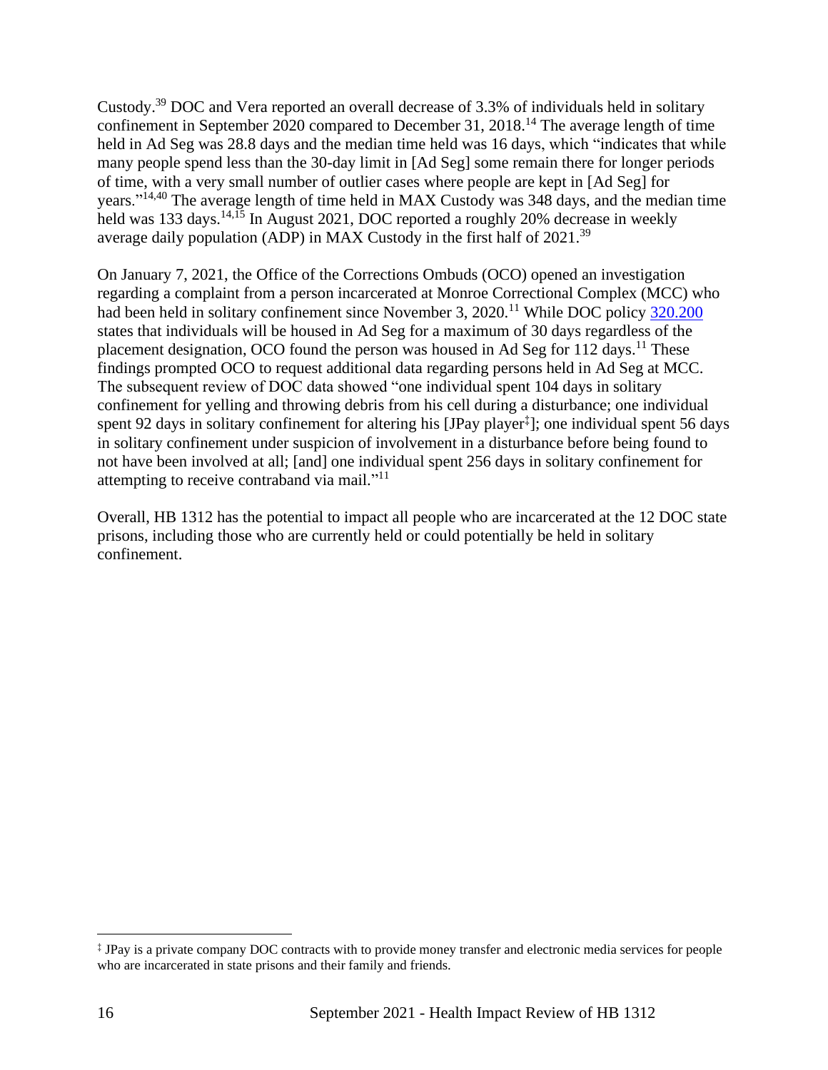Custody.[39] DOC and Vera reported an overall decrease of 3.3% of individuals held in solitary confinement in September 2020 compared to December 31, 2018.[14] The average length of time held in Ad Seg was 28.8 days and the median time held was 16 days, which "indicates that while many people spend less than the 30-day limit in [Ad Seg] some remain there for longer periods of time, with a very small number of outlier cases where people are kept in [Ad Seg] for years."[14,40] The average length of time held in MAX Custody was 348 days, and the median time held was 133 days.[14,15] In August 2021, DOC reported a roughly 20% decrease in weekly average daily population (ADP) in MAX Custody in the first half of 2021.[39]

On January 7, 2021, the Office of the Corrections Ombuds (OCO) opened an investigation regarding a complaint from a person incarcerated at Monroe Correctional Complex (MCC) who had been held in solitary confinement since November 3, 2020.[11] While DOC policy [320.200](320.200) states that individuals will be housed in Ad Seg for a maximum of 30 days regardless of the placement designation, OCO found the person was housed in Ad Seg for 112 days.[11] These findings prompted OCO to request additional data regarding persons held in Ad Seg at MCC. The subsequent review of DOC data showed "one individual spent 104 days in solitary confinement for yelling and throwing debris from his cell during a disturbance; one individual spent 92 days in solitary confinement for altering his [JPay player[‡]]; one individual spent 56 days in solitary confinement under suspicion of involvement in a disturbance before being found to not have been involved at all; [and] one individual spent 256 days in solitary confinement for attempting to receive contraband via mail."[11]

Overall, HB 1312 has the potential to impact all people who are incarcerated at the 12 DOC state prisons, including those who are currently held or could potentially be held in solitary confinement.

---

[‡] JPay is a private company DOC contracts with to provide money transfer and electronic media services for people who are incarcerated in state prisons and their family and friends.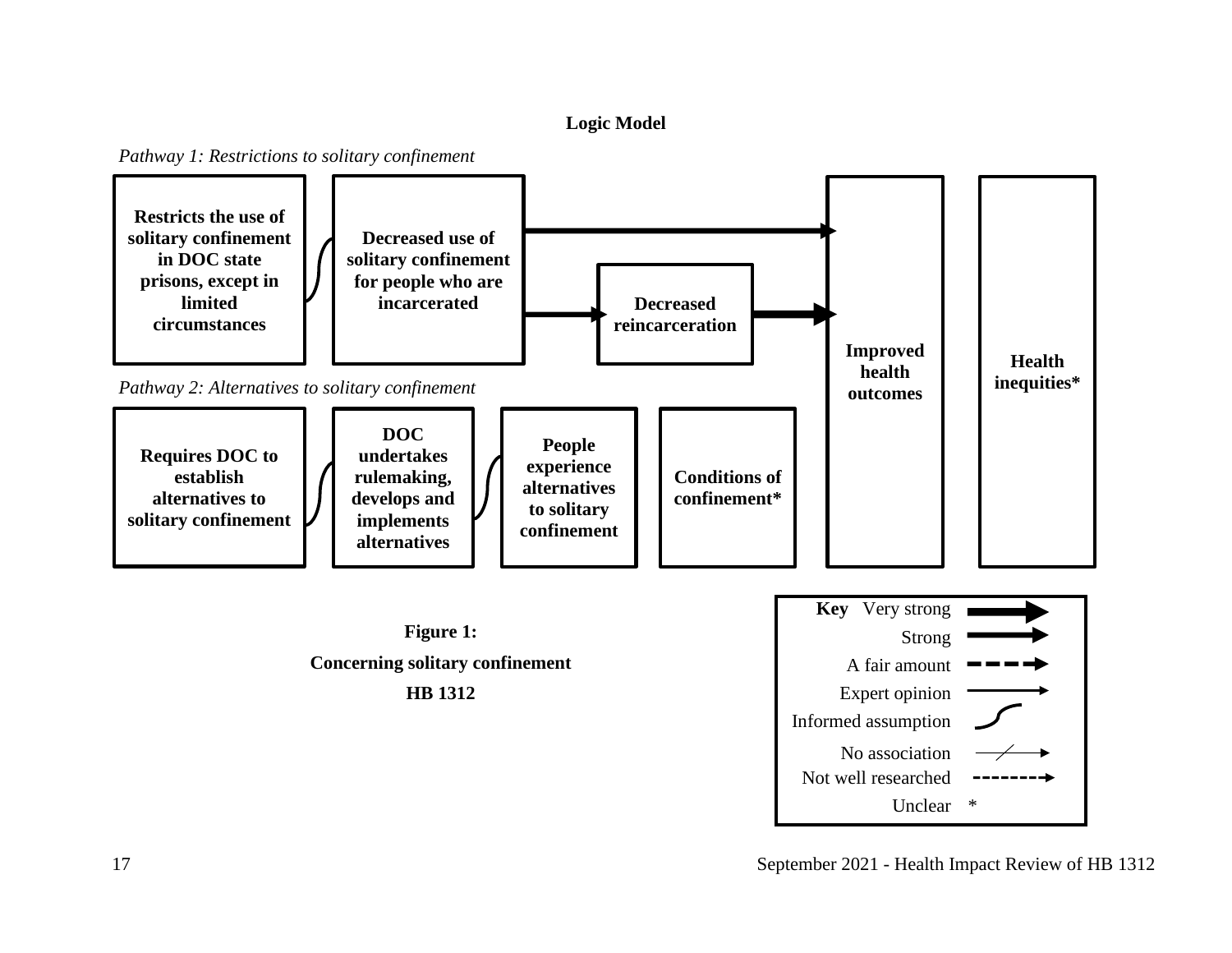**Logic Model**

*Pathway 1: Restrictions to solitary confinement*

**Restricts the use of solitary confinement in DOC state prisons, except in limited circumstances**

**Decreased use of solitary confinement for people who are incarcerated**

**Decreased reincarceration**

**Improved health outcomes**

**Health inequities***

*Pathway 2: Alternatives to solitary confinement*

**Requires DOC to establish alternatives to solitary confinement**

**DOC undertakes rulemaking, develops and implements alternatives**

**People experience alternatives to solitary confinement**

**Conditions of confinement***

**Key**

- Very strong
- Strong
- A fair amount
- Expert opinion
- Informed assumption
- No association
- Not well researched
- Unclear *

**Figure 1:**

**Concerning solitary confinement**

**HB 1312**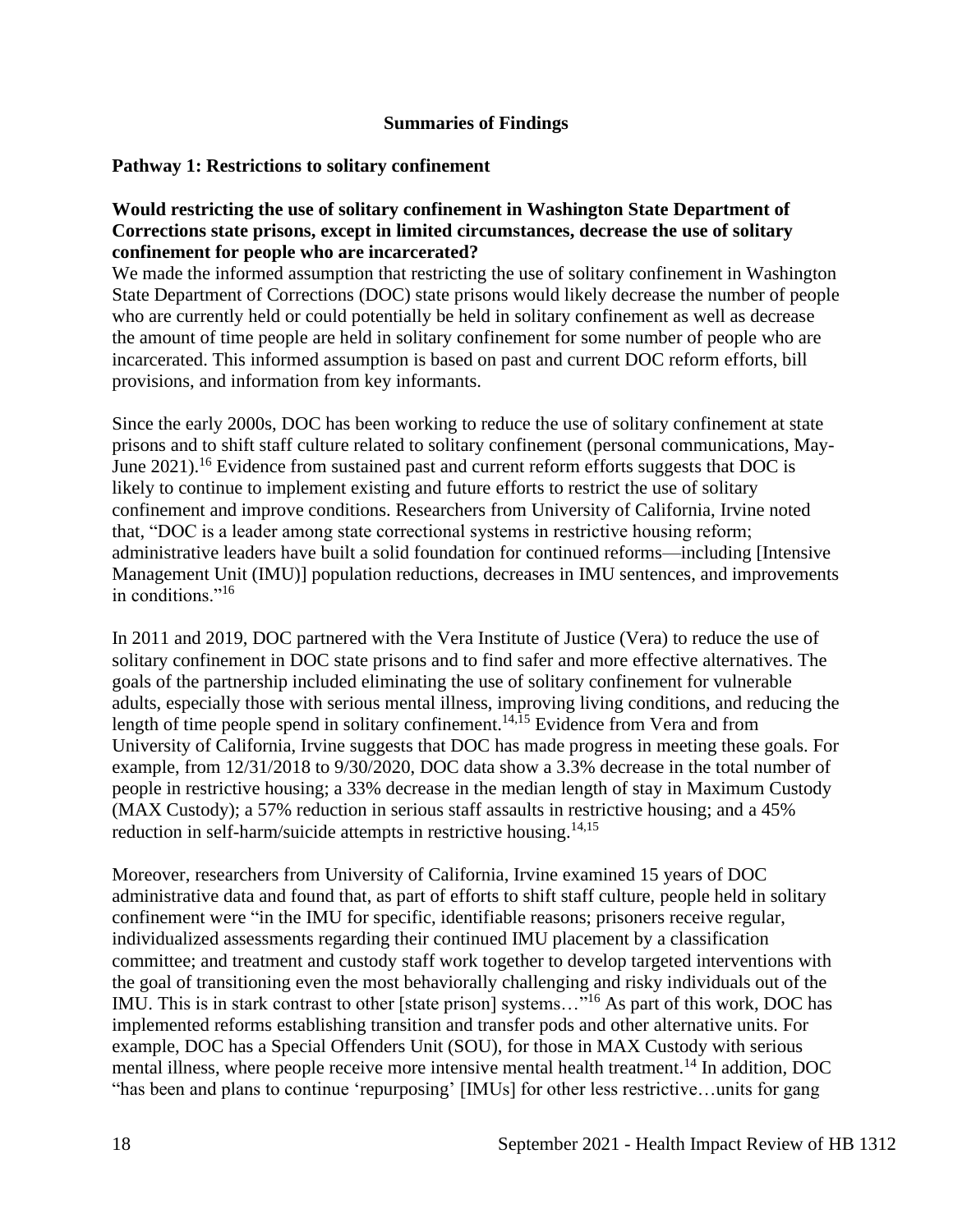## Summaries of Findings

### Pathway 1: Restrictions to solitary confinement

**Would restricting the use of solitary confinement in Washington State Department of Corrections state prisons, except in limited circumstances, decrease the use of solitary confinement for people who are incarcerated?**

We made the informed assumption that restricting the use of solitary confinement in Washington State Department of Corrections (DOC) state prisons would likely decrease the number of people who are currently held or could potentially be held in solitary confinement as well as decrease the amount of time people are held in solitary confinement for some number of people who are incarcerated. This informed assumption is based on past and current DOC reform efforts, bill provisions, and information from key informants.

Since the early 2000s, DOC has been working to reduce the use of solitary confinement at state prisons and to shift staff culture related to solitary confinement (personal communications, May-June 2021).[16] Evidence from sustained past and current reform efforts suggests that DOC is likely to continue to implement existing and future efforts to restrict the use of solitary confinement and improve conditions. Researchers from University of California, Irvine noted that, "DOC is a leader among state correctional systems in restrictive housing reform; administrative leaders have built a solid foundation for continued reforms—including [Intensive Management Unit (IMU)] population reductions, decreases in IMU sentences, and improvements in conditions."[16]

In 2011 and 2019, DOC partnered with the Vera Institute of Justice (Vera) to reduce the use of solitary confinement in DOC state prisons and to find safer and more effective alternatives. The goals of the partnership included eliminating the use of solitary confinement for vulnerable adults, especially those with serious mental illness, improving living conditions, and reducing the length of time people spend in solitary confinement.[14,15] Evidence from Vera and from University of California, Irvine suggests that DOC has made progress in meeting these goals. For example, from 12/31/2018 to 9/30/2020, DOC data show a 3.3% decrease in the total number of people in restrictive housing; a 33% decrease in the median length of stay in Maximum Custody (MAX Custody); a 57% reduction in serious staff assaults in restrictive housing; and a 45% reduction in self-harm/suicide attempts in restrictive housing.[14,15]

Moreover, researchers from University of California, Irvine examined 15 years of DOC administrative data and found that, as part of efforts to shift staff culture, people held in solitary confinement were "in the IMU for specific, identifiable reasons; prisoners receive regular, individualized assessments regarding their continued IMU placement by a classification committee; and treatment and custody staff work together to develop targeted interventions with the goal of transitioning even the most behaviorally challenging and risky individuals out of the IMU. This is in stark contrast to other [state prison] systems…"[16] As part of this work, DOC has implemented reforms establishing transition and transfer pods and other alternative units. For example, DOC has a Special Offenders Unit (SOU), for those in MAX Custody with serious mental illness, where people receive more intensive mental health treatment.[14] In addition, DOC "has been and plans to continue 'repurposing' [IMUs] for other less restrictive…units for gang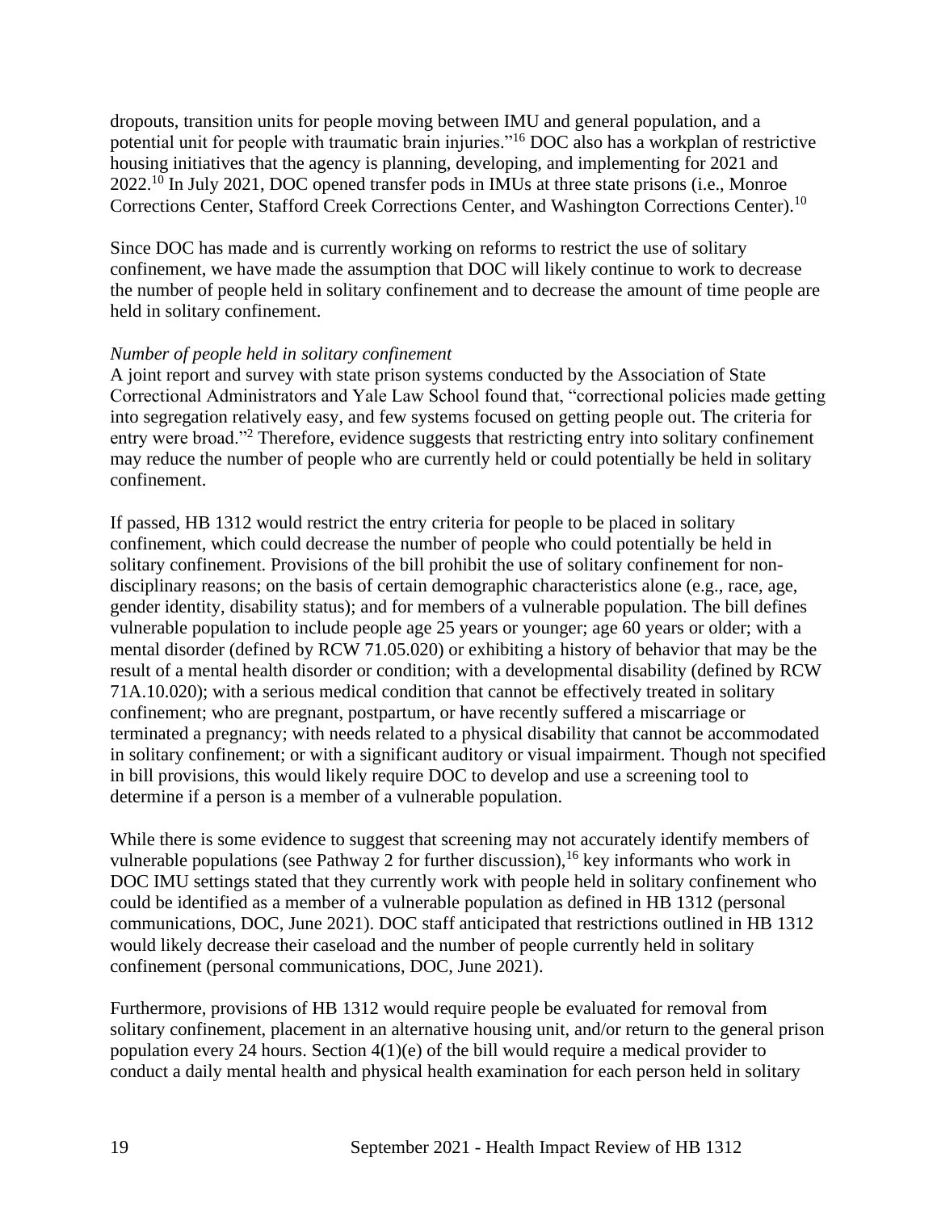dropouts, transition units for people moving between IMU and general population, and a potential unit for people with traumatic brain injuries."[16] DOC also has a workplan of restrictive housing initiatives that the agency is planning, developing, and implementing for 2021 and 2022.[10] In July 2021, DOC opened transfer pods in IMUs at three state prisons (i.e., Monroe Corrections Center, Stafford Creek Corrections Center, and Washington Corrections Center).[10]

Since DOC has made and is currently working on reforms to restrict the use of solitary confinement, we have made the assumption that DOC will likely continue to work to decrease the number of people held in solitary confinement and to decrease the amount of time people are held in solitary confinement.

*Number of people held in solitary confinement*

A joint report and survey with state prison systems conducted by the Association of State Correctional Administrators and Yale Law School found that, "correctional policies made getting into segregation relatively easy, and few systems focused on getting people out. The criteria for entry were broad."[2] Therefore, evidence suggests that restricting entry into solitary confinement may reduce the number of people who are currently held or could potentially be held in solitary confinement.

If passed, HB 1312 would restrict the entry criteria for people to be placed in solitary confinement, which could decrease the number of people who could potentially be held in solitary confinement. Provisions of the bill prohibit the use of solitary confinement for non-disciplinary reasons; on the basis of certain demographic characteristics alone (e.g., race, age, gender identity, disability status); and for members of a vulnerable population. The bill defines vulnerable population to include people age 25 years or younger; age 60 years or older; with a mental disorder (defined by RCW 71.05.020) or exhibiting a history of behavior that may be the result of a mental health disorder or condition; with a developmental disability (defined by RCW 71A.10.020); with a serious medical condition that cannot be effectively treated in solitary confinement; who are pregnant, postpartum, or have recently suffered a miscarriage or terminated a pregnancy; with needs related to a physical disability that cannot be accommodated in solitary confinement; or with a significant auditory or visual impairment. Though not specified in bill provisions, this would likely require DOC to develop and use a screening tool to determine if a person is a member of a vulnerable population.

While there is some evidence to suggest that screening may not accurately identify members of vulnerable populations (see Pathway 2 for further discussion),[16] key informants who work in DOC IMU settings stated that they currently work with people held in solitary confinement who could be identified as a member of a vulnerable population as defined in HB 1312 (personal communications, DOC, June 2021). DOC staff anticipated that restrictions outlined in HB 1312 would likely decrease their caseload and the number of people currently held in solitary confinement (personal communications, DOC, June 2021).

Furthermore, provisions of HB 1312 would require people be evaluated for removal from solitary confinement, placement in an alternative housing unit, and/or return to the general prison population every 24 hours. Section 4(1)(e) of the bill would require a medical provider to conduct a daily mental health and physical health examination for each person held in solitary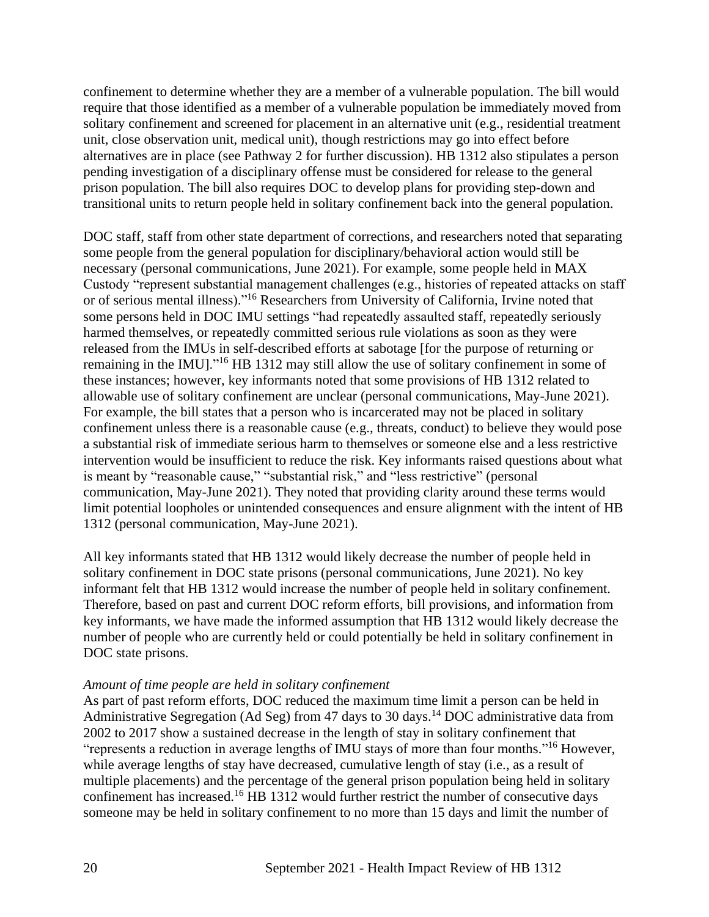confinement to determine whether they are a member of a vulnerable population. The bill would require that those identified as a member of a vulnerable population be immediately moved from solitary confinement and screened for placement in an alternative unit (e.g., residential treatment unit, close observation unit, medical unit), though restrictions may go into effect before alternatives are in place (see Pathway 2 for further discussion). HB 1312 also stipulates a person pending investigation of a disciplinary offense must be considered for release to the general prison population. The bill also requires DOC to develop plans for providing step-down and transitional units to return people held in solitary confinement back into the general population.

DOC staff, staff from other state department of corrections, and researchers noted that separating some people from the general population for disciplinary/behavioral action would still be necessary (personal communications, June 2021). For example, some people held in MAX Custody "represent substantial management challenges (e.g., histories of repeated attacks on staff or of serious mental illness)."[16] Researchers from University of California, Irvine noted that some persons held in DOC IMU settings "had repeatedly assaulted staff, repeatedly seriously harmed themselves, or repeatedly committed serious rule violations as soon as they were released from the IMUs in self-described efforts at sabotage [for the purpose of returning or remaining in the IMU]."[16] HB 1312 may still allow the use of solitary confinement in some of these instances; however, key informants noted that some provisions of HB 1312 related to allowable use of solitary confinement are unclear (personal communications, May-June 2021). For example, the bill states that a person who is incarcerated may not be placed in solitary confinement unless there is a reasonable cause (e.g., threats, conduct) to believe they would pose a substantial risk of immediate serious harm to themselves or someone else and a less restrictive intervention would be insufficient to reduce the risk. Key informants raised questions about what is meant by "reasonable cause," "substantial risk," and "less restrictive" (personal communication, May-June 2021). They noted that providing clarity around these terms would limit potential loopholes or unintended consequences and ensure alignment with the intent of HB 1312 (personal communication, May-June 2021).

All key informants stated that HB 1312 would likely decrease the number of people held in solitary confinement in DOC state prisons (personal communications, June 2021). No key informant felt that HB 1312 would increase the number of people held in solitary confinement. Therefore, based on past and current DOC reform efforts, bill provisions, and information from key informants, we have made the informed assumption that HB 1312 would likely decrease the number of people who are currently held or could potentially be held in solitary confinement in DOC state prisons.

*Amount of time people are held in solitary confinement*

As part of past reform efforts, DOC reduced the maximum time limit a person can be held in Administrative Segregation (Ad Seg) from 47 days to 30 days.[14] DOC administrative data from 2002 to 2017 show a sustained decrease in the length of stay in solitary confinement that "represents a reduction in average lengths of IMU stays of more than four months."[16] However, while average lengths of stay have decreased, cumulative length of stay (i.e., as a result of multiple placements) and the percentage of the general prison population being held in solitary confinement has increased.[16] HB 1312 would further restrict the number of consecutive days someone may be held in solitary confinement to no more than 15 days and limit the number of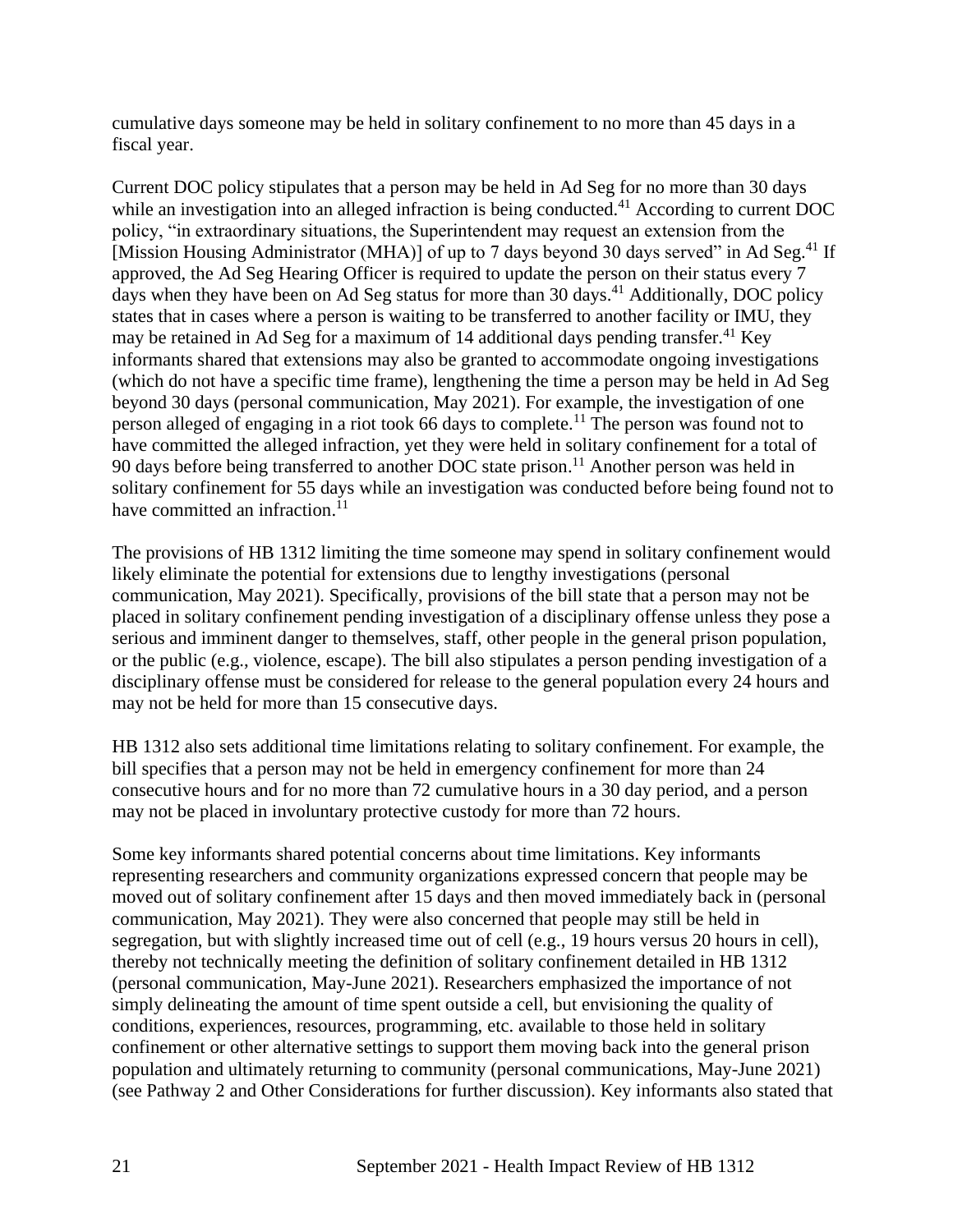cumulative days someone may be held in solitary confinement to no more than 45 days in a fiscal year.

Current DOC policy stipulates that a person may be held in Ad Seg for no more than 30 days while an investigation into an alleged infraction is being conducted.[41] According to current DOC policy, "in extraordinary situations, the Superintendent may request an extension from the [Mission Housing Administrator (MHA)] of up to 7 days beyond 30 days served" in Ad Seg.[41] If approved, the Ad Seg Hearing Officer is required to update the person on their status every 7 days when they have been on Ad Seg status for more than 30 days.[41] Additionally, DOC policy states that in cases where a person is waiting to be transferred to another facility or IMU, they may be retained in Ad Seg for a maximum of 14 additional days pending transfer.[41] Key informants shared that extensions may also be granted to accommodate ongoing investigations (which do not have a specific time frame), lengthening the time a person may be held in Ad Seg beyond 30 days (personal communication, May 2021). For example, the investigation of one person alleged of engaging in a riot took 66 days to complete.[11] The person was found not to have committed the alleged infraction, yet they were held in solitary confinement for a total of 90 days before being transferred to another DOC state prison.[11] Another person was held in solitary confinement for 55 days while an investigation was conducted before being found not to have committed an infraction.[11]

The provisions of HB 1312 limiting the time someone may spend in solitary confinement would likely eliminate the potential for extensions due to lengthy investigations (personal communication, May 2021). Specifically, provisions of the bill state that a person may not be placed in solitary confinement pending investigation of a disciplinary offense unless they pose a serious and imminent danger to themselves, staff, other people in the general prison population, or the public (e.g., violence, escape). The bill also stipulates a person pending investigation of a disciplinary offense must be considered for release to the general population every 24 hours and may not be held for more than 15 consecutive days.

HB 1312 also sets additional time limitations relating to solitary confinement. For example, the bill specifies that a person may not be held in emergency confinement for more than 24 consecutive hours and for no more than 72 cumulative hours in a 30 day period, and a person may not be placed in involuntary protective custody for more than 72 hours.

Some key informants shared potential concerns about time limitations. Key informants representing researchers and community organizations expressed concern that people may be moved out of solitary confinement after 15 days and then moved immediately back in (personal communication, May 2021). They were also concerned that people may still be held in segregation, but with slightly increased time out of cell (e.g., 19 hours versus 20 hours in cell), thereby not technically meeting the definition of solitary confinement detailed in HB 1312 (personal communication, May-June 2021). Researchers emphasized the importance of not simply delineating the amount of time spent outside a cell, but envisioning the quality of conditions, experiences, resources, programming, etc. available to those held in solitary confinement or other alternative settings to support them moving back into the general prison population and ultimately returning to community (personal communications, May-June 2021) (see Pathway 2 and Other Considerations for further discussion). Key informants also stated that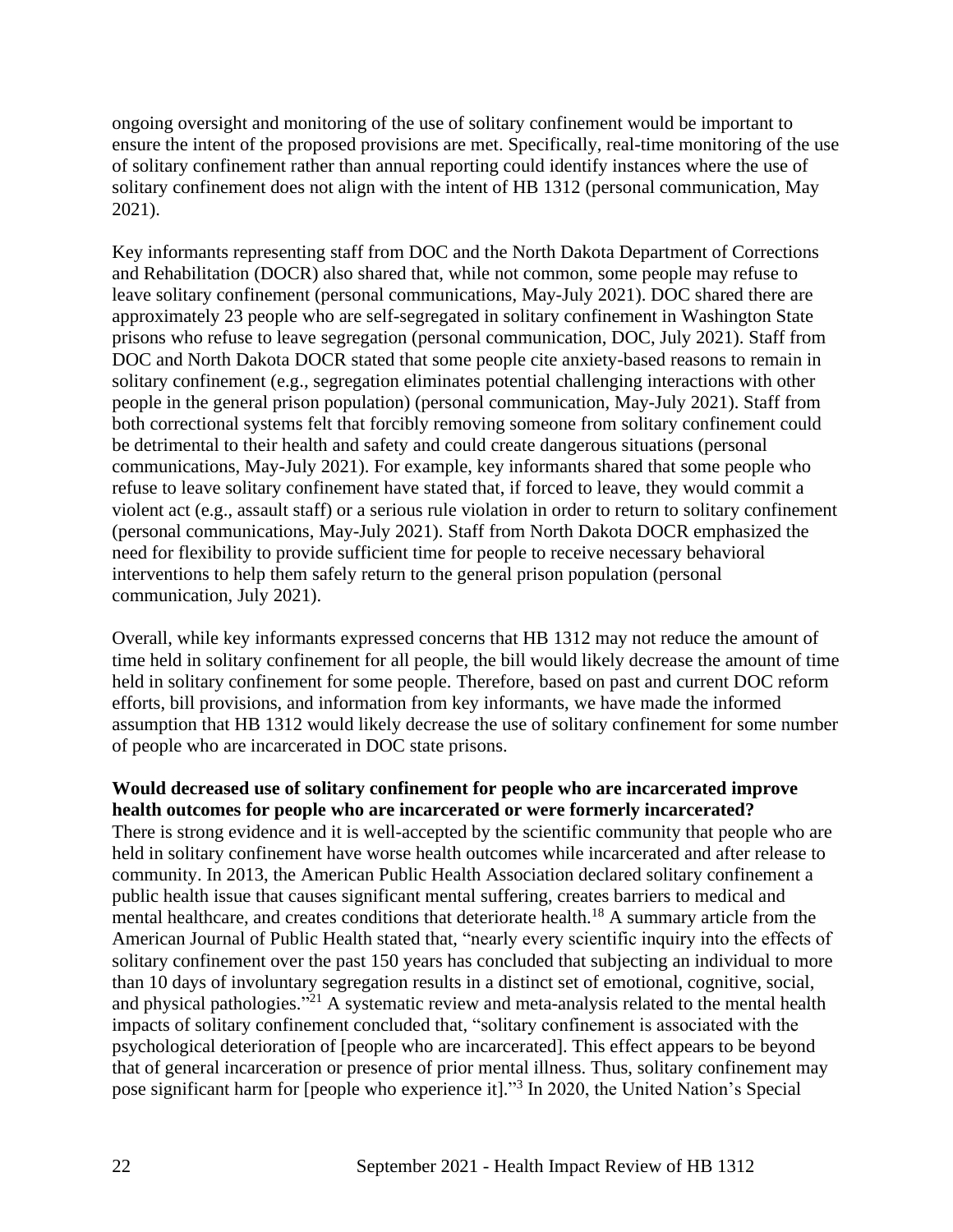ongoing oversight and monitoring of the use of solitary confinement would be important to ensure the intent of the proposed provisions are met. Specifically, real-time monitoring of the use of solitary confinement rather than annual reporting could identify instances where the use of solitary confinement does not align with the intent of HB 1312 (personal communication, May 2021).

Key informants representing staff from DOC and the North Dakota Department of Corrections and Rehabilitation (DOCR) also shared that, while not common, some people may refuse to leave solitary confinement (personal communications, May-July 2021). DOC shared there are approximately 23 people who are self-segregated in solitary confinement in Washington State prisons who refuse to leave segregation (personal communication, DOC, July 2021). Staff from DOC and North Dakota DOCR stated that some people cite anxiety-based reasons to remain in solitary confinement (e.g., segregation eliminates potential challenging interactions with other people in the general prison population) (personal communication, May-July 2021). Staff from both correctional systems felt that forcibly removing someone from solitary confinement could be detrimental to their health and safety and could create dangerous situations (personal communications, May-July 2021). For example, key informants shared that some people who refuse to leave solitary confinement have stated that, if forced to leave, they would commit a violent act (e.g., assault staff) or a serious rule violation in order to return to solitary confinement (personal communications, May-July 2021). Staff from North Dakota DOCR emphasized the need for flexibility to provide sufficient time for people to receive necessary behavioral interventions to help them safely return to the general prison population (personal communication, July 2021).

Overall, while key informants expressed concerns that HB 1312 may not reduce the amount of time held in solitary confinement for all people, the bill would likely decrease the amount of time held in solitary confinement for some people. Therefore, based on past and current DOC reform efforts, bill provisions, and information from key informants, we have made the informed assumption that HB 1312 would likely decrease the use of solitary confinement for some number of people who are incarcerated in DOC state prisons.

**Would decreased use of solitary confinement for people who are incarcerated improve health outcomes for people who are incarcerated or were formerly incarcerated?**

There is strong evidence and it is well-accepted by the scientific community that people who are held in solitary confinement have worse health outcomes while incarcerated and after release to community. In 2013, the American Public Health Association declared solitary confinement a public health issue that causes significant mental suffering, creates barriers to medical and mental healthcare, and creates conditions that deteriorate health.[18] A summary article from the American Journal of Public Health stated that, "nearly every scientific inquiry into the effects of solitary confinement over the past 150 years has concluded that subjecting an individual to more than 10 days of involuntary segregation results in a distinct set of emotional, cognitive, social, and physical pathologies."[21] A systematic review and meta-analysis related to the mental health impacts of solitary confinement concluded that, "solitary confinement is associated with the psychological deterioration of [people who are incarcerated]. This effect appears to be beyond that of general incarceration or presence of prior mental illness. Thus, solitary confinement may pose significant harm for [people who experience it]."[3] In 2020, the United Nation's Special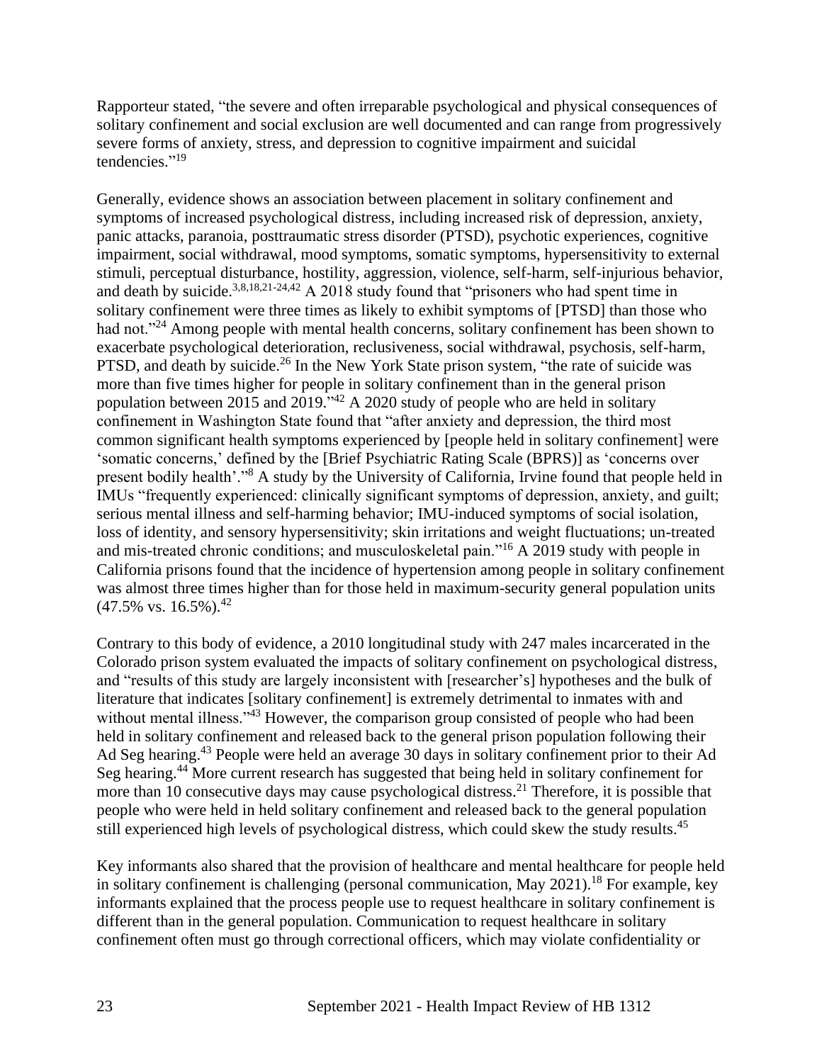Rapporteur stated, "the severe and often irreparable psychological and physical consequences of solitary confinement and social exclusion are well documented and can range from progressively severe forms of anxiety, stress, and depression to cognitive impairment and suicidal tendencies."[19]

Generally, evidence shows an association between placement in solitary confinement and symptoms of increased psychological distress, including increased risk of depression, anxiety, panic attacks, paranoia, posttraumatic stress disorder (PTSD), psychotic experiences, cognitive impairment, social withdrawal, mood symptoms, somatic symptoms, hypersensitivity to external stimuli, perceptual disturbance, hostility, aggression, violence, self-harm, self-injurious behavior, and death by suicide.[3,8,18,21-24,42] A 2018 study found that "prisoners who had spent time in solitary confinement were three times as likely to exhibit symptoms of [PTSD] than those who had not."[24] Among people with mental health concerns, solitary confinement has been shown to exacerbate psychological deterioration, reclusiveness, social withdrawal, psychosis, self-harm, PTSD, and death by suicide.[26] In the New York State prison system, "the rate of suicide was more than five times higher for people in solitary confinement than in the general prison population between 2015 and 2019."[42] A 2020 study of people who are held in solitary confinement in Washington State found that "after anxiety and depression, the third most common significant health symptoms experienced by [people held in solitary confinement] were 'somatic concerns,' defined by the [Brief Psychiatric Rating Scale (BPRS)] as 'concerns over present bodily health'."[8] A study by the University of California, Irvine found that people held in IMUs "frequently experienced: clinically significant symptoms of depression, anxiety, and guilt; serious mental illness and self-harming behavior; IMU-induced symptoms of social isolation, loss of identity, and sensory hypersensitivity; skin irritations and weight fluctuations; un-treated and mis-treated chronic conditions; and musculoskeletal pain."[16] A 2019 study with people in California prisons found that the incidence of hypertension among people in solitary confinement was almost three times higher than for those held in maximum-security general population units (47.5% vs. 16.5%).[42]

Contrary to this body of evidence, a 2010 longitudinal study with 247 males incarcerated in the Colorado prison system evaluated the impacts of solitary confinement on psychological distress, and "results of this study are largely inconsistent with [researcher's] hypotheses and the bulk of literature that indicates [solitary confinement] is extremely detrimental to inmates with and without mental illness."[43] However, the comparison group consisted of people who had been held in solitary confinement and released back to the general prison population following their Ad Seg hearing.[43] People were held an average 30 days in solitary confinement prior to their Ad Seg hearing.[44] More current research has suggested that being held in solitary confinement for more than 10 consecutive days may cause psychological distress.[21] Therefore, it is possible that people who were held in held solitary confinement and released back to the general population still experienced high levels of psychological distress, which could skew the study results.[45]

Key informants also shared that the provision of healthcare and mental healthcare for people held in solitary confinement is challenging (personal communication, May 2021).[18] For example, key informants explained that the process people use to request healthcare in solitary confinement is different than in the general population. Communication to request healthcare in solitary confinement often must go through correctional officers, which may violate confidentiality or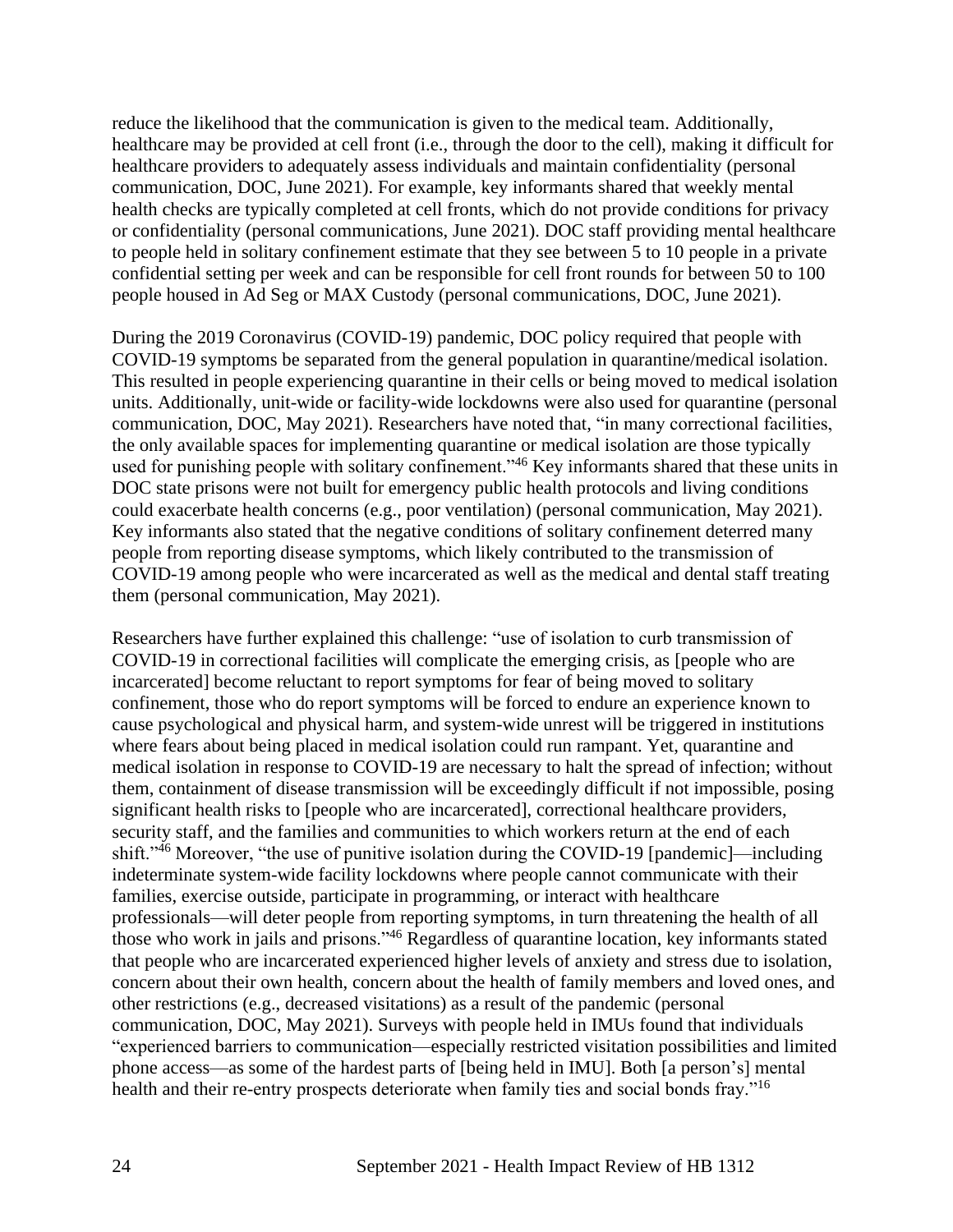reduce the likelihood that the communication is given to the medical team. Additionally, healthcare may be provided at cell front (i.e., through the door to the cell), making it difficult for healthcare providers to adequately assess individuals and maintain confidentiality (personal communication, DOC, June 2021). For example, key informants shared that weekly mental health checks are typically completed at cell fronts, which do not provide conditions for privacy or confidentiality (personal communications, June 2021). DOC staff providing mental healthcare to people held in solitary confinement estimate that they see between 5 to 10 people in a private confidential setting per week and can be responsible for cell front rounds for between 50 to 100 people housed in Ad Seg or MAX Custody (personal communications, DOC, June 2021).

During the 2019 Coronavirus (COVID-19) pandemic, DOC policy required that people with COVID-19 symptoms be separated from the general population in quarantine/medical isolation. This resulted in people experiencing quarantine in their cells or being moved to medical isolation units. Additionally, unit-wide or facility-wide lockdowns were also used for quarantine (personal communication, DOC, May 2021). Researchers have noted that, "in many correctional facilities, the only available spaces for implementing quarantine or medical isolation are those typically used for punishing people with solitary confinement."[46] Key informants shared that these units in DOC state prisons were not built for emergency public health protocols and living conditions could exacerbate health concerns (e.g., poor ventilation) (personal communication, May 2021). Key informants also stated that the negative conditions of solitary confinement deterred many people from reporting disease symptoms, which likely contributed to the transmission of COVID-19 among people who were incarcerated as well as the medical and dental staff treating them (personal communication, May 2021).

Researchers have further explained this challenge: "use of isolation to curb transmission of COVID-19 in correctional facilities will complicate the emerging crisis, as [people who are incarcerated] become reluctant to report symptoms for fear of being moved to solitary confinement, those who do report symptoms will be forced to endure an experience known to cause psychological and physical harm, and system-wide unrest will be triggered in institutions where fears about being placed in medical isolation could run rampant. Yet, quarantine and medical isolation in response to COVID-19 are necessary to halt the spread of infection; without them, containment of disease transmission will be exceedingly difficult if not impossible, posing significant health risks to [people who are incarcerated], correctional healthcare providers, security staff, and the families and communities to which workers return at the end of each shift."[46] Moreover, "the use of punitive isolation during the COVID-19 [pandemic]—including indeterminate system-wide facility lockdowns where people cannot communicate with their families, exercise outside, participate in programming, or interact with healthcare professionals—will deter people from reporting symptoms, in turn threatening the health of all those who work in jails and prisons."[46] Regardless of quarantine location, key informants stated that people who are incarcerated experienced higher levels of anxiety and stress due to isolation, concern about their own health, concern about the health of family members and loved ones, and other restrictions (e.g., decreased visitations) as a result of the pandemic (personal communication, DOC, May 2021). Surveys with people held in IMUs found that individuals "experienced barriers to communication—especially restricted visitation possibilities and limited phone access—as some of the hardest parts of [being held in IMU]. Both [a person's] mental health and their re-entry prospects deteriorate when family ties and social bonds fray."[16]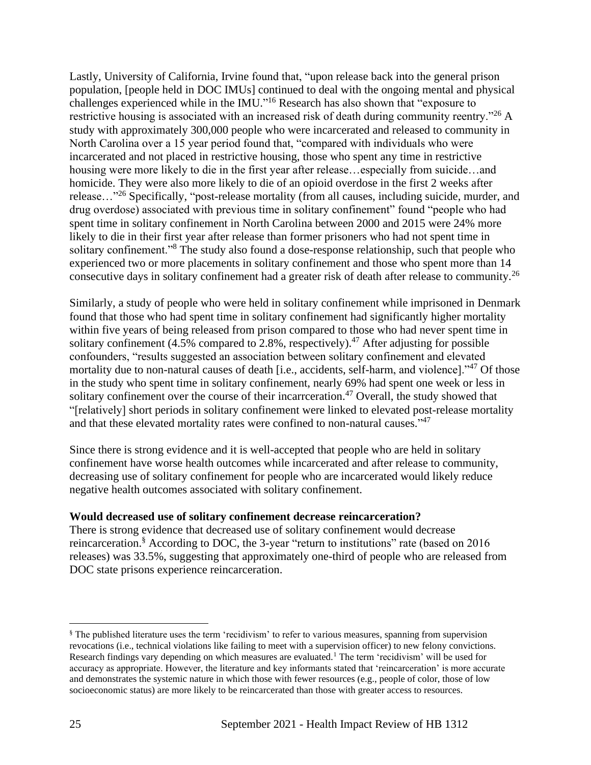Lastly, University of California, Irvine found that, "upon release back into the general prison population, [people held in DOC IMUs] continued to deal with the ongoing mental and physical challenges experienced while in the IMU."[16] Research has also shown that "exposure to restrictive housing is associated with an increased risk of death during community reentry."[26] A study with approximately 300,000 people who were incarcerated and released to community in North Carolina over a 15 year period found that, "compared with individuals who were incarcerated and not placed in restrictive housing, those who spent any time in restrictive housing were more likely to die in the first year after release…especially from suicide…and homicide. They were also more likely to die of an opioid overdose in the first 2 weeks after release…"[26] Specifically, "post-release mortality (from all causes, including suicide, murder, and drug overdose) associated with previous time in solitary confinement" found "people who had spent time in solitary confinement in North Carolina between 2000 and 2015 were 24% more likely to die in their first year after release than former prisoners who had not spent time in solitary confinement."[8] The study also found a dose-response relationship, such that people who experienced two or more placements in solitary confinement and those who spent more than 14 consecutive days in solitary confinement had a greater risk of death after release to community.[26]

Similarly, a study of people who were held in solitary confinement while imprisoned in Denmark found that those who had spent time in solitary confinement had significantly higher mortality within five years of being released from prison compared to those who had never spent time in solitary confinement (4.5% compared to 2.8%, respectively).[47] After adjusting for possible confounders, "results suggested an association between solitary confinement and elevated mortality due to non-natural causes of death [i.e., accidents, self-harm, and violence]."[47] Of those in the study who spent time in solitary confinement, nearly 69% had spent one week or less in solitary confinement over the course of their incarrceration.[47] Overall, the study showed that "[relatively] short periods in solitary confinement were linked to elevated post-release mortality and that these elevated mortality rates were confined to non-natural causes."[47]

Since there is strong evidence and it is well-accepted that people who are held in solitary confinement have worse health outcomes while incarcerated and after release to community, decreasing use of solitary confinement for people who are incarcerated would likely reduce negative health outcomes associated with solitary confinement.

**Would decreased use of solitary confinement decrease reincarceration?**

There is strong evidence that decreased use of solitary confinement would decrease reincarceration.[§] According to DOC, the 3-year "return to institutions" rate (based on 2016 releases) was 33.5%, suggesting that approximately one-third of people who are released from DOC state prisons experience reincarceration.

---

[§] The published literature uses the term 'recidivism' to refer to various measures, spanning from supervision revocations (i.e., technical violations like failing to meet with a supervision officer) to new felony convictions. Research findings vary depending on which measures are evaluated.[1] The term 'recidivism' will be used for accuracy as appropriate. However, the literature and key informants stated that 'reincarceration' is more accurate and demonstrates the systemic nature in which those with fewer resources (e.g., people of color, those of low socioeconomic status) are more likely to be reincarcerated than those with greater access to resources.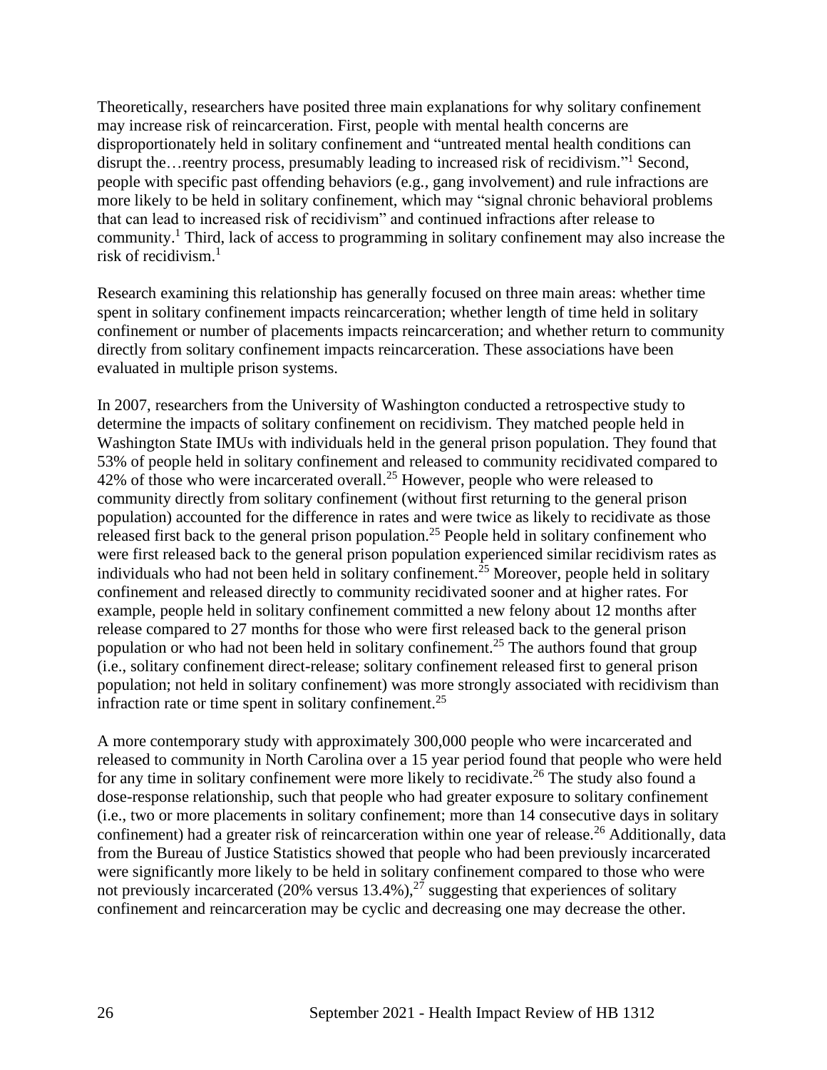Theoretically, researchers have posited three main explanations for why solitary confinement may increase risk of reincarceration. First, people with mental health concerns are disproportionately held in solitary confinement and "untreated mental health conditions can disrupt the…reentry process, presumably leading to increased risk of recidivism."[1] Second, people with specific past offending behaviors (e.g., gang involvement) and rule infractions are more likely to be held in solitary confinement, which may "signal chronic behavioral problems that can lead to increased risk of recidivism" and continued infractions after release to community.[1] Third, lack of access to programming in solitary confinement may also increase the risk of recidivism.[1]

Research examining this relationship has generally focused on three main areas: whether time spent in solitary confinement impacts reincarceration; whether length of time held in solitary confinement or number of placements impacts reincarceration; and whether return to community directly from solitary confinement impacts reincarceration. These associations have been evaluated in multiple prison systems.

In 2007, researchers from the University of Washington conducted a retrospective study to determine the impacts of solitary confinement on recidivism. They matched people held in Washington State IMUs with individuals held in the general prison population. They found that 53% of people held in solitary confinement and released to community recidivated compared to 42% of those who were incarcerated overall.[25] However, people who were released to community directly from solitary confinement (without first returning to the general prison population) accounted for the difference in rates and were twice as likely to recidivate as those released first back to the general prison population.[25] People held in solitary confinement who were first released back to the general prison population experienced similar recidivism rates as individuals who had not been held in solitary confinement.[25] Moreover, people held in solitary confinement and released directly to community recidivated sooner and at higher rates. For example, people held in solitary confinement committed a new felony about 12 months after release compared to 27 months for those who were first released back to the general prison population or who had not been held in solitary confinement.[25] The authors found that group (i.e., solitary confinement direct-release; solitary confinement released first to general prison population; not held in solitary confinement) was more strongly associated with recidivism than infraction rate or time spent in solitary confinement.[25]

A more contemporary study with approximately 300,000 people who were incarcerated and released to community in North Carolina over a 15 year period found that people who were held for any time in solitary confinement were more likely to recidivate.[26] The study also found a dose-response relationship, such that people who had greater exposure to solitary confinement (i.e., two or more placements in solitary confinement; more than 14 consecutive days in solitary confinement) had a greater risk of reincarceration within one year of release.[26] Additionally, data from the Bureau of Justice Statistics showed that people who had been previously incarcerated were significantly more likely to be held in solitary confinement compared to those who were not previously incarcerated (20% versus 13.4%),[27] suggesting that experiences of solitary confinement and reincarceration may be cyclic and decreasing one may decrease the other.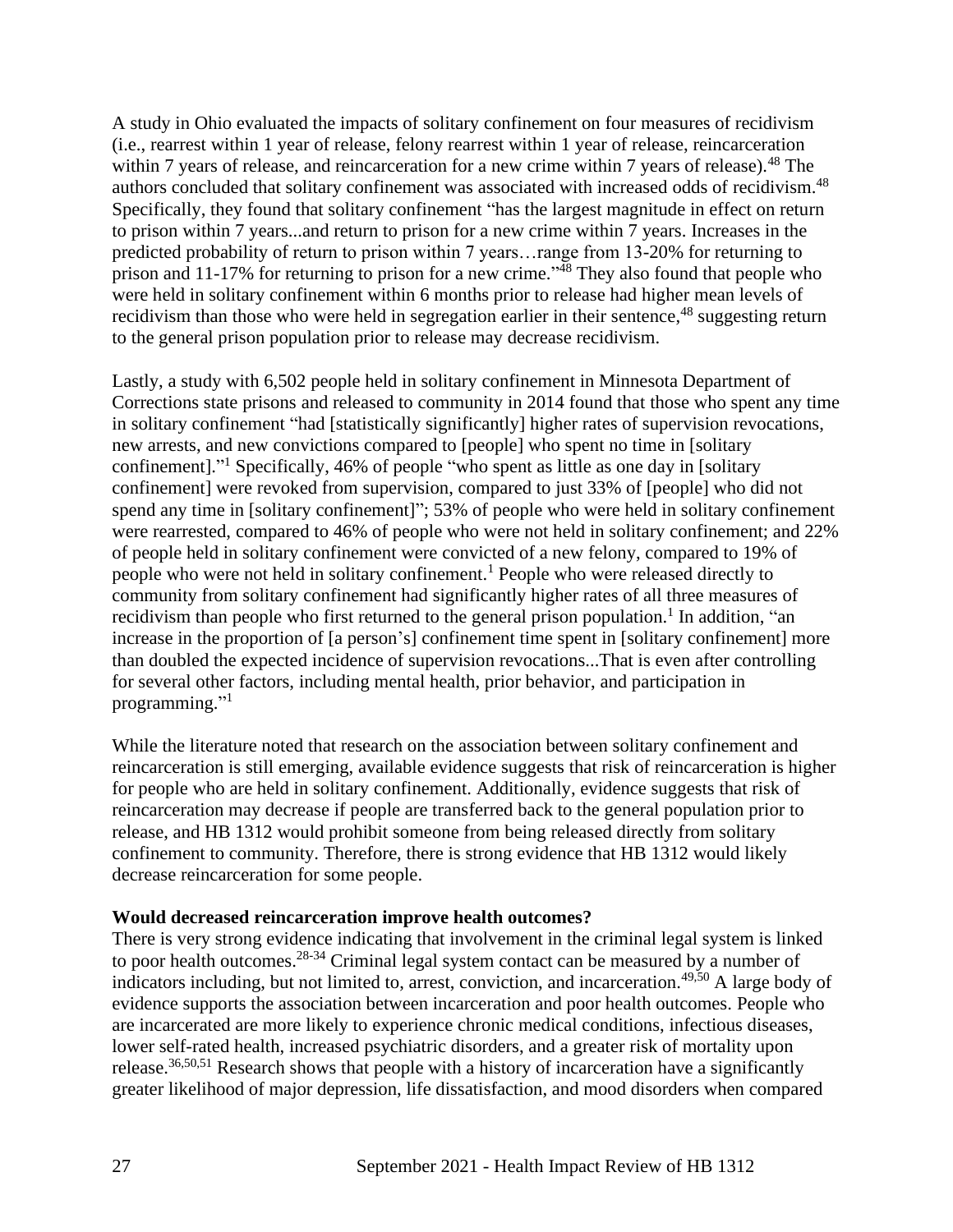A study in Ohio evaluated the impacts of solitary confinement on four measures of recidivism (i.e., rearrest within 1 year of release, felony rearrest within 1 year of release, reincarceration within 7 years of release, and reincarceration for a new crime within 7 years of release).[48] The authors concluded that solitary confinement was associated with increased odds of recidivism.[48] Specifically, they found that solitary confinement "has the largest magnitude in effect on return to prison within 7 years...and return to prison for a new crime within 7 years. Increases in the predicted probability of return to prison within 7 years…range from 13-20% for returning to prison and 11-17% for returning to prison for a new crime."[48] They also found that people who were held in solitary confinement within 6 months prior to release had higher mean levels of recidivism than those who were held in segregation earlier in their sentence,[48] suggesting return to the general prison population prior to release may decrease recidivism.

Lastly, a study with 6,502 people held in solitary confinement in Minnesota Department of Corrections state prisons and released to community in 2014 found that those who spent any time in solitary confinement "had [statistically significantly] higher rates of supervision revocations, new arrests, and new convictions compared to [people] who spent no time in [solitary confinement]."[1] Specifically, 46% of people "who spent as little as one day in [solitary confinement] were revoked from supervision, compared to just 33% of [people] who did not spend any time in [solitary confinement]"; 53% of people who were held in solitary confinement were rearrested, compared to 46% of people who were not held in solitary confinement; and 22% of people held in solitary confinement were convicted of a new felony, compared to 19% of people who were not held in solitary confinement.[1] People who were released directly to community from solitary confinement had significantly higher rates of all three measures of recidivism than people who first returned to the general prison population.[1] In addition, "an increase in the proportion of [a person's] confinement time spent in [solitary confinement] more than doubled the expected incidence of supervision revocations...That is even after controlling for several other factors, including mental health, prior behavior, and participation in programming."[1]

While the literature noted that research on the association between solitary confinement and reincarceration is still emerging, available evidence suggests that risk of reincarceration is higher for people who are held in solitary confinement. Additionally, evidence suggests that risk of reincarceration may decrease if people are transferred back to the general population prior to release, and HB 1312 would prohibit someone from being released directly from solitary confinement to community. Therefore, there is strong evidence that HB 1312 would likely decrease reincarceration for some people.

**Would decreased reincarceration improve health outcomes?**

There is very strong evidence indicating that involvement in the criminal legal system is linked to poor health outcomes.[28-34] Criminal legal system contact can be measured by a number of indicators including, but not limited to, arrest, conviction, and incarceration.[49,50] A large body of evidence supports the association between incarceration and poor health outcomes. People who are incarcerated are more likely to experience chronic medical conditions, infectious diseases, lower self-rated health, increased psychiatric disorders, and a greater risk of mortality upon release.[36,50,51] Research shows that people with a history of incarceration have a significantly greater likelihood of major depression, life dissatisfaction, and mood disorders when compared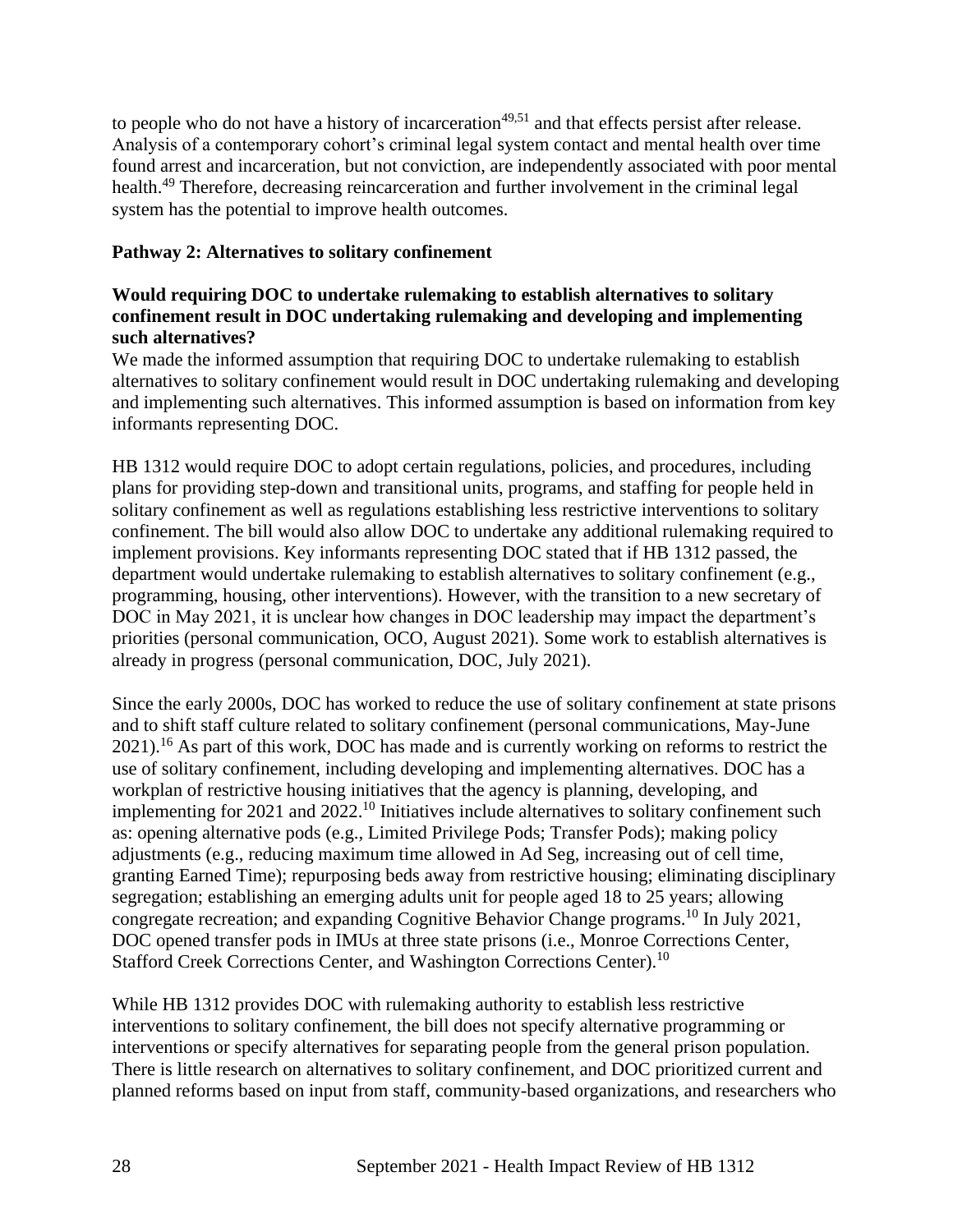to people who do not have a history of incarceration[49,51] and that effects persist after release. Analysis of a contemporary cohort's criminal legal system contact and mental health over time found arrest and incarceration, but not conviction, are independently associated with poor mental health.[49] Therefore, decreasing reincarceration and further involvement in the criminal legal system has the potential to improve health outcomes.

**Pathway 2: Alternatives to solitary confinement**

**Would requiring DOC to undertake rulemaking to establish alternatives to solitary confinement result in DOC undertaking rulemaking and developing and implementing such alternatives?**

We made the informed assumption that requiring DOC to undertake rulemaking to establish alternatives to solitary confinement would result in DOC undertaking rulemaking and developing and implementing such alternatives. This informed assumption is based on information from key informants representing DOC.

HB 1312 would require DOC to adopt certain regulations, policies, and procedures, including plans for providing step-down and transitional units, programs, and staffing for people held in solitary confinement as well as regulations establishing less restrictive interventions to solitary confinement. The bill would also allow DOC to undertake any additional rulemaking required to implement provisions. Key informants representing DOC stated that if HB 1312 passed, the department would undertake rulemaking to establish alternatives to solitary confinement (e.g., programming, housing, other interventions). However, with the transition to a new secretary of DOC in May 2021, it is unclear how changes in DOC leadership may impact the department's priorities (personal communication, OCO, August 2021). Some work to establish alternatives is already in progress (personal communication, DOC, July 2021).

Since the early 2000s, DOC has worked to reduce the use of solitary confinement at state prisons and to shift staff culture related to solitary confinement (personal communications, May-June 2021).[16] As part of this work, DOC has made and is currently working on reforms to restrict the use of solitary confinement, including developing and implementing alternatives. DOC has a workplan of restrictive housing initiatives that the agency is planning, developing, and implementing for 2021 and 2022.[10] Initiatives include alternatives to solitary confinement such as: opening alternative pods (e.g., Limited Privilege Pods; Transfer Pods); making policy adjustments (e.g., reducing maximum time allowed in Ad Seg, increasing out of cell time, granting Earned Time); repurposing beds away from restrictive housing; eliminating disciplinary segregation; establishing an emerging adults unit for people aged 18 to 25 years; allowing congregate recreation; and expanding Cognitive Behavior Change programs.[10] In July 2021, DOC opened transfer pods in IMUs at three state prisons (i.e., Monroe Corrections Center, Stafford Creek Corrections Center, and Washington Corrections Center).[10]

While HB 1312 provides DOC with rulemaking authority to establish less restrictive interventions to solitary confinement, the bill does not specify alternative programming or interventions or specify alternatives for separating people from the general prison population. There is little research on alternatives to solitary confinement, and DOC prioritized current and planned reforms based on input from staff, community-based organizations, and researchers who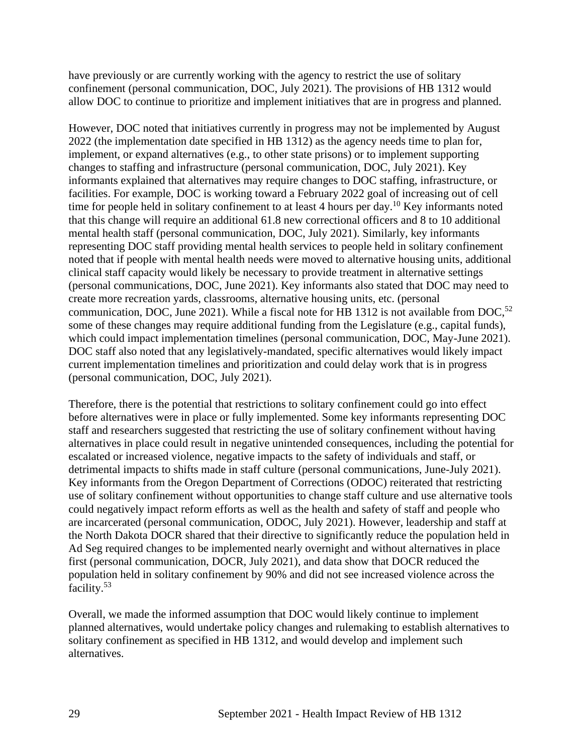have previously or are currently working with the agency to restrict the use of solitary confinement (personal communication, DOC, July 2021). The provisions of HB 1312 would allow DOC to continue to prioritize and implement initiatives that are in progress and planned.

However, DOC noted that initiatives currently in progress may not be implemented by August 2022 (the implementation date specified in HB 1312) as the agency needs time to plan for, implement, or expand alternatives (e.g., to other state prisons) or to implement supporting changes to staffing and infrastructure (personal communication, DOC, July 2021). Key informants explained that alternatives may require changes to DOC staffing, infrastructure, or facilities. For example, DOC is working toward a February 2022 goal of increasing out of cell time for people held in solitary confinement to at least 4 hours per day.[10] Key informants noted that this change will require an additional 61.8 new correctional officers and 8 to 10 additional mental health staff (personal communication, DOC, July 2021). Similarly, key informants representing DOC staff providing mental health services to people held in solitary confinement noted that if people with mental health needs were moved to alternative housing units, additional clinical staff capacity would likely be necessary to provide treatment in alternative settings (personal communications, DOC, June 2021). Key informants also stated that DOC may need to create more recreation yards, classrooms, alternative housing units, etc. (personal communication, DOC, June 2021). While a fiscal note for HB 1312 is not available from DOC,[52] some of these changes may require additional funding from the Legislature (e.g., capital funds), which could impact implementation timelines (personal communication, DOC, May-June 2021). DOC staff also noted that any legislatively-mandated, specific alternatives would likely impact current implementation timelines and prioritization and could delay work that is in progress (personal communication, DOC, July 2021).

Therefore, there is the potential that restrictions to solitary confinement could go into effect before alternatives were in place or fully implemented. Some key informants representing DOC staff and researchers suggested that restricting the use of solitary confinement without having alternatives in place could result in negative unintended consequences, including the potential for escalated or increased violence, negative impacts to the safety of individuals and staff, or detrimental impacts to shifts made in staff culture (personal communications, June-July 2021). Key informants from the Oregon Department of Corrections (ODOC) reiterated that restricting use of solitary confinement without opportunities to change staff culture and use alternative tools could negatively impact reform efforts as well as the health and safety of staff and people who are incarcerated (personal communication, ODOC, July 2021). However, leadership and staff at the North Dakota DOCR shared that their directive to significantly reduce the population held in Ad Seg required changes to be implemented nearly overnight and without alternatives in place first (personal communication, DOCR, July 2021), and data show that DOCR reduced the population held in solitary confinement by 90% and did not see increased violence across the facility.[53]

Overall, we made the informed assumption that DOC would likely continue to implement planned alternatives, would undertake policy changes and rulemaking to establish alternatives to solitary confinement as specified in HB 1312, and would develop and implement such alternatives.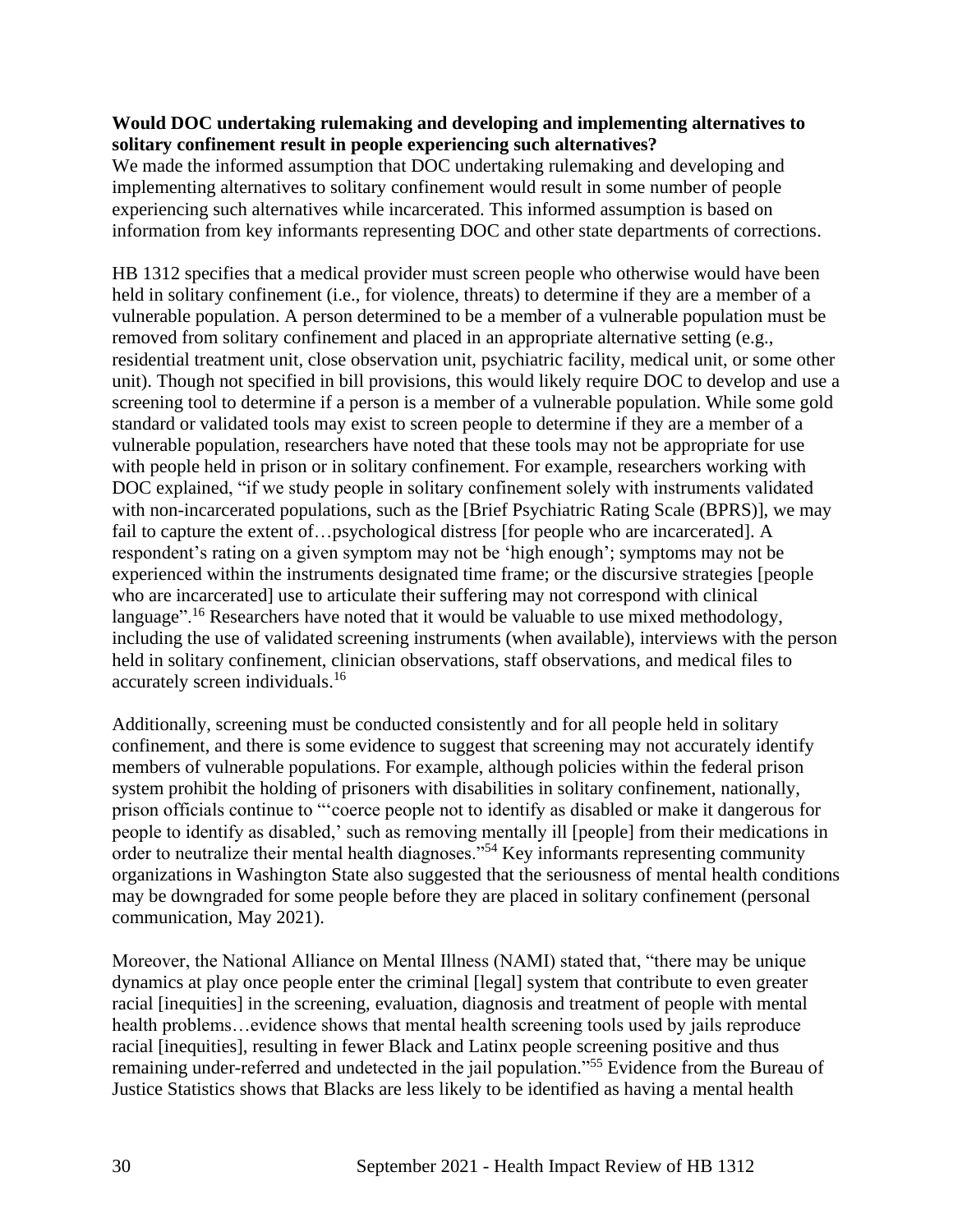**Would DOC undertaking rulemaking and developing and implementing alternatives to solitary confinement result in people experiencing such alternatives?**

We made the informed assumption that DOC undertaking rulemaking and developing and implementing alternatives to solitary confinement would result in some number of people experiencing such alternatives while incarcerated. This informed assumption is based on information from key informants representing DOC and other state departments of corrections.

HB 1312 specifies that a medical provider must screen people who otherwise would have been held in solitary confinement (i.e., for violence, threats) to determine if they are a member of a vulnerable population. A person determined to be a member of a vulnerable population must be removed from solitary confinement and placed in an appropriate alternative setting (e.g., residential treatment unit, close observation unit, psychiatric facility, medical unit, or some other unit). Though not specified in bill provisions, this would likely require DOC to develop and use a screening tool to determine if a person is a member of a vulnerable population. While some gold standard or validated tools may exist to screen people to determine if they are a member of a vulnerable population, researchers have noted that these tools may not be appropriate for use with people held in prison or in solitary confinement. For example, researchers working with DOC explained, "if we study people in solitary confinement solely with instruments validated with non-incarcerated populations, such as the [Brief Psychiatric Rating Scale (BPRS)], we may fail to capture the extent of…psychological distress [for people who are incarcerated]. A respondent's rating on a given symptom may not be 'high enough'; symptoms may not be experienced within the instruments designated time frame; or the discursive strategies [people who are incarcerated] use to articulate their suffering may not correspond with clinical language".[16] Researchers have noted that it would be valuable to use mixed methodology, including the use of validated screening instruments (when available), interviews with the person held in solitary confinement, clinician observations, staff observations, and medical files to accurately screen individuals.[16]

Additionally, screening must be conducted consistently and for all people held in solitary confinement, and there is some evidence to suggest that screening may not accurately identify members of vulnerable populations. For example, although policies within the federal prison system prohibit the holding of prisoners with disabilities in solitary confinement, nationally, prison officials continue to "'coerce people not to identify as disabled or make it dangerous for people to identify as disabled,' such as removing mentally ill [people] from their medications in order to neutralize their mental health diagnoses."[54] Key informants representing community organizations in Washington State also suggested that the seriousness of mental health conditions may be downgraded for some people before they are placed in solitary confinement (personal communication, May 2021).

Moreover, the National Alliance on Mental Illness (NAMI) stated that, "there may be unique dynamics at play once people enter the criminal [legal] system that contribute to even greater racial [inequities] in the screening, evaluation, diagnosis and treatment of people with mental health problems…evidence shows that mental health screening tools used by jails reproduce racial [inequities], resulting in fewer Black and Latinx people screening positive and thus remaining under-referred and undetected in the jail population."[55] Evidence from the Bureau of Justice Statistics shows that Blacks are less likely to be identified as having a mental health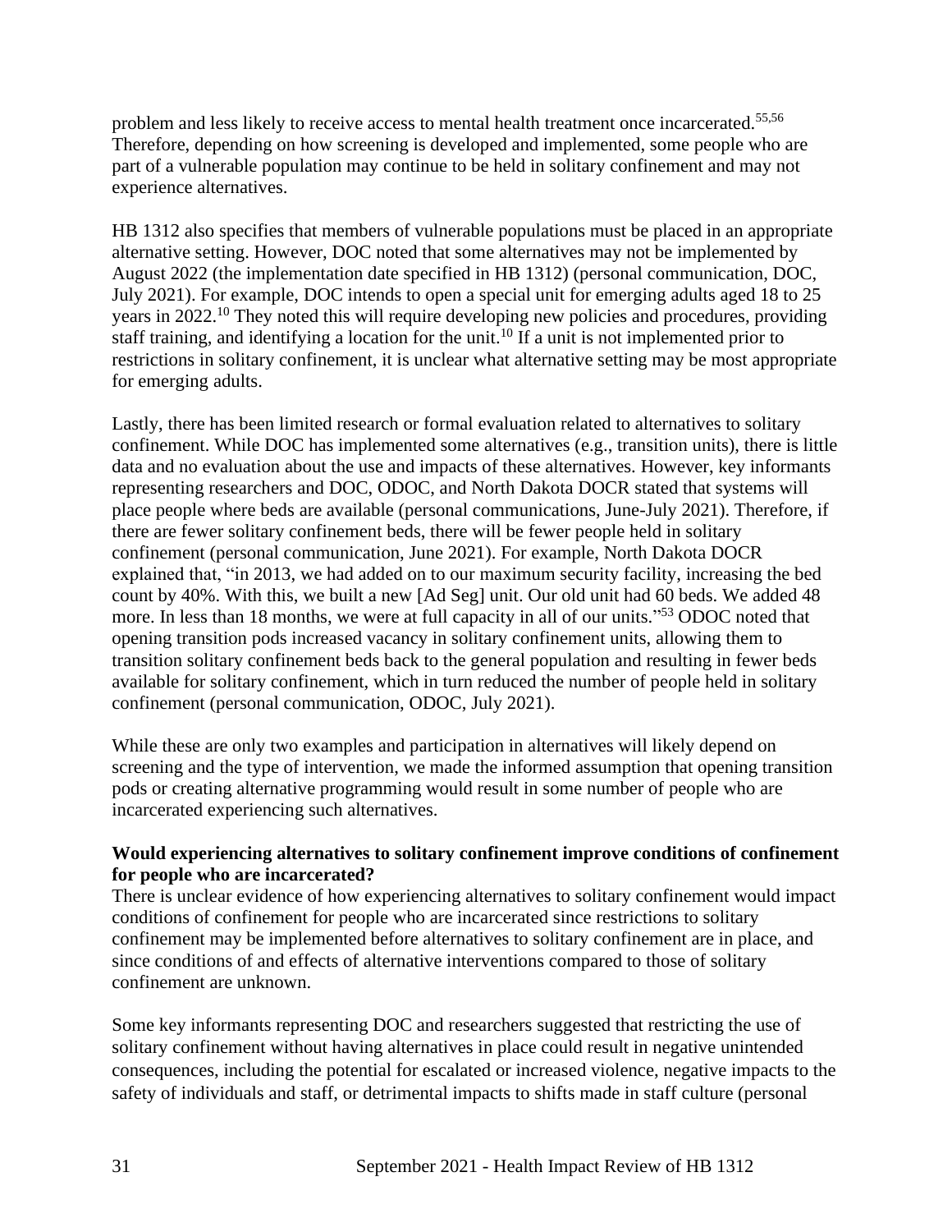problem and less likely to receive access to mental health treatment once incarcerated.[55,56] Therefore, depending on how screening is developed and implemented, some people who are part of a vulnerable population may continue to be held in solitary confinement and may not experience alternatives.

HB 1312 also specifies that members of vulnerable populations must be placed in an appropriate alternative setting. However, DOC noted that some alternatives may not be implemented by August 2022 (the implementation date specified in HB 1312) (personal communication, DOC, July 2021). For example, DOC intends to open a special unit for emerging adults aged 18 to 25 years in 2022.[10] They noted this will require developing new policies and procedures, providing staff training, and identifying a location for the unit.[10] If a unit is not implemented prior to restrictions in solitary confinement, it is unclear what alternative setting may be most appropriate for emerging adults.

Lastly, there has been limited research or formal evaluation related to alternatives to solitary confinement. While DOC has implemented some alternatives (e.g., transition units), there is little data and no evaluation about the use and impacts of these alternatives. However, key informants representing researchers and DOC, ODOC, and North Dakota DOCR stated that systems will place people where beds are available (personal communications, June-July 2021). Therefore, if there are fewer solitary confinement beds, there will be fewer people held in solitary confinement (personal communication, June 2021). For example, North Dakota DOCR explained that, "in 2013, we had added on to our maximum security facility, increasing the bed count by 40%. With this, we built a new [Ad Seg] unit. Our old unit had 60 beds. We added 48 more. In less than 18 months, we were at full capacity in all of our units."[53] ODOC noted that opening transition pods increased vacancy in solitary confinement units, allowing them to transition solitary confinement beds back to the general population and resulting in fewer beds available for solitary confinement, which in turn reduced the number of people held in solitary confinement (personal communication, ODOC, July 2021).

While these are only two examples and participation in alternatives will likely depend on screening and the type of intervention, we made the informed assumption that opening transition pods or creating alternative programming would result in some number of people who are incarcerated experiencing such alternatives.

**Would experiencing alternatives to solitary confinement improve conditions of confinement for people who are incarcerated?**

There is unclear evidence of how experiencing alternatives to solitary confinement would impact conditions of confinement for people who are incarcerated since restrictions to solitary confinement may be implemented before alternatives to solitary confinement are in place, and since conditions of and effects of alternative interventions compared to those of solitary confinement are unknown.

Some key informants representing DOC and researchers suggested that restricting the use of solitary confinement without having alternatives in place could result in negative unintended consequences, including the potential for escalated or increased violence, negative impacts to the safety of individuals and staff, or detrimental impacts to shifts made in staff culture (personal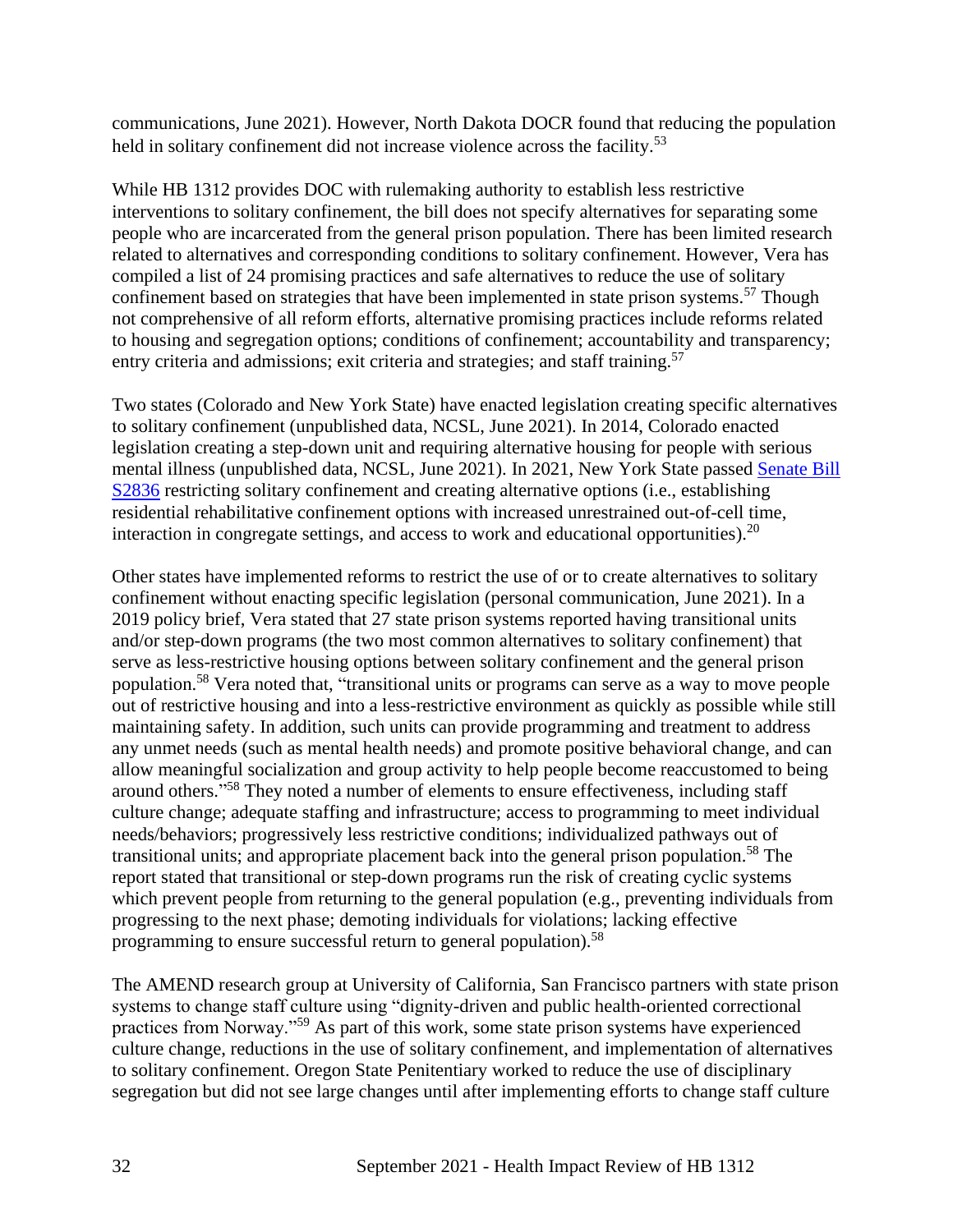communications, June 2021). However, North Dakota DOCR found that reducing the population held in solitary confinement did not increase violence across the facility.[53]

While HB 1312 provides DOC with rulemaking authority to establish less restrictive interventions to solitary confinement, the bill does not specify alternatives for separating some people who are incarcerated from the general prison population. There has been limited research related to alternatives and corresponding conditions to solitary confinement. However, Vera has compiled a list of 24 promising practices and safe alternatives to reduce the use of solitary confinement based on strategies that have been implemented in state prison systems.[57] Though not comprehensive of all reform efforts, alternative promising practices include reforms related to housing and segregation options; conditions of confinement; accountability and transparency; entry criteria and admissions; exit criteria and strategies; and staff training.[57]

Two states (Colorado and New York State) have enacted legislation creating specific alternatives to solitary confinement (unpublished data, NCSL, June 2021). In 2014, Colorado enacted legislation creating a step-down unit and requiring alternative housing for people with serious mental illness (unpublished data, NCSL, June 2021). In 2021, New York State passed Senate Bill S2836 restricting solitary confinement and creating alternative options (i.e., establishing residential rehabilitative confinement options with increased unrestrained out-of-cell time, interaction in congregate settings, and access to work and educational opportunities).[20]

Other states have implemented reforms to restrict the use of or to create alternatives to solitary confinement without enacting specific legislation (personal communication, June 2021). In a 2019 policy brief, Vera stated that 27 state prison systems reported having transitional units and/or step-down programs (the two most common alternatives to solitary confinement) that serve as less-restrictive housing options between solitary confinement and the general prison population.[58] Vera noted that, "transitional units or programs can serve as a way to move people out of restrictive housing and into a less-restrictive environment as quickly as possible while still maintaining safety. In addition, such units can provide programming and treatment to address any unmet needs (such as mental health needs) and promote positive behavioral change, and can allow meaningful socialization and group activity to help people become reaccustomed to being around others."[58] They noted a number of elements to ensure effectiveness, including staff culture change; adequate staffing and infrastructure; access to programming to meet individual needs/behaviors; progressively less restrictive conditions; individualized pathways out of transitional units; and appropriate placement back into the general prison population.[58] The report stated that transitional or step-down programs run the risk of creating cyclic systems which prevent people from returning to the general population (e.g., preventing individuals from progressing to the next phase; demoting individuals for violations; lacking effective programming to ensure successful return to general population).[58]

The AMEND research group at University of California, San Francisco partners with state prison systems to change staff culture using "dignity-driven and public health-oriented correctional practices from Norway."[59] As part of this work, some state prison systems have experienced culture change, reductions in the use of solitary confinement, and implementation of alternatives to solitary confinement. Oregon State Penitentiary worked to reduce the use of disciplinary segregation but did not see large changes until after implementing efforts to change staff culture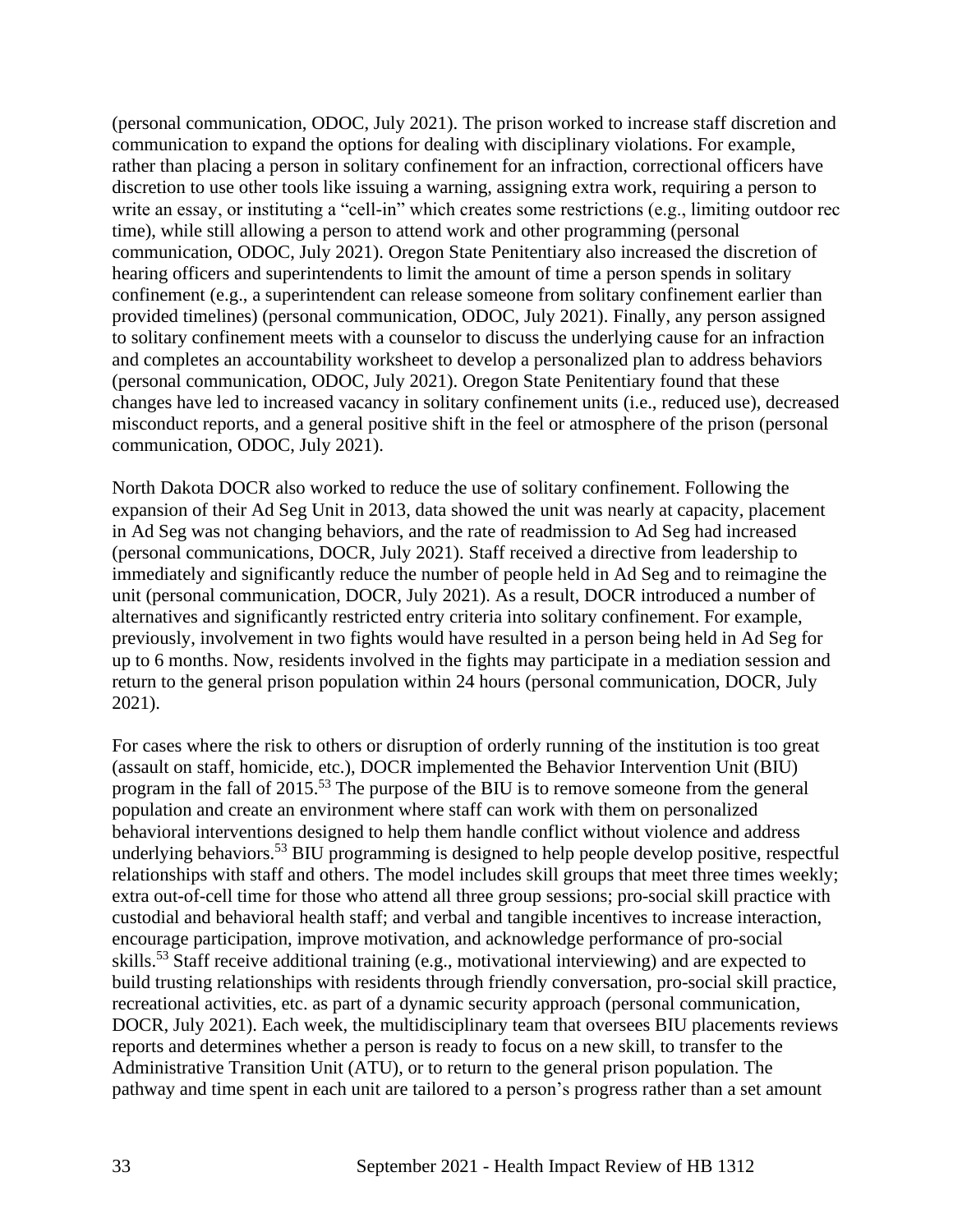(personal communication, ODOC, July 2021). The prison worked to increase staff discretion and communication to expand the options for dealing with disciplinary violations. For example, rather than placing a person in solitary confinement for an infraction, correctional officers have discretion to use other tools like issuing a warning, assigning extra work, requiring a person to write an essay, or instituting a "cell-in" which creates some restrictions (e.g., limiting outdoor rec time), while still allowing a person to attend work and other programming (personal communication, ODOC, July 2021). Oregon State Penitentiary also increased the discretion of hearing officers and superintendents to limit the amount of time a person spends in solitary confinement (e.g., a superintendent can release someone from solitary confinement earlier than provided timelines) (personal communication, ODOC, July 2021). Finally, any person assigned to solitary confinement meets with a counselor to discuss the underlying cause for an infraction and completes an accountability worksheet to develop a personalized plan to address behaviors (personal communication, ODOC, July 2021). Oregon State Penitentiary found that these changes have led to increased vacancy in solitary confinement units (i.e., reduced use), decreased misconduct reports, and a general positive shift in the feel or atmosphere of the prison (personal communication, ODOC, July 2021).

North Dakota DOCR also worked to reduce the use of solitary confinement. Following the expansion of their Ad Seg Unit in 2013, data showed the unit was nearly at capacity, placement in Ad Seg was not changing behaviors, and the rate of readmission to Ad Seg had increased (personal communications, DOCR, July 2021). Staff received a directive from leadership to immediately and significantly reduce the number of people held in Ad Seg and to reimagine the unit (personal communication, DOCR, July 2021). As a result, DOCR introduced a number of alternatives and significantly restricted entry criteria into solitary confinement. For example, previously, involvement in two fights would have resulted in a person being held in Ad Seg for up to 6 months. Now, residents involved in the fights may participate in a mediation session and return to the general prison population within 24 hours (personal communication, DOCR, July 2021).

For cases where the risk to others or disruption of orderly running of the institution is too great (assault on staff, homicide, etc.), DOCR implemented the Behavior Intervention Unit (BIU) program in the fall of 2015.[53] The purpose of the BIU is to remove someone from the general population and create an environment where staff can work with them on personalized behavioral interventions designed to help them handle conflict without violence and address underlying behaviors.[53] BIU programming is designed to help people develop positive, respectful relationships with staff and others. The model includes skill groups that meet three times weekly; extra out-of-cell time for those who attend all three group sessions; pro-social skill practice with custodial and behavioral health staff; and verbal and tangible incentives to increase interaction, encourage participation, improve motivation, and acknowledge performance of pro-social skills.[53] Staff receive additional training (e.g., motivational interviewing) and are expected to build trusting relationships with residents through friendly conversation, pro-social skill practice, recreational activities, etc. as part of a dynamic security approach (personal communication, DOCR, July 2021). Each week, the multidisciplinary team that oversees BIU placements reviews reports and determines whether a person is ready to focus on a new skill, to transfer to the Administrative Transition Unit (ATU), or to return to the general prison population. The pathway and time spent in each unit are tailored to a person's progress rather than a set amount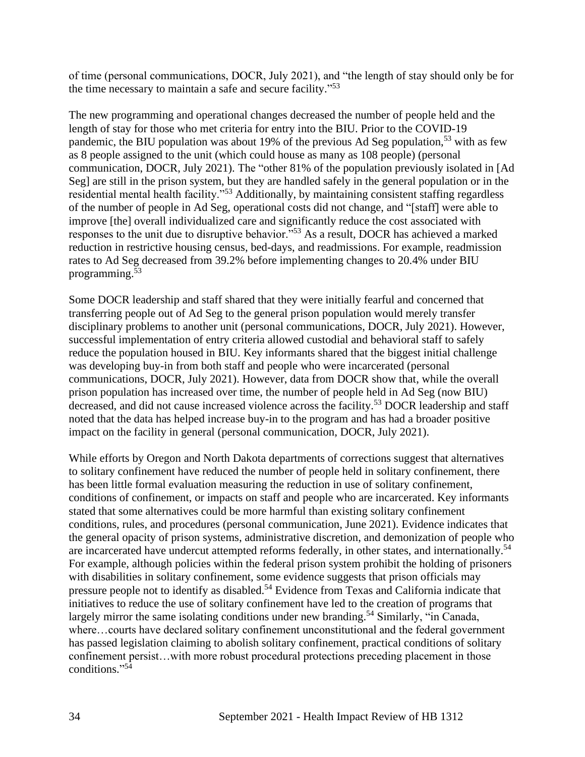of time (personal communications, DOCR, July 2021), and "the length of stay should only be for the time necessary to maintain a safe and secure facility."[53]

The new programming and operational changes decreased the number of people held and the length of stay for those who met criteria for entry into the BIU. Prior to the COVID-19 pandemic, the BIU population was about 19% of the previous Ad Seg population,[53] with as few as 8 people assigned to the unit (which could house as many as 108 people) (personal communication, DOCR, July 2021). The "other 81% of the population previously isolated in [Ad Seg] are still in the prison system, but they are handled safely in the general population or in the residential mental health facility."[53] Additionally, by maintaining consistent staffing regardless of the number of people in Ad Seg, operational costs did not change, and "[staff] were able to improve [the] overall individualized care and significantly reduce the cost associated with responses to the unit due to disruptive behavior."[53] As a result, DOCR has achieved a marked reduction in restrictive housing census, bed-days, and readmissions. For example, readmission rates to Ad Seg decreased from 39.2% before implementing changes to 20.4% under BIU programming.[53]

Some DOCR leadership and staff shared that they were initially fearful and concerned that transferring people out of Ad Seg to the general prison population would merely transfer disciplinary problems to another unit (personal communications, DOCR, July 2021). However, successful implementation of entry criteria allowed custodial and behavioral staff to safely reduce the population housed in BIU. Key informants shared that the biggest initial challenge was developing buy-in from both staff and people who were incarcerated (personal communications, DOCR, July 2021). However, data from DOCR show that, while the overall prison population has increased over time, the number of people held in Ad Seg (now BIU) decreased, and did not cause increased violence across the facility.[53] DOCR leadership and staff noted that the data has helped increase buy-in to the program and has had a broader positive impact on the facility in general (personal communication, DOCR, July 2021).

While efforts by Oregon and North Dakota departments of corrections suggest that alternatives to solitary confinement have reduced the number of people held in solitary confinement, there has been little formal evaluation measuring the reduction in use of solitary confinement, conditions of confinement, or impacts on staff and people who are incarcerated. Key informants stated that some alternatives could be more harmful than existing solitary confinement conditions, rules, and procedures (personal communication, June 2021). Evidence indicates that the general opacity of prison systems, administrative discretion, and demonization of people who are incarcerated have undercut attempted reforms federally, in other states, and internationally.[54] For example, although policies within the federal prison system prohibit the holding of prisoners with disabilities in solitary confinement, some evidence suggests that prison officials may pressure people not to identify as disabled.[54] Evidence from Texas and California indicate that initiatives to reduce the use of solitary confinement have led to the creation of programs that largely mirror the same isolating conditions under new branding.[54] Similarly, "in Canada, where…courts have declared solitary confinement unconstitutional and the federal government has passed legislation claiming to abolish solitary confinement, practical conditions of solitary confinement persist…with more robust procedural protections preceding placement in those conditions."[54]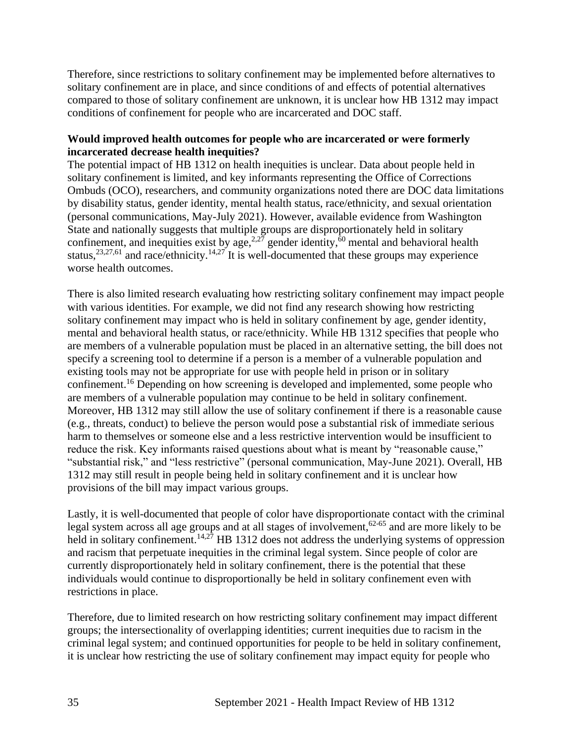Therefore, since restrictions to solitary confinement may be implemented before alternatives to solitary confinement are in place, and since conditions of and effects of potential alternatives compared to those of solitary confinement are unknown, it is unclear how HB 1312 may impact conditions of confinement for people who are incarcerated and DOC staff.

**Would improved health outcomes for people who are incarcerated or were formerly incarcerated decrease health inequities?**

The potential impact of HB 1312 on health inequities is unclear. Data about people held in solitary confinement is limited, and key informants representing the Office of Corrections Ombuds (OCO), researchers, and community organizations noted there are DOC data limitations by disability status, gender identity, mental health status, race/ethnicity, and sexual orientation (personal communications, May-July 2021). However, available evidence from Washington State and nationally suggests that multiple groups are disproportionately held in solitary confinement, and inequities exist by age,[2,27] gender identity,[60] mental and behavioral health status,[23,27,61] and race/ethnicity.[14,27] It is well-documented that these groups may experience worse health outcomes.

There is also limited research evaluating how restricting solitary confinement may impact people with various identities. For example, we did not find any research showing how restricting solitary confinement may impact who is held in solitary confinement by age, gender identity, mental and behavioral health status, or race/ethnicity. While HB 1312 specifies that people who are members of a vulnerable population must be placed in an alternative setting, the bill does not specify a screening tool to determine if a person is a member of a vulnerable population and existing tools may not be appropriate for use with people held in prison or in solitary confinement.[16] Depending on how screening is developed and implemented, some people who are members of a vulnerable population may continue to be held in solitary confinement. Moreover, HB 1312 may still allow the use of solitary confinement if there is a reasonable cause (e.g., threats, conduct) to believe the person would pose a substantial risk of immediate serious harm to themselves or someone else and a less restrictive intervention would be insufficient to reduce the risk. Key informants raised questions about what is meant by "reasonable cause," "substantial risk," and "less restrictive" (personal communication, May-June 2021). Overall, HB 1312 may still result in people being held in solitary confinement and it is unclear how provisions of the bill may impact various groups.

Lastly, it is well-documented that people of color have disproportionate contact with the criminal legal system across all age groups and at all stages of involvement,[62-65] and are more likely to be held in solitary confinement.[14,27] HB 1312 does not address the underlying systems of oppression and racism that perpetuate inequities in the criminal legal system. Since people of color are currently disproportionately held in solitary confinement, there is the potential that these individuals would continue to disproportionally be held in solitary confinement even with restrictions in place.

Therefore, due to limited research on how restricting solitary confinement may impact different groups; the intersectionality of overlapping identities; current inequities due to racism in the criminal legal system; and continued opportunities for people to be held in solitary confinement, it is unclear how restricting the use of solitary confinement may impact equity for people who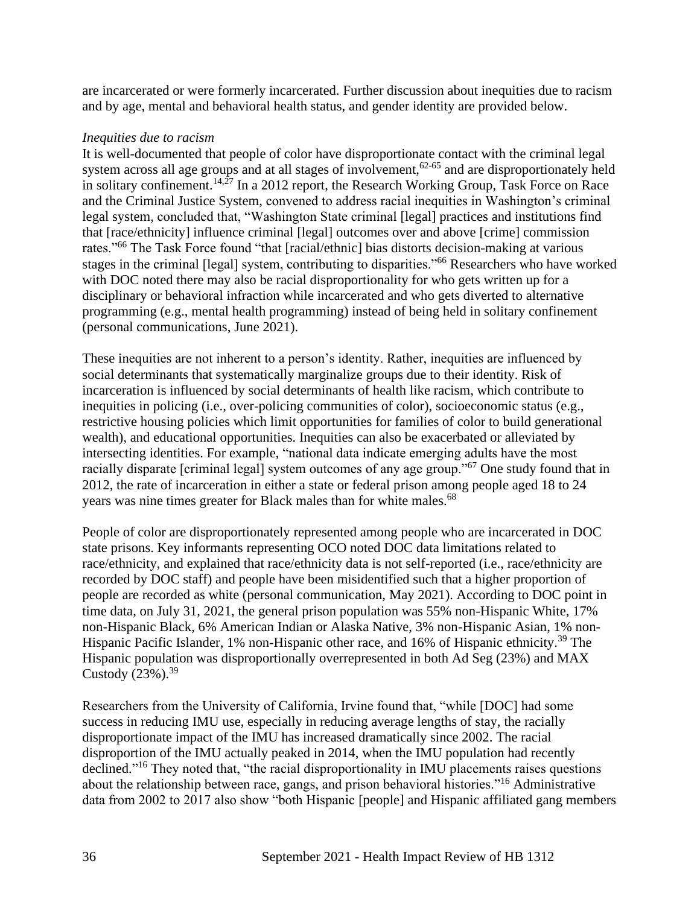are incarcerated or were formerly incarcerated. Further discussion about inequities due to racism and by age, mental and behavioral health status, and gender identity are provided below.

*Inequities due to racism*

It is well-documented that people of color have disproportionate contact with the criminal legal system across all age groups and at all stages of involvement,[62-65] and are disproportionately held in solitary confinement.[14,27] In a 2012 report, the Research Working Group, Task Force on Race and the Criminal Justice System, convened to address racial inequities in Washington's criminal legal system, concluded that, "Washington State criminal [legal] practices and institutions find that [race/ethnicity] influence criminal [legal] outcomes over and above [crime] commission rates."[66] The Task Force found "that [racial/ethnic] bias distorts decision-making at various stages in the criminal [legal] system, contributing to disparities."[66] Researchers who have worked with DOC noted there may also be racial disproportionality for who gets written up for a disciplinary or behavioral infraction while incarcerated and who gets diverted to alternative programming (e.g., mental health programming) instead of being held in solitary confinement (personal communications, June 2021).

These inequities are not inherent to a person's identity. Rather, inequities are influenced by social determinants that systematically marginalize groups due to their identity. Risk of incarceration is influenced by social determinants of health like racism, which contribute to inequities in policing (i.e., over-policing communities of color), socioeconomic status (e.g., restrictive housing policies which limit opportunities for families of color to build generational wealth), and educational opportunities. Inequities can also be exacerbated or alleviated by intersecting identities. For example, "national data indicate emerging adults have the most racially disparate [criminal legal] system outcomes of any age group."[67] One study found that in 2012, the rate of incarceration in either a state or federal prison among people aged 18 to 24 years was nine times greater for Black males than for white males.[68]

People of color are disproportionately represented among people who are incarcerated in DOC state prisons. Key informants representing OCO noted DOC data limitations related to race/ethnicity, and explained that race/ethnicity data is not self-reported (i.e., race/ethnicity are recorded by DOC staff) and people have been misidentified such that a higher proportion of people are recorded as white (personal communication, May 2021). According to DOC point in time data, on July 31, 2021, the general prison population was 55% non-Hispanic White, 17% non-Hispanic Black, 6% American Indian or Alaska Native, 3% non-Hispanic Asian, 1% non-Hispanic Pacific Islander, 1% non-Hispanic other race, and 16% of Hispanic ethnicity.[39] The Hispanic population was disproportionally overrepresented in both Ad Seg (23%) and MAX Custody (23%).[39]

Researchers from the University of California, Irvine found that, "while [DOC] had some success in reducing IMU use, especially in reducing average lengths of stay, the racially disproportionate impact of the IMU has increased dramatically since 2002. The racial disproportion of the IMU actually peaked in 2014, when the IMU population had recently declined."[16] They noted that, "the racial disproportionality in IMU placements raises questions about the relationship between race, gangs, and prison behavioral histories."[16] Administrative data from 2002 to 2017 also show "both Hispanic [people] and Hispanic affiliated gang members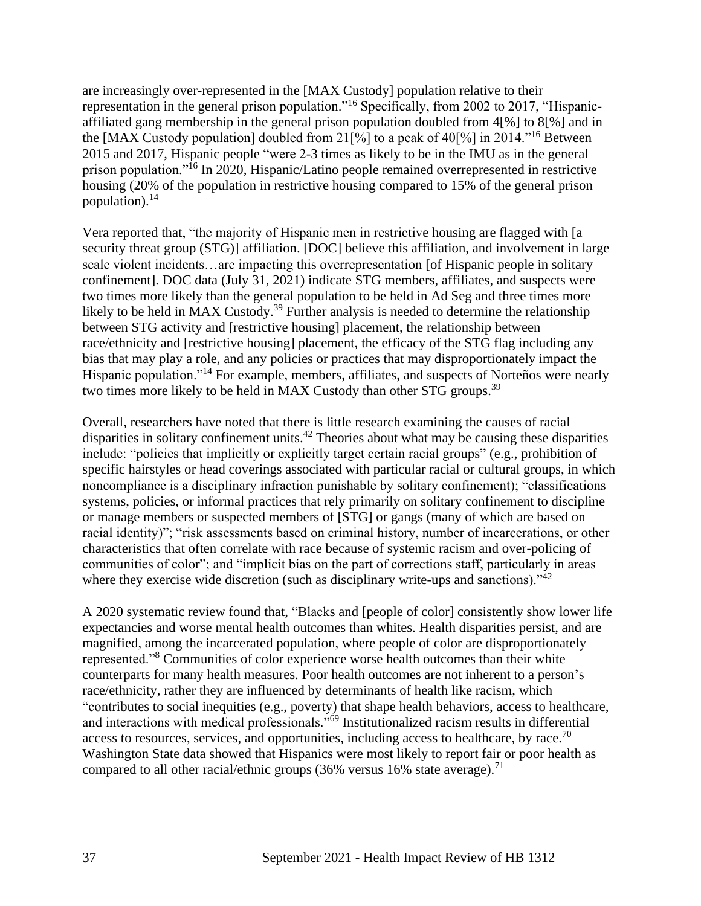are increasingly over-represented in the [MAX Custody] population relative to their representation in the general prison population."[16] Specifically, from 2002 to 2017, "Hispanic-affiliated gang membership in the general prison population doubled from 4[%] to 8[%] and in the [MAX Custody population] doubled from 21[%] to a peak of 40[%] in 2014."[16] Between 2015 and 2017, Hispanic people "were 2-3 times as likely to be in the IMU as in the general prison population."[16] In 2020, Hispanic/Latino people remained overrepresented in restrictive housing (20% of the population in restrictive housing compared to 15% of the general prison population).[14]

Vera reported that, "the majority of Hispanic men in restrictive housing are flagged with [a security threat group (STG)] affiliation. [DOC] believe this affiliation, and involvement in large scale violent incidents…are impacting this overrepresentation [of Hispanic people in solitary confinement]. DOC data (July 31, 2021) indicate STG members, affiliates, and suspects were two times more likely than the general population to be held in Ad Seg and three times more likely to be held in MAX Custody.[39] Further analysis is needed to determine the relationship between STG activity and [restrictive housing] placement, the relationship between race/ethnicity and [restrictive housing] placement, the efficacy of the STG flag including any bias that may play a role, and any policies or practices that may disproportionately impact the Hispanic population."[14] For example, members, affiliates, and suspects of Norteños were nearly two times more likely to be held in MAX Custody than other STG groups.[39]

Overall, researchers have noted that there is little research examining the causes of racial disparities in solitary confinement units.[42] Theories about what may be causing these disparities include: "policies that implicitly or explicitly target certain racial groups" (e.g., prohibition of specific hairstyles or head coverings associated with particular racial or cultural groups, in which noncompliance is a disciplinary infraction punishable by solitary confinement); "classifications systems, policies, or informal practices that rely primarily on solitary confinement to discipline or manage members or suspected members of [STG] or gangs (many of which are based on racial identity)"; "risk assessments based on criminal history, number of incarcerations, or other characteristics that often correlate with race because of systemic racism and over-policing of communities of color"; and "implicit bias on the part of corrections staff, particularly in areas where they exercise wide discretion (such as disciplinary write-ups and sanctions)."[42]

A 2020 systematic review found that, "Blacks and [people of color] consistently show lower life expectancies and worse mental health outcomes than whites. Health disparities persist, and are magnified, among the incarcerated population, where people of color are disproportionately represented."[8] Communities of color experience worse health outcomes than their white counterparts for many health measures. Poor health outcomes are not inherent to a person's race/ethnicity, rather they are influenced by determinants of health like racism, which "contributes to social inequities (e.g., poverty) that shape health behaviors, access to healthcare, and interactions with medical professionals."[69] Institutionalized racism results in differential access to resources, services, and opportunities, including access to healthcare, by race.[70] Washington State data showed that Hispanics were most likely to report fair or poor health as compared to all other racial/ethnic groups (36% versus 16% state average).[71]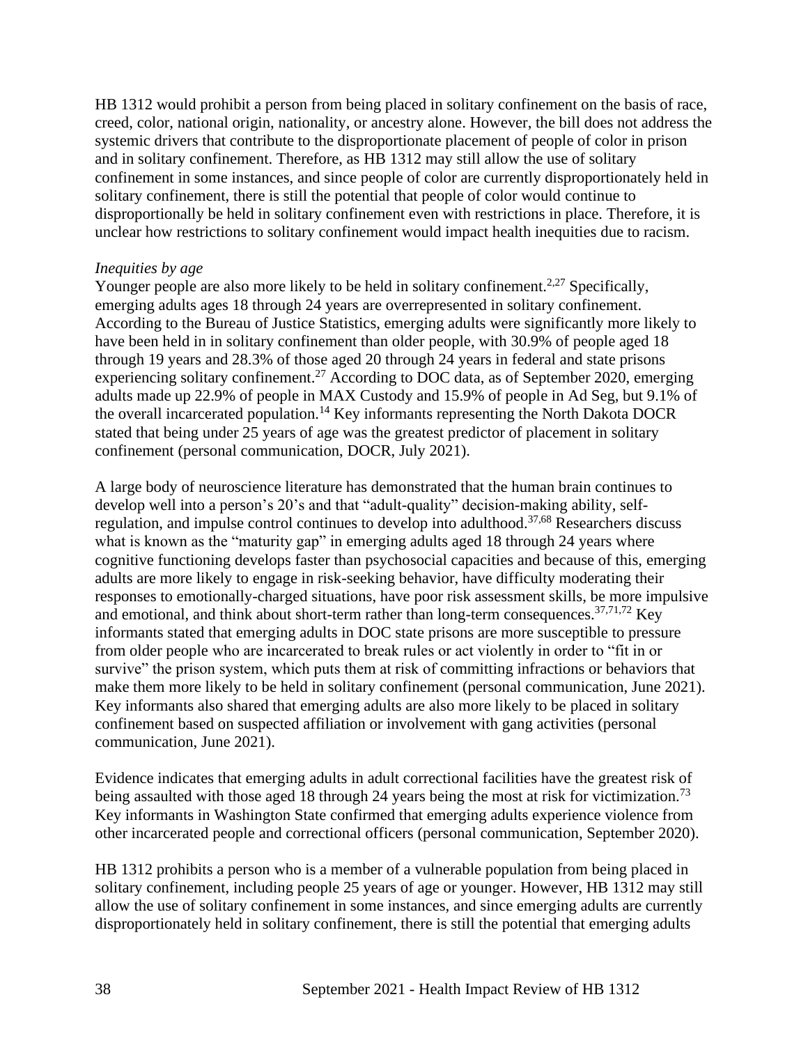HB 1312 would prohibit a person from being placed in solitary confinement on the basis of race, creed, color, national origin, nationality, or ancestry alone. However, the bill does not address the systemic drivers that contribute to the disproportionate placement of people of color in prison and in solitary confinement. Therefore, as HB 1312 may still allow the use of solitary confinement in some instances, and since people of color are currently disproportionately held in solitary confinement, there is still the potential that people of color would continue to disproportionally be held in solitary confinement even with restrictions in place. Therefore, it is unclear how restrictions to solitary confinement would impact health inequities due to racism.

*Inequities by age*

Younger people are also more likely to be held in solitary confinement.[2,27] Specifically, emerging adults ages 18 through 24 years are overrepresented in solitary confinement. According to the Bureau of Justice Statistics, emerging adults were significantly more likely to have been held in in solitary confinement than older people, with 30.9% of people aged 18 through 19 years and 28.3% of those aged 20 through 24 years in federal and state prisons experiencing solitary confinement.[27] According to DOC data, as of September 2020, emerging adults made up 22.9% of people in MAX Custody and 15.9% of people in Ad Seg, but 9.1% of the overall incarcerated population.[14] Key informants representing the North Dakota DOCR stated that being under 25 years of age was the greatest predictor of placement in solitary confinement (personal communication, DOCR, July 2021).

A large body of neuroscience literature has demonstrated that the human brain continues to develop well into a person's 20's and that "adult-quality" decision-making ability, self-regulation, and impulse control continues to develop into adulthood.[37,68] Researchers discuss what is known as the "maturity gap" in emerging adults aged 18 through 24 years where cognitive functioning develops faster than psychosocial capacities and because of this, emerging adults are more likely to engage in risk-seeking behavior, have difficulty moderating their responses to emotionally-charged situations, have poor risk assessment skills, be more impulsive and emotional, and think about short-term rather than long-term consequences.[37,71,72] Key informants stated that emerging adults in DOC state prisons are more susceptible to pressure from older people who are incarcerated to break rules or act violently in order to "fit in or survive" the prison system, which puts them at risk of committing infractions or behaviors that make them more likely to be held in solitary confinement (personal communication, June 2021). Key informants also shared that emerging adults are also more likely to be placed in solitary confinement based on suspected affiliation or involvement with gang activities (personal communication, June 2021).

Evidence indicates that emerging adults in adult correctional facilities have the greatest risk of being assaulted with those aged 18 through 24 years being the most at risk for victimization.[73] Key informants in Washington State confirmed that emerging adults experience violence from other incarcerated people and correctional officers (personal communication, September 2020).

HB 1312 prohibits a person who is a member of a vulnerable population from being placed in solitary confinement, including people 25 years of age or younger. However, HB 1312 may still allow the use of solitary confinement in some instances, and since emerging adults are currently disproportionately held in solitary confinement, there is still the potential that emerging adults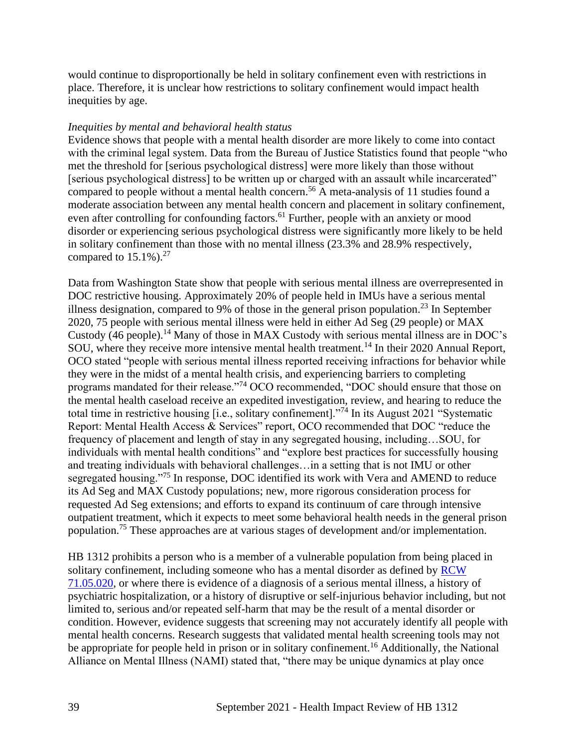would continue to disproportionally be held in solitary confinement even with restrictions in place. Therefore, it is unclear how restrictions to solitary confinement would impact health inequities by age.

*Inequities by mental and behavioral health status*

Evidence shows that people with a mental health disorder are more likely to come into contact with the criminal legal system. Data from the Bureau of Justice Statistics found that people "who met the threshold for [serious psychological distress] were more likely than those without [serious psychological distress] to be written up or charged with an assault while incarcerated" compared to people without a mental health concern.[56] A meta-analysis of 11 studies found a moderate association between any mental health concern and placement in solitary confinement, even after controlling for confounding factors.[61] Further, people with an anxiety or mood disorder or experiencing serious psychological distress were significantly more likely to be held in solitary confinement than those with no mental illness (23.3% and 28.9% respectively, compared to 15.1%).[27]

Data from Washington State show that people with serious mental illness are overrepresented in DOC restrictive housing. Approximately 20% of people held in IMUs have a serious mental illness designation, compared to 9% of those in the general prison population.[23] In September 2020, 75 people with serious mental illness were held in either Ad Seg (29 people) or MAX Custody (46 people).[14] Many of those in MAX Custody with serious mental illness are in DOC's SOU, where they receive more intensive mental health treatment.[14] In their 2020 Annual Report, OCO stated "people with serious mental illness reported receiving infractions for behavior while they were in the midst of a mental health crisis, and experiencing barriers to completing programs mandated for their release."[74] OCO recommended, "DOC should ensure that those on the mental health caseload receive an expedited investigation, review, and hearing to reduce the total time in restrictive housing [i.e., solitary confinement]."[74] In its August 2021 "Systematic Report: Mental Health Access & Services" report, OCO recommended that DOC "reduce the frequency of placement and length of stay in any segregated housing, including…SOU, for individuals with mental health conditions" and "explore best practices for successfully housing and treating individuals with behavioral challenges…in a setting that is not IMU or other segregated housing."[75] In response, DOC identified its work with Vera and AMEND to reduce its Ad Seg and MAX Custody populations; new, more rigorous consideration process for requested Ad Seg extensions; and efforts to expand its continuum of care through intensive outpatient treatment, which it expects to meet some behavioral health needs in the general prison population.[75] These approaches are at various stages of development and/or implementation.

HB 1312 prohibits a person who is a member of a vulnerable population from being placed in solitary confinement, including someone who has a mental disorder as defined by RCW 71.05.020, or where there is evidence of a diagnosis of a serious mental illness, a history of psychiatric hospitalization, or a history of disruptive or self-injurious behavior including, but not limited to, serious and/or repeated self-harm that may be the result of a mental disorder or condition. However, evidence suggests that screening may not accurately identify all people with mental health concerns. Research suggests that validated mental health screening tools may not be appropriate for people held in prison or in solitary confinement.[16] Additionally, the National Alliance on Mental Illness (NAMI) stated that, "there may be unique dynamics at play once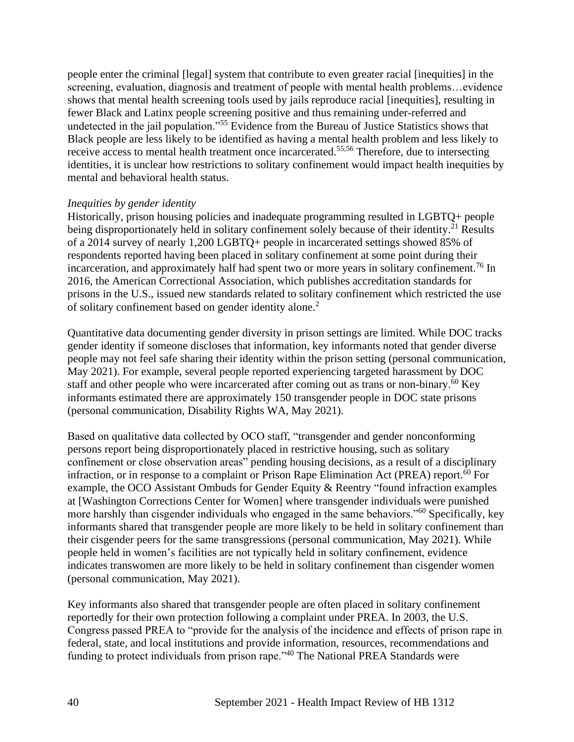people enter the criminal [legal] system that contribute to even greater racial [inequities] in the screening, evaluation, diagnosis and treatment of people with mental health problems…evidence shows that mental health screening tools used by jails reproduce racial [inequities], resulting in fewer Black and Latinx people screening positive and thus remaining under-referred and undetected in the jail population."[55] Evidence from the Bureau of Justice Statistics shows that Black people are less likely to be identified as having a mental health problem and less likely to receive access to mental health treatment once incarcerated.[55,56] Therefore, due to intersecting identities, it is unclear how restrictions to solitary confinement would impact health inequities by mental and behavioral health status.

*Inequities by gender identity*

Historically, prison housing policies and inadequate programming resulted in LGBTQ+ people being disproportionately held in solitary confinement solely because of their identity.[21] Results of a 2014 survey of nearly 1,200 LGBTQ+ people in incarcerated settings showed 85% of respondents reported having been placed in solitary confinement at some point during their incarceration, and approximately half had spent two or more years in solitary confinement.[76] In 2016, the American Correctional Association, which publishes accreditation standards for prisons in the U.S., issued new standards related to solitary confinement which restricted the use of solitary confinement based on gender identity alone.[2]

Quantitative data documenting gender diversity in prison settings are limited. While DOC tracks gender identity if someone discloses that information, key informants noted that gender diverse people may not feel safe sharing their identity within the prison setting (personal communication, May 2021). For example, several people reported experiencing targeted harassment by DOC staff and other people who were incarcerated after coming out as trans or non-binary.[60] Key informants estimated there are approximately 150 transgender people in DOC state prisons (personal communication, Disability Rights WA, May 2021).

Based on qualitative data collected by OCO staff, "transgender and gender nonconforming persons report being disproportionately placed in restrictive housing, such as solitary confinement or close observation areas" pending housing decisions, as a result of a disciplinary infraction, or in response to a complaint or Prison Rape Elimination Act (PREA) report.[60] For example, the OCO Assistant Ombuds for Gender Equity & Reentry "found infraction examples at [Washington Corrections Center for Women] where transgender individuals were punished more harshly than cisgender individuals who engaged in the same behaviors."[60] Specifically, key informants shared that transgender people are more likely to be held in solitary confinement than their cisgender peers for the same transgressions (personal communication, May 2021). While people held in women's facilities are not typically held in solitary confinement, evidence indicates transwomen are more likely to be held in solitary confinement than cisgender women (personal communication, May 2021).

Key informants also shared that transgender people are often placed in solitary confinement reportedly for their own protection following a complaint under PREA. In 2003, the U.S. Congress passed PREA to "provide for the analysis of the incidence and effects of prison rape in federal, state, and local institutions and provide information, resources, recommendations and funding to protect individuals from prison rape."[40] The National PREA Standards were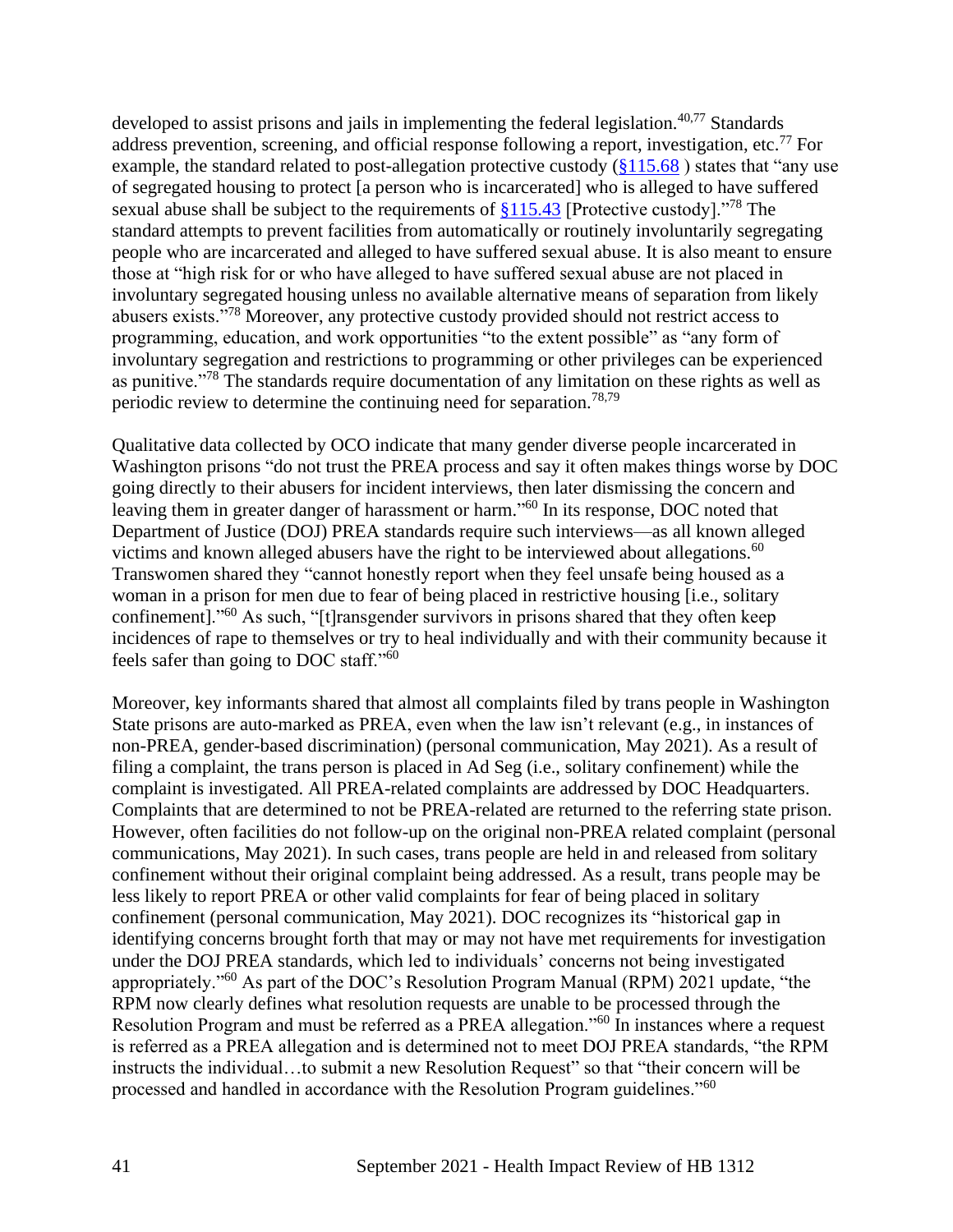developed to assist prisons and jails in implementing the federal legislation.[40,77] Standards address prevention, screening, and official response following a report, investigation, etc.[77] For example, the standard related to post-allegation protective custody ([§115.68](#) ) states that "any use of segregated housing to protect [a person who is incarcerated] who is alleged to have suffered sexual abuse shall be subject to the requirements of [§115.43](#) [Protective custody]."[78] The standard attempts to prevent facilities from automatically or routinely involuntarily segregating people who are incarcerated and alleged to have suffered sexual abuse. It is also meant to ensure those at "high risk for or who have alleged to have suffered sexual abuse are not placed in involuntary segregated housing unless no available alternative means of separation from likely abusers exists."[78] Moreover, any protective custody provided should not restrict access to programming, education, and work opportunities "to the extent possible" as "any form of involuntary segregation and restrictions to programming or other privileges can be experienced as punitive."[78] The standards require documentation of any limitation on these rights as well as periodic review to determine the continuing need for separation.[78,79]

Qualitative data collected by OCO indicate that many gender diverse people incarcerated in Washington prisons "do not trust the PREA process and say it often makes things worse by DOC going directly to their abusers for incident interviews, then later dismissing the concern and leaving them in greater danger of harassment or harm."[60] In its response, DOC noted that Department of Justice (DOJ) PREA standards require such interviews—as all known alleged victims and known alleged abusers have the right to be interviewed about allegations.[60] Transwomen shared they "cannot honestly report when they feel unsafe being housed as a woman in a prison for men due to fear of being placed in restrictive housing [i.e., solitary confinement]."[60] As such, "[t]ransgender survivors in prisons shared that they often keep incidences of rape to themselves or try to heal individually and with their community because it feels safer than going to DOC staff."[60]

Moreover, key informants shared that almost all complaints filed by trans people in Washington State prisons are auto-marked as PREA, even when the law isn't relevant (e.g., in instances of non-PREA, gender-based discrimination) (personal communication, May 2021). As a result of filing a complaint, the trans person is placed in Ad Seg (i.e., solitary confinement) while the complaint is investigated. All PREA-related complaints are addressed by DOC Headquarters. Complaints that are determined to not be PREA-related are returned to the referring state prison. However, often facilities do not follow-up on the original non-PREA related complaint (personal communications, May 2021). In such cases, trans people are held in and released from solitary confinement without their original complaint being addressed. As a result, trans people may be less likely to report PREA or other valid complaints for fear of being placed in solitary confinement (personal communication, May 2021). DOC recognizes its "historical gap in identifying concerns brought forth that may or may not have met requirements for investigation under the DOJ PREA standards, which led to individuals' concerns not being investigated appropriately."[60] As part of the DOC's Resolution Program Manual (RPM) 2021 update, "the RPM now clearly defines what resolution requests are unable to be processed through the Resolution Program and must be referred as a PREA allegation."[60] In instances where a request is referred as a PREA allegation and is determined not to meet DOJ PREA standards, "the RPM instructs the individual…to submit a new Resolution Request" so that "their concern will be processed and handled in accordance with the Resolution Program guidelines."[60]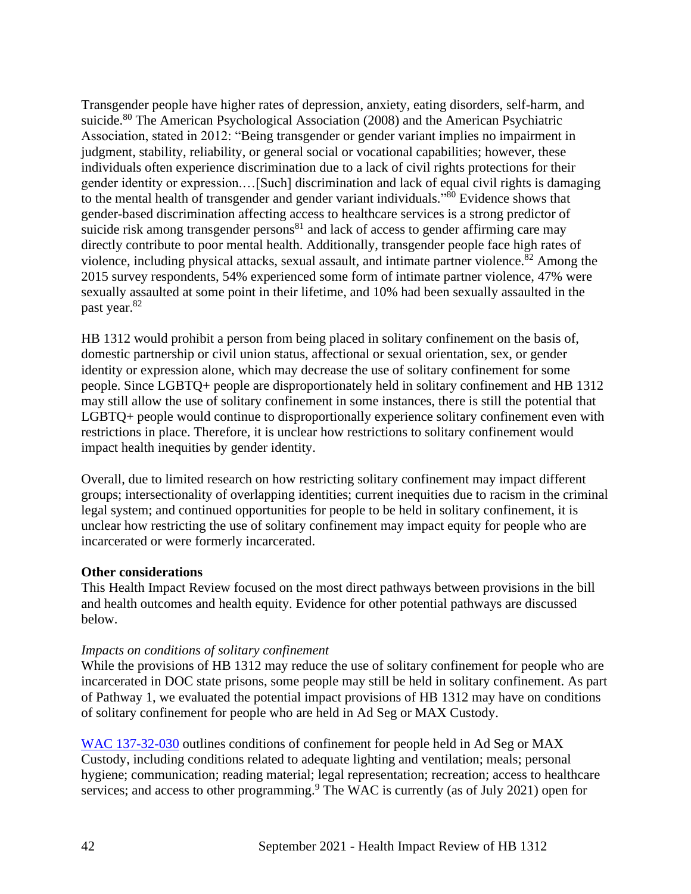Transgender people have higher rates of depression, anxiety, eating disorders, self-harm, and suicide.[80] The American Psychological Association (2008) and the American Psychiatric Association, stated in 2012: "Being transgender or gender variant implies no impairment in judgment, stability, reliability, or general social or vocational capabilities; however, these individuals often experience discrimination due to a lack of civil rights protections for their gender identity or expression.…[Such] discrimination and lack of equal civil rights is damaging to the mental health of transgender and gender variant individuals."[80] Evidence shows that gender-based discrimination affecting access to healthcare services is a strong predictor of suicide risk among transgender persons[81] and lack of access to gender affirming care may directly contribute to poor mental health. Additionally, transgender people face high rates of violence, including physical attacks, sexual assault, and intimate partner violence.[82] Among the 2015 survey respondents, 54% experienced some form of intimate partner violence, 47% were sexually assaulted at some point in their lifetime, and 10% had been sexually assaulted in the past year.[82]

HB 1312 would prohibit a person from being placed in solitary confinement on the basis of, domestic partnership or civil union status, affectional or sexual orientation, sex, or gender identity or expression alone, which may decrease the use of solitary confinement for some people. Since LGBTQ+ people are disproportionately held in solitary confinement and HB 1312 may still allow the use of solitary confinement in some instances, there is still the potential that LGBTQ+ people would continue to disproportionally experience solitary confinement even with restrictions in place. Therefore, it is unclear how restrictions to solitary confinement would impact health inequities by gender identity.

Overall, due to limited research on how restricting solitary confinement may impact different groups; intersectionality of overlapping identities; current inequities due to racism in the criminal legal system; and continued opportunities for people to be held in solitary confinement, it is unclear how restricting the use of solitary confinement may impact equity for people who are incarcerated or were formerly incarcerated.

**Other considerations**

This Health Impact Review focused on the most direct pathways between provisions in the bill and health outcomes and health equity. Evidence for other potential pathways are discussed below.

*Impacts on conditions of solitary confinement*

While the provisions of HB 1312 may reduce the use of solitary confinement for people who are incarcerated in DOC state prisons, some people may still be held in solitary confinement. As part of Pathway 1, we evaluated the potential impact provisions of HB 1312 may have on conditions of solitary confinement for people who are held in Ad Seg or MAX Custody.

WAC 137-32-030 outlines conditions of confinement for people held in Ad Seg or MAX Custody, including conditions related to adequate lighting and ventilation; meals; personal hygiene; communication; reading material; legal representation; recreation; access to healthcare services; and access to other programming.[9] The WAC is currently (as of July 2021) open for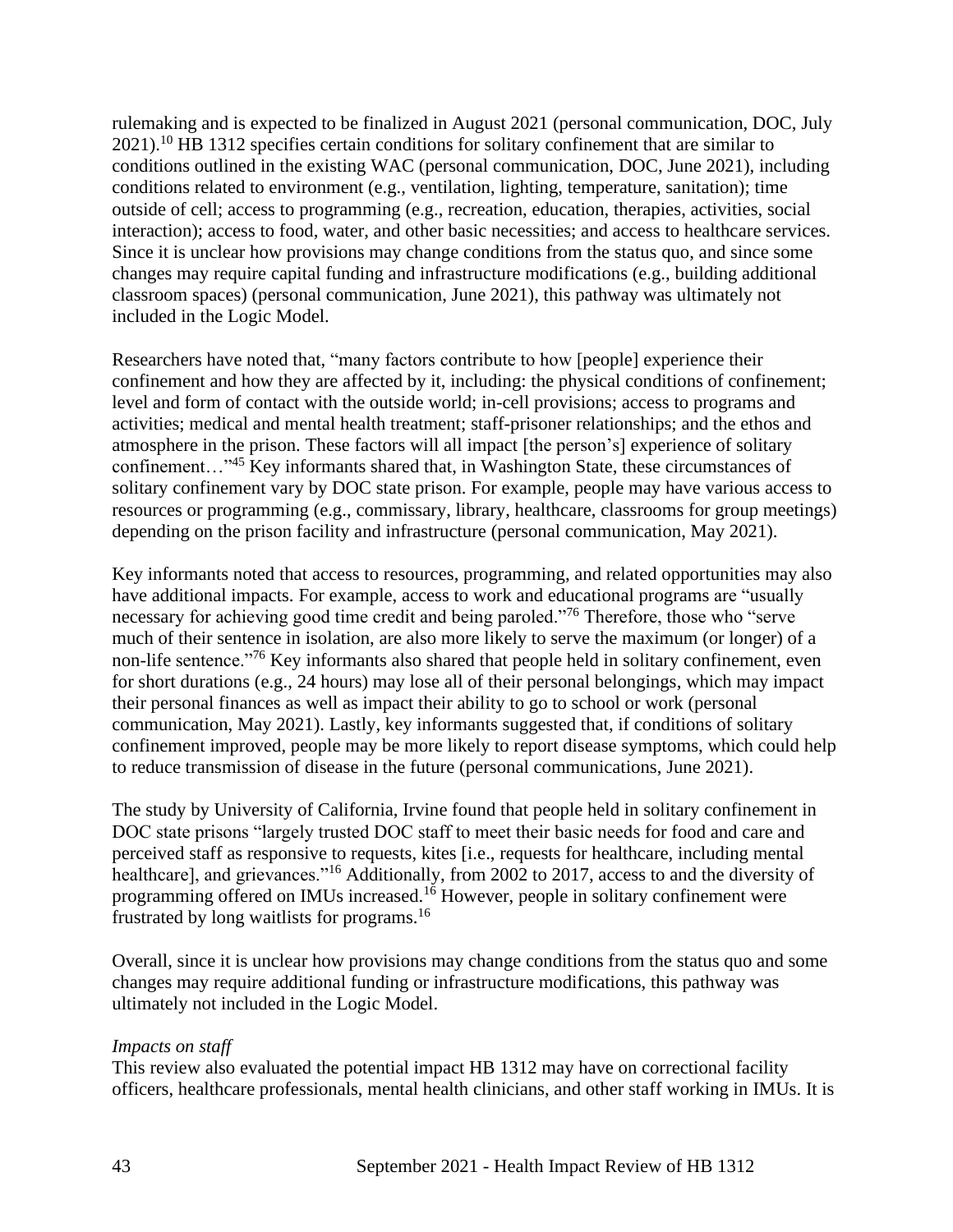rulemaking and is expected to be finalized in August 2021 (personal communication, DOC, July 2021).[10] HB 1312 specifies certain conditions for solitary confinement that are similar to conditions outlined in the existing WAC (personal communication, DOC, June 2021), including conditions related to environment (e.g., ventilation, lighting, temperature, sanitation); time outside of cell; access to programming (e.g., recreation, education, therapies, activities, social interaction); access to food, water, and other basic necessities; and access to healthcare services. Since it is unclear how provisions may change conditions from the status quo, and since some changes may require capital funding and infrastructure modifications (e.g., building additional classroom spaces) (personal communication, June 2021), this pathway was ultimately not included in the Logic Model.

Researchers have noted that, "many factors contribute to how [people] experience their confinement and how they are affected by it, including: the physical conditions of confinement; level and form of contact with the outside world; in-cell provisions; access to programs and activities; medical and mental health treatment; staff-prisoner relationships; and the ethos and atmosphere in the prison. These factors will all impact [the person's] experience of solitary confinement…"[45] Key informants shared that, in Washington State, these circumstances of solitary confinement vary by DOC state prison. For example, people may have various access to resources or programming (e.g., commissary, library, healthcare, classrooms for group meetings) depending on the prison facility and infrastructure (personal communication, May 2021).

Key informants noted that access to resources, programming, and related opportunities may also have additional impacts. For example, access to work and educational programs are "usually necessary for achieving good time credit and being paroled."[76] Therefore, those who "serve much of their sentence in isolation, are also more likely to serve the maximum (or longer) of a non-life sentence."[76] Key informants also shared that people held in solitary confinement, even for short durations (e.g., 24 hours) may lose all of their personal belongings, which may impact their personal finances as well as impact their ability to go to school or work (personal communication, May 2021). Lastly, key informants suggested that, if conditions of solitary confinement improved, people may be more likely to report disease symptoms, which could help to reduce transmission of disease in the future (personal communications, June 2021).

The study by University of California, Irvine found that people held in solitary confinement in DOC state prisons "largely trusted DOC staff to meet their basic needs for food and care and perceived staff as responsive to requests, kites [i.e., requests for healthcare, including mental healthcare], and grievances."[16] Additionally, from 2002 to 2017, access to and the diversity of programming offered on IMUs increased.[16] However, people in solitary confinement were frustrated by long waitlists for programs.[16]

Overall, since it is unclear how provisions may change conditions from the status quo and some changes may require additional funding or infrastructure modifications, this pathway was ultimately not included in the Logic Model.

*Impacts on staff*

This review also evaluated the potential impact HB 1312 may have on correctional facility officers, healthcare professionals, mental health clinicians, and other staff working in IMUs. It is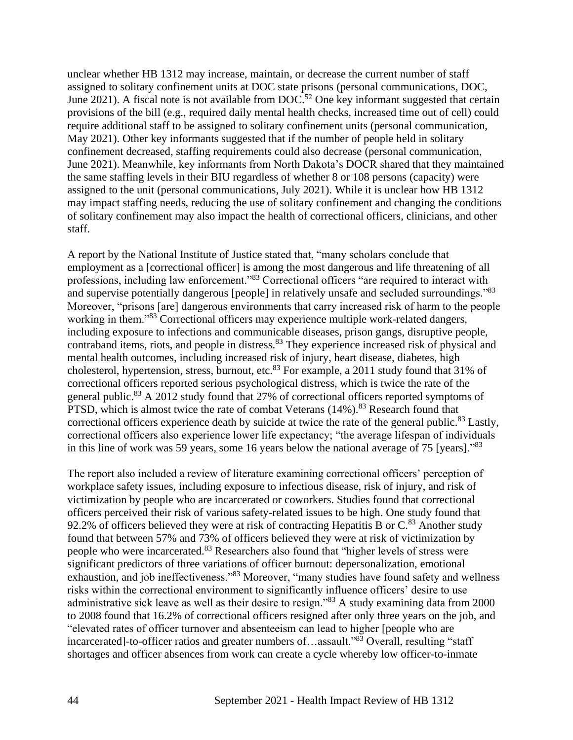unclear whether HB 1312 may increase, maintain, or decrease the current number of staff assigned to solitary confinement units at DOC state prisons (personal communications, DOC, June 2021). A fiscal note is not available from DOC.[52] One key informant suggested that certain provisions of the bill (e.g., required daily mental health checks, increased time out of cell) could require additional staff to be assigned to solitary confinement units (personal communication, May 2021). Other key informants suggested that if the number of people held in solitary confinement decreased, staffing requirements could also decrease (personal communication, June 2021). Meanwhile, key informants from North Dakota's DOCR shared that they maintained the same staffing levels in their BIU regardless of whether 8 or 108 persons (capacity) were assigned to the unit (personal communications, July 2021). While it is unclear how HB 1312 may impact staffing needs, reducing the use of solitary confinement and changing the conditions of solitary confinement may also impact the health of correctional officers, clinicians, and other staff.

A report by the National Institute of Justice stated that, "many scholars conclude that employment as a [correctional officer] is among the most dangerous and life threatening of all professions, including law enforcement."[83] Correctional officers "are required to interact with and supervise potentially dangerous [people] in relatively unsafe and secluded surroundings."[83] Moreover, "prisons [are] dangerous environments that carry increased risk of harm to the people working in them."[83] Correctional officers may experience multiple work-related dangers, including exposure to infections and communicable diseases, prison gangs, disruptive people, contraband items, riots, and people in distress.[83] They experience increased risk of physical and mental health outcomes, including increased risk of injury, heart disease, diabetes, high cholesterol, hypertension, stress, burnout, etc.[83] For example, a 2011 study found that 31% of correctional officers reported serious psychological distress, which is twice the rate of the general public.[83] A 2012 study found that 27% of correctional officers reported symptoms of PTSD, which is almost twice the rate of combat Veterans (14%).[83] Research found that correctional officers experience death by suicide at twice the rate of the general public.[83] Lastly, correctional officers also experience lower life expectancy; "the average lifespan of individuals in this line of work was 59 years, some 16 years below the national average of 75 [years]."[83]

The report also included a review of literature examining correctional officers' perception of workplace safety issues, including exposure to infectious disease, risk of injury, and risk of victimization by people who are incarcerated or coworkers. Studies found that correctional officers perceived their risk of various safety-related issues to be high. One study found that 92.2% of officers believed they were at risk of contracting Hepatitis B or C.[83] Another study found that between 57% and 73% of officers believed they were at risk of victimization by people who were incarcerated.[83] Researchers also found that "higher levels of stress were significant predictors of three variations of officer burnout: depersonalization, emotional exhaustion, and job ineffectiveness."[83] Moreover, "many studies have found safety and wellness risks within the correctional environment to significantly influence officers' desire to use administrative sick leave as well as their desire to resign."[83] A study examining data from 2000 to 2008 found that 16.2% of correctional officers resigned after only three years on the job, and "elevated rates of officer turnover and absenteeism can lead to higher [people who are incarcerated]-to-officer ratios and greater numbers of…assault."[83] Overall, resulting "staff shortages and officer absences from work can create a cycle whereby low officer-to-inmate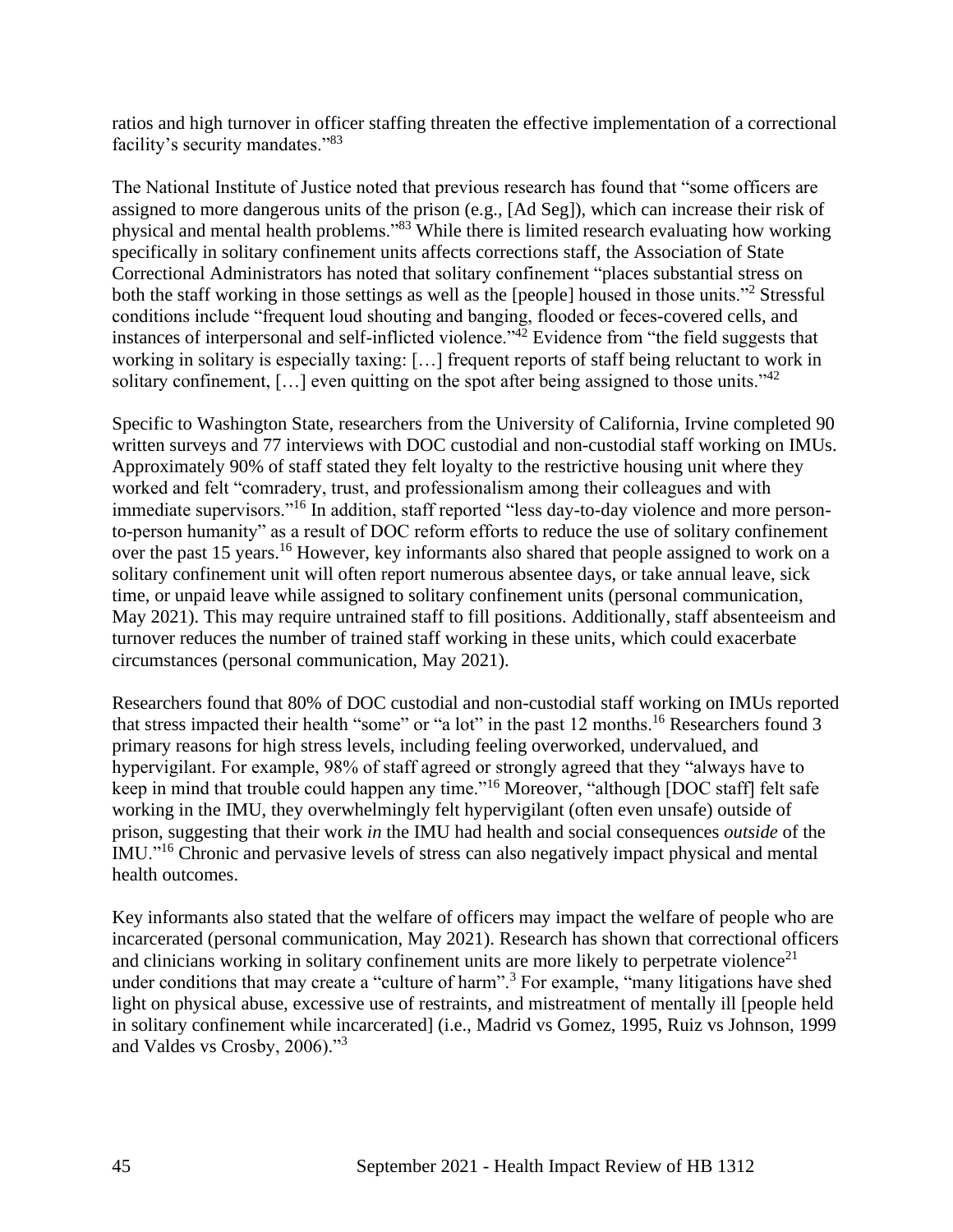ratios and high turnover in officer staffing threaten the effective implementation of a correctional facility's security mandates."[83]

The National Institute of Justice noted that previous research has found that "some officers are assigned to more dangerous units of the prison (e.g., [Ad Seg]), which can increase their risk of physical and mental health problems."[83] While there is limited research evaluating how working specifically in solitary confinement units affects corrections staff, the Association of State Correctional Administrators has noted that solitary confinement "places substantial stress on both the staff working in those settings as well as the [people] housed in those units."[2] Stressful conditions include "frequent loud shouting and banging, flooded or feces-covered cells, and instances of interpersonal and self-inflicted violence."[42] Evidence from "the field suggests that working in solitary is especially taxing: […] frequent reports of staff being reluctant to work in solitary confinement, […] even quitting on the spot after being assigned to those units."[42]

Specific to Washington State, researchers from the University of California, Irvine completed 90 written surveys and 77 interviews with DOC custodial and non-custodial staff working on IMUs. Approximately 90% of staff stated they felt loyalty to the restrictive housing unit where they worked and felt "comradery, trust, and professionalism among their colleagues and with immediate supervisors."[16] In addition, staff reported "less day-to-day violence and more person-to-person humanity" as a result of DOC reform efforts to reduce the use of solitary confinement over the past 15 years.[16] However, key informants also shared that people assigned to work on a solitary confinement unit will often report numerous absentee days, or take annual leave, sick time, or unpaid leave while assigned to solitary confinement units (personal communication, May 2021). This may require untrained staff to fill positions. Additionally, staff absenteeism and turnover reduces the number of trained staff working in these units, which could exacerbate circumstances (personal communication, May 2021).

Researchers found that 80% of DOC custodial and non-custodial staff working on IMUs reported that stress impacted their health "some" or "a lot" in the past 12 months.[16] Researchers found 3 primary reasons for high stress levels, including feeling overworked, undervalued, and hypervigilant. For example, 98% of staff agreed or strongly agreed that they "always have to keep in mind that trouble could happen any time."[16] Moreover, "although [DOC staff] felt safe working in the IMU, they overwhelmingly felt hypervigilant (often even unsafe) outside of prison, suggesting that their work *in* the IMU had health and social consequences *outside* of the IMU."[16] Chronic and pervasive levels of stress can also negatively impact physical and mental health outcomes.

Key informants also stated that the welfare of officers may impact the welfare of people who are incarcerated (personal communication, May 2021). Research has shown that correctional officers and clinicians working in solitary confinement units are more likely to perpetrate violence[21] under conditions that may create a "culture of harm".[3] For example, "many litigations have shed light on physical abuse, excessive use of restraints, and mistreatment of mentally ill [people held in solitary confinement while incarcerated] (i.e., Madrid vs Gomez, 1995, Ruiz vs Johnson, 1999 and Valdes vs Crosby, 2006)."[3]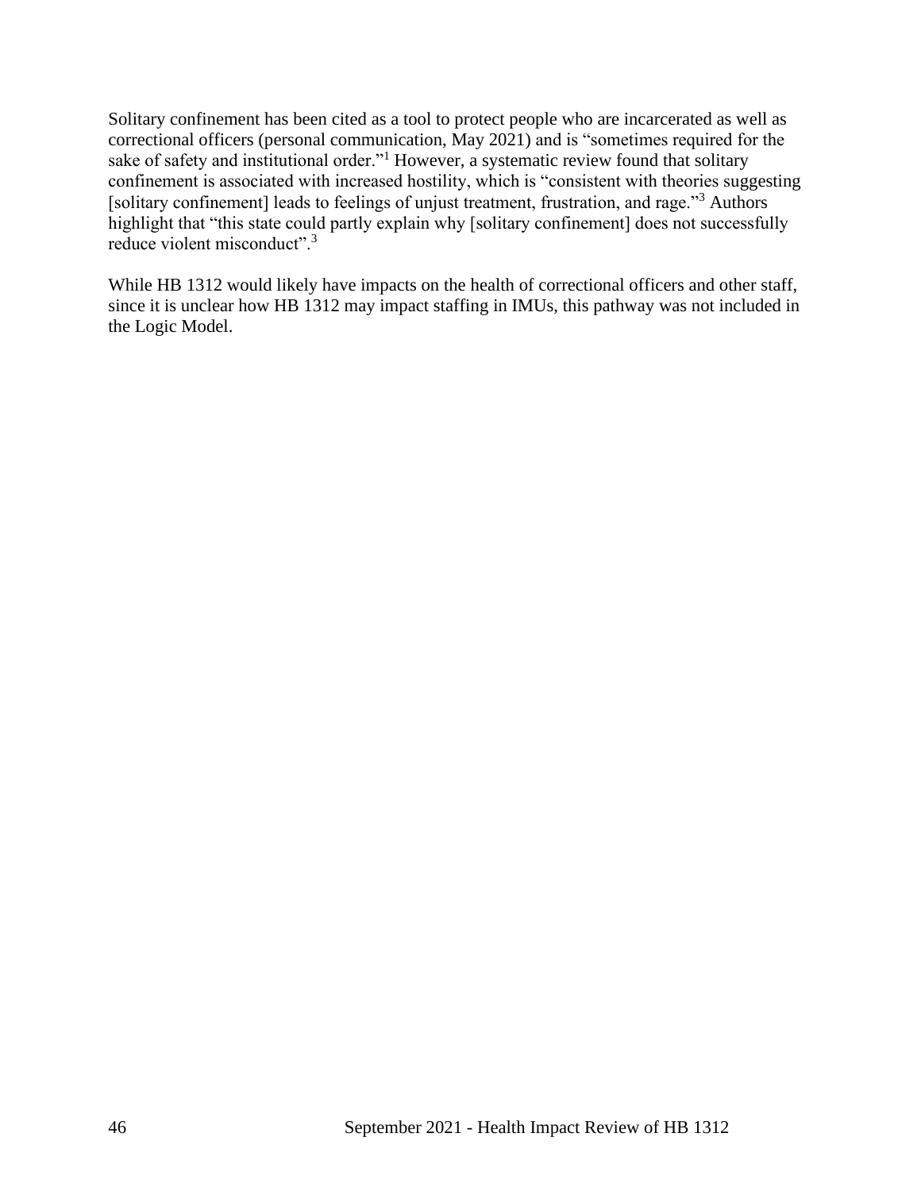Solitary confinement has been cited as a tool to protect people who are incarcerated as well as correctional officers (personal communication, May 2021) and is "sometimes required for the sake of safety and institutional order."[1] However, a systematic review found that solitary confinement is associated with increased hostility, which is "consistent with theories suggesting [solitary confinement] leads to feelings of unjust treatment, frustration, and rage."[3] Authors highlight that "this state could partly explain why [solitary confinement] does not successfully reduce violent misconduct".[3]

While HB 1312 would likely have impacts on the health of correctional officers and other staff, since it is unclear how HB 1312 may impact staffing in IMUs, this pathway was not included in the Logic Model.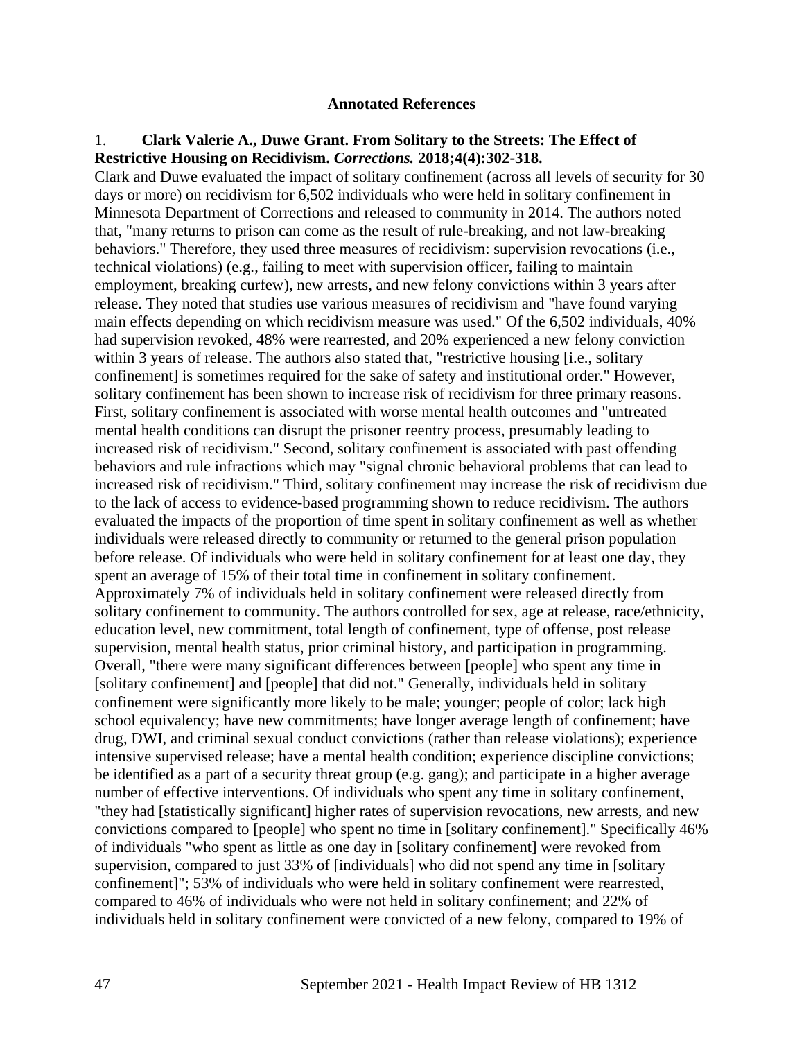**Annotated References**

1. **Clark Valerie A., Duwe Grant. From Solitary to the Streets: The Effect of Restrictive Housing on Recidivism. *Corrections.* 2018;4(4):302-318.**

Clark and Duwe evaluated the impact of solitary confinement (across all levels of security for 30 days or more) on recidivism for 6,502 individuals who were held in solitary confinement in Minnesota Department of Corrections and released to community in 2014. The authors noted that, "many returns to prison can come as the result of rule-breaking, and not law-breaking behaviors." Therefore, they used three measures of recidivism: supervision revocations (i.e., technical violations) (e.g., failing to meet with supervision officer, failing to maintain employment, breaking curfew), new arrests, and new felony convictions within 3 years after release. They noted that studies use various measures of recidivism and "have found varying main effects depending on which recidivism measure was used." Of the 6,502 individuals, 40% had supervision revoked, 48% were rearrested, and 20% experienced a new felony conviction within 3 years of release. The authors also stated that, "restrictive housing [i.e., solitary confinement] is sometimes required for the sake of safety and institutional order." However, solitary confinement has been shown to increase risk of recidivism for three primary reasons. First, solitary confinement is associated with worse mental health outcomes and "untreated mental health conditions can disrupt the prisoner reentry process, presumably leading to increased risk of recidivism." Second, solitary confinement is associated with past offending behaviors and rule infractions which may "signal chronic behavioral problems that can lead to increased risk of recidivism." Third, solitary confinement may increase the risk of recidivism due to the lack of access to evidence-based programming shown to reduce recidivism. The authors evaluated the impacts of the proportion of time spent in solitary confinement as well as whether individuals were released directly to community or returned to the general prison population before release. Of individuals who were held in solitary confinement for at least one day, they spent an average of 15% of their total time in confinement in solitary confinement. Approximately 7% of individuals held in solitary confinement were released directly from solitary confinement to community. The authors controlled for sex, age at release, race/ethnicity, education level, new commitment, total length of confinement, type of offense, post release supervision, mental health status, prior criminal history, and participation in programming. Overall, "there were many significant differences between [people] who spent any time in [solitary confinement] and [people] that did not." Generally, individuals held in solitary confinement were significantly more likely to be male; younger; people of color; lack high school equivalency; have new commitments; have longer average length of confinement; have drug, DWI, and criminal sexual conduct convictions (rather than release violations); experience intensive supervised release; have a mental health condition; experience discipline convictions; be identified as a part of a security threat group (e.g. gang); and participate in a higher average number of effective interventions. Of individuals who spent any time in solitary confinement, "they had [statistically significant] higher rates of supervision revocations, new arrests, and new convictions compared to [people] who spent no time in [solitary confinement]." Specifically 46% of individuals "who spent as little as one day in [solitary confinement] were revoked from supervision, compared to just 33% of [individuals] who did not spend any time in [solitary confinement]"; 53% of individuals who were held in solitary confinement were rearrested, compared to 46% of individuals who were not held in solitary confinement; and 22% of individuals held in solitary confinement were convicted of a new felony, compared to 19% of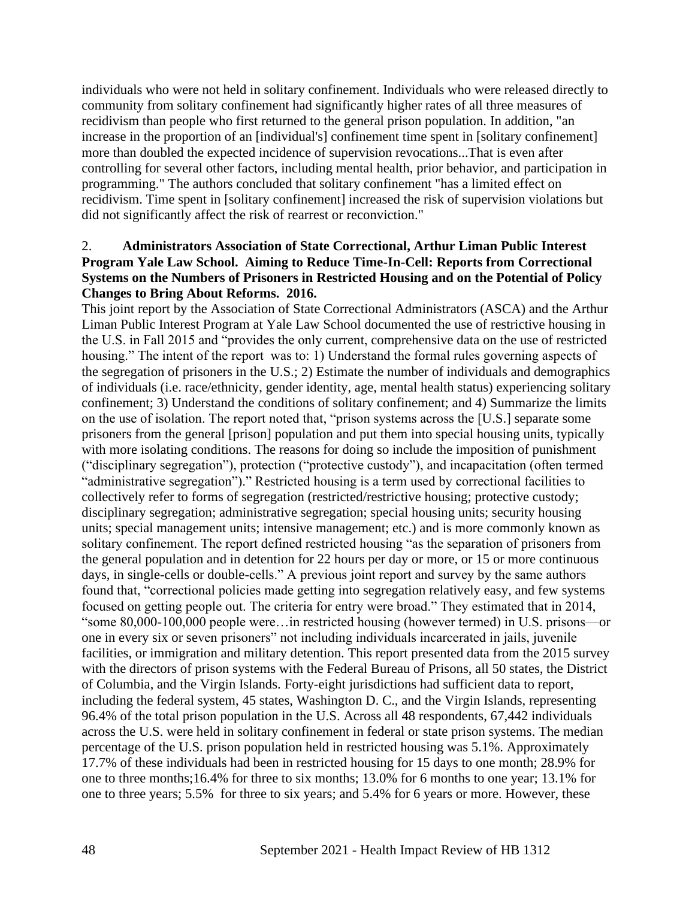individuals who were not held in solitary confinement. Individuals who were released directly to community from solitary confinement had significantly higher rates of all three measures of recidivism than people who first returned to the general prison population. In addition, "an increase in the proportion of an [individual's] confinement time spent in [solitary confinement] more than doubled the expected incidence of supervision revocations...That is even after controlling for several other factors, including mental health, prior behavior, and participation in programming." The authors concluded that solitary confinement "has a limited effect on recidivism. Time spent in [solitary confinement] increased the risk of supervision violations but did not significantly affect the risk of rearrest or reconviction."

2. **Administrators Association of State Correctional, Arthur Liman Public Interest Program Yale Law School. Aiming to Reduce Time-In-Cell: Reports from Correctional Systems on the Numbers of Prisoners in Restricted Housing and on the Potential of Policy Changes to Bring About Reforms. 2016.**

This joint report by the Association of State Correctional Administrators (ASCA) and the Arthur Liman Public Interest Program at Yale Law School documented the use of restrictive housing in the U.S. in Fall 2015 and "provides the only current, comprehensive data on the use of restricted housing." The intent of the report was to: 1) Understand the formal rules governing aspects of the segregation of prisoners in the U.S.; 2) Estimate the number of individuals and demographics of individuals (i.e. race/ethnicity, gender identity, age, mental health status) experiencing solitary confinement; 3) Understand the conditions of solitary confinement; and 4) Summarize the limits on the use of isolation. The report noted that, "prison systems across the [U.S.] separate some prisoners from the general [prison] population and put them into special housing units, typically with more isolating conditions. The reasons for doing so include the imposition of punishment ("disciplinary segregation"), protection ("protective custody"), and incapacitation (often termed "administrative segregation")." Restricted housing is a term used by correctional facilities to collectively refer to forms of segregation (restricted/restrictive housing; protective custody; disciplinary segregation; administrative segregation; special housing units; security housing units; special management units; intensive management; etc.) and is more commonly known as solitary confinement. The report defined restricted housing "as the separation of prisoners from the general population and in detention for 22 hours per day or more, or 15 or more continuous days, in single-cells or double-cells." A previous joint report and survey by the same authors found that, "correctional policies made getting into segregation relatively easy, and few systems focused on getting people out. The criteria for entry were broad." They estimated that in 2014, "some 80,000-100,000 people were…in restricted housing (however termed) in U.S. prisons—or one in every six or seven prisoners" not including individuals incarcerated in jails, juvenile facilities, or immigration and military detention. This report presented data from the 2015 survey with the directors of prison systems with the Federal Bureau of Prisons, all 50 states, the District of Columbia, and the Virgin Islands. Forty-eight jurisdictions had sufficient data to report, including the federal system, 45 states, Washington D. C., and the Virgin Islands, representing 96.4% of the total prison population in the U.S. Across all 48 respondents, 67,442 individuals across the U.S. were held in solitary confinement in federal or state prison systems. The median percentage of the U.S. prison population held in restricted housing was 5.1%. Approximately 17.7% of these individuals had been in restricted housing for 15 days to one month; 28.9% for one to three months;16.4% for three to six months; 13.0% for 6 months to one year; 13.1% for one to three years; 5.5% for three to six years; and 5.4% for 6 years or more. However, these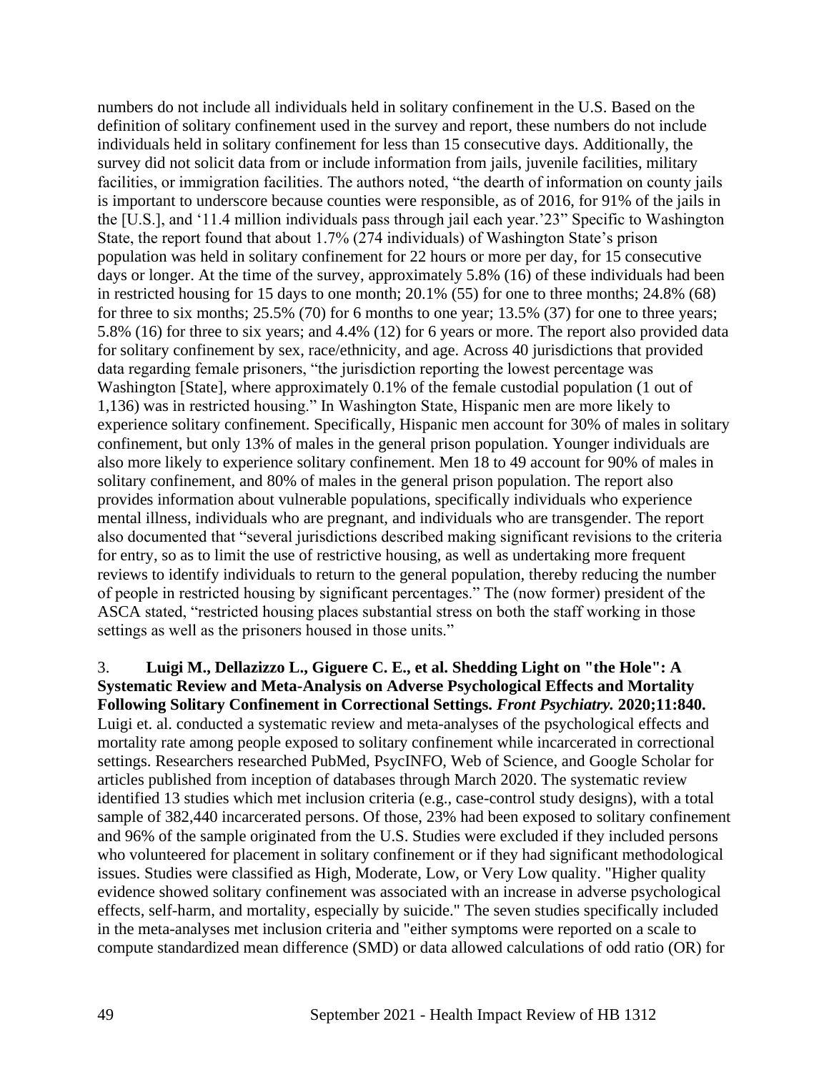numbers do not include all individuals held in solitary confinement in the U.S. Based on the definition of solitary confinement used in the survey and report, these numbers do not include individuals held in solitary confinement for less than 15 consecutive days. Additionally, the survey did not solicit data from or include information from jails, juvenile facilities, military facilities, or immigration facilities. The authors noted, "the dearth of information on county jails is important to underscore because counties were responsible, as of 2016, for 91% of the jails in the [U.S.], and '11.4 million individuals pass through jail each year.'23" Specific to Washington State, the report found that about 1.7% (274 individuals) of Washington State's prison population was held in solitary confinement for 22 hours or more per day, for 15 consecutive days or longer. At the time of the survey, approximately 5.8% (16) of these individuals had been in restricted housing for 15 days to one month; 20.1% (55) for one to three months; 24.8% (68) for three to six months; 25.5% (70) for 6 months to one year; 13.5% (37) for one to three years; 5.8% (16) for three to six years; and 4.4% (12) for 6 years or more. The report also provided data for solitary confinement by sex, race/ethnicity, and age. Across 40 jurisdictions that provided data regarding female prisoners, "the jurisdiction reporting the lowest percentage was Washington [State], where approximately 0.1% of the female custodial population (1 out of 1,136) was in restricted housing." In Washington State, Hispanic men are more likely to experience solitary confinement. Specifically, Hispanic men account for 30% of males in solitary confinement, but only 13% of males in the general prison population. Younger individuals are also more likely to experience solitary confinement. Men 18 to 49 account for 90% of males in solitary confinement, and 80% of males in the general prison population. The report also provides information about vulnerable populations, specifically individuals who experience mental illness, individuals who are pregnant, and individuals who are transgender. The report also documented that "several jurisdictions described making significant revisions to the criteria for entry, so as to limit the use of restrictive housing, as well as undertaking more frequent reviews to identify individuals to return to the general population, thereby reducing the number of people in restricted housing by significant percentages." The (now former) president of the ASCA stated, "restricted housing places substantial stress on both the staff working in those settings as well as the prisoners housed in those units."

3. **Luigi M., Dellazizzo L., Giguere C. E., et al. Shedding Light on "the Hole": A Systematic Review and Meta-Analysis on Adverse Psychological Effects and Mortality Following Solitary Confinement in Correctional Settings.** ***Front Psychiatry.*** **2020;11:840.** Luigi et. al. conducted a systematic review and meta-analyses of the psychological effects and mortality rate among people exposed to solitary confinement while incarcerated in correctional settings. Researchers researched PubMed, PsycINFO, Web of Science, and Google Scholar for articles published from inception of databases through March 2020. The systematic review identified 13 studies which met inclusion criteria (e.g., case-control study designs), with a total sample of 382,440 incarcerated persons. Of those, 23% had been exposed to solitary confinement and 96% of the sample originated from the U.S. Studies were excluded if they included persons who volunteered for placement in solitary confinement or if they had significant methodological issues. Studies were classified as High, Moderate, Low, or Very Low quality. "Higher quality evidence showed solitary confinement was associated with an increase in adverse psychological effects, self-harm, and mortality, especially by suicide." The seven studies specifically included in the meta-analyses met inclusion criteria and "either symptoms were reported on a scale to compute standardized mean difference (SMD) or data allowed calculations of odd ratio (OR) for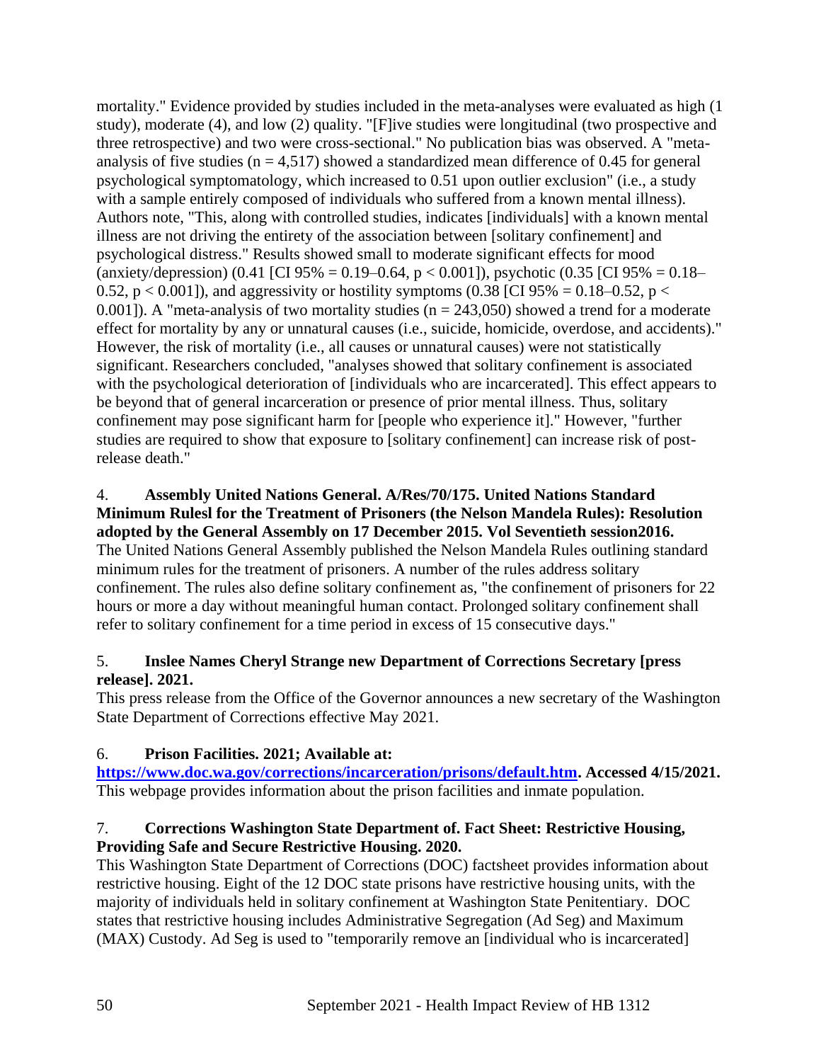mortality." Evidence provided by studies included in the meta-analyses were evaluated as high (1 study), moderate (4), and low (2) quality. "[F]ive studies were longitudinal (two prospective and three retrospective) and two were cross-sectional." No publication bias was observed. A "meta-analysis of five studies ($n = 4,517$) showed a standardized mean difference of 0.45 for general psychological symptomatology, which increased to 0.51 upon outlier exclusion" (i.e., a study with a sample entirely composed of individuals who suffered from a known mental illness). Authors note, "This, along with controlled studies, indicates [individuals] with a known mental illness are not driving the entirety of the association between [solitary confinement] and psychological distress." Results showed small to moderate significant effects for mood (anxiety/depression) (0.41 [CI 95% = 0.19–0.64, $p < 0.001$]), psychotic (0.35 [CI 95% = 0.18–0.52, $p < 0.001$]), and aggressivity or hostility symptoms (0.38 [CI 95% = 0.18–0.52, $p < 0.001$]). A "meta-analysis of two mortality studies ($n = 243,050$) showed a trend for a moderate effect for mortality by any or unnatural causes (i.e., suicide, homicide, overdose, and accidents)." However, the risk of mortality (i.e., all causes or unnatural causes) were not statistically significant. Researchers concluded, "analyses showed that solitary confinement is associated with the psychological deterioration of [individuals who are incarcerated]. This effect appears to be beyond that of general incarceration or presence of prior mental illness. Thus, solitary confinement may pose significant harm for [people who experience it]." However, "further studies are required to show that exposure to [solitary confinement] can increase risk of post-release death."

4. **Assembly United Nations General. A/Res/70/175. United Nations Standard Minimum Rulesl for the Treatment of Prisoners (the Nelson Mandela Rules): Resolution adopted by the General Assembly on 17 December 2015. Vol Seventieth session2016.**
The United Nations General Assembly published the Nelson Mandela Rules outlining standard minimum rules for the treatment of prisoners. A number of the rules address solitary confinement. The rules also define solitary confinement as, "the confinement of prisoners for 22 hours or more a day without meaningful human contact. Prolonged solitary confinement shall refer to solitary confinement for a time period in excess of 15 consecutive days."

5. **Inslee Names Cheryl Strange new Department of Corrections Secretary [press release]. 2021.**
This press release from the Office of the Governor announces a new secretary of the Washington State Department of Corrections effective May 2021.

6. **Prison Facilities. 2021; Available at: [https://www.doc.wa.gov/corrections/incarceration/prisons/default.htm](https://www.doc.wa.gov/corrections/incarceration/prisons/default.htm). Accessed 4/15/2021.**
This webpage provides information about the prison facilities and inmate population.

7. **Corrections Washington State Department of. Fact Sheet: Restrictive Housing, Providing Safe and Secure Restrictive Housing. 2020.**
This Washington State Department of Corrections (DOC) factsheet provides information about restrictive housing. Eight of the 12 DOC state prisons have restrictive housing units, with the majority of individuals held in solitary confinement at Washington State Penitentiary. DOC states that restrictive housing includes Administrative Segregation (Ad Seg) and Maximum (MAX) Custody. Ad Seg is used to "temporarily remove an [individual who is incarcerated]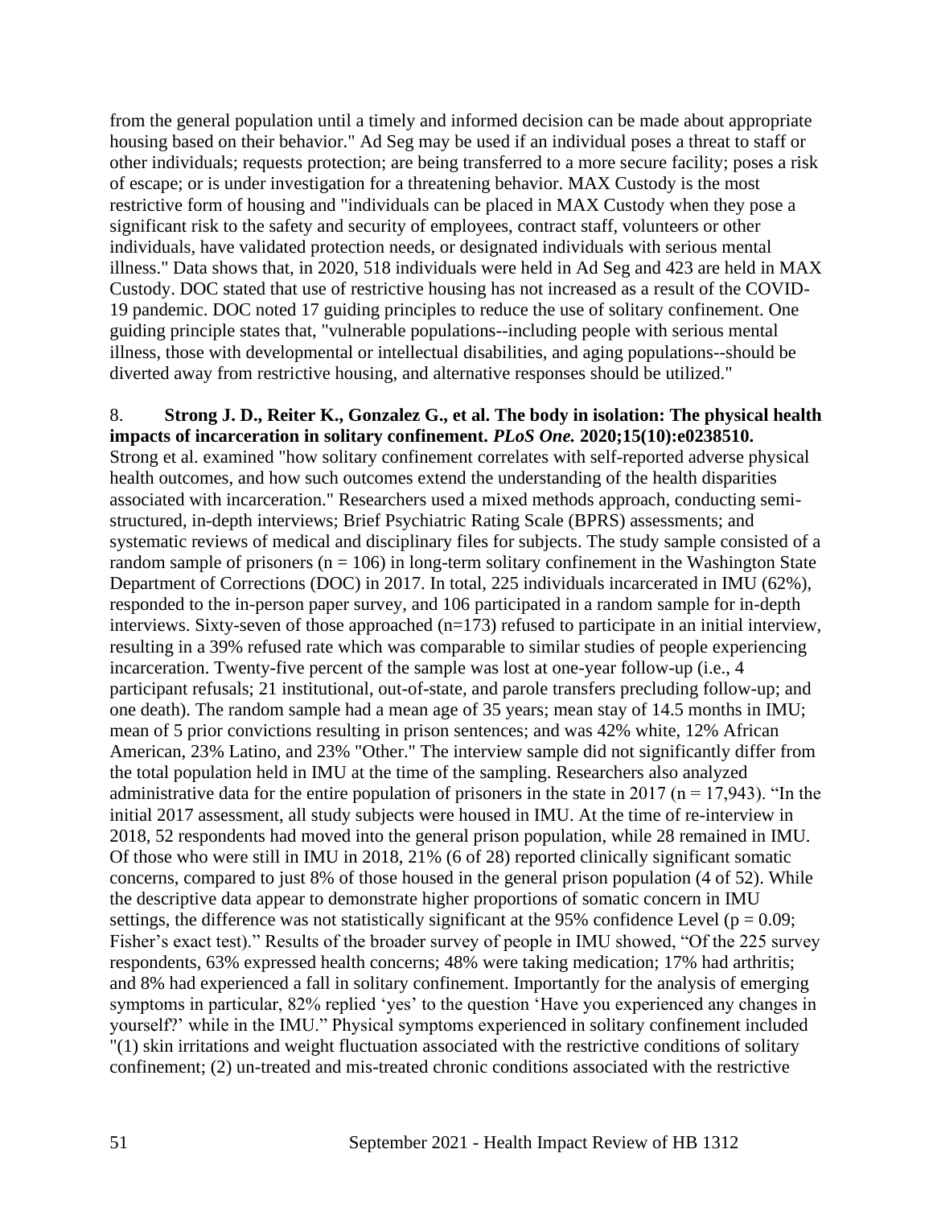from the general population until a timely and informed decision can be made about appropriate housing based on their behavior." Ad Seg may be used if an individual poses a threat to staff or other individuals; requests protection; are being transferred to a more secure facility; poses a risk of escape; or is under investigation for a threatening behavior. MAX Custody is the most restrictive form of housing and "individuals can be placed in MAX Custody when they pose a significant risk to the safety and security of employees, contract staff, volunteers or other individuals, have validated protection needs, or designated individuals with serious mental illness." Data shows that, in 2020, 518 individuals were held in Ad Seg and 423 are held in MAX Custody. DOC stated that use of restrictive housing has not increased as a result of the COVID-19 pandemic. DOC noted 17 guiding principles to reduce the use of solitary confinement. One guiding principle states that, "vulnerable populations--including people with serious mental illness, those with developmental or intellectual disabilities, and aging populations--should be diverted away from restrictive housing, and alternative responses should be utilized."

8. **Strong J. D., Reiter K., Gonzalez G., et al. The body in isolation: The physical health impacts of incarceration in solitary confinement.** ***PLoS One.*** **2020;15(10):e0238510.**
Strong et al. examined "how solitary confinement correlates with self-reported adverse physical health outcomes, and how such outcomes extend the understanding of the health disparities associated with incarceration." Researchers used a mixed methods approach, conducting semi-structured, in-depth interviews; Brief Psychiatric Rating Scale (BPRS) assessments; and systematic reviews of medical and disciplinary files for subjects. The study sample consisted of a random sample of prisoners ($n = 106$) in long-term solitary confinement in the Washington State Department of Corrections (DOC) in 2017. In total, 225 individuals incarcerated in IMU (62%), responded to the in-person paper survey, and 106 participated in a random sample for in-depth interviews. Sixty-seven of those approached (n=173) refused to participate in an initial interview, resulting in a 39% refused rate which was comparable to similar studies of people experiencing incarceration. Twenty-five percent of the sample was lost at one-year follow-up (i.e., 4 participant refusals; 21 institutional, out-of-state, and parole transfers precluding follow-up; and one death). The random sample had a mean age of 35 years; mean stay of 14.5 months in IMU; mean of 5 prior convictions resulting in prison sentences; and was 42% white, 12% African American, 23% Latino, and 23% "Other." The interview sample did not significantly differ from the total population held in IMU at the time of the sampling. Researchers also analyzed administrative data for the entire population of prisoners in the state in 2017 ($n = 17,943$). "In the initial 2017 assessment, all study subjects were housed in IMU. At the time of re-interview in 2018, 52 respondents had moved into the general prison population, while 28 remained in IMU. Of those who were still in IMU in 2018, 21% (6 of 28) reported clinically significant somatic concerns, compared to just 8% of those housed in the general prison population (4 of 52). While the descriptive data appear to demonstrate higher proportions of somatic concern in IMU settings, the difference was not statistically significant at the 95% confidence Level ($p = 0.09$; Fisher's exact test)." Results of the broader survey of people in IMU showed, "Of the 225 survey respondents, 63% expressed health concerns; 48% were taking medication; 17% had arthritis; and 8% had experienced a fall in solitary confinement. Importantly for the analysis of emerging symptoms in particular, 82% replied 'yes' to the question 'Have you experienced any changes in yourself?' while in the IMU." Physical symptoms experienced in solitary confinement included "(1) skin irritations and weight fluctuation associated with the restrictive conditions of solitary confinement; (2) un-treated and mis-treated chronic conditions associated with the restrictive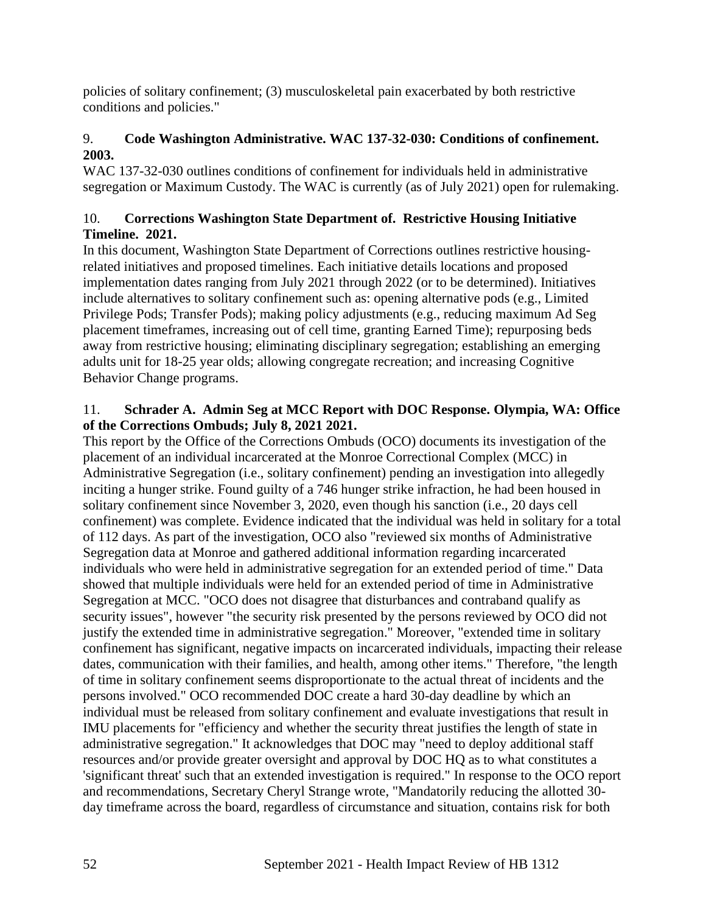policies of solitary confinement; (3) musculoskeletal pain exacerbated by both restrictive conditions and policies."

9. **Code Washington Administrative. WAC 137-32-030: Conditions of confinement. 2003.**
WAC 137-32-030 outlines conditions of confinement for individuals held in administrative segregation or Maximum Custody. The WAC is currently (as of July 2021) open for rulemaking.

10. **Corrections Washington State Department of. Restrictive Housing Initiative Timeline. 2021.**
In this document, Washington State Department of Corrections outlines restrictive housing-related initiatives and proposed timelines. Each initiative details locations and proposed implementation dates ranging from July 2021 through 2022 (or to be determined). Initiatives include alternatives to solitary confinement such as: opening alternative pods (e.g., Limited Privilege Pods; Transfer Pods); making policy adjustments (e.g., reducing maximum Ad Seg placement timeframes, increasing out of cell time, granting Earned Time); repurposing beds away from restrictive housing; eliminating disciplinary segregation; establishing an emerging adults unit for 18-25 year olds; allowing congregate recreation; and increasing Cognitive Behavior Change programs.

11. **Schrader A. Admin Seg at MCC Report with DOC Response. Olympia, WA: Office of the Corrections Ombuds; July 8, 2021 2021.**
This report by the Office of the Corrections Ombuds (OCO) documents its investigation of the placement of an individual incarcerated at the Monroe Correctional Complex (MCC) in Administrative Segregation (i.e., solitary confinement) pending an investigation into allegedly inciting a hunger strike. Found guilty of a 746 hunger strike infraction, he had been housed in solitary confinement since November 3, 2020, even though his sanction (i.e., 20 days cell confinement) was complete. Evidence indicated that the individual was held in solitary for a total of 112 days. As part of the investigation, OCO also "reviewed six months of Administrative Segregation data at Monroe and gathered additional information regarding incarcerated individuals who were held in administrative segregation for an extended period of time." Data showed that multiple individuals were held for an extended period of time in Administrative Segregation at MCC. "OCO does not disagree that disturbances and contraband qualify as security issues", however "the security risk presented by the persons reviewed by OCO did not justify the extended time in administrative segregation." Moreover, "extended time in solitary confinement has significant, negative impacts on incarcerated individuals, impacting their release dates, communication with their families, and health, among other items." Therefore, "the length of time in solitary confinement seems disproportionate to the actual threat of incidents and the persons involved." OCO recommended DOC create a hard 30-day deadline by which an individual must be released from solitary confinement and evaluate investigations that result in IMU placements for "efficiency and whether the security threat justifies the length of state in administrative segregation." It acknowledges that DOC may "need to deploy additional staff resources and/or provide greater oversight and approval by DOC HQ as to what constitutes a 'significant threat' such that an extended investigation is required." In response to the OCO report and recommendations, Secretary Cheryl Strange wrote, "Mandatorily reducing the allotted 30-day timeframe across the board, regardless of circumstance and situation, contains risk for both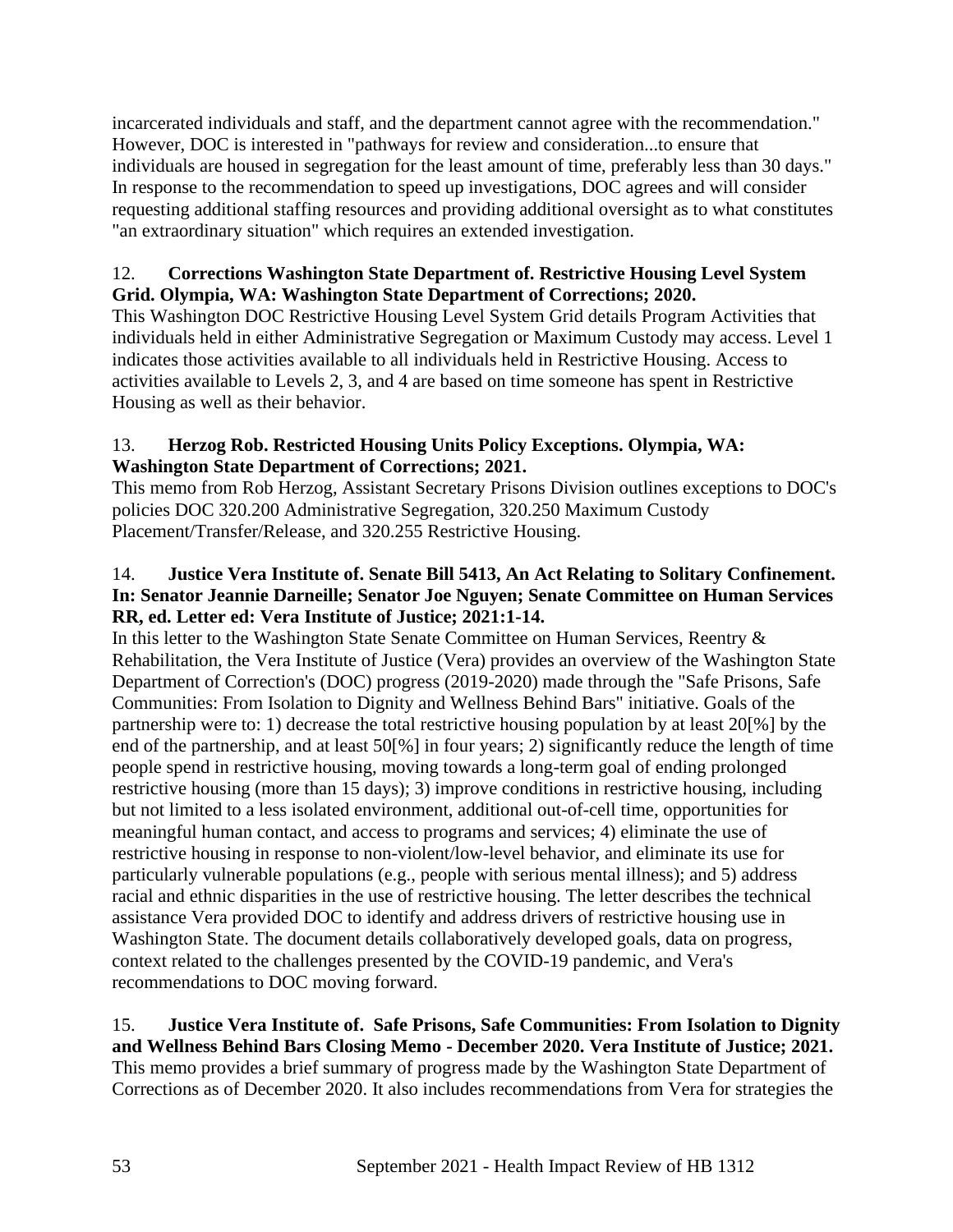incarcerated individuals and staff, and the department cannot agree with the recommendation." However, DOC is interested in "pathways for review and consideration...to ensure that individuals are housed in segregation for the least amount of time, preferably less than 30 days." In response to the recommendation to speed up investigations, DOC agrees and will consider requesting additional staffing resources and providing additional oversight as to what constitutes "an extraordinary situation" which requires an extended investigation.

12. **Corrections Washington State Department of. Restrictive Housing Level System Grid. Olympia, WA: Washington State Department of Corrections; 2020.**
This Washington DOC Restrictive Housing Level System Grid details Program Activities that individuals held in either Administrative Segregation or Maximum Custody may access. Level 1 indicates those activities available to all individuals held in Restrictive Housing. Access to activities available to Levels 2, 3, and 4 are based on time someone has spent in Restrictive Housing as well as their behavior.

13. **Herzog Rob. Restricted Housing Units Policy Exceptions. Olympia, WA: Washington State Department of Corrections; 2021.**
This memo from Rob Herzog, Assistant Secretary Prisons Division outlines exceptions to DOC's policies DOC 320.200 Administrative Segregation, 320.250 Maximum Custody Placement/Transfer/Release, and 320.255 Restrictive Housing.

14. **Justice Vera Institute of. Senate Bill 5413, An Act Relating to Solitary Confinement. In: Senator Jeannie Darneille; Senator Joe Nguyen; Senate Committee on Human Services RR, ed. Letter ed: Vera Institute of Justice; 2021:1-14.**
In this letter to the Washington State Senate Committee on Human Services, Reentry & Rehabilitation, the Vera Institute of Justice (Vera) provides an overview of the Washington State Department of Correction's (DOC) progress (2019-2020) made through the "Safe Prisons, Safe Communities: From Isolation to Dignity and Wellness Behind Bars" initiative. Goals of the partnership were to: 1) decrease the total restrictive housing population by at least 20[%] by the end of the partnership, and at least 50[%] in four years; 2) significantly reduce the length of time people spend in restrictive housing, moving towards a long-term goal of ending prolonged restrictive housing (more than 15 days); 3) improve conditions in restrictive housing, including but not limited to a less isolated environment, additional out-of-cell time, opportunities for meaningful human contact, and access to programs and services; 4) eliminate the use of restrictive housing in response to non-violent/low-level behavior, and eliminate its use for particularly vulnerable populations (e.g., people with serious mental illness); and 5) address racial and ethnic disparities in the use of restrictive housing. The letter describes the technical assistance Vera provided DOC to identify and address drivers of restrictive housing use in Washington State. The document details collaboratively developed goals, data on progress, context related to the challenges presented by the COVID-19 pandemic, and Vera's recommendations to DOC moving forward.

15. **Justice Vera Institute of. Safe Prisons, Safe Communities: From Isolation to Dignity and Wellness Behind Bars Closing Memo - December 2020. Vera Institute of Justice; 2021.**
This memo provides a brief summary of progress made by the Washington State Department of Corrections as of December 2020. It also includes recommendations from Vera for strategies the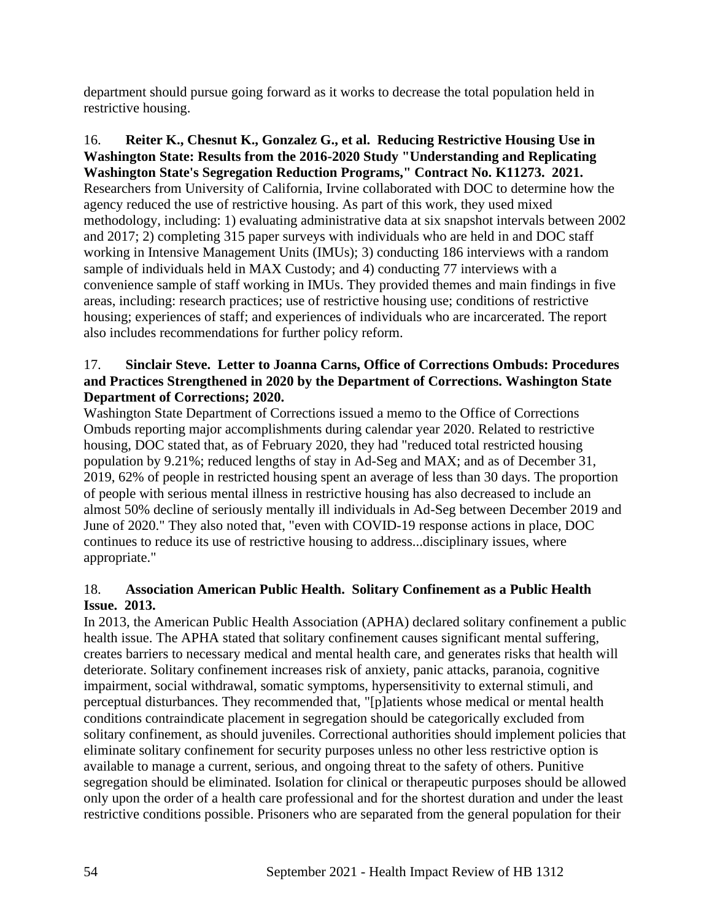department should pursue going forward as it works to decrease the total population held in restrictive housing.

16. **Reiter K., Chesnut K., Gonzalez G., et al. Reducing Restrictive Housing Use in Washington State: Results from the 2016-2020 Study "Understanding and Replicating Washington State's Segregation Reduction Programs," Contract No. K11273. 2021.**
Researchers from University of California, Irvine collaborated with DOC to determine how the agency reduced the use of restrictive housing. As part of this work, they used mixed methodology, including: 1) evaluating administrative data at six snapshot intervals between 2002 and 2017; 2) completing 315 paper surveys with individuals who are held in and DOC staff working in Intensive Management Units (IMUs); 3) conducting 186 interviews with a random sample of individuals held in MAX Custody; and 4) conducting 77 interviews with a convenience sample of staff working in IMUs. They provided themes and main findings in five areas, including: research practices; use of restrictive housing use; conditions of restrictive housing; experiences of staff; and experiences of individuals who are incarcerated. The report also includes recommendations for further policy reform.

17. **Sinclair Steve. Letter to Joanna Carns, Office of Corrections Ombuds: Procedures and Practices Strengthened in 2020 by the Department of Corrections. Washington State Department of Corrections; 2020.**
Washington State Department of Corrections issued a memo to the Office of Corrections Ombuds reporting major accomplishments during calendar year 2020. Related to restrictive housing, DOC stated that, as of February 2020, they had "reduced total restricted housing population by 9.21%; reduced lengths of stay in Ad-Seg and MAX; and as of December 31, 2019, 62% of people in restricted housing spent an average of less than 30 days. The proportion of people with serious mental illness in restrictive housing has also decreased to include an almost 50% decline of seriously mentally ill individuals in Ad-Seg between December 2019 and June of 2020." They also noted that, "even with COVID-19 response actions in place, DOC continues to reduce its use of restrictive housing to address...disciplinary issues, where appropriate."

18. **Association American Public Health. Solitary Confinement as a Public Health Issue. 2013.**
In 2013, the American Public Health Association (APHA) declared solitary confinement a public health issue. The APHA stated that solitary confinement causes significant mental suffering, creates barriers to necessary medical and mental health care, and generates risks that health will deteriorate. Solitary confinement increases risk of anxiety, panic attacks, paranoia, cognitive impairment, social withdrawal, somatic symptoms, hypersensitivity to external stimuli, and perceptual disturbances. They recommended that, "[p]atients whose medical or mental health conditions contraindicate placement in segregation should be categorically excluded from solitary confinement, as should juveniles. Correctional authorities should implement policies that eliminate solitary confinement for security purposes unless no other less restrictive option is available to manage a current, serious, and ongoing threat to the safety of others. Punitive segregation should be eliminated. Isolation for clinical or therapeutic purposes should be allowed only upon the order of a health care professional and for the shortest duration and under the least restrictive conditions possible. Prisoners who are separated from the general population for their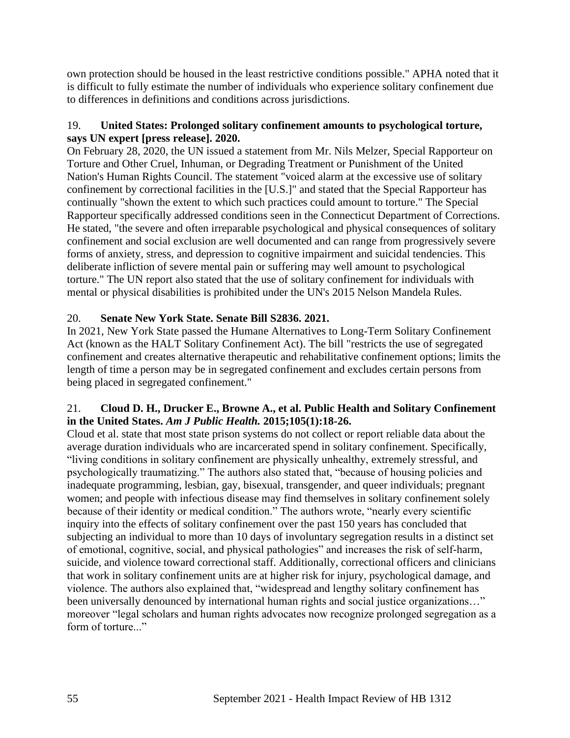own protection should be housed in the least restrictive conditions possible." APHA noted that it is difficult to fully estimate the number of individuals who experience solitary confinement due to differences in definitions and conditions across jurisdictions.

19. **United States: Prolonged solitary confinement amounts to psychological torture, says UN expert [press release]. 2020.**

On February 28, 2020, the UN issued a statement from Mr. Nils Melzer, Special Rapporteur on Torture and Other Cruel, Inhuman, or Degrading Treatment or Punishment of the United Nation's Human Rights Council. The statement "voiced alarm at the excessive use of solitary confinement by correctional facilities in the [U.S.]" and stated that the Special Rapporteur has continually "shown the extent to which such practices could amount to torture." The Special Rapporteur specifically addressed conditions seen in the Connecticut Department of Corrections. He stated, "the severe and often irreparable psychological and physical consequences of solitary confinement and social exclusion are well documented and can range from progressively severe forms of anxiety, stress, and depression to cognitive impairment and suicidal tendencies. This deliberate infliction of severe mental pain or suffering may well amount to psychological torture." The UN report also stated that the use of solitary confinement for individuals with mental or physical disabilities is prohibited under the UN's 2015 Nelson Mandela Rules.

20. **Senate New York State. Senate Bill S2836. 2021.**

In 2021, New York State passed the Humane Alternatives to Long-Term Solitary Confinement Act (known as the HALT Solitary Confinement Act). The bill "restricts the use of segregated confinement and creates alternative therapeutic and rehabilitative confinement options; limits the length of time a person may be in segregated confinement and excludes certain persons from being placed in segregated confinement."

21. **Cloud D. H., Drucker E., Browne A., et al. Public Health and Solitary Confinement in the United States.** ***Am J Public Health.*** **2015;105(1):18-26.**

Cloud et al. state that most state prison systems do not collect or report reliable data about the average duration individuals who are incarcerated spend in solitary confinement. Specifically, "living conditions in solitary confinement are physically unhealthy, extremely stressful, and psychologically traumatizing." The authors also stated that, "because of housing policies and inadequate programming, lesbian, gay, bisexual, transgender, and queer individuals; pregnant women; and people with infectious disease may find themselves in solitary confinement solely because of their identity or medical condition." The authors wrote, "nearly every scientific inquiry into the effects of solitary confinement over the past 150 years has concluded that subjecting an individual to more than 10 days of involuntary segregation results in a distinct set of emotional, cognitive, social, and physical pathologies" and increases the risk of self-harm, suicide, and violence toward correctional staff. Additionally, correctional officers and clinicians that work in solitary confinement units are at higher risk for injury, psychological damage, and violence. The authors also explained that, "widespread and lengthy solitary confinement has been universally denounced by international human rights and social justice organizations…" moreover "legal scholars and human rights advocates now recognize prolonged segregation as a form of torture..."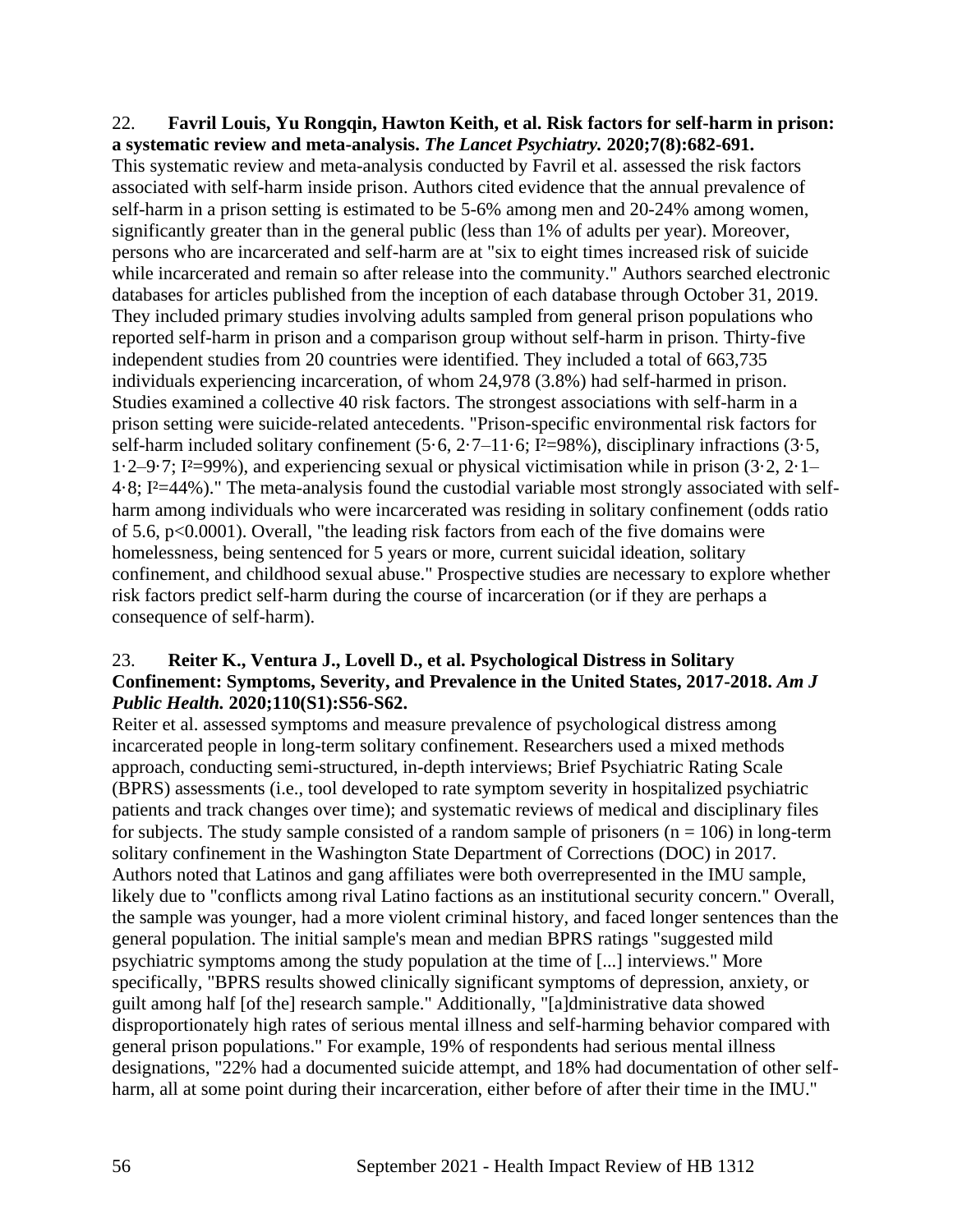22. **Favril Louis, Yu Rongqin, Hawton Keith, et al. Risk factors for self-harm in prison: a systematic review and meta-analysis. *The Lancet Psychiatry.* 2020;7(8):682-691.**
This systematic review and meta-analysis conducted by Favril et al. assessed the risk factors associated with self-harm inside prison. Authors cited evidence that the annual prevalence of self-harm in a prison setting is estimated to be 5-6% among men and 20-24% among women, significantly greater than in the general public (less than 1% of adults per year). Moreover, persons who are incarcerated and self-harm are at "six to eight times increased risk of suicide while incarcerated and remain so after release into the community." Authors searched electronic databases for articles published from the inception of each database through October 31, 2019. They included primary studies involving adults sampled from general prison populations who reported self-harm in prison and a comparison group without self-harm in prison. Thirty-five independent studies from 20 countries were identified. They included a total of 663,735 individuals experiencing incarceration, of whom 24,978 (3.8%) had self-harmed in prison. Studies examined a collective 40 risk factors. The strongest associations with self-harm in a prison setting were suicide-related antecedents. "Prison-specific environmental risk factors for self-harm included solitary confinement (5·6, 2·7–11·6; $I^2$=98%), disciplinary infractions (3·5, 1·2–9·7; $I^2$=99%), and experiencing sexual or physical victimisation while in prison (3·2, 2·1–4·8; $I^2$=44%)." The meta-analysis found the custodial variable most strongly associated with self-harm among individuals who were incarcerated was residing in solitary confinement (odds ratio of 5.6, $p<0.0001$). Overall, "the leading risk factors from each of the five domains were homelessness, being sentenced for 5 years or more, current suicidal ideation, solitary confinement, and childhood sexual abuse." Prospective studies are necessary to explore whether risk factors predict self-harm during the course of incarceration (or if they are perhaps a consequence of self-harm).

23. **Reiter K., Ventura J., Lovell D., et al. Psychological Distress in Solitary Confinement: Symptoms, Severity, and Prevalence in the United States, 2017-2018. *Am J Public Health.* 2020;110(S1):S56-S62.**
Reiter et al. assessed symptoms and measure prevalence of psychological distress among incarcerated people in long-term solitary confinement. Researchers used a mixed methods approach, conducting semi-structured, in-depth interviews; Brief Psychiatric Rating Scale (BPRS) assessments (i.e., tool developed to rate symptom severity in hospitalized psychiatric patients and track changes over time); and systematic reviews of medical and disciplinary files for subjects. The study sample consisted of a random sample of prisoners ($n = 106$) in long-term solitary confinement in the Washington State Department of Corrections (DOC) in 2017. Authors noted that Latinos and gang affiliates were both overrepresented in the IMU sample, likely due to "conflicts among rival Latino factions as an institutional security concern." Overall, the sample was younger, had a more violent criminal history, and faced longer sentences than the general population. The initial sample's mean and median BPRS ratings "suggested mild psychiatric symptoms among the study population at the time of [...] interviews." More specifically, "BPRS results showed clinically significant symptoms of depression, anxiety, or guilt among half [of the] research sample." Additionally, "[a]dministrative data showed disproportionately high rates of serious mental illness and self-harming behavior compared with general prison populations." For example, 19% of respondents had serious mental illness designations, "22% had a documented suicide attempt, and 18% had documentation of other self-harm, all at some point during their incarceration, either before of after their time in the IMU."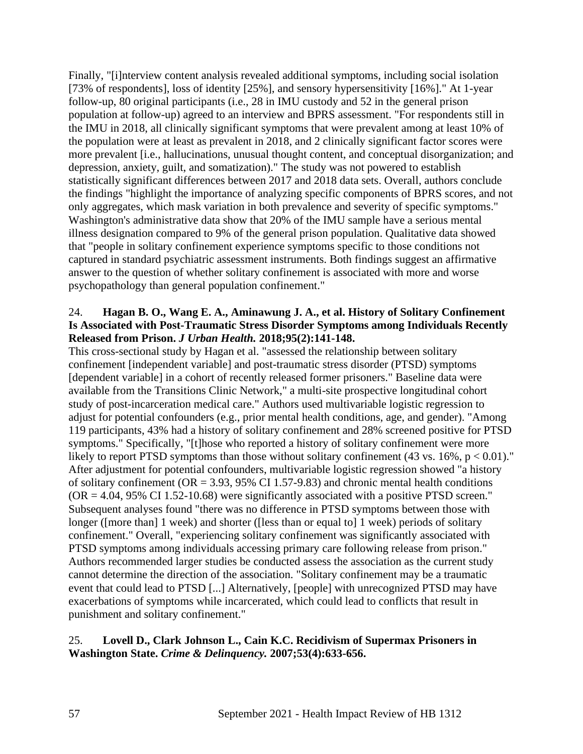Finally, "[i]nterview content analysis revealed additional symptoms, including social isolation [73% of respondents], loss of identity [25%], and sensory hypersensitivity [16%]." At 1-year follow-up, 80 original participants (i.e., 28 in IMU custody and 52 in the general prison population at follow-up) agreed to an interview and BPRS assessment. "For respondents still in the IMU in 2018, all clinically significant symptoms that were prevalent among at least 10% of the population were at least as prevalent in 2018, and 2 clinically significant factor scores were more prevalent [i.e., hallucinations, unusual thought content, and conceptual disorganization; and depression, anxiety, guilt, and somatization)." The study was not powered to establish statistically significant differences between 2017 and 2018 data sets. Overall, authors conclude the findings "highlight the importance of analyzing specific components of BPRS scores, and not only aggregates, which mask variation in both prevalence and severity of specific symptoms." Washington's administrative data show that 20% of the IMU sample have a serious mental illness designation compared to 9% of the general prison population. Qualitative data showed that "people in solitary confinement experience symptoms specific to those conditions not captured in standard psychiatric assessment instruments. Both findings suggest an affirmative answer to the question of whether solitary confinement is associated with more and worse psychopathology than general population confinement."

24. **Hagan B. O., Wang E. A., Aminawung J. A., et al. History of Solitary Confinement Is Associated with Post-Traumatic Stress Disorder Symptoms among Individuals Recently Released from Prison. *J Urban Health.* 2018;95(2):141-148.**

This cross-sectional study by Hagan et al. "assessed the relationship between solitary confinement [independent variable] and post-traumatic stress disorder (PTSD) symptoms [dependent variable] in a cohort of recently released former prisoners." Baseline data were available from the Transitions Clinic Network," a multi-site prospective longitudinal cohort study of post-incarceration medical care." Authors used multivariable logistic regression to adjust for potential confounders (e.g., prior mental health conditions, age, and gender). "Among 119 participants, 43% had a history of solitary confinement and 28% screened positive for PTSD symptoms." Specifically, "[t]hose who reported a history of solitary confinement were more likely to report PTSD symptoms than those without solitary confinement (43 vs. 16%, $p < 0.01$)." After adjustment for potential confounders, multivariable logistic regression showed "a history of solitary confinement (OR = 3.93, 95% CI 1.57-9.83) and chronic mental health conditions (OR = 4.04, 95% CI 1.52-10.68) were significantly associated with a positive PTSD screen." Subsequent analyses found "there was no difference in PTSD symptoms between those with longer ([more than] 1 week) and shorter ([less than or equal to] 1 week) periods of solitary confinement." Overall, "experiencing solitary confinement was significantly associated with PTSD symptoms among individuals accessing primary care following release from prison." Authors recommended larger studies be conducted assess the association as the current study cannot determine the direction of the association. "Solitary confinement may be a traumatic event that could lead to PTSD [...] Alternatively, [people] with unrecognized PTSD may have exacerbations of symptoms while incarcerated, which could lead to conflicts that result in punishment and solitary confinement."

25. **Lovell D., Clark Johnson L., Cain K.C. Recidivism of Supermax Prisoners in Washington State. *Crime & Delinquency.* 2007;53(4):633-656.**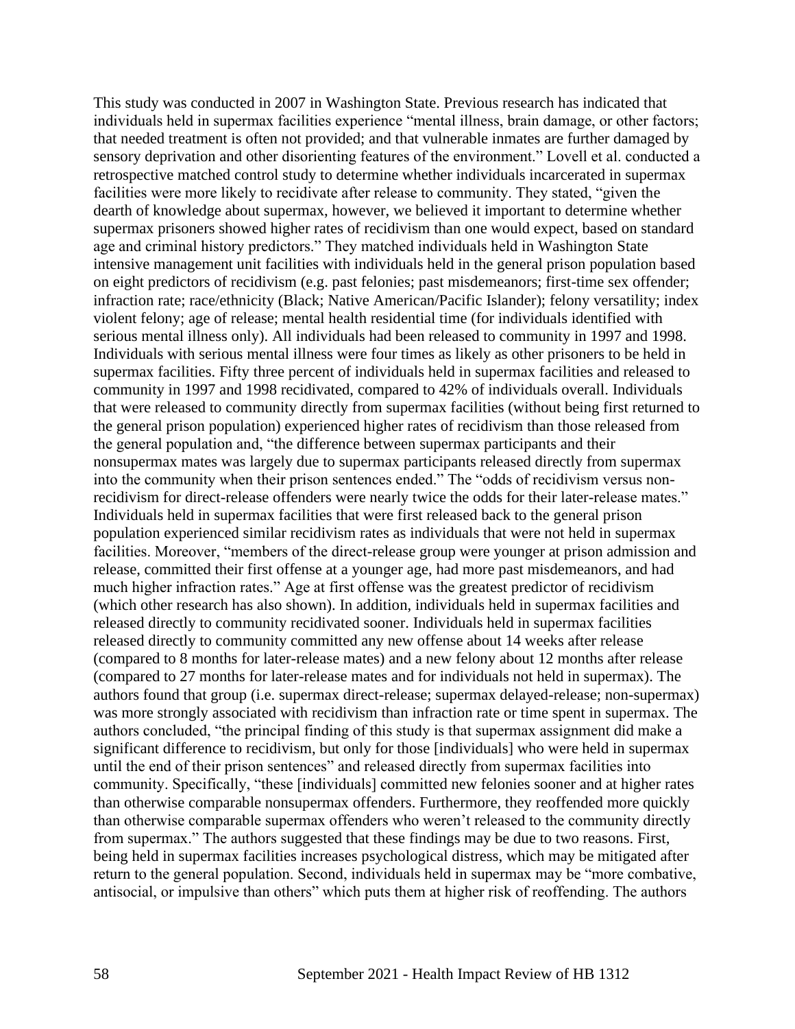This study was conducted in 2007 in Washington State. Previous research has indicated that individuals held in supermax facilities experience "mental illness, brain damage, or other factors; that needed treatment is often not provided; and that vulnerable inmates are further damaged by sensory deprivation and other disorienting features of the environment." Lovell et al. conducted a retrospective matched control study to determine whether individuals incarcerated in supermax facilities were more likely to recidivate after release to community. They stated, "given the dearth of knowledge about supermax, however, we believed it important to determine whether supermax prisoners showed higher rates of recidivism than one would expect, based on standard age and criminal history predictors." They matched individuals held in Washington State intensive management unit facilities with individuals held in the general prison population based on eight predictors of recidivism (e.g. past felonies; past misdemeanors; first-time sex offender; infraction rate; race/ethnicity (Black; Native American/Pacific Islander); felony versatility; index violent felony; age of release; mental health residential time (for individuals identified with serious mental illness only). All individuals had been released to community in 1997 and 1998. Individuals with serious mental illness were four times as likely as other prisoners to be held in supermax facilities. Fifty three percent of individuals held in supermax facilities and released to community in 1997 and 1998 recidivated, compared to 42% of individuals overall. Individuals that were released to community directly from supermax facilities (without being first returned to the general prison population) experienced higher rates of recidivism than those released from the general population and, "the difference between supermax participants and their nonsupermax mates was largely due to supermax participants released directly from supermax into the community when their prison sentences ended." The "odds of recidivism versus non-recidivism for direct-release offenders were nearly twice the odds for their later-release mates." Individuals held in supermax facilities that were first released back to the general prison population experienced similar recidivism rates as individuals that were not held in supermax facilities. Moreover, "members of the direct-release group were younger at prison admission and release, committed their first offense at a younger age, had more past misdemeanors, and had much higher infraction rates." Age at first offense was the greatest predictor of recidivism (which other research has also shown). In addition, individuals held in supermax facilities and released directly to community recidivated sooner. Individuals held in supermax facilities released directly to community committed any new offense about 14 weeks after release (compared to 8 months for later-release mates) and a new felony about 12 months after release (compared to 27 months for later-release mates and for individuals not held in supermax). The authors found that group (i.e. supermax direct-release; supermax delayed-release; non-supermax) was more strongly associated with recidivism than infraction rate or time spent in supermax. The authors concluded, "the principal finding of this study is that supermax assignment did make a significant difference to recidivism, but only for those [individuals] who were held in supermax until the end of their prison sentences" and released directly from supermax facilities into community. Specifically, "these [individuals] committed new felonies sooner and at higher rates than otherwise comparable nonsupermax offenders. Furthermore, they reoffended more quickly than otherwise comparable supermax offenders who weren't released to the community directly from supermax." The authors suggested that these findings may be due to two reasons. First, being held in supermax facilities increases psychological distress, which may be mitigated after return to the general population. Second, individuals held in supermax may be "more combative, antisocial, or impulsive than others" which puts them at higher risk of reoffending. The authors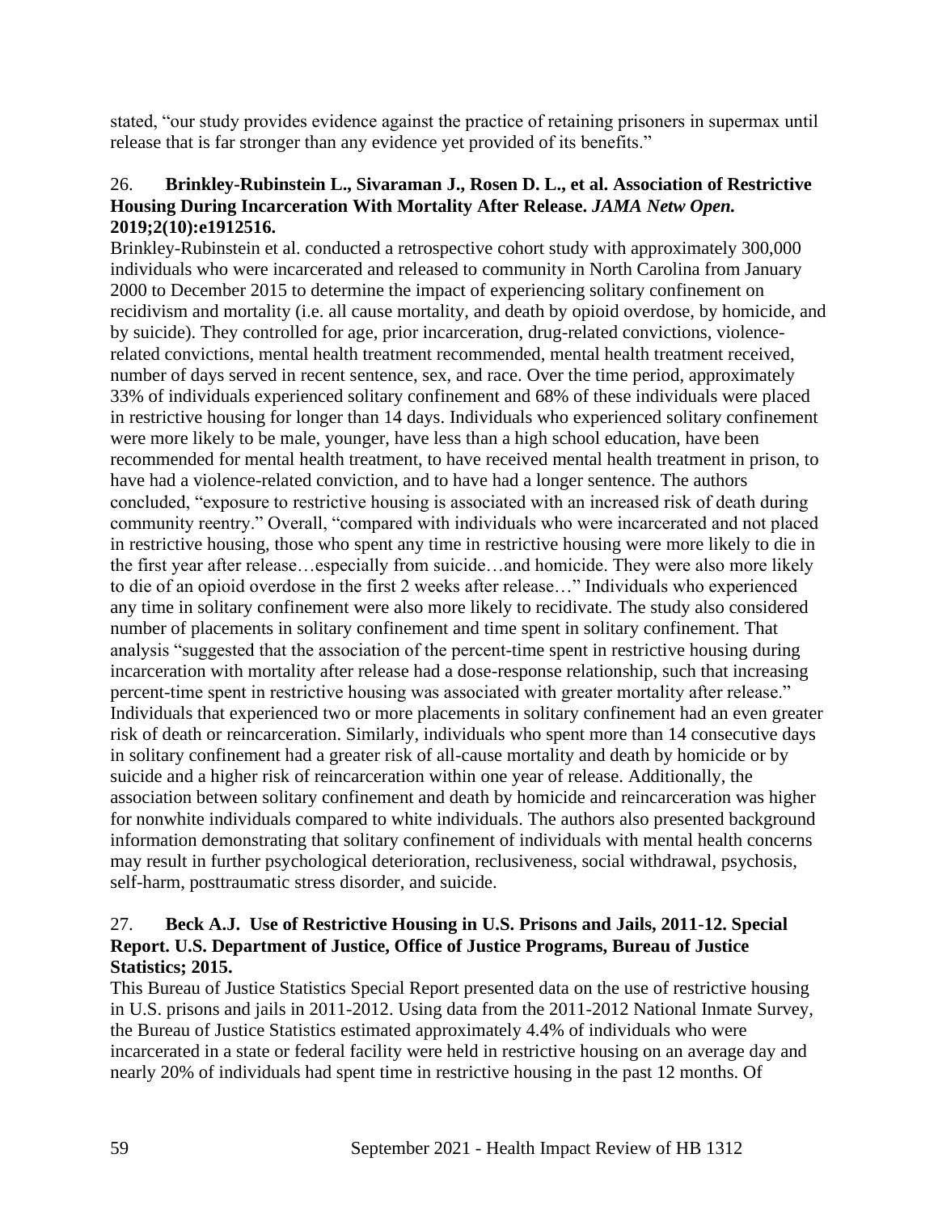stated, "our study provides evidence against the practice of retaining prisoners in supermax until release that is far stronger than any evidence yet provided of its benefits."

26. **Brinkley-Rubinstein L., Sivaraman J., Rosen D. L., et al. Association of Restrictive Housing During Incarceration With Mortality After Release.** ***JAMA Netw Open.*** **2019;2(10):e1912516.**

Brinkley-Rubinstein et al. conducted a retrospective cohort study with approximately 300,000 individuals who were incarcerated and released to community in North Carolina from January 2000 to December 2015 to determine the impact of experiencing solitary confinement on recidivism and mortality (i.e. all cause mortality, and death by opioid overdose, by homicide, and by suicide). They controlled for age, prior incarceration, drug-related convictions, violence-related convictions, mental health treatment recommended, mental health treatment received, number of days served in recent sentence, sex, and race. Over the time period, approximately 33% of individuals experienced solitary confinement and 68% of these individuals were placed in restrictive housing for longer than 14 days. Individuals who experienced solitary confinement were more likely to be male, younger, have less than a high school education, have been recommended for mental health treatment, to have received mental health treatment in prison, to have had a violence-related conviction, and to have had a longer sentence. The authors concluded, "exposure to restrictive housing is associated with an increased risk of death during community reentry." Overall, "compared with individuals who were incarcerated and not placed in restrictive housing, those who spent any time in restrictive housing were more likely to die in the first year after release…especially from suicide…and homicide. They were also more likely to die of an opioid overdose in the first 2 weeks after release…" Individuals who experienced any time in solitary confinement were also more likely to recidivate. The study also considered number of placements in solitary confinement and time spent in solitary confinement. That analysis "suggested that the association of the percent-time spent in restrictive housing during incarceration with mortality after release had a dose-response relationship, such that increasing percent-time spent in restrictive housing was associated with greater mortality after release." Individuals that experienced two or more placements in solitary confinement had an even greater risk of death or reincarceration. Similarly, individuals who spent more than 14 consecutive days in solitary confinement had a greater risk of all-cause mortality and death by homicide or by suicide and a higher risk of reincarceration within one year of release. Additionally, the association between solitary confinement and death by homicide and reincarceration was higher for nonwhite individuals compared to white individuals. The authors also presented background information demonstrating that solitary confinement of individuals with mental health concerns may result in further psychological deterioration, reclusiveness, social withdrawal, psychosis, self-harm, posttraumatic stress disorder, and suicide.

27. **Beck A.J. Use of Restrictive Housing in U.S. Prisons and Jails, 2011-12. Special Report. U.S. Department of Justice, Office of Justice Programs, Bureau of Justice Statistics; 2015.**

This Bureau of Justice Statistics Special Report presented data on the use of restrictive housing in U.S. prisons and jails in 2011-2012. Using data from the 2011-2012 National Inmate Survey, the Bureau of Justice Statistics estimated approximately 4.4% of individuals who were incarcerated in a state or federal facility were held in restrictive housing on an average day and nearly 20% of individuals had spent time in restrictive housing in the past 12 months. Of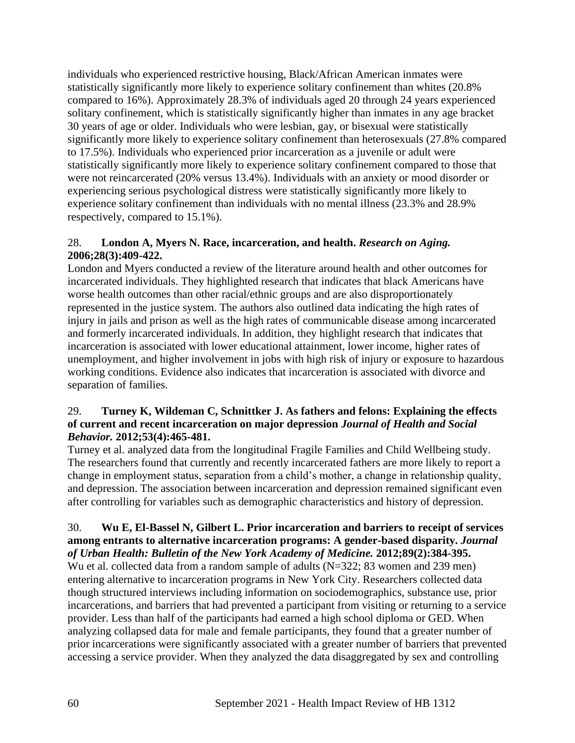individuals who experienced restrictive housing, Black/African American inmates were statistically significantly more likely to experience solitary confinement than whites (20.8% compared to 16%). Approximately 28.3% of individuals aged 20 through 24 years experienced solitary confinement, which is statistically significantly higher than inmates in any age bracket 30 years of age or older. Individuals who were lesbian, gay, or bisexual were statistically significantly more likely to experience solitary confinement than heterosexuals (27.8% compared to 17.5%). Individuals who experienced prior incarceration as a juvenile or adult were statistically significantly more likely to experience solitary confinement compared to those that were not reincarcerated (20% versus 13.4%). Individuals with an anxiety or mood disorder or experiencing serious psychological distress were statistically significantly more likely to experience solitary confinement than individuals with no mental illness (23.3% and 28.9% respectively, compared to 15.1%).

28. **London A, Myers N. Race, incarceration, and health. *Research on Aging.* 2006;28(3):409-422.**
London and Myers conducted a review of the literature around health and other outcomes for incarcerated individuals. They highlighted research that indicates that black Americans have worse health outcomes than other racial/ethnic groups and are also disproportionately represented in the justice system. The authors also outlined data indicating the high rates of injury in jails and prison as well as the high rates of communicable disease among incarcerated and formerly incarcerated individuals. In addition, they highlight research that indicates that incarceration is associated with lower educational attainment, lower income, higher rates of unemployment, and higher involvement in jobs with high risk of injury or exposure to hazardous working conditions. Evidence also indicates that incarceration is associated with divorce and separation of families.

29. **Turney K, Wildeman C, Schnittker J. As fathers and felons: Explaining the effects of current and recent incarceration on major depression *Journal of Health and Social Behavior.* 2012;53(4):465-481.**
Turney et al. analyzed data from the longitudinal Fragile Families and Child Wellbeing study. The researchers found that currently and recently incarcerated fathers are more likely to report a change in employment status, separation from a child's mother, a change in relationship quality, and depression. The association between incarceration and depression remained significant even after controlling for variables such as demographic characteristics and history of depression.

30. **Wu E, El-Bassel N, Gilbert L. Prior incarceration and barriers to receipt of services among entrants to alternative incarceration programs: A gender-based disparity. *Journal of Urban Health: Bulletin of the New York Academy of Medicine.* 2012;89(2):384-395.**
Wu et al. collected data from a random sample of adults (N=322; 83 women and 239 men) entering alternative to incarceration programs in New York City. Researchers collected data though structured interviews including information on sociodemographics, substance use, prior incarcerations, and barriers that had prevented a participant from visiting or returning to a service provider. Less than half of the participants had earned a high school diploma or GED. When analyzing collapsed data for male and female participants, they found that a greater number of prior incarcerations were significantly associated with a greater number of barriers that prevented accessing a service provider. When they analyzed the data disaggregated by sex and controlling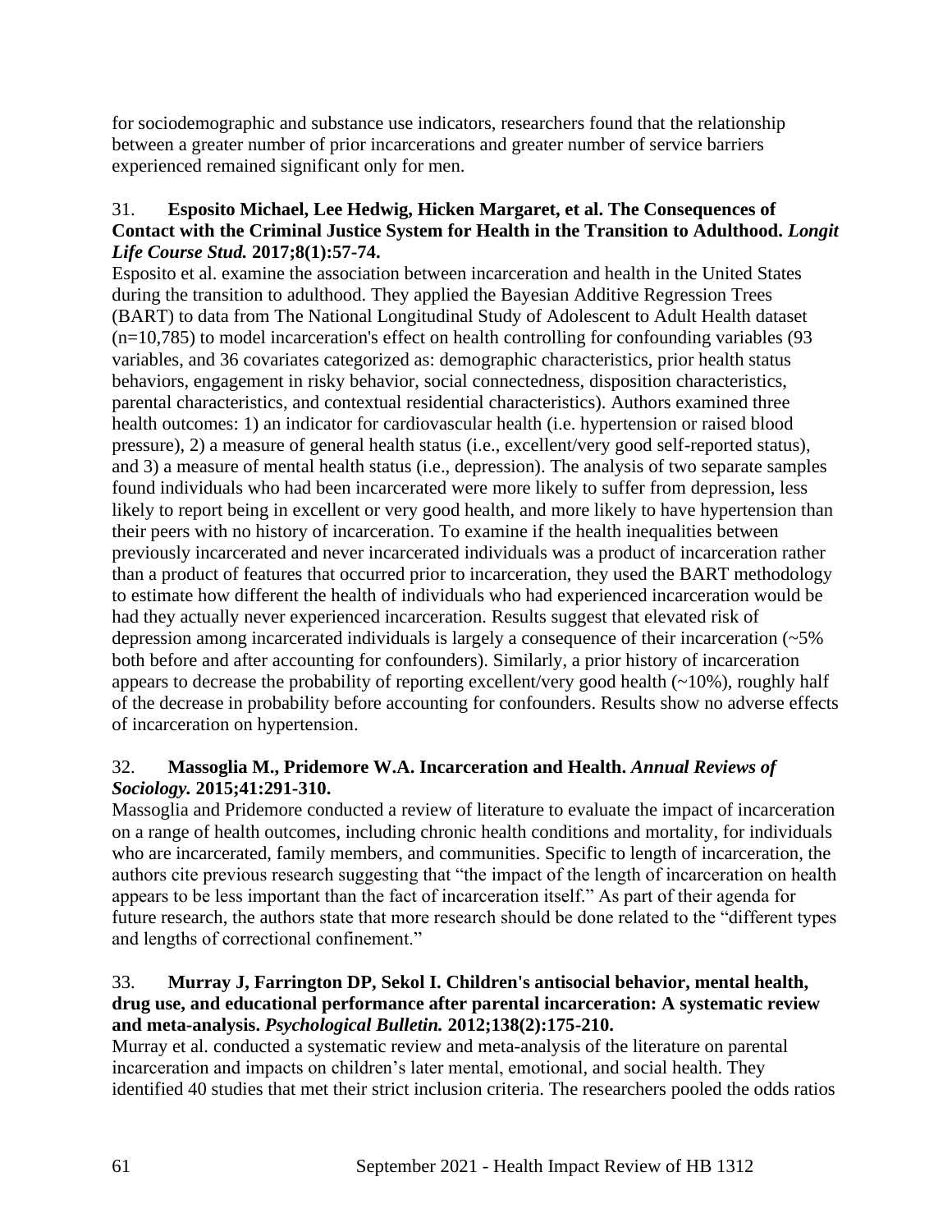for sociodemographic and substance use indicators, researchers found that the relationship between a greater number of prior incarcerations and greater number of service barriers experienced remained significant only for men.

31. **Esposito Michael, Lee Hedwig, Hicken Margaret, et al. The Consequences of Contact with the Criminal Justice System for Health in the Transition to Adulthood.** ***Longit Life Course Stud.*** **2017;8(1):57-74.**

Esposito et al. examine the association between incarceration and health in the United States during the transition to adulthood. They applied the Bayesian Additive Regression Trees (BART) to data from The National Longitudinal Study of Adolescent to Adult Health dataset (n=10,785) to model incarceration's effect on health controlling for confounding variables (93 variables, and 36 covariates categorized as: demographic characteristics, prior health status behaviors, engagement in risky behavior, social connectedness, disposition characteristics, parental characteristics, and contextual residential characteristics). Authors examined three health outcomes: 1) an indicator for cardiovascular health (i.e. hypertension or raised blood pressure), 2) a measure of general health status (i.e., excellent/very good self-reported status), and 3) a measure of mental health status (i.e., depression). The analysis of two separate samples found individuals who had been incarcerated were more likely to suffer from depression, less likely to report being in excellent or very good health, and more likely to have hypertension than their peers with no history of incarceration. To examine if the health inequalities between previously incarcerated and never incarcerated individuals was a product of incarceration rather than a product of features that occurred prior to incarceration, they used the BART methodology to estimate how different the health of individuals who had experienced incarceration would be had they actually never experienced incarceration. Results suggest that elevated risk of depression among incarcerated individuals is largely a consequence of their incarceration (~5% both before and after accounting for confounders). Similarly, a prior history of incarceration appears to decrease the probability of reporting excellent/very good health (~10%), roughly half of the decrease in probability before accounting for confounders. Results show no adverse effects of incarceration on hypertension.

32. **Massoglia M., Pridemore W.A. Incarceration and Health.** ***Annual Reviews of Sociology.*** **2015;41:291-310.**

Massoglia and Pridemore conducted a review of literature to evaluate the impact of incarceration on a range of health outcomes, including chronic health conditions and mortality, for individuals who are incarcerated, family members, and communities. Specific to length of incarceration, the authors cite previous research suggesting that "the impact of the length of incarceration on health appears to be less important than the fact of incarceration itself." As part of their agenda for future research, the authors state that more research should be done related to the "different types and lengths of correctional confinement."

33. **Murray J, Farrington DP, Sekol I. Children's antisocial behavior, mental health, drug use, and educational performance after parental incarceration: A systematic review and meta-analysis.** ***Psychological Bulletin.*** **2012;138(2):175-210.**

Murray et al. conducted a systematic review and meta-analysis of the literature on parental incarceration and impacts on children's later mental, emotional, and social health. They identified 40 studies that met their strict inclusion criteria. The researchers pooled the odds ratios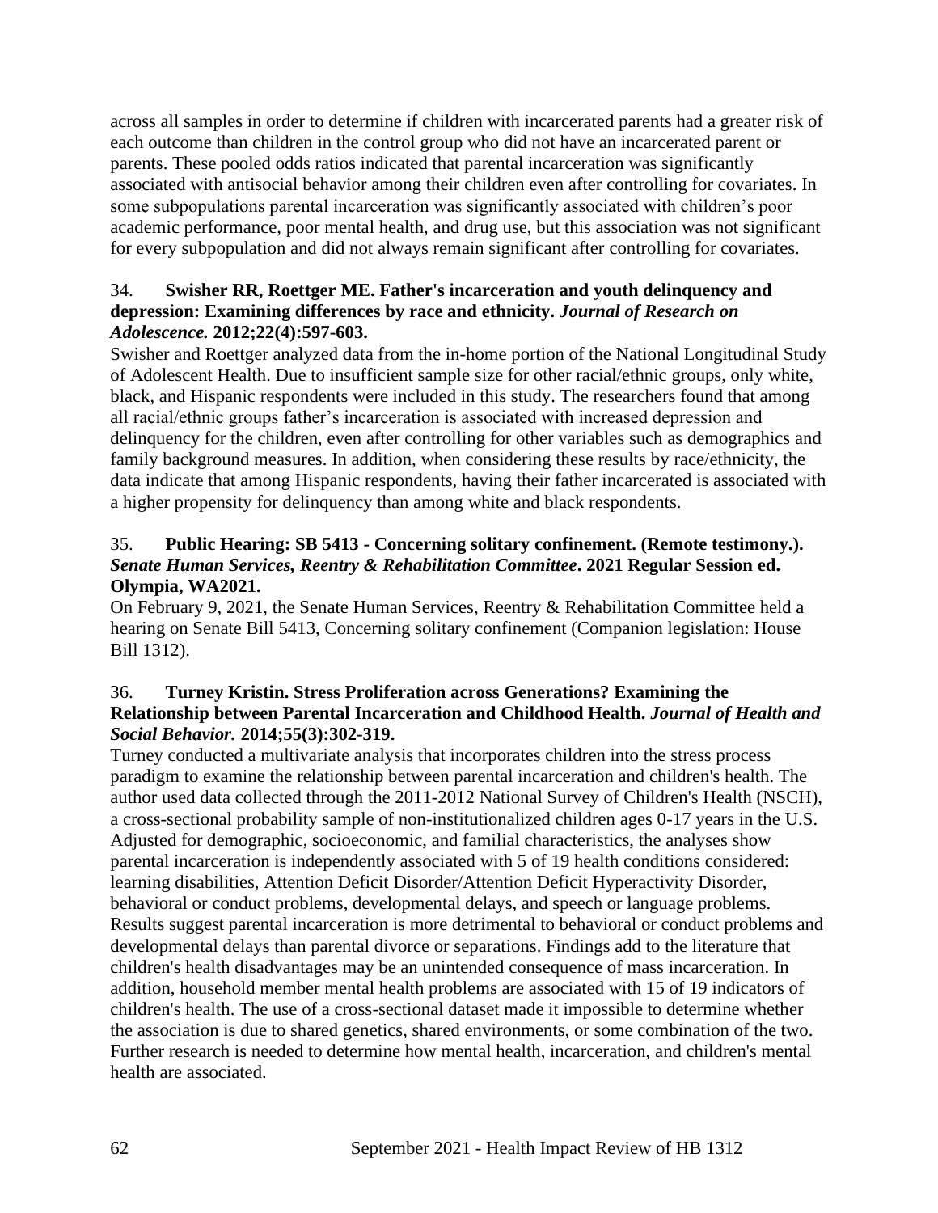across all samples in order to determine if children with incarcerated parents had a greater risk of each outcome than children in the control group who did not have an incarcerated parent or parents. These pooled odds ratios indicated that parental incarceration was significantly associated with antisocial behavior among their children even after controlling for covariates. In some subpopulations parental incarceration was significantly associated with children's poor academic performance, poor mental health, and drug use, but this association was not significant for every subpopulation and did not always remain significant after controlling for covariates.

34. **Swisher RR, Roettger ME. Father's incarceration and youth delinquency and depression: Examining differences by race and ethnicity.** ***Journal of Research on Adolescence.*** **2012;22(4):597-603.**

Swisher and Roettger analyzed data from the in-home portion of the National Longitudinal Study of Adolescent Health. Due to insufficient sample size for other racial/ethnic groups, only white, black, and Hispanic respondents were included in this study. The researchers found that among all racial/ethnic groups father's incarceration is associated with increased depression and delinquency for the children, even after controlling for other variables such as demographics and family background measures. In addition, when considering these results by race/ethnicity, the data indicate that among Hispanic respondents, having their father incarcerated is associated with a higher propensity for delinquency than among white and black respondents.

35. **Public Hearing: SB 5413 - Concerning solitary confinement. (Remote testimony.).** ***Senate Human Services, Reentry & Rehabilitation Committee*****. 2021 Regular Session ed. Olympia, WA2021.**

On February 9, 2021, the Senate Human Services, Reentry & Rehabilitation Committee held a hearing on Senate Bill 5413, Concerning solitary confinement (Companion legislation: House Bill 1312).

36. **Turney Kristin. Stress Proliferation across Generations? Examining the Relationship between Parental Incarceration and Childhood Health.** ***Journal of Health and Social Behavior.*** **2014;55(3):302-319.**

Turney conducted a multivariate analysis that incorporates children into the stress process paradigm to examine the relationship between parental incarceration and children's health. The author used data collected through the 2011-2012 National Survey of Children's Health (NSCH), a cross-sectional probability sample of non-institutionalized children ages 0-17 years in the U.S. Adjusted for demographic, socioeconomic, and familial characteristics, the analyses show parental incarceration is independently associated with 5 of 19 health conditions considered: learning disabilities, Attention Deficit Disorder/Attention Deficit Hyperactivity Disorder, behavioral or conduct problems, developmental delays, and speech or language problems. Results suggest parental incarceration is more detrimental to behavioral or conduct problems and developmental delays than parental divorce or separations. Findings add to the literature that children's health disadvantages may be an unintended consequence of mass incarceration. In addition, household member mental health problems are associated with 15 of 19 indicators of children's health. The use of a cross-sectional dataset made it impossible to determine whether the association is due to shared genetics, shared environments, or some combination of the two. Further research is needed to determine how mental health, incarceration, and children's mental health are associated.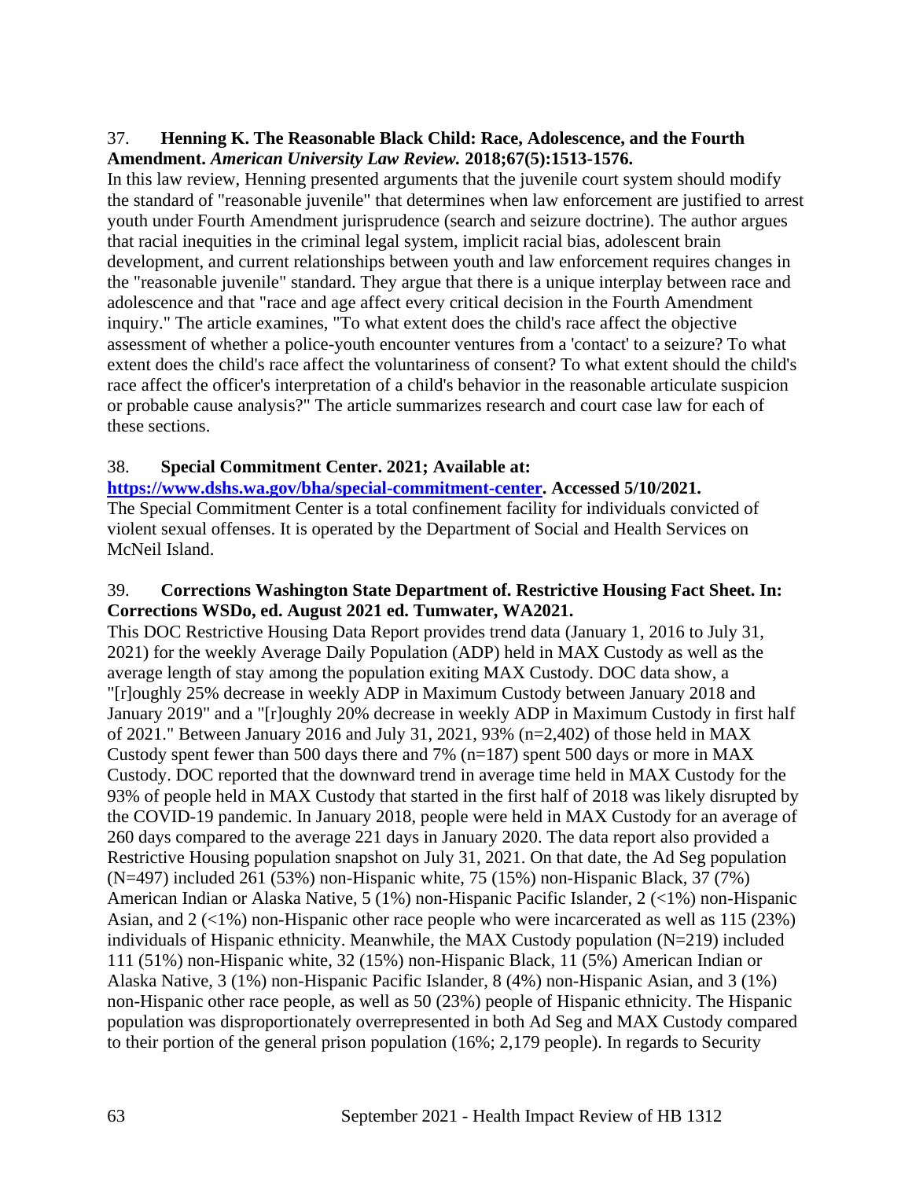37. **Henning K. The Reasonable Black Child: Race, Adolescence, and the Fourth Amendment.** ***American University Law Review.*** **2018;67(5):1513-1576.**

In this law review, Henning presented arguments that the juvenile court system should modify the standard of "reasonable juvenile" that determines when law enforcement are justified to arrest youth under Fourth Amendment jurisprudence (search and seizure doctrine). The author argues that racial inequities in the criminal legal system, implicit racial bias, adolescent brain development, and current relationships between youth and law enforcement requires changes in the "reasonable juvenile" standard. They argue that there is a unique interplay between race and adolescence and that "race and age affect every critical decision in the Fourth Amendment inquiry." The article examines, "To what extent does the child's race affect the objective assessment of whether a police-youth encounter ventures from a 'contact' to a seizure? To what extent does the child's race affect the voluntariness of consent? To what extent should the child's race affect the officer's interpretation of a child's behavior in the reasonable articulate suspicion or probable cause analysis?" The article summarizes research and court case law for each of these sections.

38. **Special Commitment Center. 2021; Available at: [https://www.dshs.wa.gov/bha/special-commitment-center](https://www.dshs.wa.gov/bha/special-commitment-center). Accessed 5/10/2021.**

The Special Commitment Center is a total confinement facility for individuals convicted of violent sexual offenses. It is operated by the Department of Social and Health Services on McNeil Island.

39. **Corrections Washington State Department of. Restrictive Housing Fact Sheet. In: Corrections WSDo, ed. August 2021 ed. Tumwater, WA2021.**

This DOC Restrictive Housing Data Report provides trend data (January 1, 2016 to July 31, 2021) for the weekly Average Daily Population (ADP) held in MAX Custody as well as the average length of stay among the population exiting MAX Custody. DOC data show, a "[r]oughly 25% decrease in weekly ADP in Maximum Custody between January 2018 and January 2019" and a "[r]oughly 20% decrease in weekly ADP in Maximum Custody in first half of 2021." Between January 2016 and July 31, 2021, 93% (n=2,402) of those held in MAX Custody spent fewer than 500 days there and 7% (n=187) spent 500 days or more in MAX Custody. DOC reported that the downward trend in average time held in MAX Custody for the 93% of people held in MAX Custody that started in the first half of 2018 was likely disrupted by the COVID-19 pandemic. In January 2018, people were held in MAX Custody for an average of 260 days compared to the average 221 days in January 2020. The data report also provided a Restrictive Housing population snapshot on July 31, 2021. On that date, the Ad Seg population (N=497) included 261 (53%) non-Hispanic white, 75 (15%) non-Hispanic Black, 37 (7%) American Indian or Alaska Native, 5 (1%) non-Hispanic Pacific Islander, 2 (<1%) non-Hispanic Asian, and 2 (<1%) non-Hispanic other race people who were incarcerated as well as 115 (23%) individuals of Hispanic ethnicity. Meanwhile, the MAX Custody population (N=219) included 111 (51%) non-Hispanic white, 32 (15%) non-Hispanic Black, 11 (5%) American Indian or Alaska Native, 3 (1%) non-Hispanic Pacific Islander, 8 (4%) non-Hispanic Asian, and 3 (1%) non-Hispanic other race people, as well as 50 (23%) people of Hispanic ethnicity. The Hispanic population was disproportionately overrepresented in both Ad Seg and MAX Custody compared to their portion of the general prison population (16%; 2,179 people). In regards to Security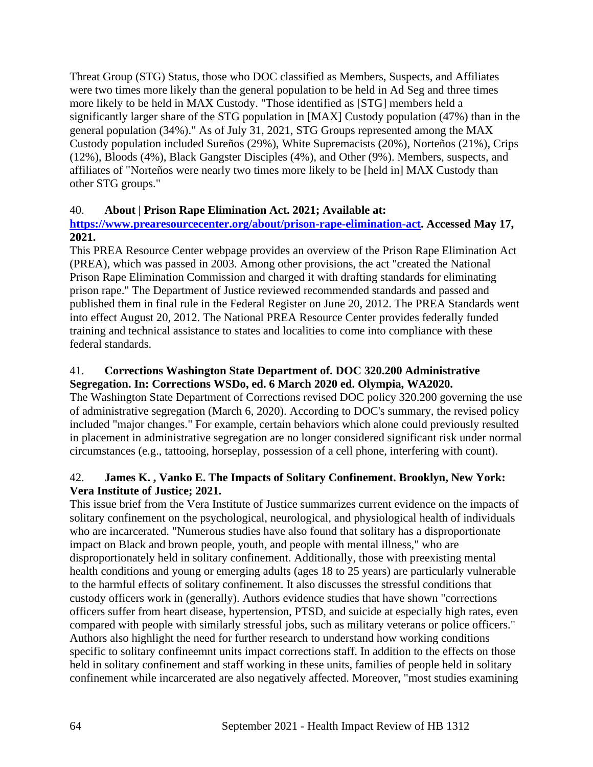Threat Group (STG) Status, those who DOC classified as Members, Suspects, and Affiliates were two times more likely than the general population to be held in Ad Seg and three times more likely to be held in MAX Custody. "Those identified as [STG] members held a significantly larger share of the STG population in [MAX] Custody population (47%) than in the general population (34%)." As of July 31, 2021, STG Groups represented among the MAX Custody population included Sureños (29%), White Supremacists (20%), Norteños (21%), Crips (12%), Bloods (4%), Black Gangster Disciples (4%), and Other (9%). Members, suspects, and affiliates of "Norteños were nearly two times more likely to be [held in] MAX Custody than other STG groups."

40. **About | Prison Rape Elimination Act. 2021; Available at: [https://www.prearesourcecenter.org/about/prison-rape-elimination-act](https://www.prearesourcecenter.org/about/prison-rape-elimination-act). Accessed May 17, 2021.**

This PREA Resource Center webpage provides an overview of the Prison Rape Elimination Act (PREA), which was passed in 2003. Among other provisions, the act "created the National Prison Rape Elimination Commission and charged it with drafting standards for eliminating prison rape." The Department of Justice reviewed recommended standards and passed and published them in final rule in the Federal Register on June 20, 2012. The PREA Standards went into effect August 20, 2012. The National PREA Resource Center provides federally funded training and technical assistance to states and localities to come into compliance with these federal standards.

41. **Corrections Washington State Department of. DOC 320.200 Administrative Segregation. In: Corrections WSDo, ed. 6 March 2020 ed. Olympia, WA2020.**

The Washington State Department of Corrections revised DOC policy 320.200 governing the use of administrative segregation (March 6, 2020). According to DOC's summary, the revised policy included "major changes." For example, certain behaviors which alone could previously resulted in placement in administrative segregation are no longer considered significant risk under normal circumstances (e.g., tattooing, horseplay, possession of a cell phone, interfering with count).

42. **James K. , Vanko E. The Impacts of Solitary Confinement. Brooklyn, New York: Vera Institute of Justice; 2021.**

This issue brief from the Vera Institute of Justice summarizes current evidence on the impacts of solitary confinement on the psychological, neurological, and physiological health of individuals who are incarcerated. "Numerous studies have also found that solitary has a disproportionate impact on Black and brown people, youth, and people with mental illness," who are disproportionately held in solitary confinement. Additionally, those with preexisting mental health conditions and young or emerging adults (ages 18 to 25 years) are particularly vulnerable to the harmful effects of solitary confinement. It also discusses the stressful conditions that custody officers work in (generally). Authors evidence studies that have shown "corrections officers suffer from heart disease, hypertension, PTSD, and suicide at especially high rates, even compared with people with similarly stressful jobs, such as military veterans or police officers." Authors also highlight the need for further research to understand how working conditions specific to solitary confineemnt units impact corrections staff. In addition to the effects on those held in solitary confinement and staff working in these units, families of people held in solitary confinement while incarcerated are also negatively affected. Moreover, "most studies examining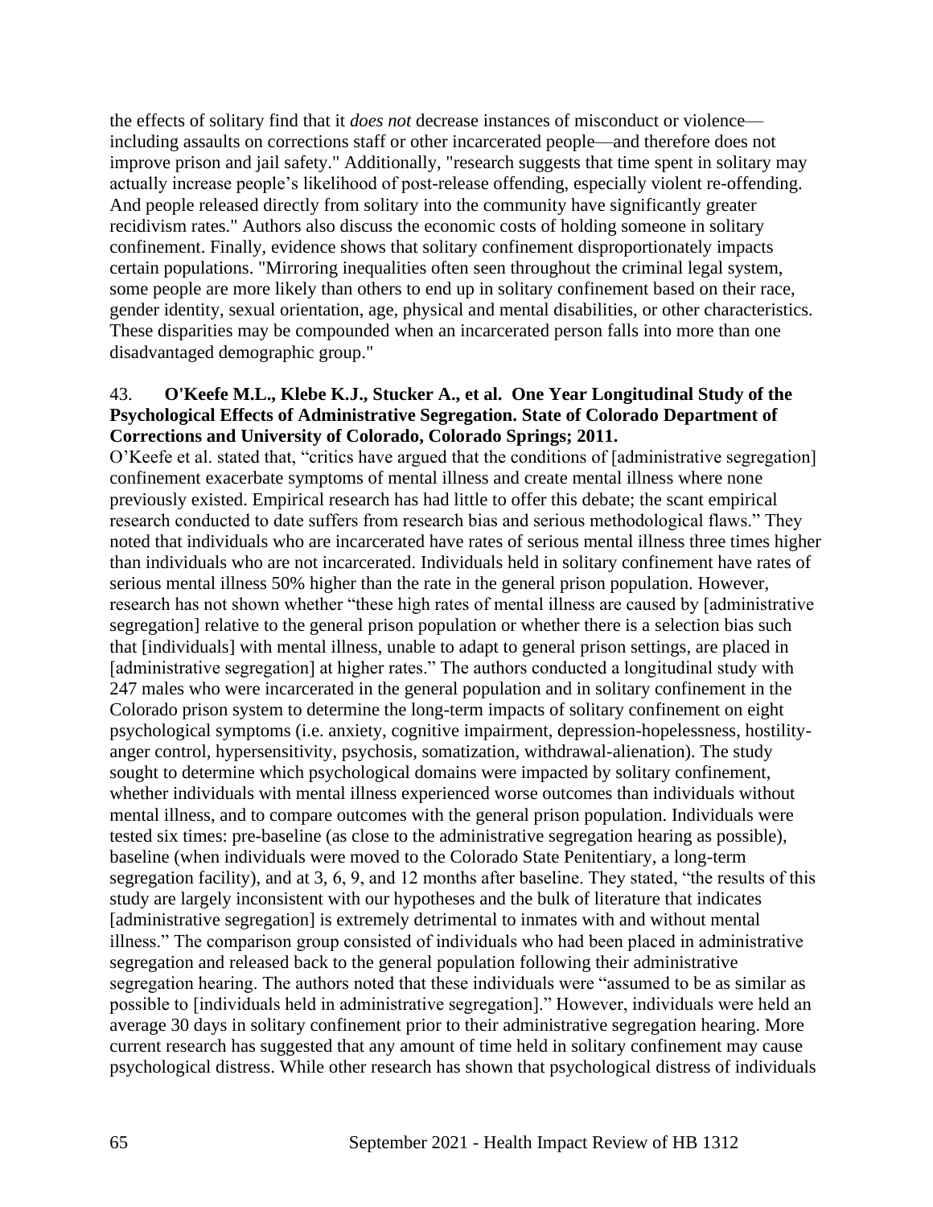the effects of solitary find that it *does not* decrease instances of misconduct or violence—including assaults on corrections staff or other incarcerated people—and therefore does not improve prison and jail safety." Additionally, "research suggests that time spent in solitary may actually increase people's likelihood of post-release offending, especially violent re-offending. And people released directly from solitary into the community have significantly greater recidivism rates." Authors also discuss the economic costs of holding someone in solitary confinement. Finally, evidence shows that solitary confinement disproportionately impacts certain populations. "Mirroring inequalities often seen throughout the criminal legal system, some people are more likely than others to end up in solitary confinement based on their race, gender identity, sexual orientation, age, physical and mental disabilities, or other characteristics. These disparities may be compounded when an incarcerated person falls into more than one disadvantaged demographic group."

43. **O'Keefe M.L., Klebe K.J., Stucker A., et al. One Year Longitudinal Study of the Psychological Effects of Administrative Segregation. State of Colorado Department of Corrections and University of Colorado, Colorado Springs; 2011.**

O'Keefe et al. stated that, "critics have argued that the conditions of [administrative segregation] confinement exacerbate symptoms of mental illness and create mental illness where none previously existed. Empirical research has had little to offer this debate; the scant empirical research conducted to date suffers from research bias and serious methodological flaws." They noted that individuals who are incarcerated have rates of serious mental illness three times higher than individuals who are not incarcerated. Individuals held in solitary confinement have rates of serious mental illness 50% higher than the rate in the general prison population. However, research has not shown whether "these high rates of mental illness are caused by [administrative segregation] relative to the general prison population or whether there is a selection bias such that [individuals] with mental illness, unable to adapt to general prison settings, are placed in [administrative segregation] at higher rates." The authors conducted a longitudinal study with 247 males who were incarcerated in the general population and in solitary confinement in the Colorado prison system to determine the long-term impacts of solitary confinement on eight psychological symptoms (i.e. anxiety, cognitive impairment, depression-hopelessness, hostility-anger control, hypersensitivity, psychosis, somatization, withdrawal-alienation). The study sought to determine which psychological domains were impacted by solitary confinement, whether individuals with mental illness experienced worse outcomes than individuals without mental illness, and to compare outcomes with the general prison population. Individuals were tested six times: pre-baseline (as close to the administrative segregation hearing as possible), baseline (when individuals were moved to the Colorado State Penitentiary, a long-term segregation facility), and at 3, 6, 9, and 12 months after baseline. They stated, "the results of this study are largely inconsistent with our hypotheses and the bulk of literature that indicates [administrative segregation] is extremely detrimental to inmates with and without mental illness." The comparison group consisted of individuals who had been placed in administrative segregation and released back to the general population following their administrative segregation hearing. The authors noted that these individuals were "assumed to be as similar as possible to [individuals held in administrative segregation]." However, individuals were held an average 30 days in solitary confinement prior to their administrative segregation hearing. More current research has suggested that any amount of time held in solitary confinement may cause psychological distress. While other research has shown that psychological distress of individuals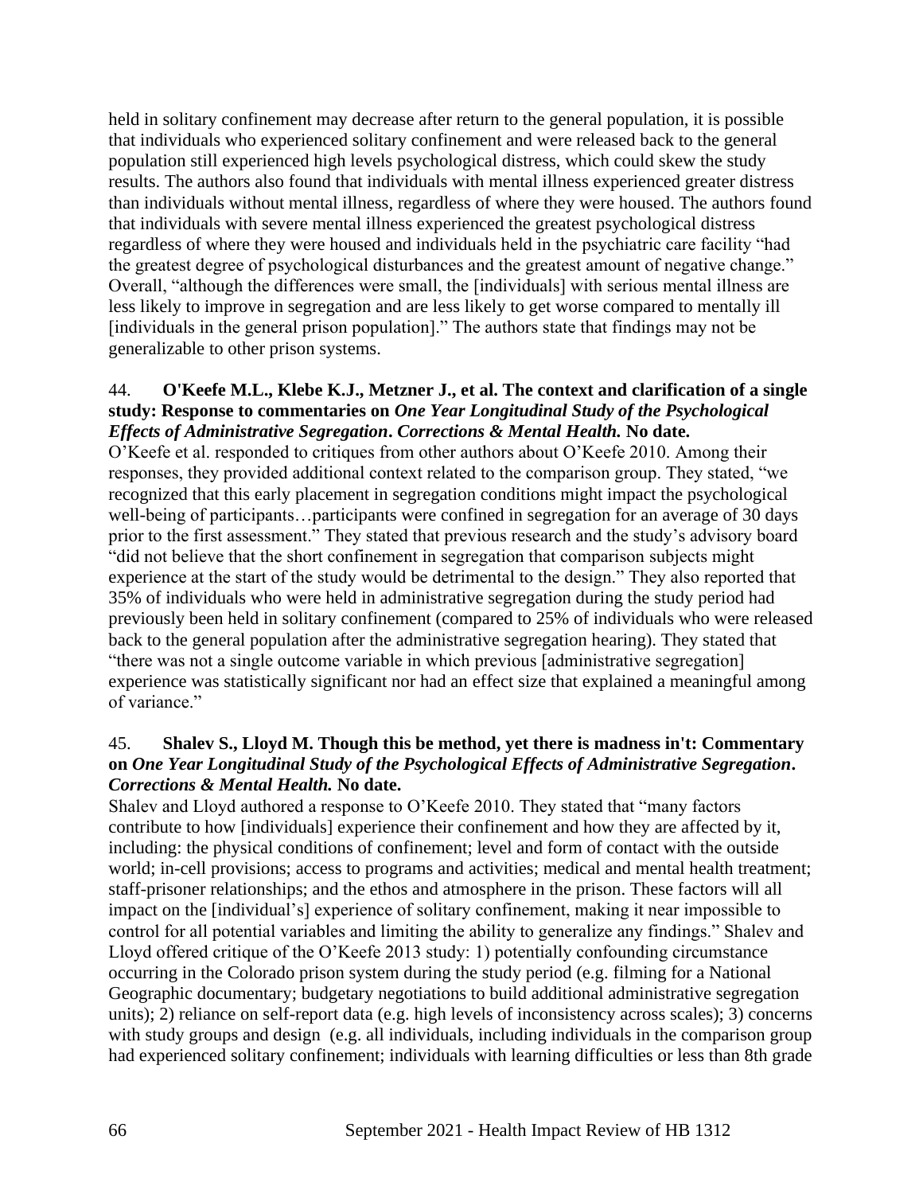held in solitary confinement may decrease after return to the general population, it is possible that individuals who experienced solitary confinement and were released back to the general population still experienced high levels psychological distress, which could skew the study results. The authors also found that individuals with mental illness experienced greater distress than individuals without mental illness, regardless of where they were housed. The authors found that individuals with severe mental illness experienced the greatest psychological distress regardless of where they were housed and individuals held in the psychiatric care facility "had the greatest degree of psychological disturbances and the greatest amount of negative change." Overall, "although the differences were small, the [individuals] with serious mental illness are less likely to improve in segregation and are less likely to get worse compared to mentally ill [individuals in the general prison population]." The authors state that findings may not be generalizable to other prison systems.

44. **O'Keefe M.L., Klebe K.J., Metzner J., et al. The context and clarification of a single study: Response to commentaries on *One Year Longitudinal Study of the Psychological Effects of Administrative Segregation*. *Corrections & Mental Health.* No date.**
O'Keefe et al. responded to critiques from other authors about O'Keefe 2010. Among their responses, they provided additional context related to the comparison group. They stated, "we recognized that this early placement in segregation conditions might impact the psychological well-being of participants…participants were confined in segregation for an average of 30 days prior to the first assessment." They stated that previous research and the study's advisory board "did not believe that the short confinement in segregation that comparison subjects might experience at the start of the study would be detrimental to the design." They also reported that 35% of individuals who were held in administrative segregation during the study period had previously been held in solitary confinement (compared to 25% of individuals who were released back to the general population after the administrative segregation hearing). They stated that "there was not a single outcome variable in which previous [administrative segregation] experience was statistically significant nor had an effect size that explained a meaningful among of variance."

45. **Shalev S., Lloyd M. Though this be method, yet there is madness in't: Commentary on *One Year Longitudinal Study of the Psychological Effects of Administrative Segregation*. *Corrections & Mental Health.* No date.**
Shalev and Lloyd authored a response to O'Keefe 2010. They stated that "many factors contribute to how [individuals] experience their confinement and how they are affected by it, including: the physical conditions of confinement; level and form of contact with the outside world; in-cell provisions; access to programs and activities; medical and mental health treatment; staff-prisoner relationships; and the ethos and atmosphere in the prison. These factors will all impact on the [individual's] experience of solitary confinement, making it near impossible to control for all potential variables and limiting the ability to generalize any findings." Shalev and Lloyd offered critique of the O'Keefe 2013 study: 1) potentially confounding circumstance occurring in the Colorado prison system during the study period (e.g. filming for a National Geographic documentary; budgetary negotiations to build additional administrative segregation units); 2) reliance on self-report data (e.g. high levels of inconsistency across scales); 3) concerns with study groups and design (e.g. all individuals, including individuals in the comparison group had experienced solitary confinement; individuals with learning difficulties or less than 8th grade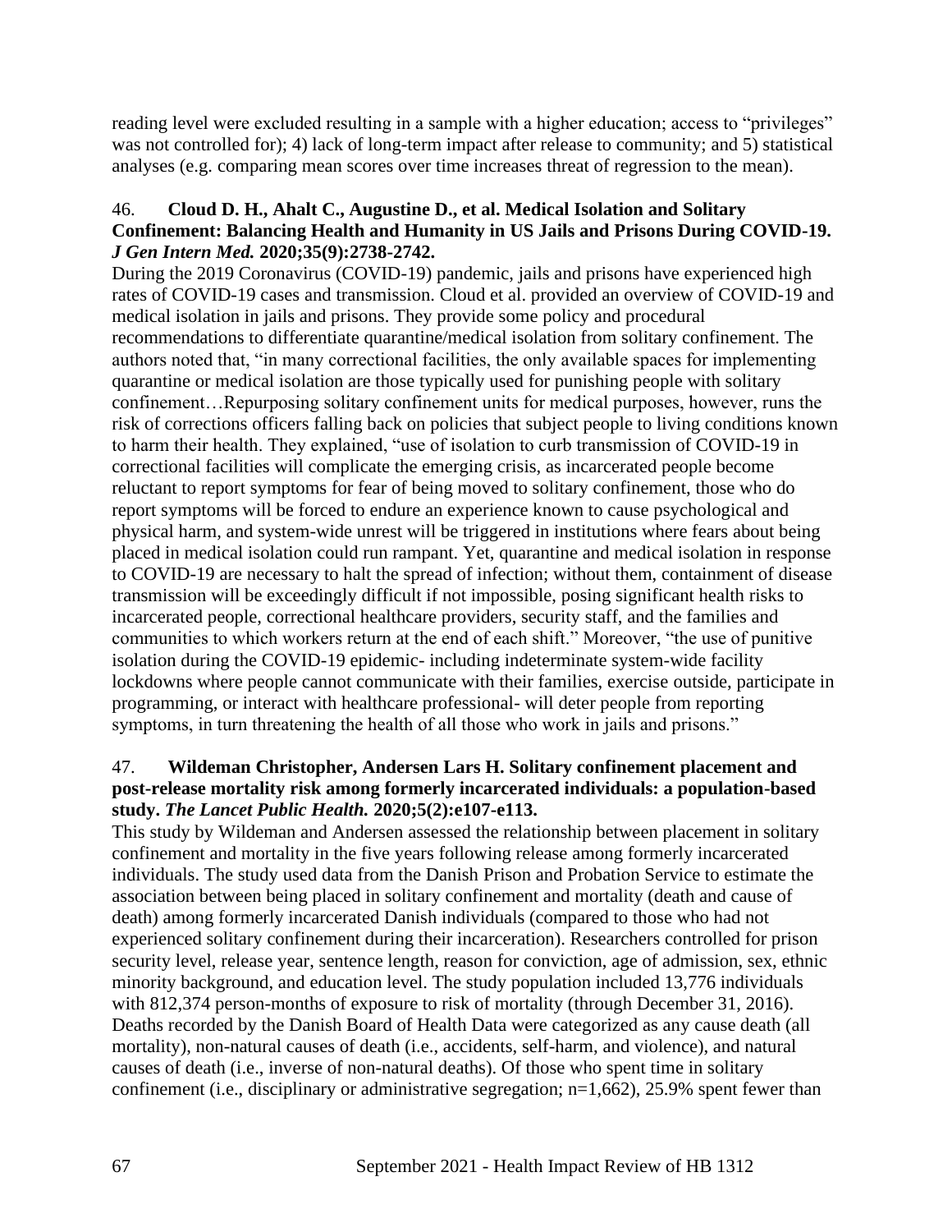reading level were excluded resulting in a sample with a higher education; access to "privileges" was not controlled for); 4) lack of long-term impact after release to community; and 5) statistical analyses (e.g. comparing mean scores over time increases threat of regression to the mean).

46. **Cloud D. H., Ahalt C., Augustine D., et al. Medical Isolation and Solitary Confinement: Balancing Health and Humanity in US Jails and Prisons During COVID-19.** ***J Gen Intern Med.*** **2020;35(9):2738-2742.**

During the 2019 Coronavirus (COVID-19) pandemic, jails and prisons have experienced high rates of COVID-19 cases and transmission. Cloud et al. provided an overview of COVID-19 and medical isolation in jails and prisons. They provide some policy and procedural recommendations to differentiate quarantine/medical isolation from solitary confinement. The authors noted that, "in many correctional facilities, the only available spaces for implementing quarantine or medical isolation are those typically used for punishing people with solitary confinement…Repurposing solitary confinement units for medical purposes, however, runs the risk of corrections officers falling back on policies that subject people to living conditions known to harm their health. They explained, "use of isolation to curb transmission of COVID-19 in correctional facilities will complicate the emerging crisis, as incarcerated people become reluctant to report symptoms for fear of being moved to solitary confinement, those who do report symptoms will be forced to endure an experience known to cause psychological and physical harm, and system-wide unrest will be triggered in institutions where fears about being placed in medical isolation could run rampant. Yet, quarantine and medical isolation in response to COVID-19 are necessary to halt the spread of infection; without them, containment of disease transmission will be exceedingly difficult if not impossible, posing significant health risks to incarcerated people, correctional healthcare providers, security staff, and the families and communities to which workers return at the end of each shift." Moreover, "the use of punitive isolation during the COVID-19 epidemic- including indeterminate system-wide facility lockdowns where people cannot communicate with their families, exercise outside, participate in programming, or interact with healthcare professional- will deter people from reporting symptoms, in turn threatening the health of all those who work in jails and prisons."

47. **Wildeman Christopher, Andersen Lars H. Solitary confinement placement and post-release mortality risk among formerly incarcerated individuals: a population-based study.** ***The Lancet Public Health.*** **2020;5(2):e107-e113.**

This study by Wildeman and Andersen assessed the relationship between placement in solitary confinement and mortality in the five years following release among formerly incarcerated individuals. The study used data from the Danish Prison and Probation Service to estimate the association between being placed in solitary confinement and mortality (death and cause of death) among formerly incarcerated Danish individuals (compared to those who had not experienced solitary confinement during their incarceration). Researchers controlled for prison security level, release year, sentence length, reason for conviction, age of admission, sex, ethnic minority background, and education level. The study population included 13,776 individuals with 812,374 person-months of exposure to risk of mortality (through December 31, 2016). Deaths recorded by the Danish Board of Health Data were categorized as any cause death (all mortality), non-natural causes of death (i.e., accidents, self-harm, and violence), and natural causes of death (i.e., inverse of non-natural deaths). Of those who spent time in solitary confinement (i.e., disciplinary or administrative segregation; n=1,662), 25.9% spent fewer than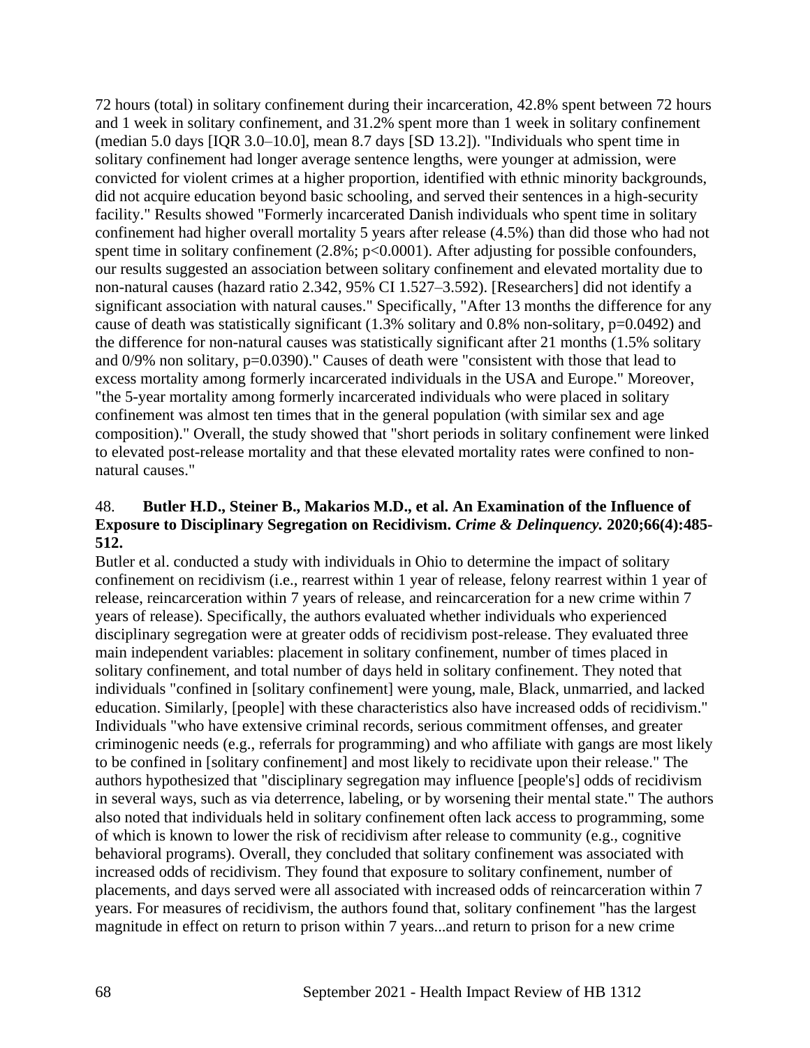72 hours (total) in solitary confinement during their incarceration, 42.8% spent between 72 hours and 1 week in solitary confinement, and 31.2% spent more than 1 week in solitary confinement (median 5.0 days [IQR 3.0–10.0], mean 8.7 days [SD 13.2]). "Individuals who spent time in solitary confinement had longer average sentence lengths, were younger at admission, were convicted for violent crimes at a higher proportion, identified with ethnic minority backgrounds, did not acquire education beyond basic schooling, and served their sentences in a high-security facility." Results showed "Formerly incarcerated Danish individuals who spent time in solitary confinement had higher overall mortality 5 years after release (4.5%) than did those who had not spent time in solitary confinement (2.8%; $p<0.0001$). After adjusting for possible confounders, our results suggested an association between solitary confinement and elevated mortality due to non-natural causes (hazard ratio 2.342, 95% CI 1.527–3.592). [Researchers] did not identify a significant association with natural causes." Specifically, "After 13 months the difference for any cause of death was statistically significant (1.3% solitary and 0.8% non-solitary, $p=0.0492$) and the difference for non-natural causes was statistically significant after 21 months (1.5% solitary and 0/9% non solitary, $p=0.0390$)." Causes of death were "consistent with those that lead to excess mortality among formerly incarcerated individuals in the USA and Europe." Moreover, "the 5-year mortality among formerly incarcerated individuals who were placed in solitary confinement was almost ten times that in the general population (with similar sex and age composition)." Overall, the study showed that "short periods in solitary confinement were linked to elevated post-release mortality and that these elevated mortality rates were confined to non-natural causes."

48. **Butler H.D., Steiner B., Makarios M.D., et al. An Examination of the Influence of Exposure to Disciplinary Segregation on Recidivism. *Crime & Delinquency.* 2020;66(4):485-512.**

Butler et al. conducted a study with individuals in Ohio to determine the impact of solitary confinement on recidivism (i.e., rearrest within 1 year of release, felony rearrest within 1 year of release, reincarceration within 7 years of release, and reincarceration for a new crime within 7 years of release). Specifically, the authors evaluated whether individuals who experienced disciplinary segregation were at greater odds of recidivism post-release. They evaluated three main independent variables: placement in solitary confinement, number of times placed in solitary confinement, and total number of days held in solitary confinement. They noted that individuals "confined in [solitary confinement] were young, male, Black, unmarried, and lacked education. Similarly, [people] with these characteristics also have increased odds of recidivism." Individuals "who have extensive criminal records, serious commitment offenses, and greater criminogenic needs (e.g., referrals for programming) and who affiliate with gangs are most likely to be confined in [solitary confinement] and most likely to recidivate upon their release." The authors hypothesized that "disciplinary segregation may influence [people's] odds of recidivism in several ways, such as via deterrence, labeling, or by worsening their mental state." The authors also noted that individuals held in solitary confinement often lack access to programming, some of which is known to lower the risk of recidivism after release to community (e.g., cognitive behavioral programs). Overall, they concluded that solitary confinement was associated with increased odds of recidivism. They found that exposure to solitary confinement, number of placements, and days served were all associated with increased odds of reincarceration within 7 years. For measures of recidivism, the authors found that, solitary confinement "has the largest magnitude in effect on return to prison within 7 years...and return to prison for a new crime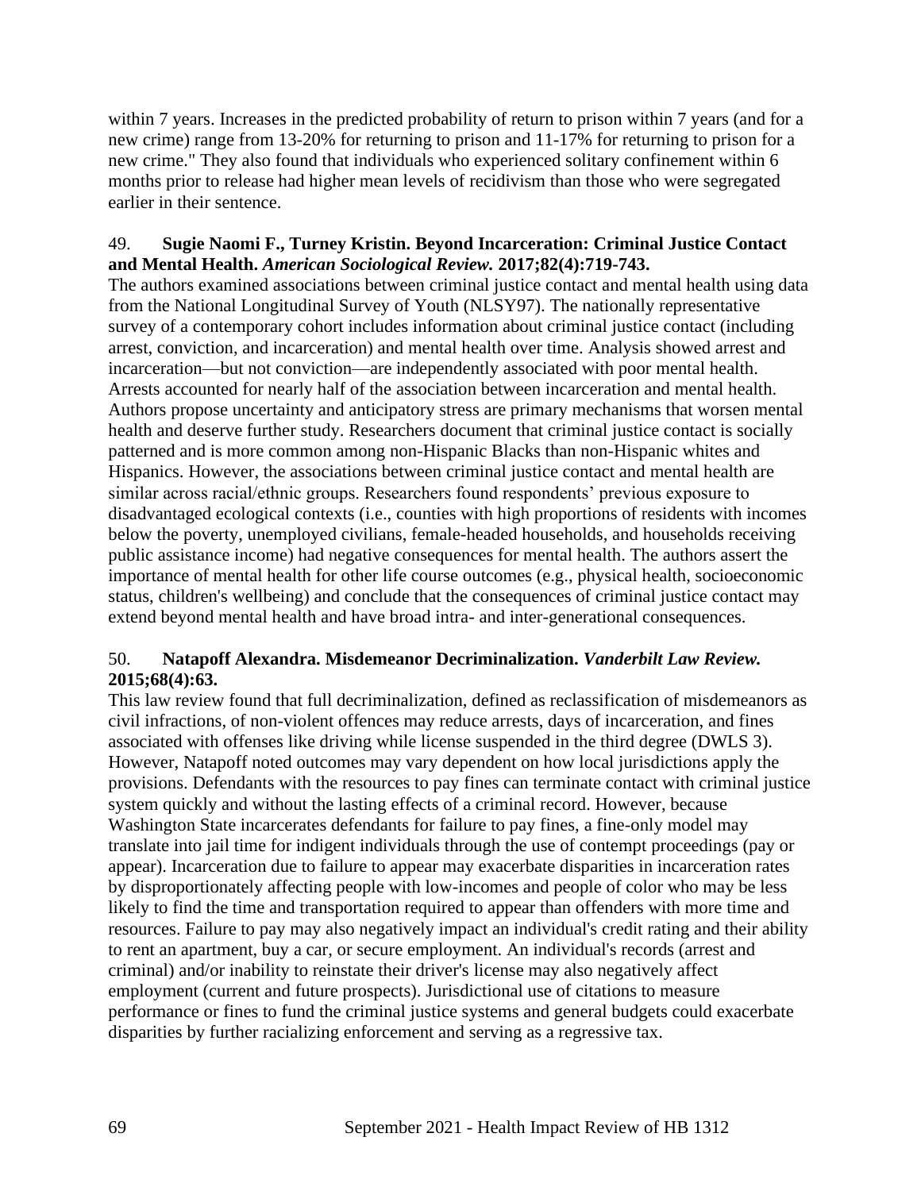within 7 years. Increases in the predicted probability of return to prison within 7 years (and for a new crime) range from 13-20% for returning to prison and 11-17% for returning to prison for a new crime." They also found that individuals who experienced solitary confinement within 6 months prior to release had higher mean levels of recidivism than those who were segregated earlier in their sentence.

49. **Sugie Naomi F., Turney Kristin. Beyond Incarceration: Criminal Justice Contact and Mental Health.** ***American Sociological Review.*** **2017;82(4):719-743.**

The authors examined associations between criminal justice contact and mental health using data from the National Longitudinal Survey of Youth (NLSY97). The nationally representative survey of a contemporary cohort includes information about criminal justice contact (including arrest, conviction, and incarceration) and mental health over time. Analysis showed arrest and incarceration—but not conviction—are independently associated with poor mental health. Arrests accounted for nearly half of the association between incarceration and mental health. Authors propose uncertainty and anticipatory stress are primary mechanisms that worsen mental health and deserve further study. Researchers document that criminal justice contact is socially patterned and is more common among non-Hispanic Blacks than non-Hispanic whites and Hispanics. However, the associations between criminal justice contact and mental health are similar across racial/ethnic groups. Researchers found respondents' previous exposure to disadvantaged ecological contexts (i.e., counties with high proportions of residents with incomes below the poverty, unemployed civilians, female-headed households, and households receiving public assistance income) had negative consequences for mental health. The authors assert the importance of mental health for other life course outcomes (e.g., physical health, socioeconomic status, children's wellbeing) and conclude that the consequences of criminal justice contact may extend beyond mental health and have broad intra- and inter-generational consequences.

50. **Natapoff Alexandra. Misdemeanor Decriminalization.** ***Vanderbilt Law Review.*** **2015;68(4):63.**

This law review found that full decriminalization, defined as reclassification of misdemeanors as civil infractions, of non-violent offences may reduce arrests, days of incarceration, and fines associated with offenses like driving while license suspended in the third degree (DWLS 3). However, Natapoff noted outcomes may vary dependent on how local jurisdictions apply the provisions. Defendants with the resources to pay fines can terminate contact with criminal justice system quickly and without the lasting effects of a criminal record. However, because Washington State incarcerates defendants for failure to pay fines, a fine-only model may translate into jail time for indigent individuals through the use of contempt proceedings (pay or appear). Incarceration due to failure to appear may exacerbate disparities in incarceration rates by disproportionately affecting people with low-incomes and people of color who may be less likely to find the time and transportation required to appear than offenders with more time and resources. Failure to pay may also negatively impact an individual's credit rating and their ability to rent an apartment, buy a car, or secure employment. An individual's records (arrest and criminal) and/or inability to reinstate their driver's license may also negatively affect employment (current and future prospects). Jurisdictional use of citations to measure performance or fines to fund the criminal justice systems and general budgets could exacerbate disparities by further racializing enforcement and serving as a regressive tax.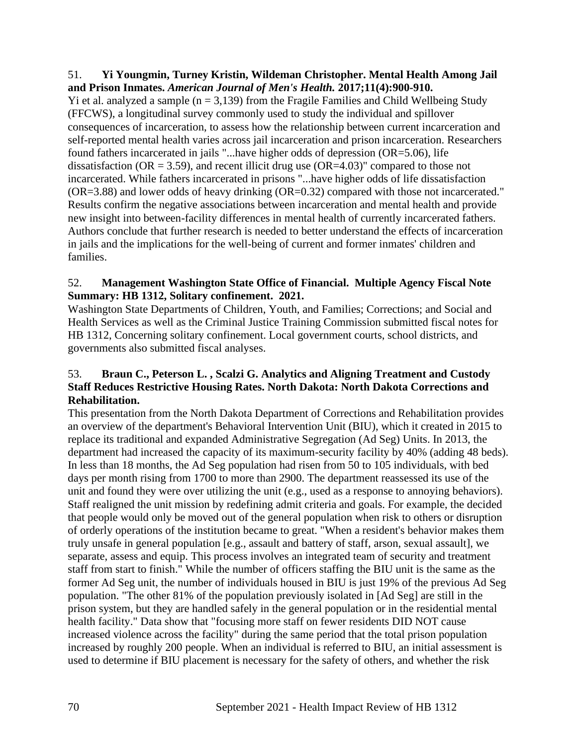51. **Yi Youngmin, Turney Kristin, Wildeman Christopher. Mental Health Among Jail and Prison Inmates. *American Journal of Men's Health.* 2017;11(4):900-910.**

Yi et al. analyzed a sample (n = 3,139) from the Fragile Families and Child Wellbeing Study (FFCWS), a longitudinal survey commonly used to study the individual and spillover consequences of incarceration, to assess how the relationship between current incarceration and self-reported mental health varies across jail incarceration and prison incarceration. Researchers found fathers incarcerated in jails "...have higher odds of depression (OR=5.06), life dissatisfaction (OR = 3.59), and recent illicit drug use (OR=4.03)" compared to those not incarcerated. While fathers incarcerated in prisons "...have higher odds of life dissatisfaction (OR=3.88) and lower odds of heavy drinking (OR=0.32) compared with those not incarcerated." Results confirm the negative associations between incarceration and mental health and provide new insight into between-facility differences in mental health of currently incarcerated fathers. Authors conclude that further research is needed to better understand the effects of incarceration in jails and the implications for the well-being of current and former inmates' children and families.

52. **Management Washington State Office of Financial. Multiple Agency Fiscal Note Summary: HB 1312, Solitary confinement. 2021.**

Washington State Departments of Children, Youth, and Families; Corrections; and Social and Health Services as well as the Criminal Justice Training Commission submitted fiscal notes for HB 1312, Concerning solitary confinement. Local government courts, school districts, and governments also submitted fiscal analyses.

53. **Braun C., Peterson L. , Scalzi G. Analytics and Aligning Treatment and Custody Staff Reduces Restrictive Housing Rates. North Dakota: North Dakota Corrections and Rehabilitation.**

This presentation from the North Dakota Department of Corrections and Rehabilitation provides an overview of the department's Behavioral Intervention Unit (BIU), which it created in 2015 to replace its traditional and expanded Administrative Segregation (Ad Seg) Units. In 2013, the department had increased the capacity of its maximum-security facility by 40% (adding 48 beds). In less than 18 months, the Ad Seg population had risen from 50 to 105 individuals, with bed days per month rising from 1700 to more than 2900. The department reassessed its use of the unit and found they were over utilizing the unit (e.g., used as a response to annoying behaviors). Staff realigned the unit mission by redefining admit criteria and goals. For example, the decided that people would only be moved out of the general population when risk to others or disruption of orderly operations of the institution became to great. "When a resident's behavior makes them truly unsafe in general population [e.g., assault and battery of staff, arson, sexual assault], we separate, assess and equip. This process involves an integrated team of security and treatment staff from start to finish." While the number of officers staffing the BIU unit is the same as the former Ad Seg unit, the number of individuals housed in BIU is just 19% of the previous Ad Seg population. "The other 81% of the population previously isolated in [Ad Seg] are still in the prison system, but they are handled safely in the general population or in the residential mental health facility." Data show that "focusing more staff on fewer residents DID NOT cause increased violence across the facility" during the same period that the total prison population increased by roughly 200 people. When an individual is referred to BIU, an initial assessment is used to determine if BIU placement is necessary for the safety of others, and whether the risk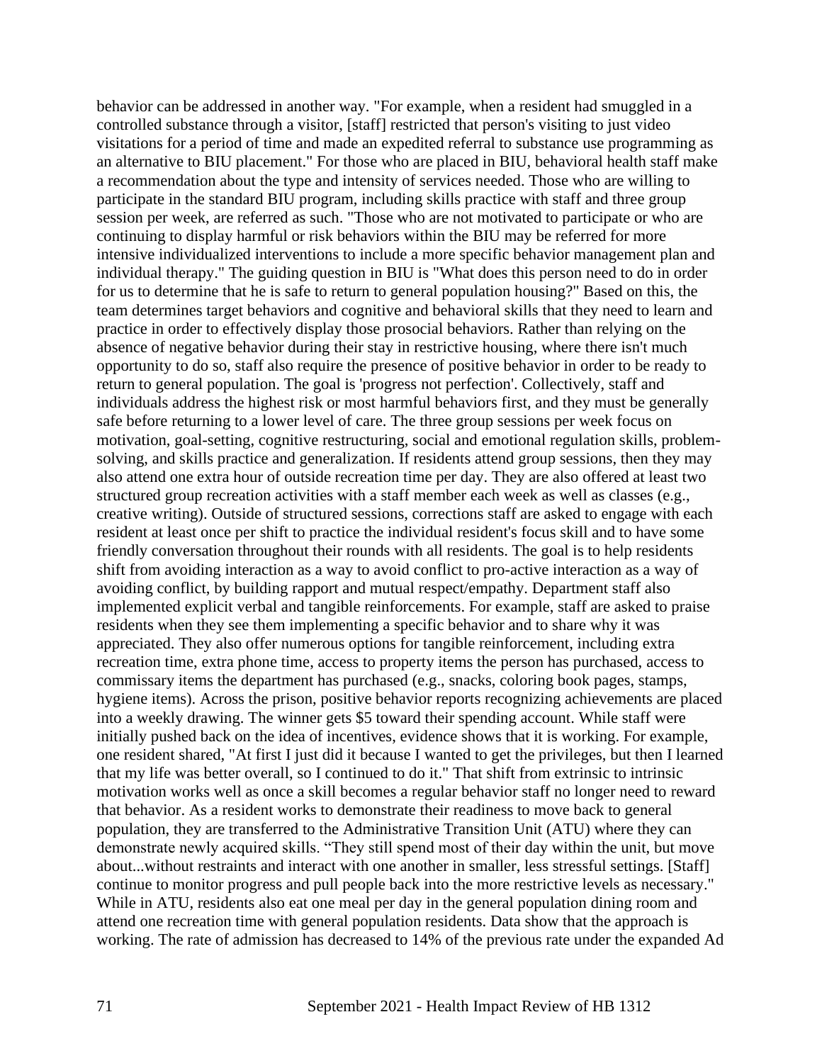behavior can be addressed in another way. "For example, when a resident had smuggled in a controlled substance through a visitor, [staff] restricted that person's visiting to just video visitations for a period of time and made an expedited referral to substance use programming as an alternative to BIU placement." For those who are placed in BIU, behavioral health staff make a recommendation about the type and intensity of services needed. Those who are willing to participate in the standard BIU program, including skills practice with staff and three group session per week, are referred as such. "Those who are not motivated to participate or who are continuing to display harmful or risk behaviors within the BIU may be referred for more intensive individualized interventions to include a more specific behavior management plan and individual therapy." The guiding question in BIU is "What does this person need to do in order for us to determine that he is safe to return to general population housing?" Based on this, the team determines target behaviors and cognitive and behavioral skills that they need to learn and practice in order to effectively display those prosocial behaviors. Rather than relying on the absence of negative behavior during their stay in restrictive housing, where there isn't much opportunity to do so, staff also require the presence of positive behavior in order to be ready to return to general population. The goal is 'progress not perfection'. Collectively, staff and individuals address the highest risk or most harmful behaviors first, and they must be generally safe before returning to a lower level of care. The three group sessions per week focus on motivation, goal-setting, cognitive restructuring, social and emotional regulation skills, problem-solving, and skills practice and generalization. If residents attend group sessions, then they may also attend one extra hour of outside recreation time per day. They are also offered at least two structured group recreation activities with a staff member each week as well as classes (e.g., creative writing). Outside of structured sessions, corrections staff are asked to engage with each resident at least once per shift to practice the individual resident's focus skill and to have some friendly conversation throughout their rounds with all residents. The goal is to help residents shift from avoiding interaction as a way to avoid conflict to pro-active interaction as a way of avoiding conflict, by building rapport and mutual respect/empathy. Department staff also implemented explicit verbal and tangible reinforcements. For example, staff are asked to praise residents when they see them implementing a specific behavior and to share why it was appreciated. They also offer numerous options for tangible reinforcement, including extra recreation time, extra phone time, access to property items the person has purchased, access to commissary items the department has purchased (e.g., snacks, coloring book pages, stamps, hygiene items). Across the prison, positive behavior reports recognizing achievements are placed into a weekly drawing. The winner gets $5 toward their spending account. While staff were initially pushed back on the idea of incentives, evidence shows that it is working. For example, one resident shared, "At first I just did it because I wanted to get the privileges, but then I learned that my life was better overall, so I continued to do it." That shift from extrinsic to intrinsic motivation works well as once a skill becomes a regular behavior staff no longer need to reward that behavior. As a resident works to demonstrate their readiness to move back to general population, they are transferred to the Administrative Transition Unit (ATU) where they can demonstrate newly acquired skills. "They still spend most of their day within the unit, but move about...without restraints and interact with one another in smaller, less stressful settings. [Staff] continue to monitor progress and pull people back into the more restrictive levels as necessary." While in ATU, residents also eat one meal per day in the general population dining room and attend one recreation time with general population residents. Data show that the approach is working. The rate of admission has decreased to 14% of the previous rate under the expanded Ad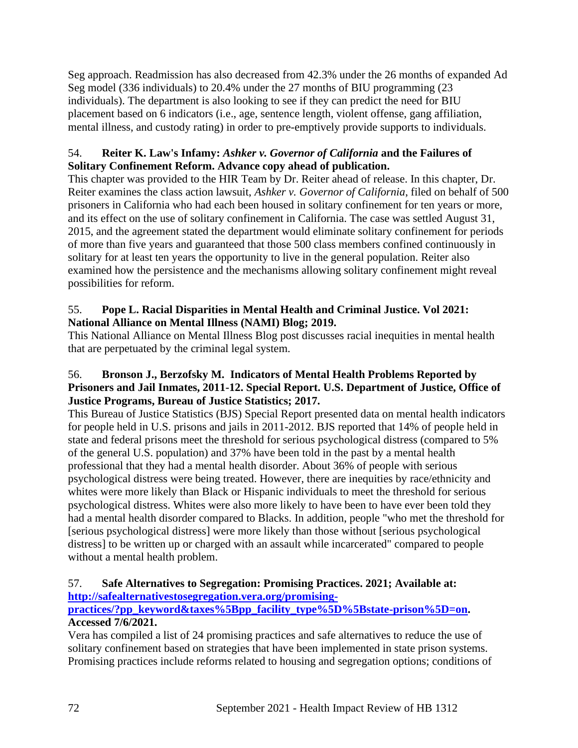Seg approach. Readmission has also decreased from 42.3% under the 26 months of expanded Ad Seg model (336 individuals) to 20.4% under the 27 months of BIU programming (23 individuals). The department is also looking to see if they can predict the need for BIU placement based on 6 indicators (i.e., age, sentence length, violent offense, gang affiliation, mental illness, and custody rating) in order to pre-emptively provide supports to individuals.

54. **Reiter K. Law's Infamy: *Ashker v. Governor of California* and the Failures of Solitary Confinement Reform. Advance copy ahead of publication.**

This chapter was provided to the HIR Team by Dr. Reiter ahead of release. In this chapter, Dr. Reiter examines the class action lawsuit, *Ashker v. Governor of California*, filed on behalf of 500 prisoners in California who had each been housed in solitary confinement for ten years or more, and its effect on the use of solitary confinement in California. The case was settled August 31, 2015, and the agreement stated the department would eliminate solitary confinement for periods of more than five years and guaranteed that those 500 class members confined continuously in solitary for at least ten years the opportunity to live in the general population. Reiter also examined how the persistence and the mechanisms allowing solitary confinement might reveal possibilities for reform.

55. **Pope L. Racial Disparities in Mental Health and Criminal Justice. Vol 2021: National Alliance on Mental Illness (NAMI) Blog; 2019.**

This National Alliance on Mental Illness Blog post discusses racial inequities in mental health that are perpetuated by the criminal legal system.

56. **Bronson J., Berzofsky M. Indicators of Mental Health Problems Reported by Prisoners and Jail Inmates, 2011-12. Special Report. U.S. Department of Justice, Office of Justice Programs, Bureau of Justice Statistics; 2017.**

This Bureau of Justice Statistics (BJS) Special Report presented data on mental health indicators for people held in U.S. prisons and jails in 2011-2012. BJS reported that 14% of people held in state and federal prisons meet the threshold for serious psychological distress (compared to 5% of the general U.S. population) and 37% have been told in the past by a mental health professional that they had a mental health disorder. About 36% of people with serious psychological distress were being treated. However, there are inequities by race/ethnicity and whites were more likely than Black or Hispanic individuals to meet the threshold for serious psychological distress. Whites were also more likely to have been to have ever been told they had a mental health disorder compared to Blacks. In addition, people "who met the threshold for [serious psychological distress] were more likely than those without [serious psychological distress] to be written up or charged with an assault while incarcerated" compared to people without a mental health problem.

57. **Safe Alternatives to Segregation: Promising Practices. 2021; Available at: [http://safealternativestosegregation.vera.org/promising-practices/?pp_keyword&taxes%5Bpp_facility_type%5D%5Bstate-prison%5D=on](http://safealternativestosegregation.vera.org/promising-practices/?pp_keyword&taxes%5Bpp_facility_type%5D%5Bstate-prison%5D=on). Accessed 7/6/2021.**

Vera has compiled a list of 24 promising practices and safe alternatives to reduce the use of solitary confinement based on strategies that have been implemented in state prison systems. Promising practices include reforms related to housing and segregation options; conditions of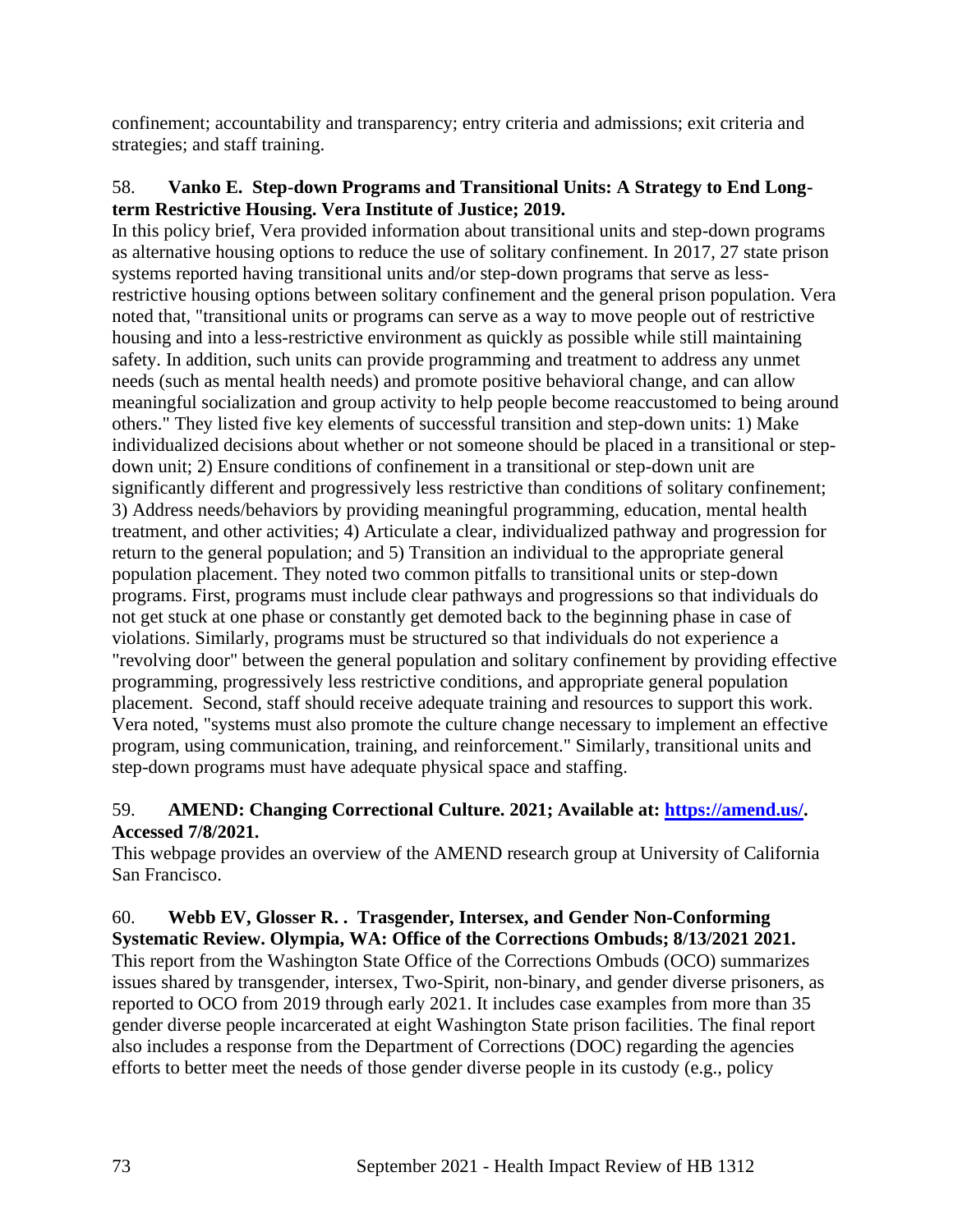confinement; accountability and transparency; entry criteria and admissions; exit criteria and strategies; and staff training.

58. **Vanko E. Step-down Programs and Transitional Units: A Strategy to End Long-term Restrictive Housing. Vera Institute of Justice; 2019.**
In this policy brief, Vera provided information about transitional units and step-down programs as alternative housing options to reduce the use of solitary confinement. In 2017, 27 state prison systems reported having transitional units and/or step-down programs that serve as less-restrictive housing options between solitary confinement and the general prison population. Vera noted that, "transitional units or programs can serve as a way to move people out of restrictive housing and into a less-restrictive environment as quickly as possible while still maintaining safety. In addition, such units can provide programming and treatment to address any unmet needs (such as mental health needs) and promote positive behavioral change, and can allow meaningful socialization and group activity to help people become reaccustomed to being around others." They listed five key elements of successful transition and step-down units: 1) Make individualized decisions about whether or not someone should be placed in a transitional or step-down unit; 2) Ensure conditions of confinement in a transitional or step-down unit are significantly different and progressively less restrictive than conditions of solitary confinement; 3) Address needs/behaviors by providing meaningful programming, education, mental health treatment, and other activities; 4) Articulate a clear, individualized pathway and progression for return to the general population; and 5) Transition an individual to the appropriate general population placement. They noted two common pitfalls to transitional units or step-down programs. First, programs must include clear pathways and progressions so that individuals do not get stuck at one phase or constantly get demoted back to the beginning phase in case of violations. Similarly, programs must be structured so that individuals do not experience a "revolving door" between the general population and solitary confinement by providing effective programming, progressively less restrictive conditions, and appropriate general population placement. Second, staff should receive adequate training and resources to support this work. Vera noted, "systems must also promote the culture change necessary to implement an effective program, using communication, training, and reinforcement." Similarly, transitional units and step-down programs must have adequate physical space and staffing.

59. **AMEND: Changing Correctional Culture. 2021; Available at: [https://amend.us/](https://amend.us/). Accessed 7/8/2021.**
This webpage provides an overview of the AMEND research group at University of California San Francisco.

60. **Webb EV, Glosser R. . Trasgender, Intersex, and Gender Non-Conforming Systematic Review. Olympia, WA: Office of the Corrections Ombuds; 8/13/2021 2021.**
This report from the Washington State Office of the Corrections Ombuds (OCO) summarizes issues shared by transgender, intersex, Two-Spirit, non-binary, and gender diverse prisoners, as reported to OCO from 2019 through early 2021. It includes case examples from more than 35 gender diverse people incarcerated at eight Washington State prison facilities. The final report also includes a response from the Department of Corrections (DOC) regarding the agencies efforts to better meet the needs of those gender diverse people in its custody (e.g., policy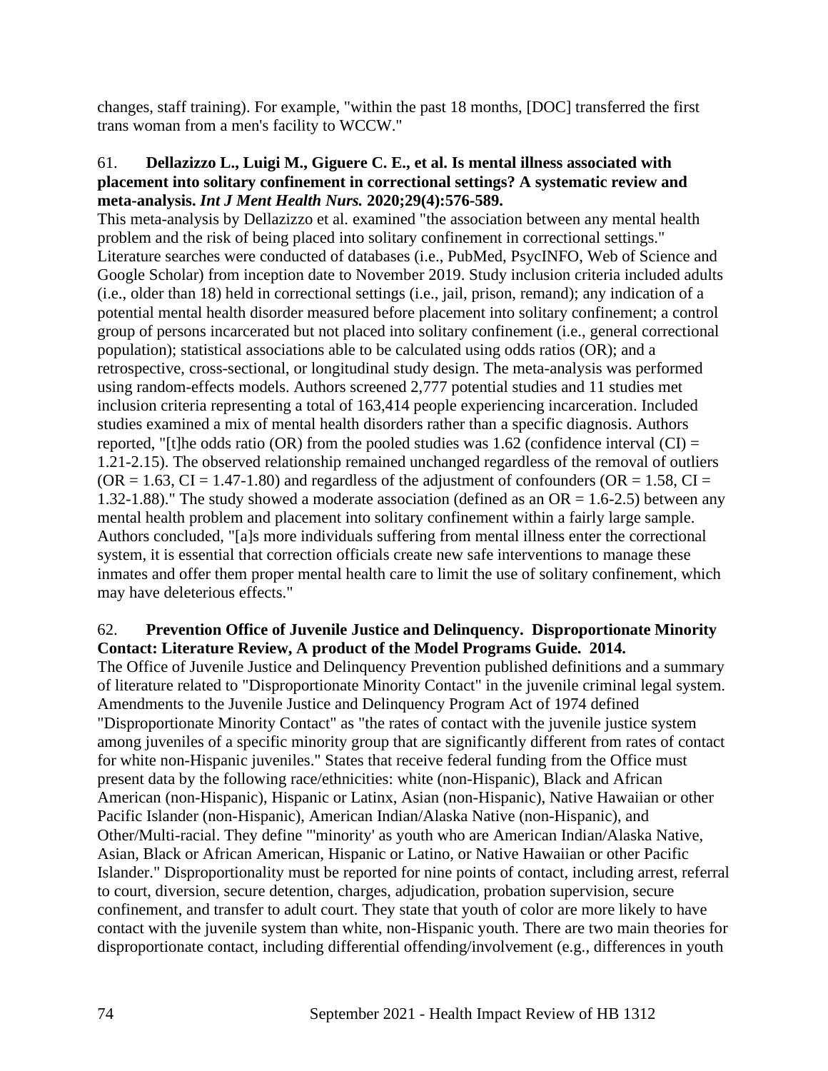changes, staff training). For example, "within the past 18 months, [DOC] transferred the first trans woman from a men's facility to WCCW."

61. **Dellazizzo L., Luigi M., Giguere C. E., et al. Is mental illness associated with placement into solitary confinement in correctional settings? A systematic review and meta-analysis. *Int J Ment Health Nurs.* 2020;29(4):576-589.**

This meta-analysis by Dellazizzo et al. examined "the association between any mental health problem and the risk of being placed into solitary confinement in correctional settings." Literature searches were conducted of databases (i.e., PubMed, PsycINFO, Web of Science and Google Scholar) from inception date to November 2019. Study inclusion criteria included adults (i.e., older than 18) held in correctional settings (i.e., jail, prison, remand); any indication of a potential mental health disorder measured before placement into solitary confinement; a control group of persons incarcerated but not placed into solitary confinement (i.e., general correctional population); statistical associations able to be calculated using odds ratios (OR); and a retrospective, cross-sectional, or longitudinal study design. The meta-analysis was performed using random-effects models. Authors screened 2,777 potential studies and 11 studies met inclusion criteria representing a total of 163,414 people experiencing incarceration. Included studies examined a mix of mental health disorders rather than a specific diagnosis. Authors reported, "[t]he odds ratio (OR) from the pooled studies was 1.62 (confidence interval (CI) = 1.21-2.15). The observed relationship remained unchanged regardless of the removal of outliers (OR = 1.63, CI = 1.47-1.80) and regardless of the adjustment of confounders (OR = 1.58, CI = 1.32-1.88)." The study showed a moderate association (defined as an OR = 1.6-2.5) between any mental health problem and placement into solitary confinement within a fairly large sample. Authors concluded, "[a]s more individuals suffering from mental illness enter the correctional system, it is essential that correction officials create new safe interventions to manage these inmates and offer them proper mental health care to limit the use of solitary confinement, which may have deleterious effects."

62. **Prevention Office of Juvenile Justice and Delinquency. Disproportionate Minority Contact: Literature Review, A product of the Model Programs Guide. 2014.**

The Office of Juvenile Justice and Delinquency Prevention published definitions and a summary of literature related to "Disproportionate Minority Contact" in the juvenile criminal legal system. Amendments to the Juvenile Justice and Delinquency Program Act of 1974 defined "Disproportionate Minority Contact" as "the rates of contact with the juvenile justice system among juveniles of a specific minority group that are significantly different from rates of contact for white non-Hispanic juveniles." States that receive federal funding from the Office must present data by the following race/ethnicities: white (non-Hispanic), Black and African American (non-Hispanic), Hispanic or Latinx, Asian (non-Hispanic), Native Hawaiian or other Pacific Islander (non-Hispanic), American Indian/Alaska Native (non-Hispanic), and Other/Multi-racial. They define "'minority' as youth who are American Indian/Alaska Native, Asian, Black or African American, Hispanic or Latino, or Native Hawaiian or other Pacific Islander." Disproportionality must be reported for nine points of contact, including arrest, referral to court, diversion, secure detention, charges, adjudication, probation supervision, secure confinement, and transfer to adult court. They state that youth of color are more likely to have contact with the juvenile system than white, non-Hispanic youth. There are two main theories for disproportionate contact, including differential offending/involvement (e.g., differences in youth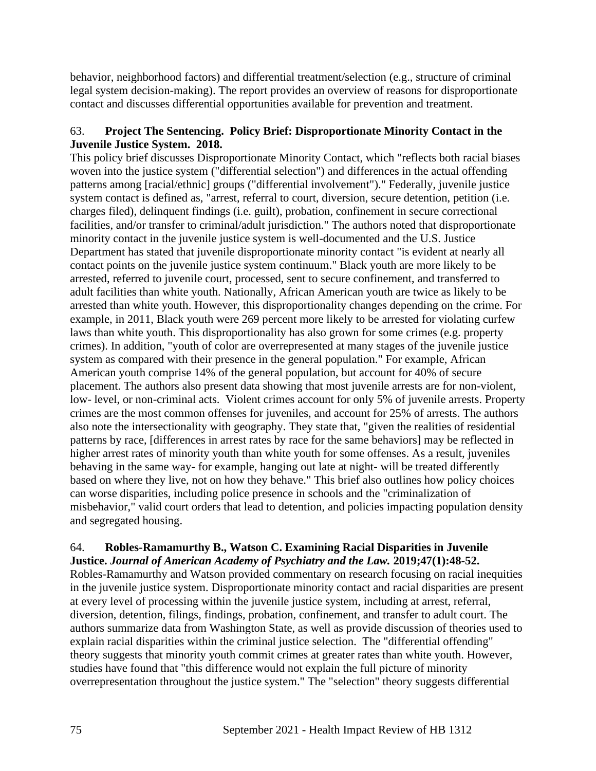behavior, neighborhood factors) and differential treatment/selection (e.g., structure of criminal legal system decision-making). The report provides an overview of reasons for disproportionate contact and discusses differential opportunities available for prevention and treatment.

63. **Project The Sentencing. Policy Brief: Disproportionate Minority Contact in the Juvenile Justice System. 2018.**

This policy brief discusses Disproportionate Minority Contact, which "reflects both racial biases woven into the justice system ("differential selection") and differences in the actual offending patterns among [racial/ethnic] groups ("differential involvement")." Federally, juvenile justice system contact is defined as, "arrest, referral to court, diversion, secure detention, petition (i.e. charges filed), delinquent findings (i.e. guilt), probation, confinement in secure correctional facilities, and/or transfer to criminal/adult jurisdiction." The authors noted that disproportionate minority contact in the juvenile justice system is well-documented and the U.S. Justice Department has stated that juvenile disproportionate minority contact "is evident at nearly all contact points on the juvenile justice system continuum." Black youth are more likely to be arrested, referred to juvenile court, processed, sent to secure confinement, and transferred to adult facilities than white youth. Nationally, African American youth are twice as likely to be arrested than white youth. However, this disproportionality changes depending on the crime. For example, in 2011, Black youth were 269 percent more likely to be arrested for violating curfew laws than white youth. This disproportionality has also grown for some crimes (e.g. property crimes). In addition, "youth of color are overrepresented at many stages of the juvenile justice system as compared with their presence in the general population." For example, African American youth comprise 14% of the general population, but account for 40% of secure placement. The authors also present data showing that most juvenile arrests are for non-violent, low- level, or non-criminal acts. Violent crimes account for only 5% of juvenile arrests. Property crimes are the most common offenses for juveniles, and account for 25% of arrests. The authors also note the intersectionality with geography. They state that, "given the realities of residential patterns by race, [differences in arrest rates by race for the same behaviors] may be reflected in higher arrest rates of minority youth than white youth for some offenses. As a result, juveniles behaving in the same way- for example, hanging out late at night- will be treated differently based on where they live, not on how they behave." This brief also outlines how policy choices can worse disparities, including police presence in schools and the "criminalization of misbehavior," valid court orders that lead to detention, and policies impacting population density and segregated housing.

64. **Robles-Ramamurthy B., Watson C. Examining Racial Disparities in Juvenile Justice. *Journal of American Academy of Psychiatry and the Law.* 2019;47(1):48-52.**

Robles-Ramamurthy and Watson provided commentary on research focusing on racial inequities in the juvenile justice system. Disproportionate minority contact and racial disparities are present at every level of processing within the juvenile justice system, including at arrest, referral, diversion, detention, filings, findings, probation, confinement, and transfer to adult court. The authors summarize data from Washington State, as well as provide discussion of theories used to explain racial disparities within the criminal justice selection. The "differential offending" theory suggests that minority youth commit crimes at greater rates than white youth. However, studies have found that "this difference would not explain the full picture of minority overrepresentation throughout the justice system." The "selection" theory suggests differential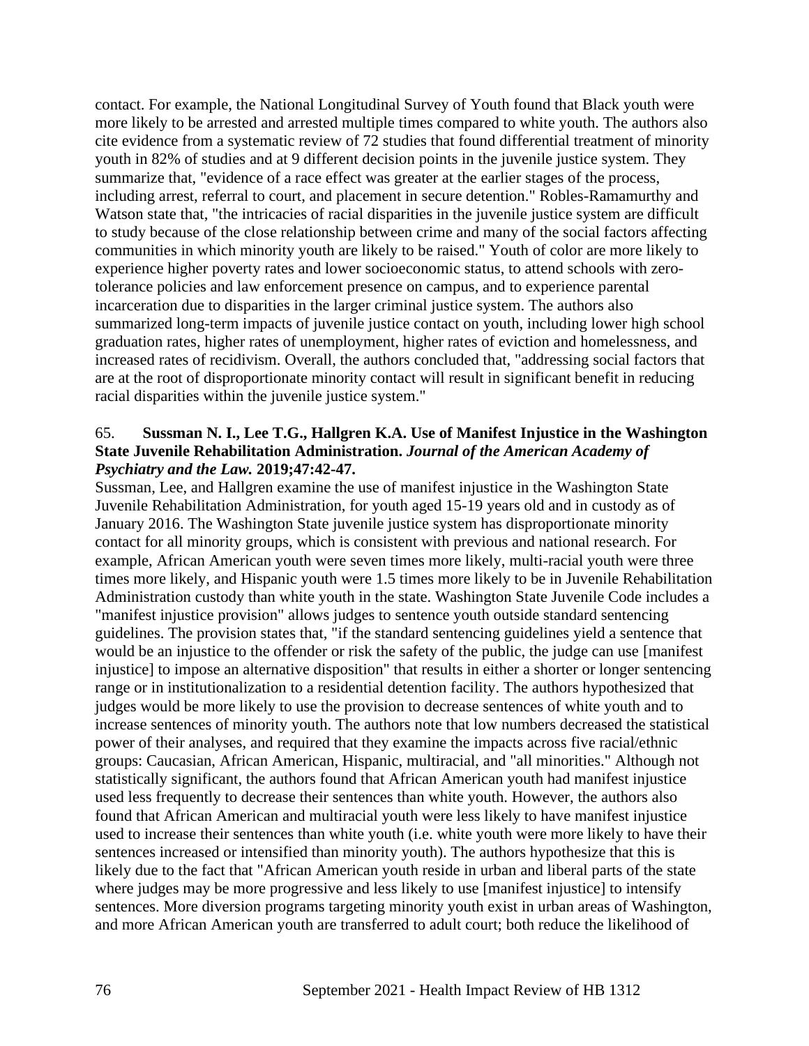contact. For example, the National Longitudinal Survey of Youth found that Black youth were more likely to be arrested and arrested multiple times compared to white youth. The authors also cite evidence from a systematic review of 72 studies that found differential treatment of minority youth in 82% of studies and at 9 different decision points in the juvenile justice system. They summarize that, "evidence of a race effect was greater at the earlier stages of the process, including arrest, referral to court, and placement in secure detention." Robles-Ramamurthy and Watson state that, "the intricacies of racial disparities in the juvenile justice system are difficult to study because of the close relationship between crime and many of the social factors affecting communities in which minority youth are likely to be raised." Youth of color are more likely to experience higher poverty rates and lower socioeconomic status, to attend schools with zero-tolerance policies and law enforcement presence on campus, and to experience parental incarceration due to disparities in the larger criminal justice system. The authors also summarized long-term impacts of juvenile justice contact on youth, including lower high school graduation rates, higher rates of unemployment, higher rates of eviction and homelessness, and increased rates of recidivism. Overall, the authors concluded that, "addressing social factors that are at the root of disproportionate minority contact will result in significant benefit in reducing racial disparities within the juvenile justice system."

65. **Sussman N. I., Lee T.G., Hallgren K.A. Use of Manifest Injustice in the Washington State Juvenile Rehabilitation Administration. *Journal of the American Academy of Psychiatry and the Law.* 2019;47:42-47.**

Sussman, Lee, and Hallgren examine the use of manifest injustice in the Washington State Juvenile Rehabilitation Administration, for youth aged 15-19 years old and in custody as of January 2016. The Washington State juvenile justice system has disproportionate minority contact for all minority groups, which is consistent with previous and national research. For example, African American youth were seven times more likely, multi-racial youth were three times more likely, and Hispanic youth were 1.5 times more likely to be in Juvenile Rehabilitation Administration custody than white youth in the state. Washington State Juvenile Code includes a "manifest injustice provision" allows judges to sentence youth outside standard sentencing guidelines. The provision states that, "if the standard sentencing guidelines yield a sentence that would be an injustice to the offender or risk the safety of the public, the judge can use [manifest injustice] to impose an alternative disposition" that results in either a shorter or longer sentencing range or in institutionalization to a residential detention facility. The authors hypothesized that judges would be more likely to use the provision to decrease sentences of white youth and to increase sentences of minority youth. The authors note that low numbers decreased the statistical power of their analyses, and required that they examine the impacts across five racial/ethnic groups: Caucasian, African American, Hispanic, multiracial, and "all minorities." Although not statistically significant, the authors found that African American youth had manifest injustice used less frequently to decrease their sentences than white youth. However, the authors also found that African American and multiracial youth were less likely to have manifest injustice used to increase their sentences than white youth (i.e. white youth were more likely to have their sentences increased or intensified than minority youth). The authors hypothesize that this is likely due to the fact that "African American youth reside in urban and liberal parts of the state where judges may be more progressive and less likely to use [manifest injustice] to intensify sentences. More diversion programs targeting minority youth exist in urban areas of Washington, and more African American youth are transferred to adult court; both reduce the likelihood of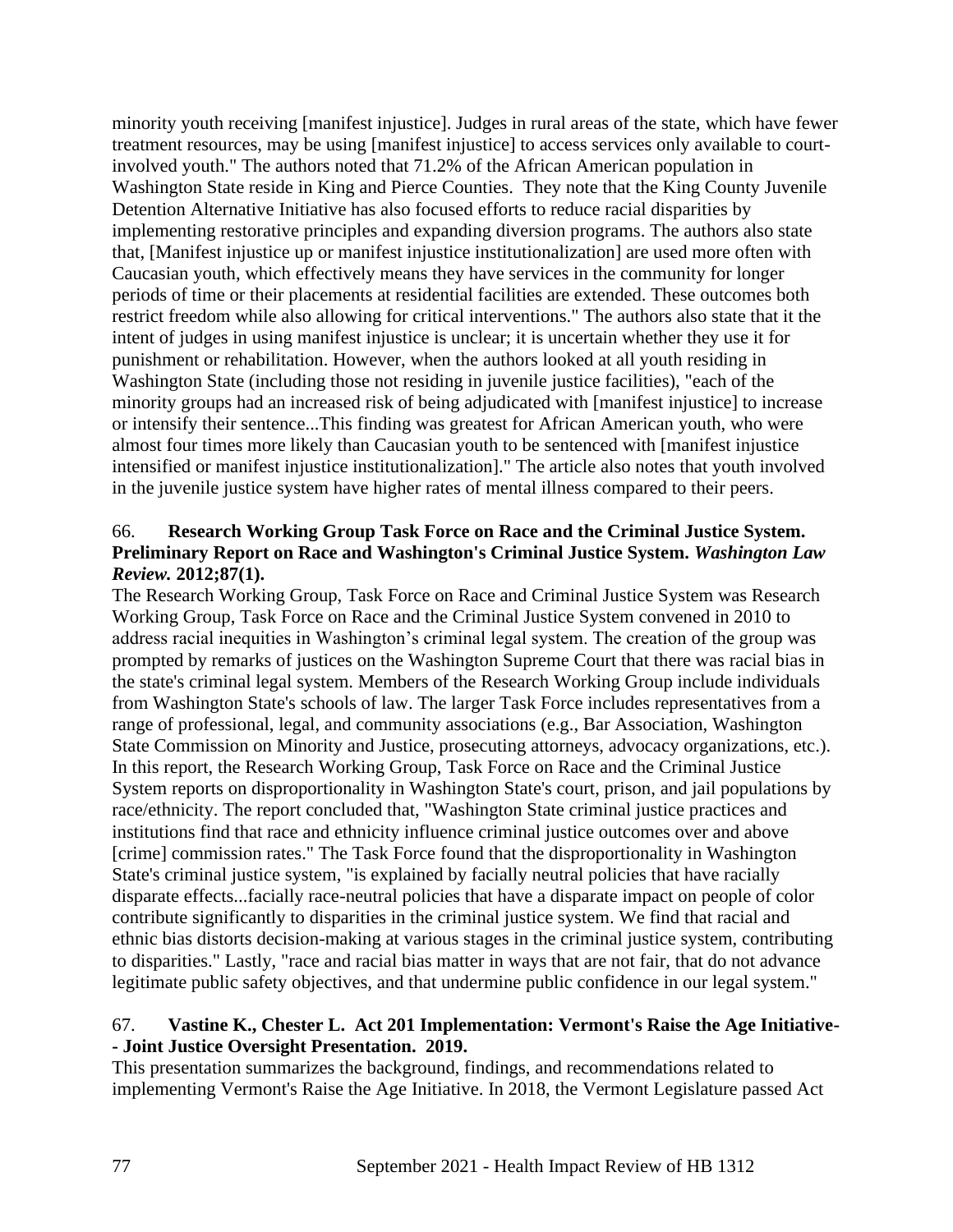minority youth receiving [manifest injustice]. Judges in rural areas of the state, which have fewer treatment resources, may be using [manifest injustice] to access services only available to court-involved youth." The authors noted that 71.2% of the African American population in Washington State reside in King and Pierce Counties. They note that the King County Juvenile Detention Alternative Initiative has also focused efforts to reduce racial disparities by implementing restorative principles and expanding diversion programs. The authors also state that, [Manifest injustice up or manifest injustice institutionalization] are used more often with Caucasian youth, which effectively means they have services in the community for longer periods of time or their placements at residential facilities are extended. These outcomes both restrict freedom while also allowing for critical interventions." The authors also state that it the intent of judges in using manifest injustice is unclear; it is uncertain whether they use it for punishment or rehabilitation. However, when the authors looked at all youth residing in Washington State (including those not residing in juvenile justice facilities), "each of the minority groups had an increased risk of being adjudicated with [manifest injustice] to increase or intensify their sentence...This finding was greatest for African American youth, who were almost four times more likely than Caucasian youth to be sentenced with [manifest injustice intensified or manifest injustice institutionalization]." The article also notes that youth involved in the juvenile justice system have higher rates of mental illness compared to their peers.

66. **Research Working Group Task Force on Race and the Criminal Justice System. Preliminary Report on Race and Washington's Criminal Justice System. *Washington Law Review.* 2012;87(1).**

The Research Working Group, Task Force on Race and Criminal Justice System was Research Working Group, Task Force on Race and the Criminal Justice System convened in 2010 to address racial inequities in Washington's criminal legal system. The creation of the group was prompted by remarks of justices on the Washington Supreme Court that there was racial bias in the state's criminal legal system. Members of the Research Working Group include individuals from Washington State's schools of law. The larger Task Force includes representatives from a range of professional, legal, and community associations (e.g., Bar Association, Washington State Commission on Minority and Justice, prosecuting attorneys, advocacy organizations, etc.). In this report, the Research Working Group, Task Force on Race and the Criminal Justice System reports on disproportionality in Washington State's court, prison, and jail populations by race/ethnicity. The report concluded that, "Washington State criminal justice practices and institutions find that race and ethnicity influence criminal justice outcomes over and above [crime] commission rates." The Task Force found that the disproportionality in Washington State's criminal justice system, "is explained by facially neutral policies that have racially disparate effects...facially race-neutral policies that have a disparate impact on people of color contribute significantly to disparities in the criminal justice system. We find that racial and ethnic bias distorts decision-making at various stages in the criminal justice system, contributing to disparities." Lastly, "race and racial bias matter in ways that are not fair, that do not advance legitimate public safety objectives, and that undermine public confidence in our legal system."

67. **Vastine K., Chester L. Act 201 Implementation: Vermont's Raise the Age Initiative-- Joint Justice Oversight Presentation. 2019.**

This presentation summarizes the background, findings, and recommendations related to implementing Vermont's Raise the Age Initiative. In 2018, the Vermont Legislature passed Act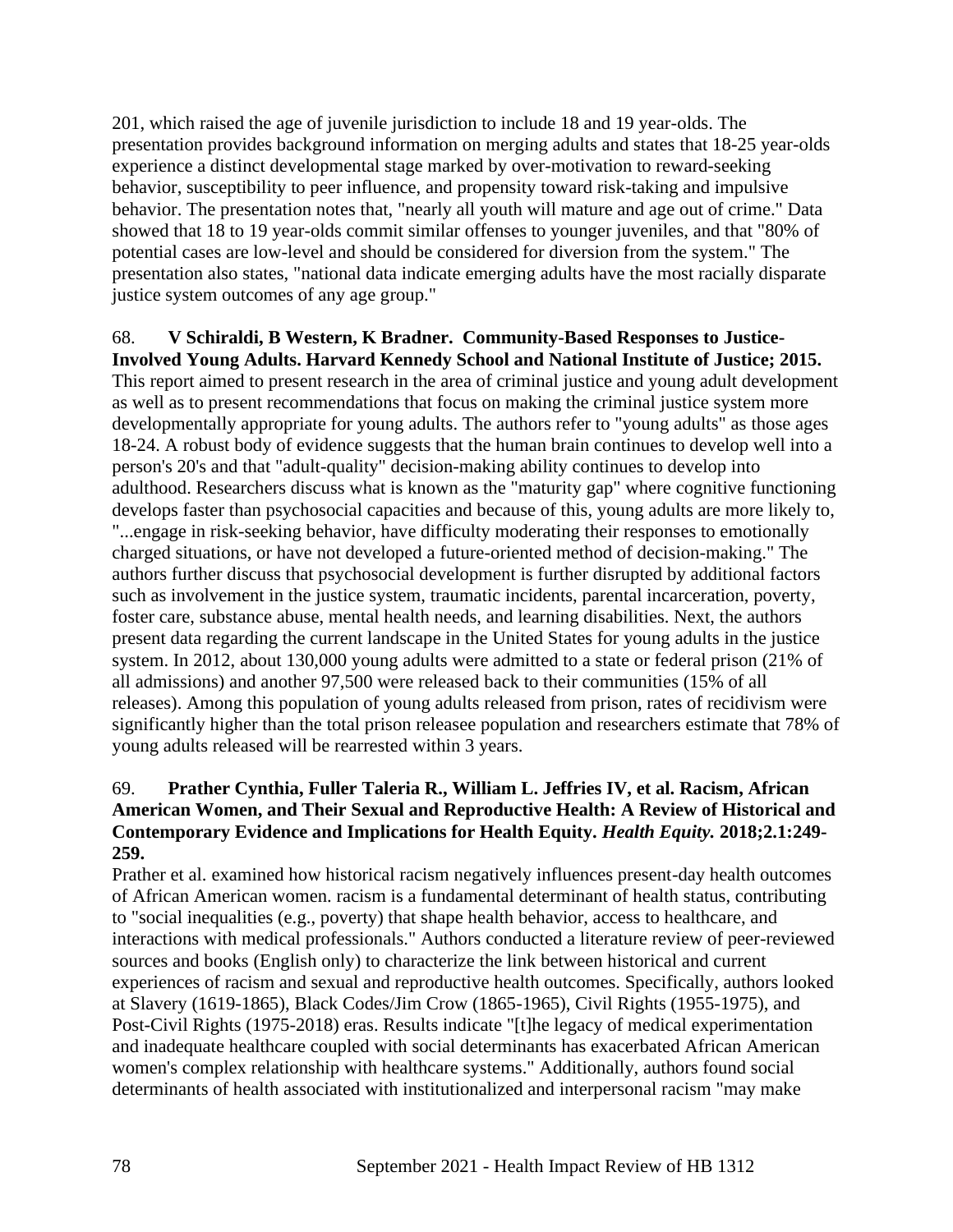201, which raised the age of juvenile jurisdiction to include 18 and 19 year-olds. The presentation provides background information on merging adults and states that 18-25 year-olds experience a distinct developmental stage marked by over-motivation to reward-seeking behavior, susceptibility to peer influence, and propensity toward risk-taking and impulsive behavior. The presentation notes that, "nearly all youth will mature and age out of crime." Data showed that 18 to 19 year-olds commit similar offenses to younger juveniles, and that "80% of potential cases are low-level and should be considered for diversion from the system." The presentation also states, "national data indicate emerging adults have the most racially disparate justice system outcomes of any age group."

68. **V Schiraldi, B Western, K Bradner. Community-Based Responses to Justice-Involved Young Adults. Harvard Kennedy School and National Institute of Justice; 2015.** This report aimed to present research in the area of criminal justice and young adult development as well as to present recommendations that focus on making the criminal justice system more developmentally appropriate for young adults. The authors refer to "young adults" as those ages 18-24. A robust body of evidence suggests that the human brain continues to develop well into a person's 20's and that "adult-quality" decision-making ability continues to develop into adulthood. Researchers discuss what is known as the "maturity gap" where cognitive functioning develops faster than psychosocial capacities and because of this, young adults are more likely to, "...engage in risk-seeking behavior, have difficulty moderating their responses to emotionally charged situations, or have not developed a future-oriented method of decision-making." The authors further discuss that psychosocial development is further disrupted by additional factors such as involvement in the justice system, traumatic incidents, parental incarceration, poverty, foster care, substance abuse, mental health needs, and learning disabilities. Next, the authors present data regarding the current landscape in the United States for young adults in the justice system. In 2012, about 130,000 young adults were admitted to a state or federal prison (21% of all admissions) and another 97,500 were released back to their communities (15% of all releases). Among this population of young adults released from prison, rates of recidivism were significantly higher than the total prison releasee population and researchers estimate that 78% of young adults released will be rearrested within 3 years.

69. **Prather Cynthia, Fuller Taleria R., William L. Jeffries IV, et al. Racism, African American Women, and Their Sexual and Reproductive Health: A Review of Historical and Contemporary Evidence and Implications for Health Equity. *Health Equity.* 2018;2.1:249-259.**
Prather et al. examined how historical racism negatively influences present-day health outcomes of African American women. racism is a fundamental determinant of health status, contributing to "social inequalities (e.g., poverty) that shape health behavior, access to healthcare, and interactions with medical professionals." Authors conducted a literature review of peer-reviewed sources and books (English only) to characterize the link between historical and current experiences of racism and sexual and reproductive health outcomes. Specifically, authors looked at Slavery (1619-1865), Black Codes/Jim Crow (1865-1965), Civil Rights (1955-1975), and Post-Civil Rights (1975-2018) eras. Results indicate "[t]he legacy of medical experimentation and inadequate healthcare coupled with social determinants has exacerbated African American women's complex relationship with healthcare systems." Additionally, authors found social determinants of health associated with institutionalized and interpersonal racism "may make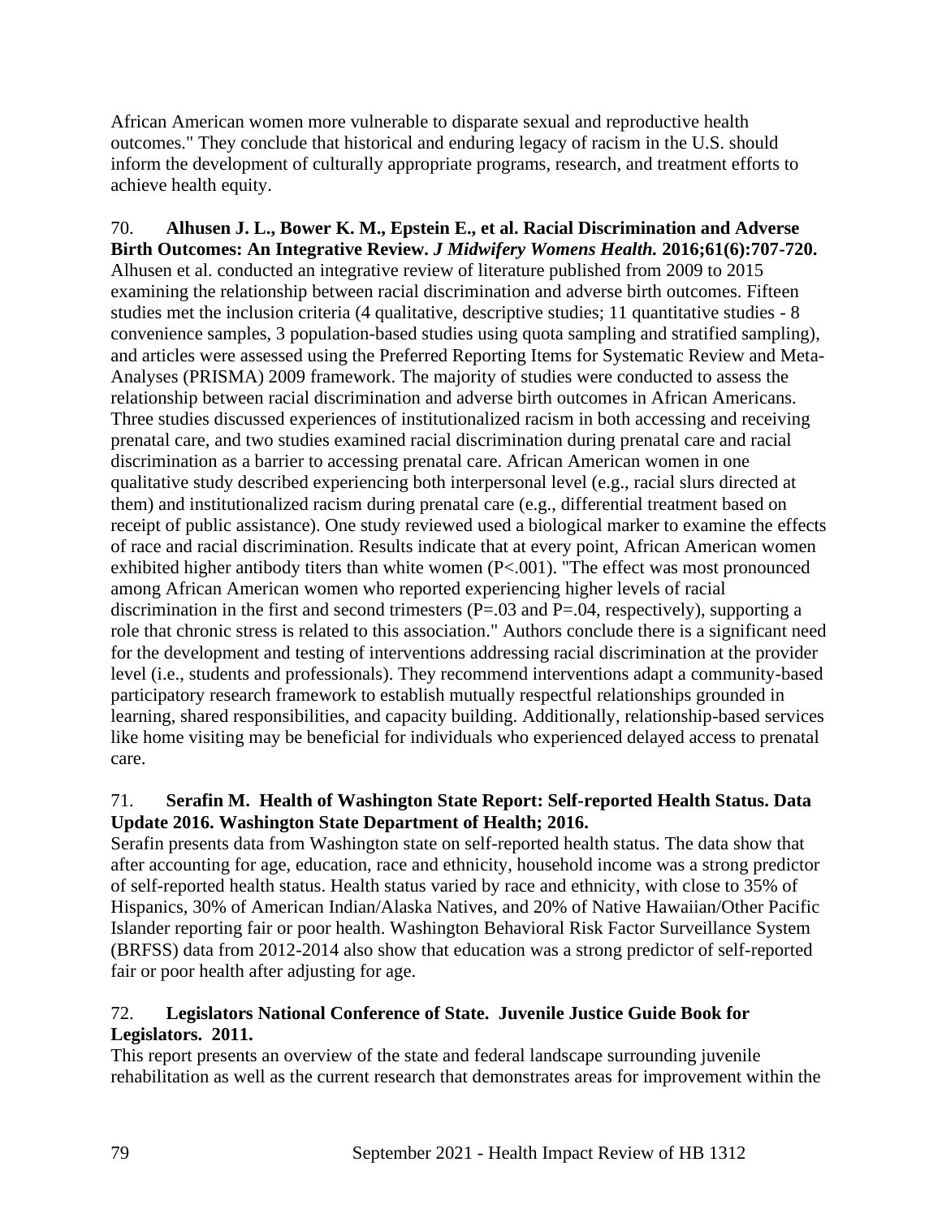African American women more vulnerable to disparate sexual and reproductive health outcomes." They conclude that historical and enduring legacy of racism in the U.S. should inform the development of culturally appropriate programs, research, and treatment efforts to achieve health equity.

70. **Alhusen J. L., Bower K. M., Epstein E., et al. Racial Discrimination and Adverse Birth Outcomes: An Integrative Review.** ***J Midwifery Womens Health.*** **2016;61(6):707-720.**
Alhusen et al. conducted an integrative review of literature published from 2009 to 2015 examining the relationship between racial discrimination and adverse birth outcomes. Fifteen studies met the inclusion criteria (4 qualitative, descriptive studies; 11 quantitative studies - 8 convenience samples, 3 population-based studies using quota sampling and stratified sampling), and articles were assessed using the Preferred Reporting Items for Systematic Review and Meta-Analyses (PRISMA) 2009 framework. The majority of studies were conducted to assess the relationship between racial discrimination and adverse birth outcomes in African Americans. Three studies discussed experiences of institutionalized racism in both accessing and receiving prenatal care, and two studies examined racial discrimination during prenatal care and racial discrimination as a barrier to accessing prenatal care. African American women in one qualitative study described experiencing both interpersonal level (e.g., racial slurs directed at them) and institutionalized racism during prenatal care (e.g., differential treatment based on receipt of public assistance). One study reviewed used a biological marker to examine the effects of race and racial discrimination. Results indicate that at every point, African American women exhibited higher antibody titers than white women ($P<.001$). "The effect was most pronounced among African American women who reported experiencing higher levels of racial discrimination in the first and second trimesters ($P=.03$ and $P=.04$, respectively), supporting a role that chronic stress is related to this association." Authors conclude there is a significant need for the development and testing of interventions addressing racial discrimination at the provider level (i.e., students and professionals). They recommend interventions adapt a community-based participatory research framework to establish mutually respectful relationships grounded in learning, shared responsibilities, and capacity building. Additionally, relationship-based services like home visiting may be beneficial for individuals who experienced delayed access to prenatal care.

71. **Serafin M. Health of Washington State Report: Self-reported Health Status. Data Update 2016. Washington State Department of Health; 2016.**
Serafin presents data from Washington state on self-reported health status. The data show that after accounting for age, education, race and ethnicity, household income was a strong predictor of self-reported health status. Health status varied by race and ethnicity, with close to 35% of Hispanics, 30% of American Indian/Alaska Natives, and 20% of Native Hawaiian/Other Pacific Islander reporting fair or poor health. Washington Behavioral Risk Factor Surveillance System (BRFSS) data from 2012-2014 also show that education was a strong predictor of self-reported fair or poor health after adjusting for age.

72. **Legislators National Conference of State. Juvenile Justice Guide Book for Legislators. 2011.**
This report presents an overview of the state and federal landscape surrounding juvenile rehabilitation as well as the current research that demonstrates areas for improvement within the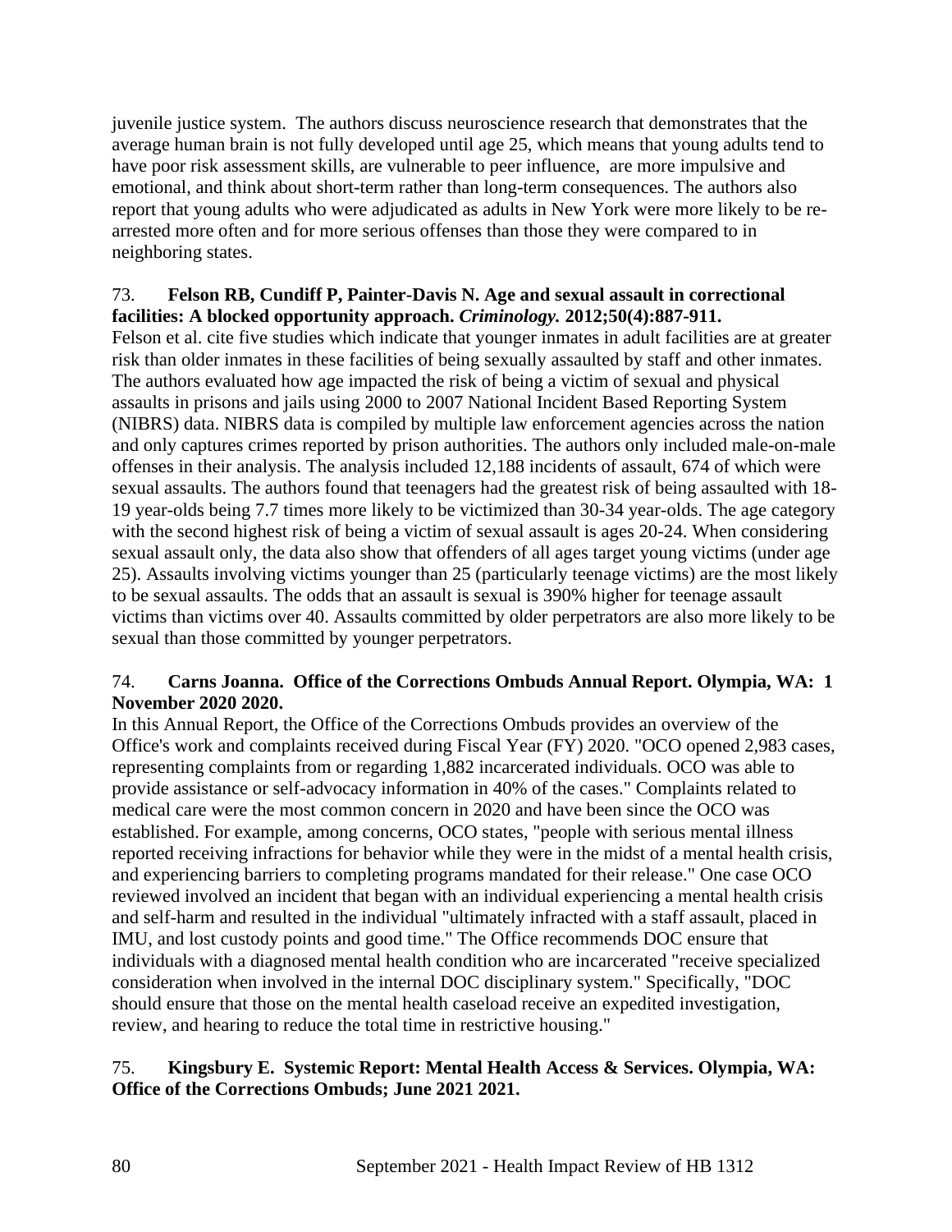juvenile justice system. The authors discuss neuroscience research that demonstrates that the average human brain is not fully developed until age 25, which means that young adults tend to have poor risk assessment skills, are vulnerable to peer influence, are more impulsive and emotional, and think about short-term rather than long-term consequences. The authors also report that young adults who were adjudicated as adults in New York were more likely to be re-arrested more often and for more serious offenses than those they were compared to in neighboring states.

73. **Felson RB, Cundiff P, Painter-Davis N. Age and sexual assault in correctional facilities: A blocked opportunity approach. *Criminology.* 2012;50(4):887-911.**
Felson et al. cite five studies which indicate that younger inmates in adult facilities are at greater risk than older inmates in these facilities of being sexually assaulted by staff and other inmates. The authors evaluated how age impacted the risk of being a victim of sexual and physical assaults in prisons and jails using 2000 to 2007 National Incident Based Reporting System (NIBRS) data. NIBRS data is compiled by multiple law enforcement agencies across the nation and only captures crimes reported by prison authorities. The authors only included male-on-male offenses in their analysis. The analysis included 12,188 incidents of assault, 674 of which were sexual assaults. The authors found that teenagers had the greatest risk of being assaulted with 18-19 year-olds being 7.7 times more likely to be victimized than 30-34 year-olds. The age category with the second highest risk of being a victim of sexual assault is ages 20-24. When considering sexual assault only, the data also show that offenders of all ages target young victims (under age 25). Assaults involving victims younger than 25 (particularly teenage victims) are the most likely to be sexual assaults. The odds that an assault is sexual is 390% higher for teenage assault victims than victims over 40. Assaults committed by older perpetrators are also more likely to be sexual than those committed by younger perpetrators.

74. **Carns Joanna. Office of the Corrections Ombuds Annual Report. Olympia, WA: 1 November 2020 2020.**
In this Annual Report, the Office of the Corrections Ombuds provides an overview of the Office's work and complaints received during Fiscal Year (FY) 2020. "OCO opened 2,983 cases, representing complaints from or regarding 1,882 incarcerated individuals. OCO was able to provide assistance or self-advocacy information in 40% of the cases." Complaints related to medical care were the most common concern in 2020 and have been since the OCO was established. For example, among concerns, OCO states, "people with serious mental illness reported receiving infractions for behavior while they were in the midst of a mental health crisis, and experiencing barriers to completing programs mandated for their release." One case OCO reviewed involved an incident that began with an individual experiencing a mental health crisis and self-harm and resulted in the individual "ultimately infracted with a staff assault, placed in IMU, and lost custody points and good time." The Office recommends DOC ensure that individuals with a diagnosed mental health condition who are incarcerated "receive specialized consideration when involved in the internal DOC disciplinary system." Specifically, "DOC should ensure that those on the mental health caseload receive an expedited investigation, review, and hearing to reduce the total time in restrictive housing."

75. **Kingsbury E. Systemic Report: Mental Health Access & Services. Olympia, WA: Office of the Corrections Ombuds; June 2021 2021.**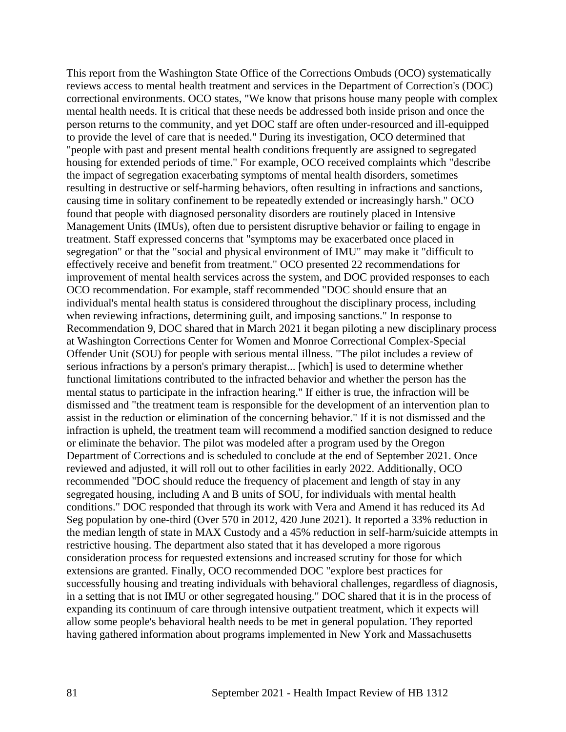This report from the Washington State Office of the Corrections Ombuds (OCO) systematically reviews access to mental health treatment and services in the Department of Correction's (DOC) correctional environments. OCO states, "We know that prisons house many people with complex mental health needs. It is critical that these needs be addressed both inside prison and once the person returns to the community, and yet DOC staff are often under-resourced and ill-equipped to provide the level of care that is needed." During its investigation, OCO determined that "people with past and present mental health conditions frequently are assigned to segregated housing for extended periods of time." For example, OCO received complaints which "describe the impact of segregation exacerbating symptoms of mental health disorders, sometimes resulting in destructive or self-harming behaviors, often resulting in infractions and sanctions, causing time in solitary confinement to be repeatedly extended or increasingly harsh." OCO found that people with diagnosed personality disorders are routinely placed in Intensive Management Units (IMUs), often due to persistent disruptive behavior or failing to engage in treatment. Staff expressed concerns that "symptoms may be exacerbated once placed in segregation" or that the "social and physical environment of IMU" may make it "difficult to effectively receive and benefit from treatment." OCO presented 22 recommendations for improvement of mental health services across the system, and DOC provided responses to each OCO recommendation. For example, staff recommended "DOC should ensure that an individual's mental health status is considered throughout the disciplinary process, including when reviewing infractions, determining guilt, and imposing sanctions." In response to Recommendation 9, DOC shared that in March 2021 it began piloting a new disciplinary process at Washington Corrections Center for Women and Monroe Correctional Complex-Special Offender Unit (SOU) for people with serious mental illness. "The pilot includes a review of serious infractions by a person's primary therapist... [which] is used to determine whether functional limitations contributed to the infracted behavior and whether the person has the mental status to participate in the infraction hearing." If either is true, the infraction will be dismissed and "the treatment team is responsible for the development of an intervention plan to assist in the reduction or elimination of the concerning behavior." If it is not dismissed and the infraction is upheld, the treatment team will recommend a modified sanction designed to reduce or eliminate the behavior. The pilot was modeled after a program used by the Oregon Department of Corrections and is scheduled to conclude at the end of September 2021. Once reviewed and adjusted, it will roll out to other facilities in early 2022. Additionally, OCO recommended "DOC should reduce the frequency of placement and length of stay in any segregated housing, including A and B units of SOU, for individuals with mental health conditions." DOC responded that through its work with Vera and Amend it has reduced its Ad Seg population by one-third (Over 570 in 2012, 420 June 2021). It reported a 33% reduction in the median length of state in MAX Custody and a 45% reduction in self-harm/suicide attempts in restrictive housing. The department also stated that it has developed a more rigorous consideration process for requested extensions and increased scrutiny for those for which extensions are granted. Finally, OCO recommended DOC "explore best practices for successfully housing and treating individuals with behavioral challenges, regardless of diagnosis, in a setting that is not IMU or other segregated housing." DOC shared that it is in the process of expanding its continuum of care through intensive outpatient treatment, which it expects will allow some people's behavioral health needs to be met in general population. They reported having gathered information about programs implemented in New York and Massachusetts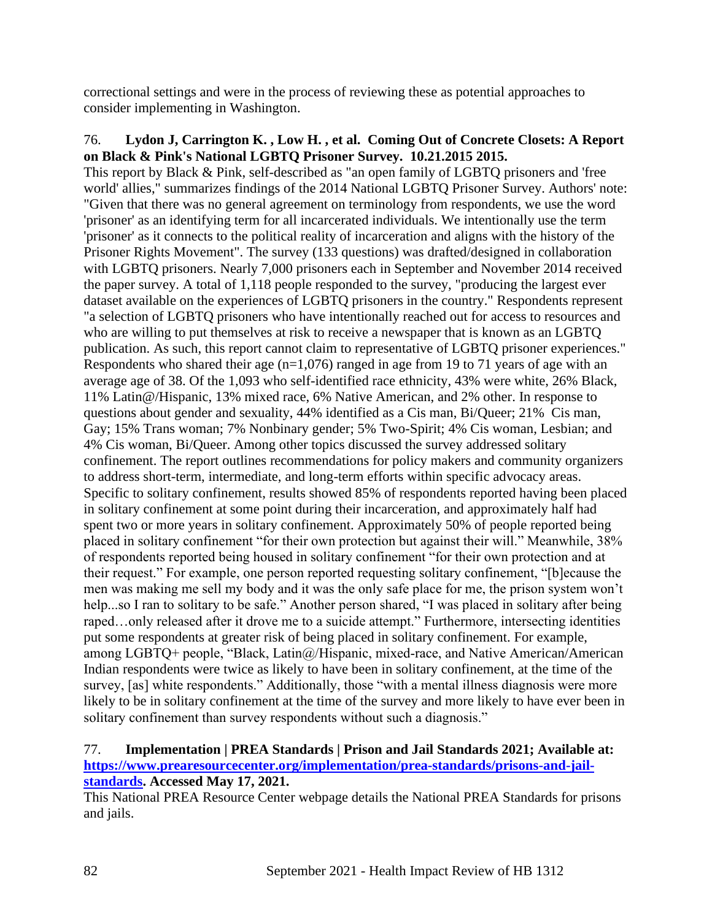correctional settings and were in the process of reviewing these as potential approaches to consider implementing in Washington.

76. **Lydon J, Carrington K. , Low H. , et al. Coming Out of Concrete Closets: A Report on Black & Pink's National LGBTQ Prisoner Survey. 10.21.2015 2015.**

This report by Black & Pink, self-described as "an open family of LGBTQ prisoners and 'free world' allies," summarizes findings of the 2014 National LGBTQ Prisoner Survey. Authors' note: "Given that there was no general agreement on terminology from respondents, we use the word 'prisoner' as an identifying term for all incarcerated individuals. We intentionally use the term 'prisoner' as it connects to the political reality of incarceration and aligns with the history of the Prisoner Rights Movement". The survey (133 questions) was drafted/designed in collaboration with LGBTQ prisoners. Nearly 7,000 prisoners each in September and November 2014 received the paper survey. A total of 1,118 people responded to the survey, "producing the largest ever dataset available on the experiences of LGBTQ prisoners in the country." Respondents represent "a selection of LGBTQ prisoners who have intentionally reached out for access to resources and who are willing to put themselves at risk to receive a newspaper that is known as an LGBTQ publication. As such, this report cannot claim to representative of LGBTQ prisoner experiences." Respondents who shared their age (n=1,076) ranged in age from 19 to 71 years of age with an average age of 38. Of the 1,093 who self-identified race ethnicity, 43% were white, 26% Black, 11% Latin@/Hispanic, 13% mixed race, 6% Native American, and 2% other. In response to questions about gender and sexuality, 44% identified as a Cis man, Bi/Queer; 21% Cis man, Gay; 15% Trans woman; 7% Nonbinary gender; 5% Two-Spirit; 4% Cis woman, Lesbian; and 4% Cis woman, Bi/Queer. Among other topics discussed the survey addressed solitary confinement. The report outlines recommendations for policy makers and community organizers to address short-term, intermediate, and long-term efforts within specific advocacy areas. Specific to solitary confinement, results showed 85% of respondents reported having been placed in solitary confinement at some point during their incarceration, and approximately half had spent two or more years in solitary confinement. Approximately 50% of people reported being placed in solitary confinement "for their own protection but against their will." Meanwhile, 38% of respondents reported being housed in solitary confinement "for their own protection and at their request." For example, one person reported requesting solitary confinement, "[b]ecause the men was making me sell my body and it was the only safe place for me, the prison system won't help...so I ran to solitary to be safe." Another person shared, "I was placed in solitary after being raped…only released after it drove me to a suicide attempt." Furthermore, intersecting identities put some respondents at greater risk of being placed in solitary confinement. For example, among LGBTQ+ people, "Black, Latin@/Hispanic, mixed-race, and Native American/American Indian respondents were twice as likely to have been in solitary confinement, at the time of the survey, [as] white respondents." Additionally, those "with a mental illness diagnosis were more likely to be in solitary confinement at the time of the survey and more likely to have ever been in solitary confinement than survey respondents without such a diagnosis."

77. **Implementation | PREA Standards | Prison and Jail Standards 2021; Available at: [https://www.prearesourcecenter.org/implementation/prea-standards/prisons-and-jail-standards](https://www.prearesourcecenter.org/implementation/prea-standards/prisons-and-jail-standards). Accessed May 17, 2021.**

This National PREA Resource Center webpage details the National PREA Standards for prisons and jails.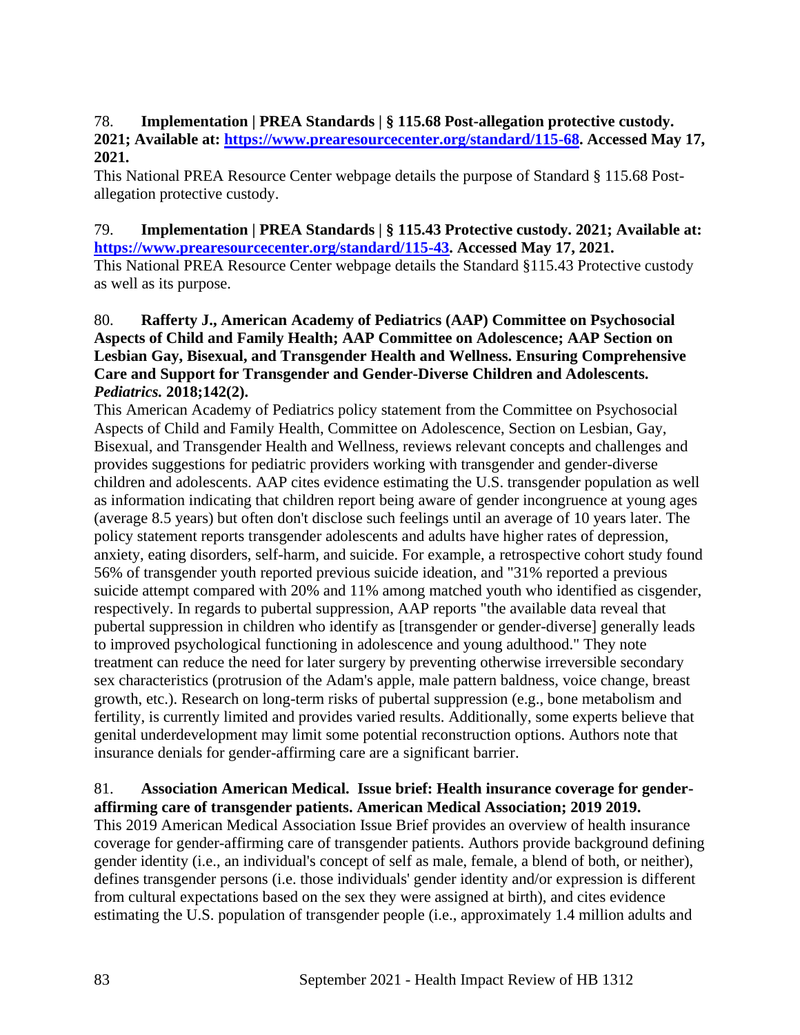78. **Implementation | PREA Standards | § 115.68 Post-allegation protective custody. 2021; Available at: [https://www.prearesourcecenter.org/standard/115-68](https://www.prearesourcecenter.org/standard/115-68). Accessed May 17, 2021.**

This National PREA Resource Center webpage details the purpose of Standard § 115.68 Post-allegation protective custody.

79. **Implementation | PREA Standards | § 115.43 Protective custody. 2021; Available at: [https://www.prearesourcecenter.org/standard/115-43](https://www.prearesourcecenter.org/standard/115-43). Accessed May 17, 2021.**

This National PREA Resource Center webpage details the Standard §115.43 Protective custody as well as its purpose.

80. **Rafferty J., American Academy of Pediatrics (AAP) Committee on Psychosocial Aspects of Child and Family Health; AAP Committee on Adolescence; AAP Section on Lesbian Gay, Bisexual, and Transgender Health and Wellness. Ensuring Comprehensive Care and Support for Transgender and Gender-Diverse Children and Adolescents. *Pediatrics.* 2018;142(2).**

This American Academy of Pediatrics policy statement from the Committee on Psychosocial Aspects of Child and Family Health, Committee on Adolescence, Section on Lesbian, Gay, Bisexual, and Transgender Health and Wellness, reviews relevant concepts and challenges and provides suggestions for pediatric providers working with transgender and gender-diverse children and adolescents. AAP cites evidence estimating the U.S. transgender population as well as information indicating that children report being aware of gender incongruence at young ages (average 8.5 years) but often don't disclose such feelings until an average of 10 years later. The policy statement reports transgender adolescents and adults have higher rates of depression, anxiety, eating disorders, self-harm, and suicide. For example, a retrospective cohort study found 56% of transgender youth reported previous suicide ideation, and "31% reported a previous suicide attempt compared with 20% and 11% among matched youth who identified as cisgender, respectively. In regards to pubertal suppression, AAP reports "the available data reveal that pubertal suppression in children who identify as [transgender or gender-diverse] generally leads to improved psychological functioning in adolescence and young adulthood." They note treatment can reduce the need for later surgery by preventing otherwise irreversible secondary sex characteristics (protrusion of the Adam's apple, male pattern baldness, voice change, breast growth, etc.). Research on long-term risks of pubertal suppression (e.g., bone metabolism and fertility, is currently limited and provides varied results. Additionally, some experts believe that genital underdevelopment may limit some potential reconstruction options. Authors note that insurance denials for gender-affirming care are a significant barrier.

81. **Association American Medical. Issue brief: Health insurance coverage for gender-affirming care of transgender patients. American Medical Association; 2019 2019.**

This 2019 American Medical Association Issue Brief provides an overview of health insurance coverage for gender-affirming care of transgender patients. Authors provide background defining gender identity (i.e., an individual's concept of self as male, female, a blend of both, or neither), defines transgender persons (i.e. those individuals' gender identity and/or expression is different from cultural expectations based on the sex they were assigned at birth), and cites evidence estimating the U.S. population of transgender people (i.e., approximately 1.4 million adults and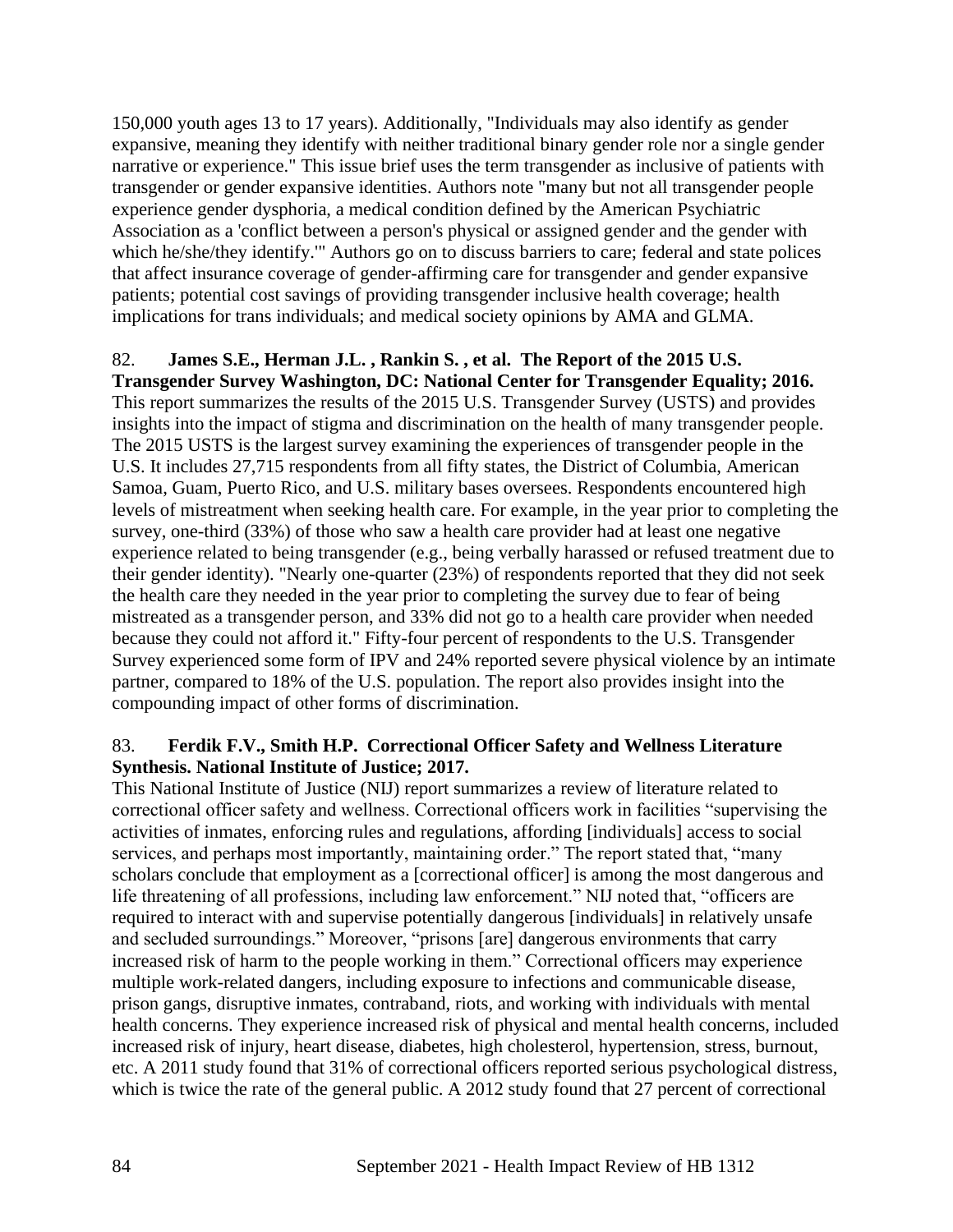150,000 youth ages 13 to 17 years). Additionally, "Individuals may also identify as gender expansive, meaning they identify with neither traditional binary gender role nor a single gender narrative or experience." This issue brief uses the term transgender as inclusive of patients with transgender or gender expansive identities. Authors note "many but not all transgender people experience gender dysphoria, a medical condition defined by the American Psychiatric Association as a 'conflict between a person's physical or assigned gender and the gender with which he/she/they identify.'" Authors go on to discuss barriers to care; federal and state polices that affect insurance coverage of gender-affirming care for transgender and gender expansive patients; potential cost savings of providing transgender inclusive health coverage; health implications for trans individuals; and medical society opinions by AMA and GLMA.

82. **James S.E., Herman J.L. , Rankin S. , et al. The Report of the 2015 U.S. Transgender Survey Washington, DC: National Center for Transgender Equality; 2016.**
This report summarizes the results of the 2015 U.S. Transgender Survey (USTS) and provides insights into the impact of stigma and discrimination on the health of many transgender people. The 2015 USTS is the largest survey examining the experiences of transgender people in the U.S. It includes 27,715 respondents from all fifty states, the District of Columbia, American Samoa, Guam, Puerto Rico, and U.S. military bases oversees. Respondents encountered high levels of mistreatment when seeking health care. For example, in the year prior to completing the survey, one-third (33%) of those who saw a health care provider had at least one negative experience related to being transgender (e.g., being verbally harassed or refused treatment due to their gender identity). "Nearly one-quarter (23%) of respondents reported that they did not seek the health care they needed in the year prior to completing the survey due to fear of being mistreated as a transgender person, and 33% did not go to a health care provider when needed because they could not afford it." Fifty-four percent of respondents to the U.S. Transgender Survey experienced some form of IPV and 24% reported severe physical violence by an intimate partner, compared to 18% of the U.S. population. The report also provides insight into the compounding impact of other forms of discrimination.

83. **Ferdik F.V., Smith H.P. Correctional Officer Safety and Wellness Literature Synthesis. National Institute of Justice; 2017.**
This National Institute of Justice (NIJ) report summarizes a review of literature related to correctional officer safety and wellness. Correctional officers work in facilities "supervising the activities of inmates, enforcing rules and regulations, affording [individuals] access to social services, and perhaps most importantly, maintaining order." The report stated that, "many scholars conclude that employment as a [correctional officer] is among the most dangerous and life threatening of all professions, including law enforcement." NIJ noted that, "officers are required to interact with and supervise potentially dangerous [individuals] in relatively unsafe and secluded surroundings." Moreover, "prisons [are] dangerous environments that carry increased risk of harm to the people working in them." Correctional officers may experience multiple work-related dangers, including exposure to infections and communicable disease, prison gangs, disruptive inmates, contraband, riots, and working with individuals with mental health concerns. They experience increased risk of physical and mental health concerns, included increased risk of injury, heart disease, diabetes, high cholesterol, hypertension, stress, burnout, etc. A 2011 study found that 31% of correctional officers reported serious psychological distress, which is twice the rate of the general public. A 2012 study found that 27 percent of correctional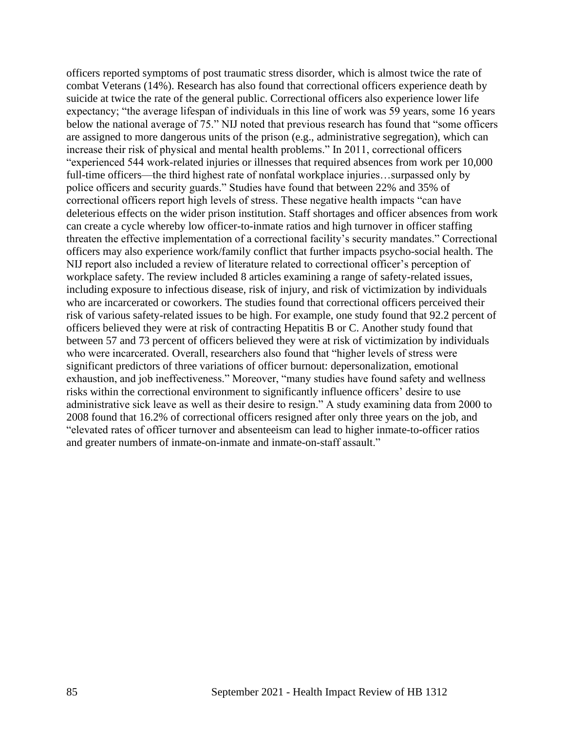officers reported symptoms of post traumatic stress disorder, which is almost twice the rate of combat Veterans (14%). Research has also found that correctional officers experience death by suicide at twice the rate of the general public. Correctional officers also experience lower life expectancy; "the average lifespan of individuals in this line of work was 59 years, some 16 years below the national average of 75." NIJ noted that previous research has found that "some officers are assigned to more dangerous units of the prison (e.g., administrative segregation), which can increase their risk of physical and mental health problems." In 2011, correctional officers "experienced 544 work-related injuries or illnesses that required absences from work per 10,000 full-time officers—the third highest rate of nonfatal workplace injuries…surpassed only by police officers and security guards." Studies have found that between 22% and 35% of correctional officers report high levels of stress. These negative health impacts "can have deleterious effects on the wider prison institution. Staff shortages and officer absences from work can create a cycle whereby low officer-to-inmate ratios and high turnover in officer staffing threaten the effective implementation of a correctional facility's security mandates." Correctional officers may also experience work/family conflict that further impacts psycho-social health. The NIJ report also included a review of literature related to correctional officer's perception of workplace safety. The review included 8 articles examining a range of safety-related issues, including exposure to infectious disease, risk of injury, and risk of victimization by individuals who are incarcerated or coworkers. The studies found that correctional officers perceived their risk of various safety-related issues to be high. For example, one study found that 92.2 percent of officers believed they were at risk of contracting Hepatitis B or C. Another study found that between 57 and 73 percent of officers believed they were at risk of victimization by individuals who were incarcerated. Overall, researchers also found that "higher levels of stress were significant predictors of three variations of officer burnout: depersonalization, emotional exhaustion, and job ineffectiveness." Moreover, "many studies have found safety and wellness risks within the correctional environment to significantly influence officers' desire to use administrative sick leave as well as their desire to resign." A study examining data from 2000 to 2008 found that 16.2% of correctional officers resigned after only three years on the job, and "elevated rates of officer turnover and absenteeism can lead to higher inmate-to-officer ratios and greater numbers of inmate-on-inmate and inmate-on-staff assault."